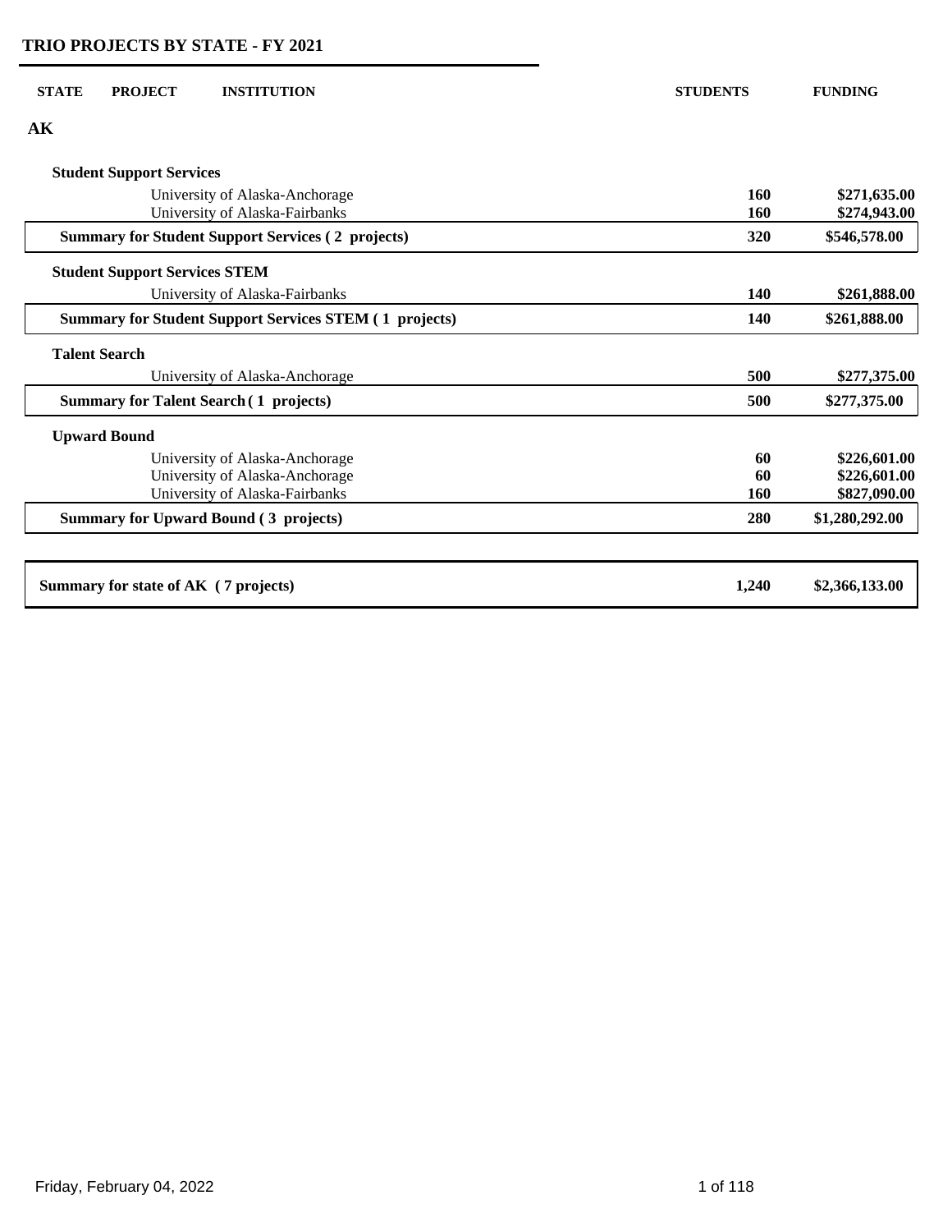# TRIO PROJECTS BY STATE - FY 2021

| STATE | PROJECT | INSTITUTION | STUDENTS | FUNDING |
|---|---|---|---|---|
| **AK** | | | | |
| | **Student Support Services** | | | |
| | | University of Alaska-Anchorage | **160** | **$271,635.00** |
| | | University of Alaska-Fairbanks | **160** | **$274,943.00** |
| | **Summary for Student Support Services ( 2 projects)** | | **320** | **$546,578.00** |
| | **Student Support Services STEM** | | | |
| | | University of Alaska-Fairbanks | **140** | **$261,888.00** |
| | **Summary for Student Support Services STEM ( 1 projects)** | | **140** | **$261,888.00** |
| | **Talent Search** | | | |
| | | University of Alaska-Anchorage | **500** | **$277,375.00** |
| | **Summary for Talent Search ( 1 projects)** | | **500** | **$277,375.00** |
| | **Upward Bound** | | | |
| | | University of Alaska-Anchorage | **60** | **$226,601.00** |
| | | University of Alaska-Anchorage | **60** | **$226,601.00** |
| | | University of Alaska-Fairbanks | **160** | **$827,090.00** |
| | **Summary for Upward Bound ( 3 projects)** | | **280** | **$1,280,292.00** |
| **Summary for state of AK ( 7 projects)** | | | **1,240** | **$2,366,133.00** |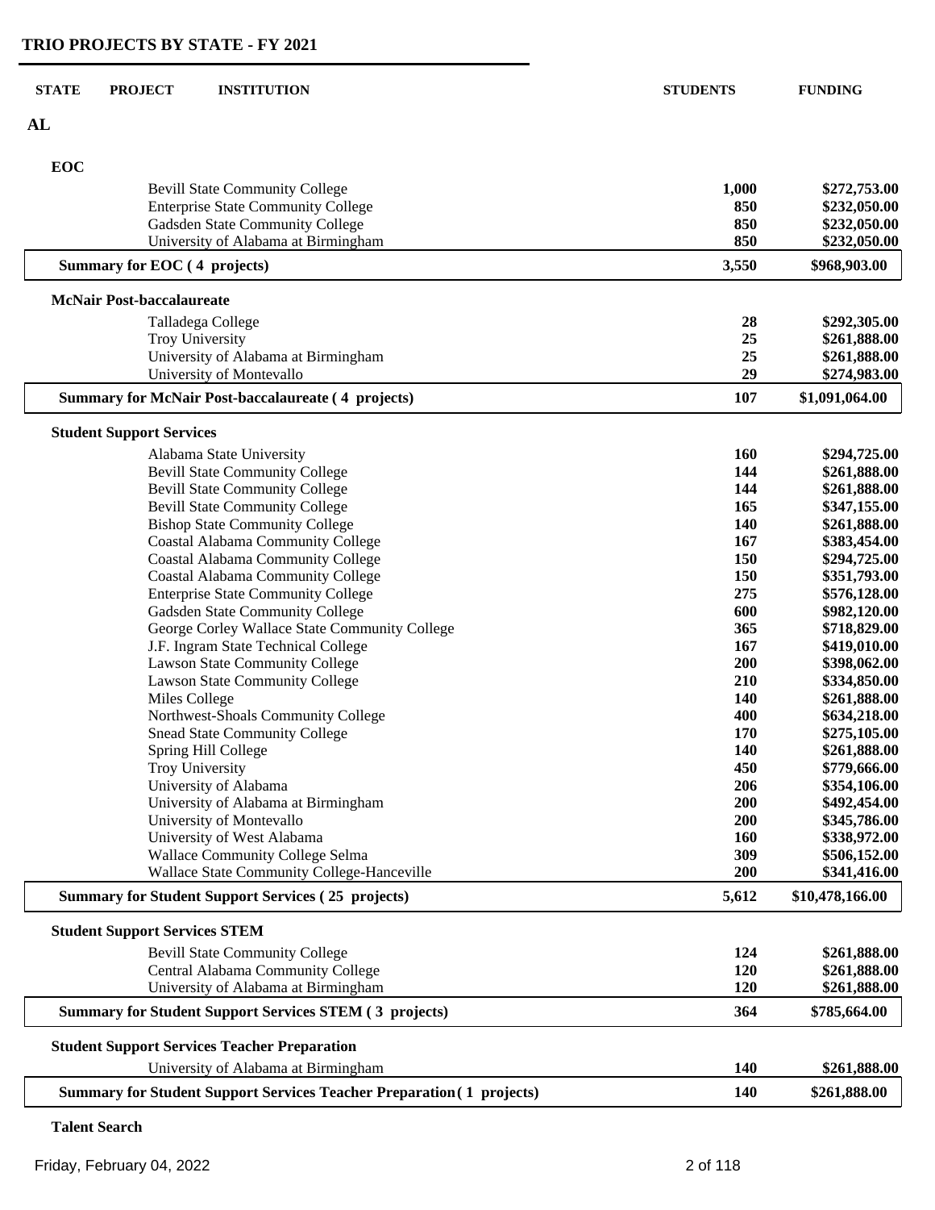## TRIO PROJECTS BY STATE - FY 2021

| STATE | PROJECT | INSTITUTION | STUDENTS | FUNDING |
|---|---|---|---|---|
| **AL** | | | | |
| | **EOC** | | | |
| | | Bevill State Community College | **1,000** | **$272,753.00** |
| | | Enterprise State Community College | **850** | **$232,050.00** |
| | | Gadsden State Community College | **850** | **$232,050.00** |
| | | University of Alabama at Birmingham | **850** | **$232,050.00** |
| | **Summary for EOC ( 4 projects)** | | **3,550** | **$968,903.00** |
| | **McNair Post-baccalaureate** | | | |
| | | Talladega College | **28** | **$292,305.00** |
| | | Troy University | **25** | **$261,888.00** |
| | | University of Alabama at Birmingham | **25** | **$261,888.00** |
| | | University of Montevallo | **29** | **$274,983.00** |
| | **Summary for McNair Post-baccalaureate ( 4 projects)** | | **107** | **$1,091,064.00** |
| | **Student Support Services** | | | |
| | | Alabama State University | **160** | **$294,725.00** |
| | | Bevill State Community College | **144** | **$261,888.00** |
| | | Bevill State Community College | **144** | **$261,888.00** |
| | | Bevill State Community College | **165** | **$347,155.00** |
| | | Bishop State Community College | **140** | **$261,888.00** |
| | | Coastal Alabama Community College | **167** | **$383,454.00** |
| | | Coastal Alabama Community College | **150** | **$294,725.00** |
| | | Coastal Alabama Community College | **150** | **$351,793.00** |
| | | Enterprise State Community College | **275** | **$576,128.00** |
| | | Gadsden State Community College | **600** | **$982,120.00** |
| | | George Corley Wallace State Community College | **365** | **$718,829.00** |
| | | J.F. Ingram State Technical College | **167** | **$419,010.00** |
| | | Lawson State Community College | **200** | **$398,062.00** |
| | | Lawson State Community College | **210** | **$334,850.00** |
| | | Miles College | **140** | **$261,888.00** |
| | | Northwest-Shoals Community College | **400** | **$634,218.00** |
| | | Snead State Community College | **170** | **$275,105.00** |
| | | Spring Hill College | **140** | **$261,888.00** |
| | | Troy University | **450** | **$779,666.00** |
| | | University of Alabama | **206** | **$354,106.00** |
| | | University of Alabama at Birmingham | **200** | **$492,454.00** |
| | | University of Montevallo | **200** | **$345,786.00** |
| | | University of West Alabama | **160** | **$338,972.00** |
| | | Wallace Community College Selma | **309** | **$506,152.00** |
| | | Wallace State Community College-Hanceville | **200** | **$341,416.00** |
| | **Summary for Student Support Services ( 25 projects)** | | **5,612** | **$10,478,166.00** |
| | **Student Support Services STEM** | | | |
| | | Bevill State Community College | **124** | **$261,888.00** |
| | | Central Alabama Community College | **120** | **$261,888.00** |
| | | University of Alabama at Birmingham | **120** | **$261,888.00** |
| | **Summary for Student Support Services STEM ( 3 projects)** | | **364** | **$785,664.00** |
| | **Student Support Services Teacher Preparation** | | | |
| | | University of Alabama at Birmingham | **140** | **$261,888.00** |
| | **Summary for Student Support Services Teacher Preparation ( 1 projects)** | | **140** | **$261,888.00** |
| | **Talent Search** | | | |

Friday, February 04, 2022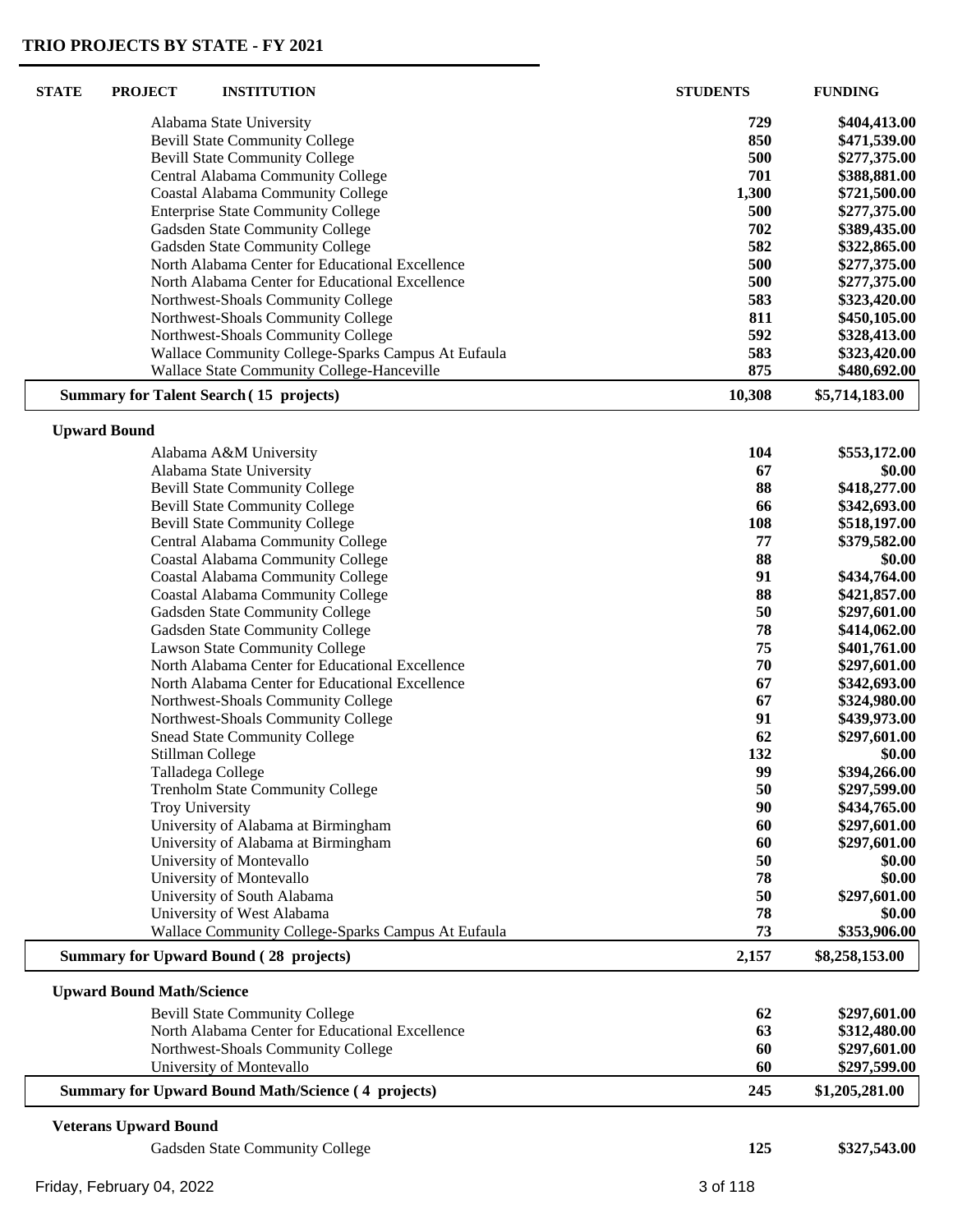## TRIO PROJECTS BY STATE - FY 2021

| STATE | PROJECT | INSTITUTION | STUDENTS | FUNDING |
|---|---|---|---|---|
| | | Alabama State University | 729 | $404,413.00 |
| | | Bevill State Community College | 850 | $471,539.00 |
| | | Bevill State Community College | 500 | $277,375.00 |
| | | Central Alabama Community College | 701 | $388,881.00 |
| | | Coastal Alabama Community College | 1,300 | $721,500.00 |
| | | Enterprise State Community College | 500 | $277,375.00 |
| | | Gadsden State Community College | 702 | $389,435.00 |
| | | Gadsden State Community College | 582 | $322,865.00 |
| | | North Alabama Center for Educational Excellence | 500 | $277,375.00 |
| | | North Alabama Center for Educational Excellence | 500 | $277,375.00 |
| | | Northwest-Shoals Community College | 583 | $323,420.00 |
| | | Northwest-Shoals Community College | 811 | $450,105.00 |
| | | Northwest-Shoals Community College | 592 | $328,413.00 |
| | | Wallace Community College-Sparks Campus At Eufaula | 583 | $323,420.00 |
| | | Wallace State Community College-Hanceville | 875 | $480,692.00 |
| **Summary for Talent Search ( 15 projects)** | | | **10,308** | **$5,714,183.00** |
| | **Upward Bound** | | | |
| | | Alabama A&M University | 104 | $553,172.00 |
| | | Alabama State University | 67 | $0.00 |
| | | Bevill State Community College | 88 | $418,277.00 |
| | | Bevill State Community College | 66 | $342,693.00 |
| | | Bevill State Community College | 108 | $518,197.00 |
| | | Central Alabama Community College | 77 | $379,582.00 |
| | | Coastal Alabama Community College | 88 | $0.00 |
| | | Coastal Alabama Community College | 91 | $434,764.00 |
| | | Coastal Alabama Community College | 88 | $421,857.00 |
| | | Gadsden State Community College | 50 | $297,601.00 |
| | | Gadsden State Community College | 78 | $414,062.00 |
| | | Lawson State Community College | 75 | $401,761.00 |
| | | North Alabama Center for Educational Excellence | 70 | $297,601.00 |
| | | North Alabama Center for Educational Excellence | 67 | $342,693.00 |
| | | Northwest-Shoals Community College | 67 | $324,980.00 |
| | | Northwest-Shoals Community College | 91 | $439,973.00 |
| | | Snead State Community College | 62 | $297,601.00 |
| | | Stillman College | 132 | $0.00 |
| | | Talladega College | 99 | $394,266.00 |
| | | Trenholm State Community College | 50 | $297,599.00 |
| | | Troy University | 90 | $434,765.00 |
| | | University of Alabama at Birmingham | 60 | $297,601.00 |
| | | University of Alabama at Birmingham | 60 | $297,601.00 |
| | | University of Montevallo | 50 | $0.00 |
| | | University of Montevallo | 78 | $0.00 |
| | | University of South Alabama | 50 | $297,601.00 |
| | | University of West Alabama | 78 | $0.00 |
| | | Wallace Community College-Sparks Campus At Eufaula | 73 | $353,906.00 |
| **Summary for Upward Bound ( 28 projects)** | | | **2,157** | **$8,258,153.00** |
| | **Upward Bound Math/Science** | | | |
| | | Bevill State Community College | 62 | $297,601.00 |
| | | North Alabama Center for Educational Excellence | 63 | $312,480.00 |
| | | Northwest-Shoals Community College | 60 | $297,601.00 |
| | | University of Montevallo | 60 | $297,599.00 |
| **Summary for Upward Bound Math/Science ( 4 projects)** | | | **245** | **$1,205,281.00** |
| | **Veterans Upward Bound** | | | |
| | | Gadsden State Community College | 125 | $327,543.00 |

Friday, February 04, 2022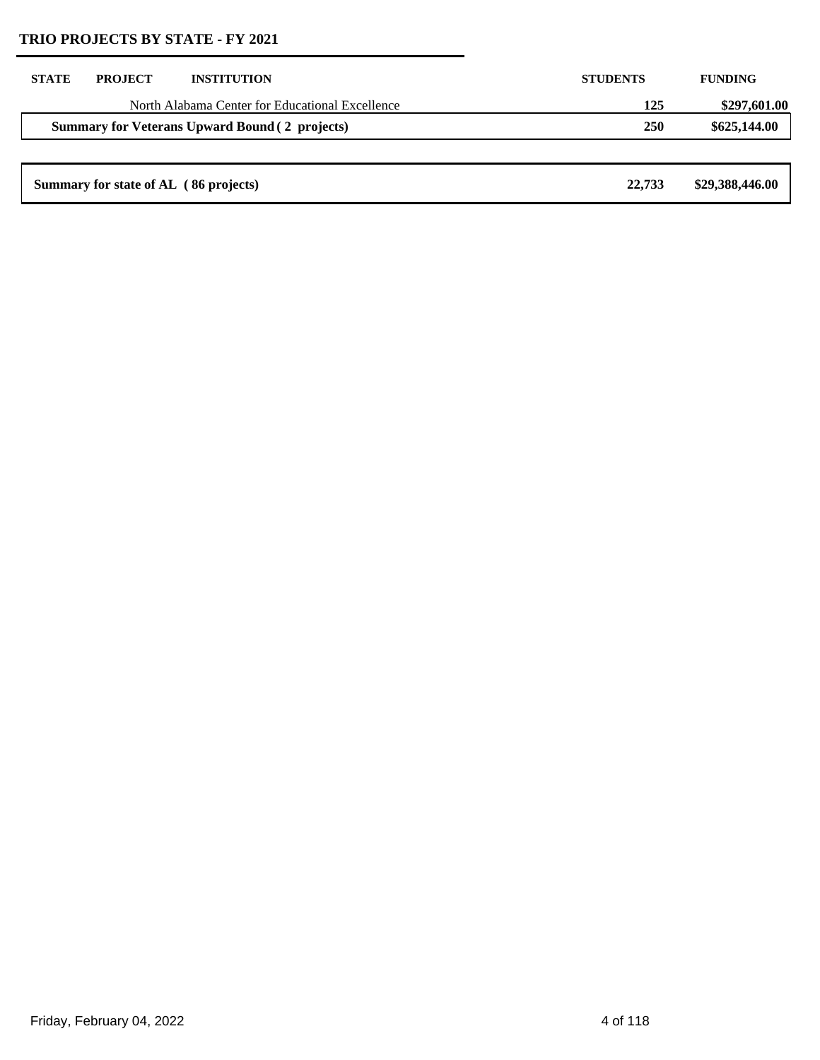## TRIO PROJECTS BY STATE - FY 2021

| STATE | PROJECT | INSTITUTION | STUDENTS | FUNDING |
|---|---|---|---|---|
| | | North Alabama Center for Educational Excellence | 125 | $297,601.00 |
| **Summary for Veterans Upward Bound ( 2 projects)** | | | **250** | **$625,144.00** |
| **Summary for state of AL ( 86 projects)** | | | **22,733** | **$29,388,446.00** |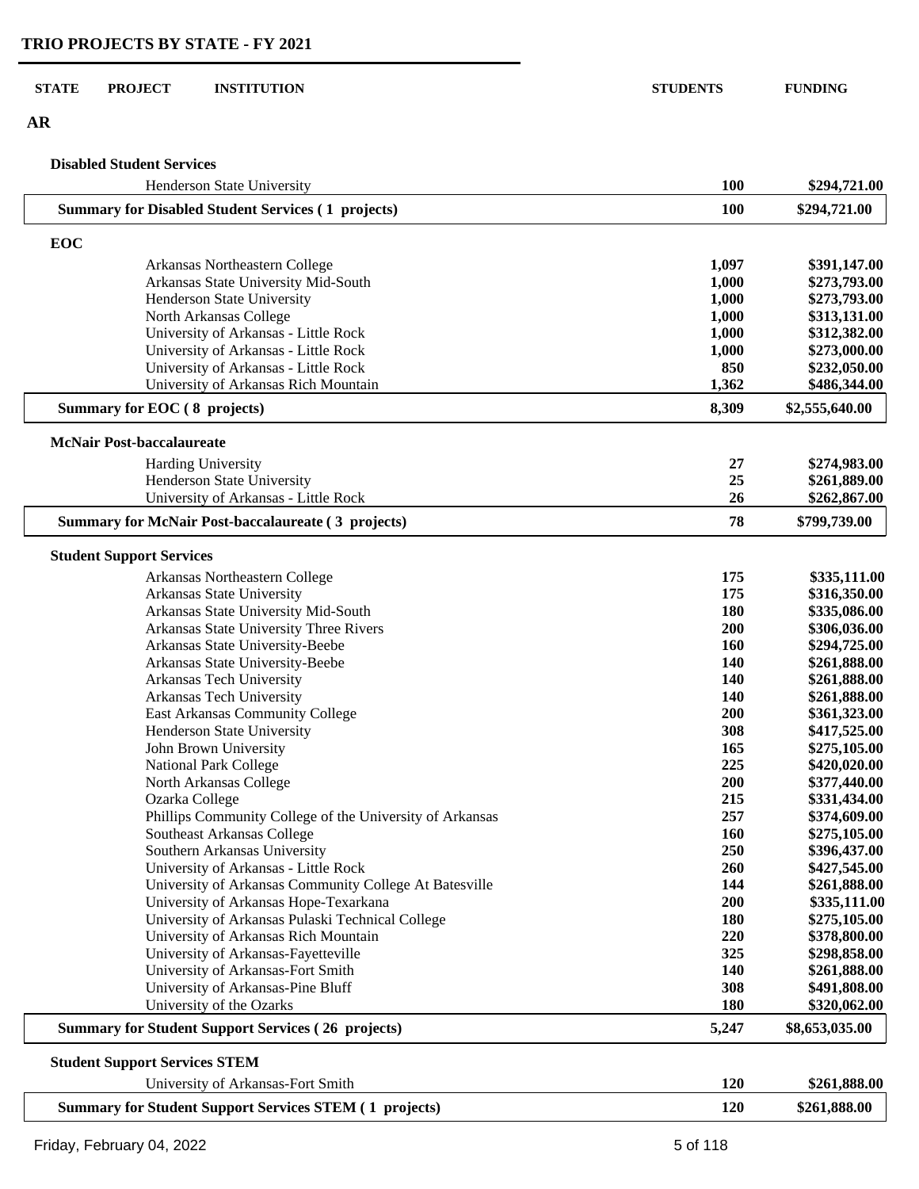# TRIO PROJECTS BY STATE - FY 2021

| STATE | PROJECT | INSTITUTION | STUDENTS | FUNDING |
|---|---|---|---|---|
| **AR** | | | | |
| | **Disabled Student Services** | | | |
| | | Henderson State University | **100** | **$294,721.00** |
| | **Summary for Disabled Student Services ( 1 projects)** | | **100** | **$294,721.00** |
| | **EOC** | | | |
| | | Arkansas Northeastern College | **1,097** | **$391,147.00** |
| | | Arkansas State University Mid-South | **1,000** | **$273,793.00** |
| | | Henderson State University | **1,000** | **$273,793.00** |
| | | North Arkansas College | **1,000** | **$313,131.00** |
| | | University of Arkansas - Little Rock | **1,000** | **$312,382.00** |
| | | University of Arkansas - Little Rock | **1,000** | **$273,000.00** |
| | | University of Arkansas - Little Rock | **850** | **$232,050.00** |
| | | University of Arkansas Rich Mountain | **1,362** | **$486,344.00** |
| | **Summary for EOC ( 8 projects)** | | **8,309** | **$2,555,640.00** |
| | **McNair Post-baccalaureate** | | | |
| | | Harding University | **27** | **$274,983.00** |
| | | Henderson State University | **25** | **$261,889.00** |
| | | University of Arkansas - Little Rock | **26** | **$262,867.00** |
| | **Summary for McNair Post-baccalaureate ( 3 projects)** | | **78** | **$799,739.00** |
| | **Student Support Services** | | | |
| | | Arkansas Northeastern College | **175** | **$335,111.00** |
| | | Arkansas State University | **175** | **$316,350.00** |
| | | Arkansas State University Mid-South | **180** | **$335,086.00** |
| | | Arkansas State University Three Rivers | **200** | **$306,036.00** |
| | | Arkansas State University-Beebe | **160** | **$294,725.00** |
| | | Arkansas State University-Beebe | **140** | **$261,888.00** |
| | | Arkansas Tech University | **140** | **$261,888.00** |
| | | Arkansas Tech University | **140** | **$261,888.00** |
| | | East Arkansas Community College | **200** | **$361,323.00** |
| | | Henderson State University | **308** | **$417,525.00** |
| | | John Brown University | **165** | **$275,105.00** |
| | | National Park College | **225** | **$420,020.00** |
| | | North Arkansas College | **200** | **$377,440.00** |
| | | Ozarka College | **215** | **$331,434.00** |
| | | Phillips Community College of the University of Arkansas | **257** | **$374,609.00** |
| | | Southeast Arkansas College | **160** | **$275,105.00** |
| | | Southern Arkansas University | **250** | **$396,437.00** |
| | | University of Arkansas - Little Rock | **260** | **$427,545.00** |
| | | University of Arkansas Community College At Batesville | **144** | **$261,888.00** |
| | | University of Arkansas Hope-Texarkana | **200** | **$335,111.00** |
| | | University of Arkansas Pulaski Technical College | **180** | **$275,105.00** |
| | | University of Arkansas Rich Mountain | **220** | **$378,800.00** |
| | | University of Arkansas-Fayetteville | **325** | **$298,858.00** |
| | | University of Arkansas-Fort Smith | **140** | **$261,888.00** |
| | | University of Arkansas-Pine Bluff | **308** | **$491,808.00** |
| | | University of the Ozarks | **180** | **$320,062.00** |
| | **Summary for Student Support Services ( 26 projects)** | | **5,247** | **$8,653,035.00** |
| | **Student Support Services STEM** | | | |
| | | University of Arkansas-Fort Smith | **120** | **$261,888.00** |
| | **Summary for Student Support Services STEM ( 1 projects)** | | **120** | **$261,888.00** |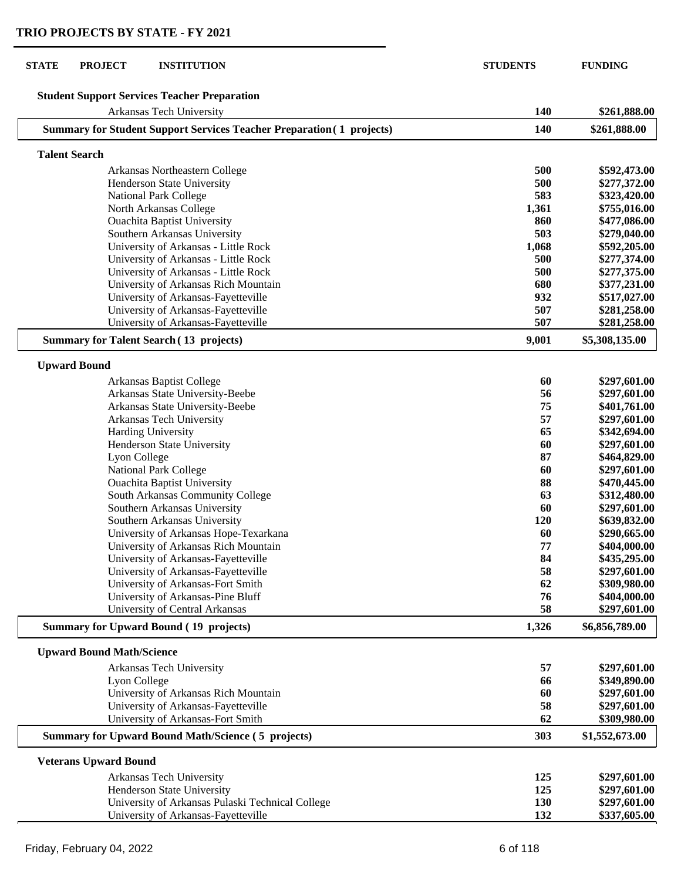## TRIO PROJECTS BY STATE - FY 2021

| STATE | PROJECT | INSTITUTION | STUDENTS | FUNDING |
|---|---|---|---|---|
| | **Student Support Services Teacher Preparation** | | | |
| | | Arkansas Tech University | **140** | **$261,888.00** |
| | **Summary for Student Support Services Teacher Preparation ( 1 projects)** | | **140** | **$261,888.00** |
| | **Talent Search** | | | |
| | | Arkansas Northeastern College | **500** | **$592,473.00** |
| | | Henderson State University | **500** | **$277,372.00** |
| | | National Park College | **583** | **$323,420.00** |
| | | North Arkansas College | **1,361** | **$755,016.00** |
| | | Ouachita Baptist University | **860** | **$477,086.00** |
| | | Southern Arkansas University | **503** | **$279,040.00** |
| | | University of Arkansas - Little Rock | **1,068** | **$592,205.00** |
| | | University of Arkansas - Little Rock | **500** | **$277,374.00** |
| | | University of Arkansas - Little Rock | **500** | **$277,375.00** |
| | | University of Arkansas Rich Mountain | **680** | **$377,231.00** |
| | | University of Arkansas-Fayetteville | **932** | **$517,027.00** |
| | | University of Arkansas-Fayetteville | **507** | **$281,258.00** |
| | | University of Arkansas-Fayetteville | **507** | **$281,258.00** |
| | **Summary for Talent Search ( 13 projects)** | | **9,001** | **$5,308,135.00** |
| | **Upward Bound** | | | |
| | | Arkansas Baptist College | **60** | **$297,601.00** |
| | | Arkansas State University-Beebe | **56** | **$297,601.00** |
| | | Arkansas State University-Beebe | **75** | **$401,761.00** |
| | | Arkansas Tech University | **57** | **$297,601.00** |
| | | Harding University | **65** | **$342,694.00** |
| | | Henderson State University | **60** | **$297,601.00** |
| | | Lyon College | **87** | **$464,829.00** |
| | | National Park College | **60** | **$297,601.00** |
| | | Ouachita Baptist University | **88** | **$470,445.00** |
| | | South Arkansas Community College | **63** | **$312,480.00** |
| | | Southern Arkansas University | **60** | **$297,601.00** |
| | | Southern Arkansas University | **120** | **$639,832.00** |
| | | University of Arkansas Hope-Texarkana | **60** | **$290,665.00** |
| | | University of Arkansas Rich Mountain | **77** | **$404,000.00** |
| | | University of Arkansas-Fayetteville | **84** | **$435,295.00** |
| | | University of Arkansas-Fayetteville | **58** | **$297,601.00** |
| | | University of Arkansas-Fort Smith | **62** | **$309,980.00** |
| | | University of Arkansas-Pine Bluff | **76** | **$404,000.00** |
| | | University of Central Arkansas | **58** | **$297,601.00** |
| | **Summary for Upward Bound ( 19 projects)** | | **1,326** | **$6,856,789.00** |
| | **Upward Bound Math/Science** | | | |
| | | Arkansas Tech University | **57** | **$297,601.00** |
| | | Lyon College | **66** | **$349,890.00** |
| | | University of Arkansas Rich Mountain | **60** | **$297,601.00** |
| | | University of Arkansas-Fayetteville | **58** | **$297,601.00** |
| | | University of Arkansas-Fort Smith | **62** | **$309,980.00** |
| | **Summary for Upward Bound Math/Science ( 5 projects)** | | **303** | **$1,552,673.00** |
| | **Veterans Upward Bound** | | | |
| | | Arkansas Tech University | **125** | **$297,601.00** |
| | | Henderson State University | **125** | **$297,601.00** |
| | | University of Arkansas Pulaski Technical College | **130** | **$297,601.00** |
| | | University of Arkansas-Fayetteville | **132** | **$337,605.00** |

Friday, February 04, 2022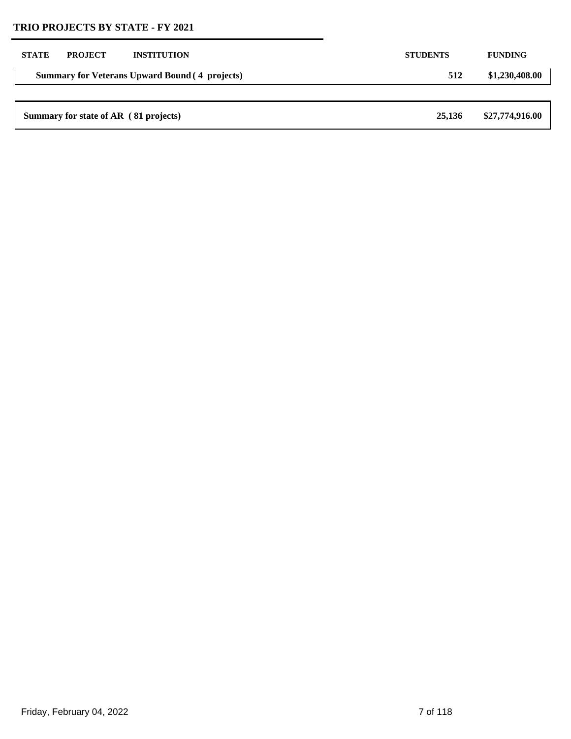## TRIO PROJECTS BY STATE - FY 2021

| STATE | PROJECT | INSTITUTION | STUDENTS | FUNDING |
| --- | --- | --- | --- | --- |
| **Summary for Veterans Upward Bound ( 4 projects)** | | | **512** | **$1,230,408.00** |
| **Summary for state of AR ( 81 projects)** | | | **25,136** | **$27,774,916.00** |

Friday, February 04, 2022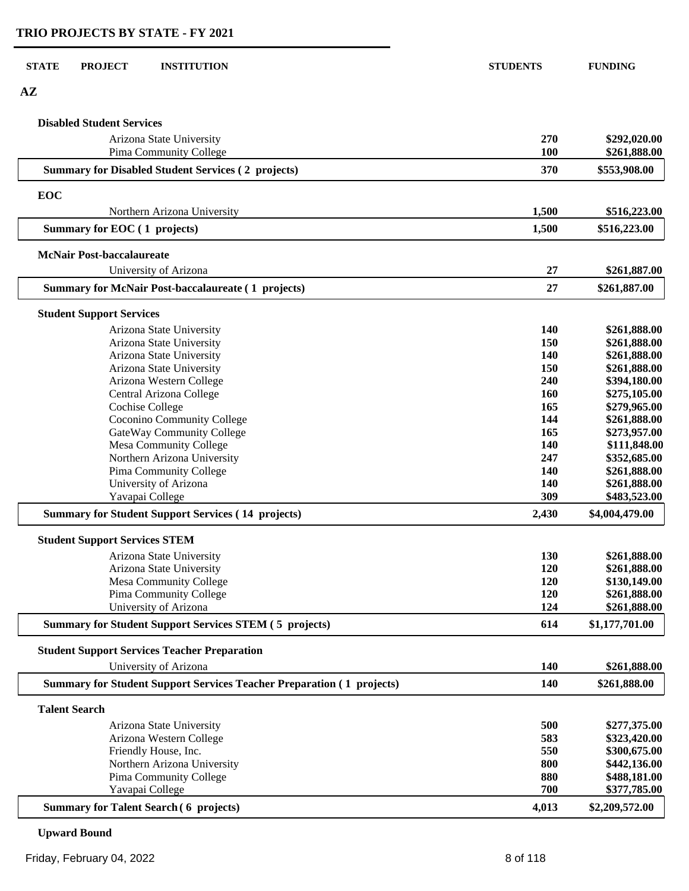## TRIO PROJECTS BY STATE - FY 2021

| STATE | PROJECT | INSTITUTION | STUDENTS | FUNDING |
|---|---|---|---|---|
| **AZ** | | | | |
| | **Disabled Student Services** | | | |
| | | Arizona State University | 270 | $292,020.00 |
| | | Pima Community College | 100 | $261,888.00 |
| | **Summary for Disabled Student Services ( 2 projects)** | | **370** | **$553,908.00** |
| | **EOC** | | | |
| | | Northern Arizona University | 1,500 | $516,223.00 |
| | **Summary for EOC ( 1 projects)** | | **1,500** | **$516,223.00** |
| | **McNair Post-baccalaureate** | | | |
| | | University of Arizona | 27 | $261,887.00 |
| | **Summary for McNair Post-baccalaureate ( 1 projects)** | | **27** | **$261,887.00** |
| | **Student Support Services** | | | |
| | | Arizona State University | 140 | $261,888.00 |
| | | Arizona State University | 150 | $261,888.00 |
| | | Arizona State University | 140 | $261,888.00 |
| | | Arizona State University | 150 | $261,888.00 |
| | | Arizona Western College | 240 | $394,180.00 |
| | | Central Arizona College | 160 | $275,105.00 |
| | | Cochise College | 165 | $279,965.00 |
| | | Coconino Community College | 144 | $261,888.00 |
| | | GateWay Community College | 165 | $273,957.00 |
| | | Mesa Community College | 140 | $111,848.00 |
| | | Northern Arizona University | 247 | $352,685.00 |
| | | Pima Community College | 140 | $261,888.00 |
| | | University of Arizona | 140 | $261,888.00 |
| | | Yavapai College | 309 | $483,523.00 |
| | **Summary for Student Support Services ( 14 projects)** | | **2,430** | **$4,004,479.00** |
| | **Student Support Services STEM** | | | |
| | | Arizona State University | 130 | $261,888.00 |
| | | Arizona State University | 120 | $261,888.00 |
| | | Mesa Community College | 120 | $130,149.00 |
| | | Pima Community College | 120 | $261,888.00 |
| | | University of Arizona | 124 | $261,888.00 |
| | **Summary for Student Support Services STEM ( 5 projects)** | | **614** | **$1,177,701.00** |
| | **Student Support Services Teacher Preparation** | | | |
| | | University of Arizona | 140 | $261,888.00 |
| | **Summary for Student Support Services Teacher Preparation ( 1 projects)** | | **140** | **$261,888.00** |
| | **Talent Search** | | | |
| | | Arizona State University | 500 | $277,375.00 |
| | | Arizona Western College | 583 | $323,420.00 |
| | | Friendly House, Inc. | 550 | $300,675.00 |
| | | Northern Arizona University | 800 | $442,136.00 |
| | | Pima Community College | 880 | $488,181.00 |
| | | Yavapai College | 700 | $377,785.00 |
| | **Summary for Talent Search ( 6 projects)** | | **4,013** | **$2,209,572.00** |
| | **Upward Bound** | | | |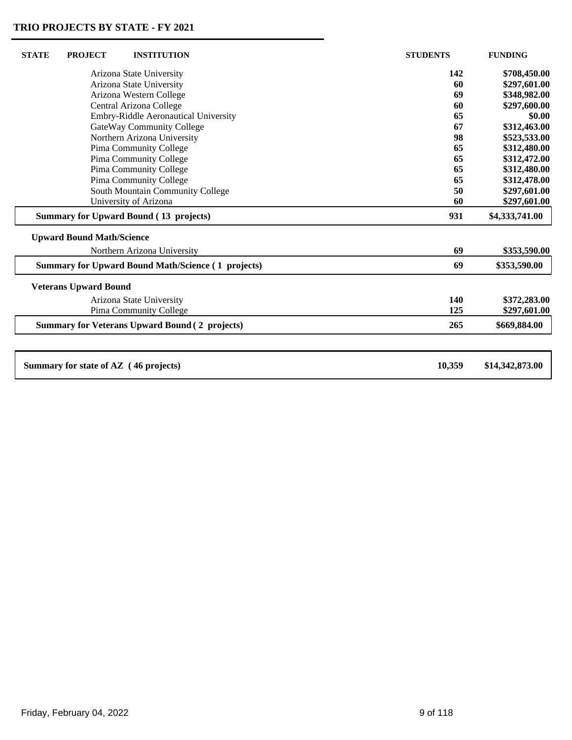## TRIO PROJECTS BY STATE - FY 2021

| STATE | PROJECT | INSTITUTION | STUDENTS | FUNDING |
|---|---|---|---|---|
| | | Arizona State University | 142 | $708,450.00 |
| | | Arizona State University | 60 | $297,601.00 |
| | | Arizona Western College | 69 | $348,982.00 |
| | | Central Arizona College | 60 | $297,600.00 |
| | | Embry-Riddle Aeronautical University | 65 | $0.00 |
| | | GateWay Community College | 67 | $312,463.00 |
| | | Northern Arizona University | 98 | $523,533.00 |
| | | Pima Community College | 65 | $312,480.00 |
| | | Pima Community College | 65 | $312,472.00 |
| | | Pima Community College | 65 | $312,480.00 |
| | | Pima Community College | 65 | $312,478.00 |
| | | South Mountain Community College | 50 | $297,601.00 |
| | | University of Arizona | 60 | $297,601.00 |
| | **Summary for Upward Bound ( 13 projects)** | | **931** | **$4,333,741.00** |
| | **Upward Bound Math/Science** | | | |
| | | Northern Arizona University | 69 | $353,590.00 |
| | **Summary for Upward Bound Math/Science ( 1 projects)** | | **69** | **$353,590.00** |
| | **Veterans Upward Bound** | | | |
| | | Arizona State University | 140 | $372,283.00 |
| | | Pima Community College | 125 | $297,601.00 |
| | **Summary for Veterans Upward Bound ( 2 projects)** | | **265** | **$669,884.00** |
| **Summary for state of AZ ( 46 projects)** | | | **10,359** | **$14,342,873.00** |

Friday, February 04, 2022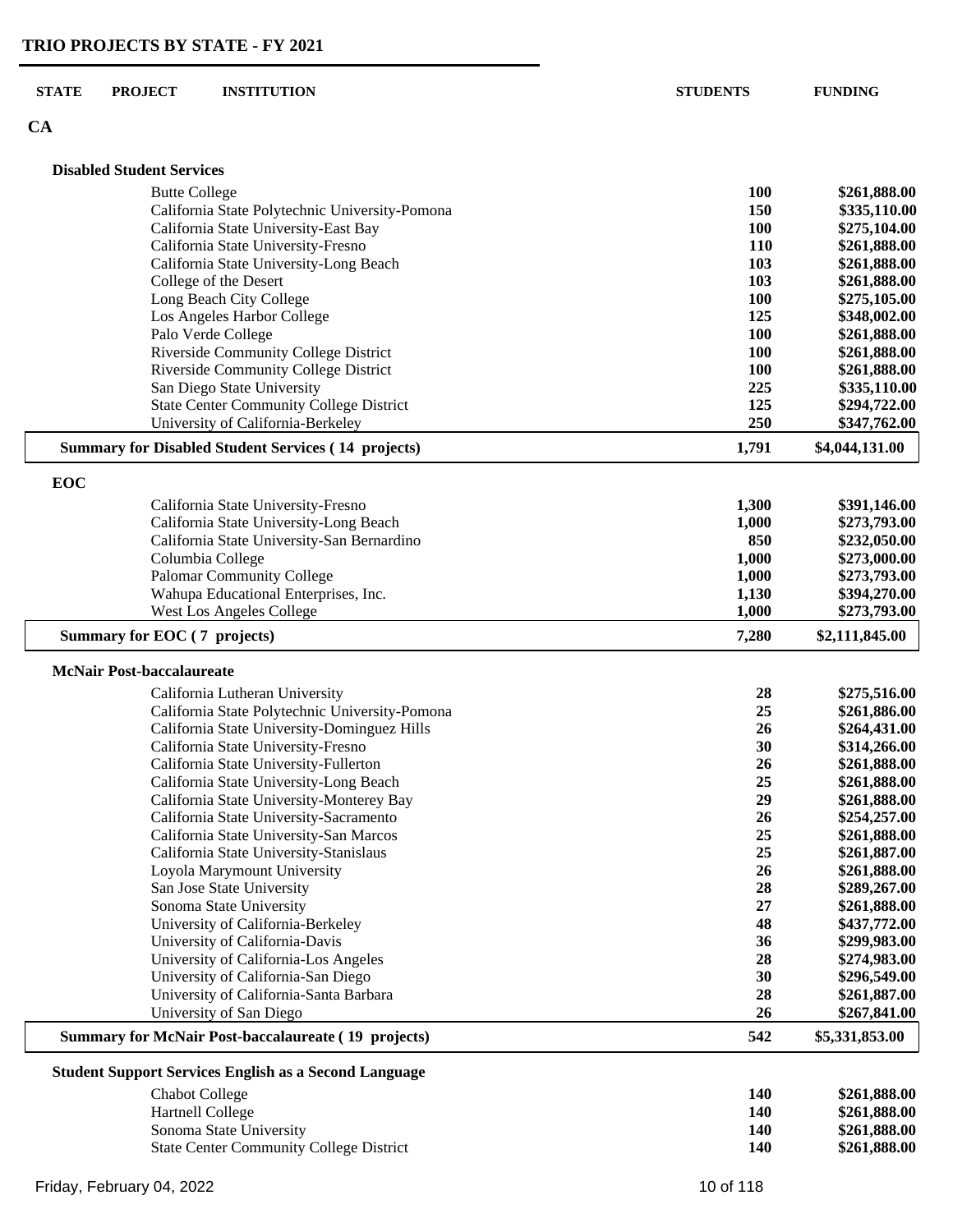## TRIO PROJECTS BY STATE - FY 2021

| STATE | PROJECT | INSTITUTION | STUDENTS | FUNDING |
|---|---|---|---|---|
| **CA** | | | | |

### Disabled Student Services

| INSTITUTION | STUDENTS | FUNDING |
|---|---|---|
| Butte College | **100** | **$261,888.00** |
| California State Polytechnic University-Pomona | **150** | **$335,110.00** |
| California State University-East Bay | **100** | **$275,104.00** |
| California State University-Fresno | **110** | **$261,888.00** |
| California State University-Long Beach | **103** | **$261,888.00** |
| College of the Desert | **103** | **$261,888.00** |
| Long Beach City College | **100** | **$275,105.00** |
| Los Angeles Harbor College | **125** | **$348,002.00** |
| Palo Verde College | **100** | **$261,888.00** |
| Riverside Community College District | **100** | **$261,888.00** |
| Riverside Community College District | **100** | **$261,888.00** |
| San Diego State University | **225** | **$335,110.00** |
| State Center Community College District | **125** | **$294,722.00** |
| University of California-Berkeley | **250** | **$347,762.00** |
| **Summary for Disabled Student Services ( 14 projects)** | **1,791** | **$4,044,131.00** |

### EOC

| INSTITUTION | STUDENTS | FUNDING |
|---|---|---|
| California State University-Fresno | **1,300** | **$391,146.00** |
| California State University-Long Beach | **1,000** | **$273,793.00** |
| California State University-San Bernardino | **850** | **$232,050.00** |
| Columbia College | **1,000** | **$273,000.00** |
| Palomar Community College | **1,000** | **$273,793.00** |
| Wahupa Educational Enterprises, Inc. | **1,130** | **$394,270.00** |
| West Los Angeles College | **1,000** | **$273,793.00** |
| **Summary for EOC ( 7 projects)** | **7,280** | **$2,111,845.00** |

### McNair Post-baccalaureate

| INSTITUTION | STUDENTS | FUNDING |
|---|---|---|
| California Lutheran University | **28** | **$275,516.00** |
| California State Polytechnic University-Pomona | **25** | **$261,886.00** |
| California State University-Dominguez Hills | **26** | **$264,431.00** |
| California State University-Fresno | **30** | **$314,266.00** |
| California State University-Fullerton | **26** | **$261,888.00** |
| California State University-Long Beach | **25** | **$261,888.00** |
| California State University-Monterey Bay | **29** | **$261,888.00** |
| California State University-Sacramento | **26** | **$254,257.00** |
| California State University-San Marcos | **25** | **$261,888.00** |
| California State University-Stanislaus | **25** | **$261,887.00** |
| Loyola Marymount University | **26** | **$261,888.00** |
| San Jose State University | **28** | **$289,267.00** |
| Sonoma State University | **27** | **$261,888.00** |
| University of California-Berkeley | **48** | **$437,772.00** |
| University of California-Davis | **36** | **$299,983.00** |
| University of California-Los Angeles | **28** | **$274,983.00** |
| University of California-San Diego | **30** | **$296,549.00** |
| University of California-Santa Barbara | **28** | **$261,887.00** |
| University of San Diego | **26** | **$267,841.00** |
| **Summary for McNair Post-baccalaureate ( 19 projects)** | **542** | **$5,331,853.00** |

### Student Support Services English as a Second Language

| INSTITUTION | STUDENTS | FUNDING |
|---|---|---|
| Chabot College | **140** | **$261,888.00** |
| Hartnell College | **140** | **$261,888.00** |
| Sonoma State University | **140** | **$261,888.00** |
| State Center Community College District | **140** | **$261,888.00** |

Friday, February 04, 2022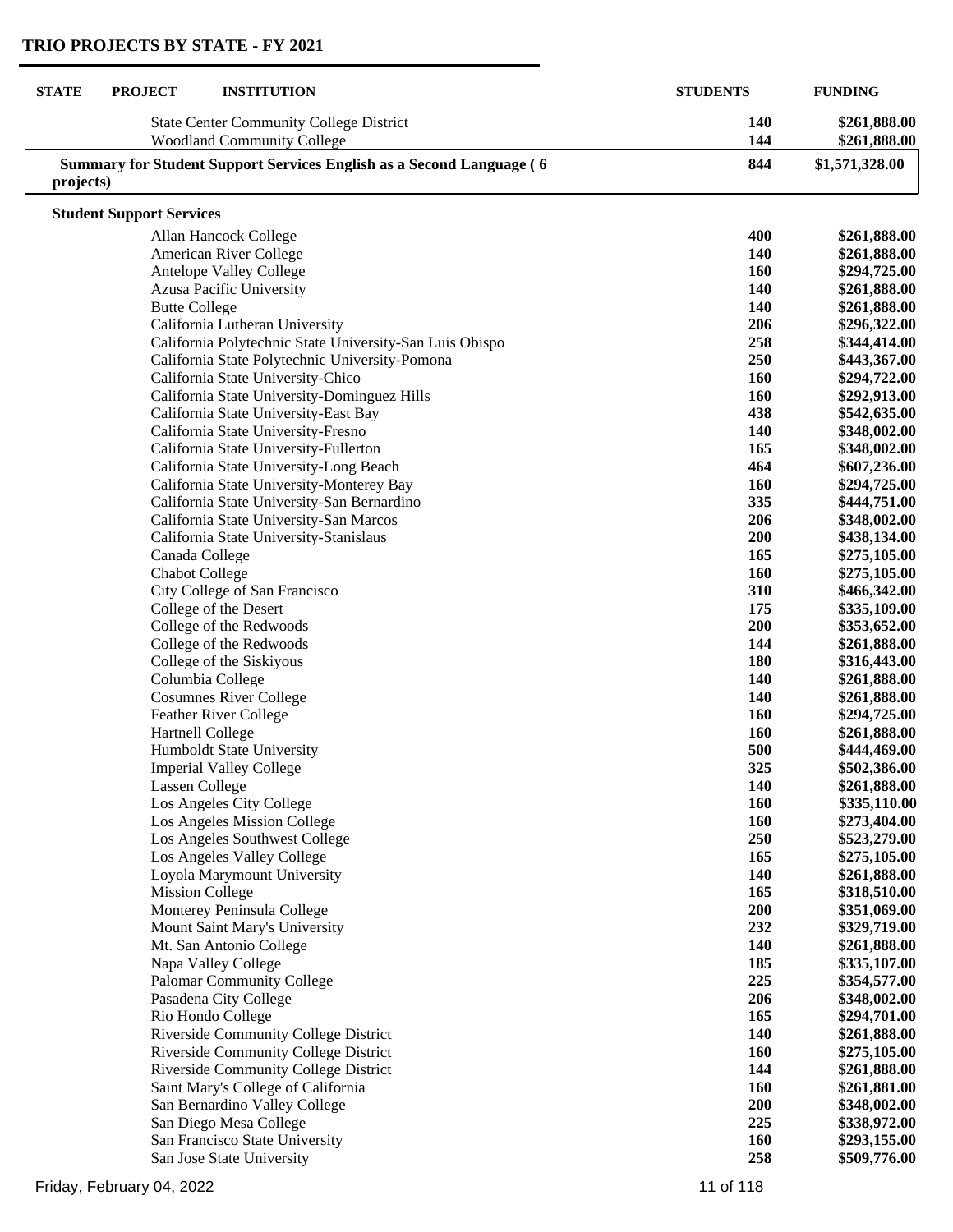## TRIO PROJECTS BY STATE - FY 2021

| STATE | PROJECT | INSTITUTION | STUDENTS | FUNDING |
|---|---|---|---|---|
| | | State Center Community College District | 140 | $261,888.00 |
| | | Woodland Community College | 144 | $261,888.00 |
| **Summary for Student Support Services English as a Second Language ( 6 projects)** | | | **844** | **$1,571,328.00** |
| | **Student Support Services** | | | |
| | | Allan Hancock College | 400 | $261,888.00 |
| | | American River College | 140 | $261,888.00 |
| | | Antelope Valley College | 160 | $294,725.00 |
| | | Azusa Pacific University | 140 | $261,888.00 |
| | | Butte College | 140 | $261,888.00 |
| | | California Lutheran University | 206 | $296,322.00 |
| | | California Polytechnic State University-San Luis Obispo | 258 | $344,414.00 |
| | | California State Polytechnic University-Pomona | 250 | $443,367.00 |
| | | California State University-Chico | 160 | $294,722.00 |
| | | California State University-Dominguez Hills | 160 | $292,913.00 |
| | | California State University-East Bay | 438 | $542,635.00 |
| | | California State University-Fresno | 140 | $348,002.00 |
| | | California State University-Fullerton | 165 | $348,002.00 |
| | | California State University-Long Beach | 464 | $607,236.00 |
| | | California State University-Monterey Bay | 160 | $294,725.00 |
| | | California State University-San Bernardino | 335 | $444,751.00 |
| | | California State University-San Marcos | 206 | $348,002.00 |
| | | California State University-Stanislaus | 200 | $438,134.00 |
| | | Canada College | 165 | $275,105.00 |
| | | Chabot College | 160 | $275,105.00 |
| | | City College of San Francisco | 310 | $466,342.00 |
| | | College of the Desert | 175 | $335,109.00 |
| | | College of the Redwoods | 200 | $353,652.00 |
| | | College of the Redwoods | 144 | $261,888.00 |
| | | College of the Siskiyous | 180 | $316,443.00 |
| | | Columbia College | 140 | $261,888.00 |
| | | Cosumnes River College | 140 | $261,888.00 |
| | | Feather River College | 160 | $294,725.00 |
| | | Hartnell College | 160 | $261,888.00 |
| | | Humboldt State University | 500 | $444,469.00 |
| | | Imperial Valley College | 325 | $502,386.00 |
| | | Lassen College | 140 | $261,888.00 |
| | | Los Angeles City College | 160 | $335,110.00 |
| | | Los Angeles Mission College | 160 | $273,404.00 |
| | | Los Angeles Southwest College | 250 | $523,279.00 |
| | | Los Angeles Valley College | 165 | $275,105.00 |
| | | Loyola Marymount University | 140 | $261,888.00 |
| | | Mission College | 165 | $318,510.00 |
| | | Monterey Peninsula College | 200 | $351,069.00 |
| | | Mount Saint Mary's University | 232 | $329,719.00 |
| | | Mt. San Antonio College | 140 | $261,888.00 |
| | | Napa Valley College | 185 | $335,107.00 |
| | | Palomar Community College | 225 | $354,577.00 |
| | | Pasadena City College | 206 | $348,002.00 |
| | | Rio Hondo College | 165 | $294,701.00 |
| | | Riverside Community College District | 140 | $261,888.00 |
| | | Riverside Community College District | 160 | $275,105.00 |
| | | Riverside Community College District | 144 | $261,888.00 |
| | | Saint Mary's College of California | 160 | $261,881.00 |
| | | San Bernardino Valley College | 200 | $348,002.00 |
| | | San Diego Mesa College | 225 | $338,972.00 |
| | | San Francisco State University | 160 | $293,155.00 |
| | | San Jose State University | 258 | $509,776.00 |

Friday, February 04, 2022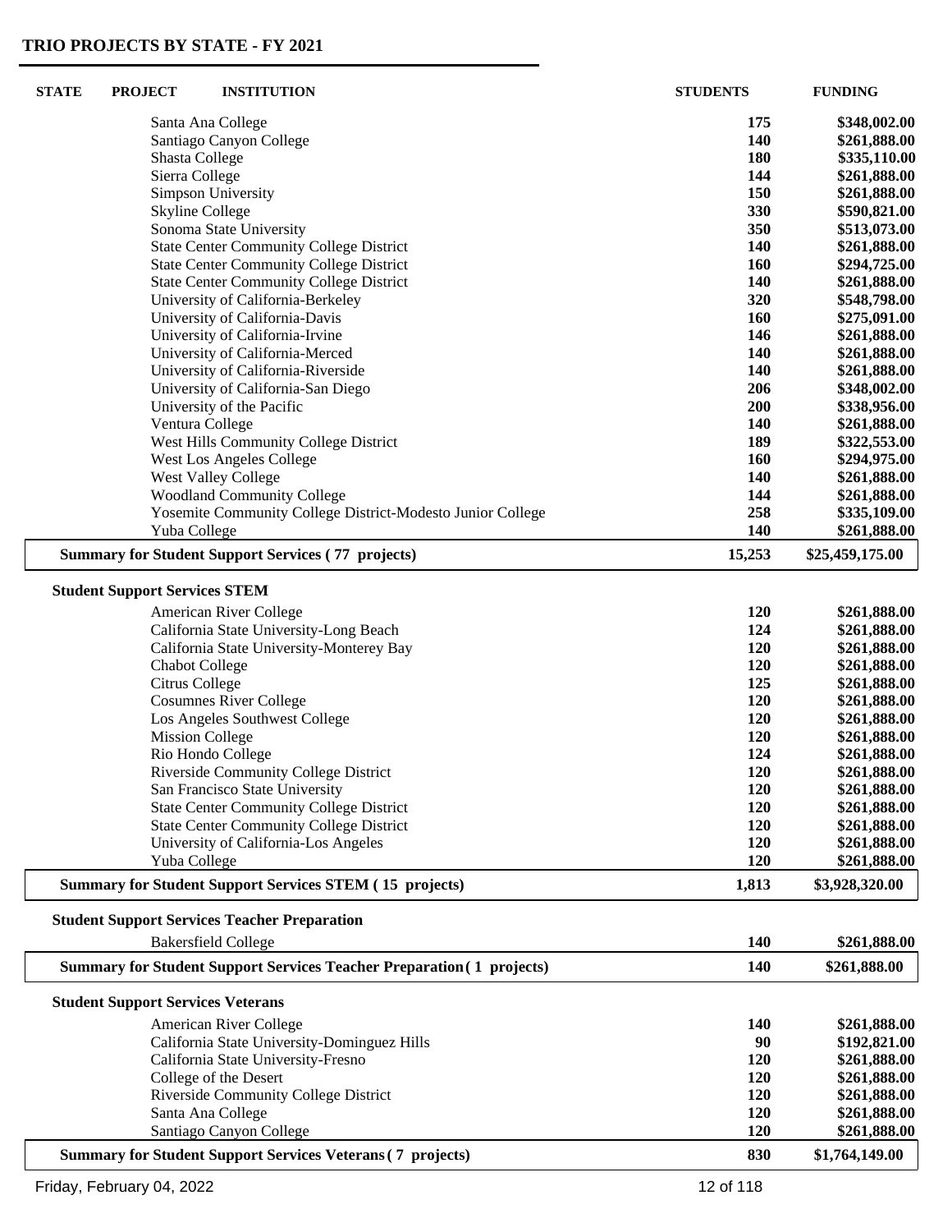## TRIO PROJECTS BY STATE - FY 2021

| STATE | PROJECT | INSTITUTION | STUDENTS | FUNDING |
|---|---|---|---|---|
| | | Santa Ana College | 175 | $348,002.00 |
| | | Santiago Canyon College | 140 | $261,888.00 |
| | | Shasta College | 180 | $335,110.00 |
| | | Sierra College | 144 | $261,888.00 |
| | | Simpson University | 150 | $261,888.00 |
| | | Skyline College | 330 | $590,821.00 |
| | | Sonoma State University | 350 | $513,073.00 |
| | | State Center Community College District | 140 | $261,888.00 |
| | | State Center Community College District | 160 | $294,725.00 |
| | | State Center Community College District | 140 | $261,888.00 |
| | | University of California-Berkeley | 320 | $548,798.00 |
| | | University of California-Davis | 160 | $275,091.00 |
| | | University of California-Irvine | 146 | $261,888.00 |
| | | University of California-Merced | 140 | $261,888.00 |
| | | University of California-Riverside | 140 | $261,888.00 |
| | | University of California-San Diego | 206 | $348,002.00 |
| | | University of the Pacific | 200 | $338,956.00 |
| | | Ventura College | 140 | $261,888.00 |
| | | West Hills Community College District | 189 | $322,553.00 |
| | | West Los Angeles College | 160 | $294,975.00 |
| | | West Valley College | 140 | $261,888.00 |
| | | Woodland Community College | 144 | $261,888.00 |
| | | Yosemite Community College District-Modesto Junior College | 258 | $335,109.00 |
| | | Yuba College | 140 | $261,888.00 |
| | **Summary for Student Support Services ( 77 projects)** | | **15,253** | **$25,459,175.00** |
| | **Student Support Services STEM** | | | |
| | | American River College | 120 | $261,888.00 |
| | | California State University-Long Beach | 124 | $261,888.00 |
| | | California State University-Monterey Bay | 120 | $261,888.00 |
| | | Chabot College | 120 | $261,888.00 |
| | | Citrus College | 125 | $261,888.00 |
| | | Cosumnes River College | 120 | $261,888.00 |
| | | Los Angeles Southwest College | 120 | $261,888.00 |
| | | Mission College | 120 | $261,888.00 |
| | | Rio Hondo College | 124 | $261,888.00 |
| | | Riverside Community College District | 120 | $261,888.00 |
| | | San Francisco State University | 120 | $261,888.00 |
| | | State Center Community College District | 120 | $261,888.00 |
| | | State Center Community College District | 120 | $261,888.00 |
| | | University of California-Los Angeles | 120 | $261,888.00 |
| | | Yuba College | 120 | $261,888.00 |
| | **Summary for Student Support Services STEM ( 15 projects)** | | **1,813** | **$3,928,320.00** |
| | **Student Support Services Teacher Preparation** | | | |
| | | Bakersfield College | 140 | $261,888.00 |
| | **Summary for Student Support Services Teacher Preparation ( 1 projects)** | | **140** | **$261,888.00** |
| | **Student Support Services Veterans** | | | |
| | | American River College | 140 | $261,888.00 |
| | | California State University-Dominguez Hills | 90 | $192,821.00 |
| | | California State University-Fresno | 120 | $261,888.00 |
| | | College of the Desert | 120 | $261,888.00 |
| | | Riverside Community College District | 120 | $261,888.00 |
| | | Santa Ana College | 120 | $261,888.00 |
| | | Santiago Canyon College | 120 | $261,888.00 |
| | **Summary for Student Support Services Veterans ( 7 projects)** | | **830** | **$1,764,149.00** |

Friday, February 04, 2022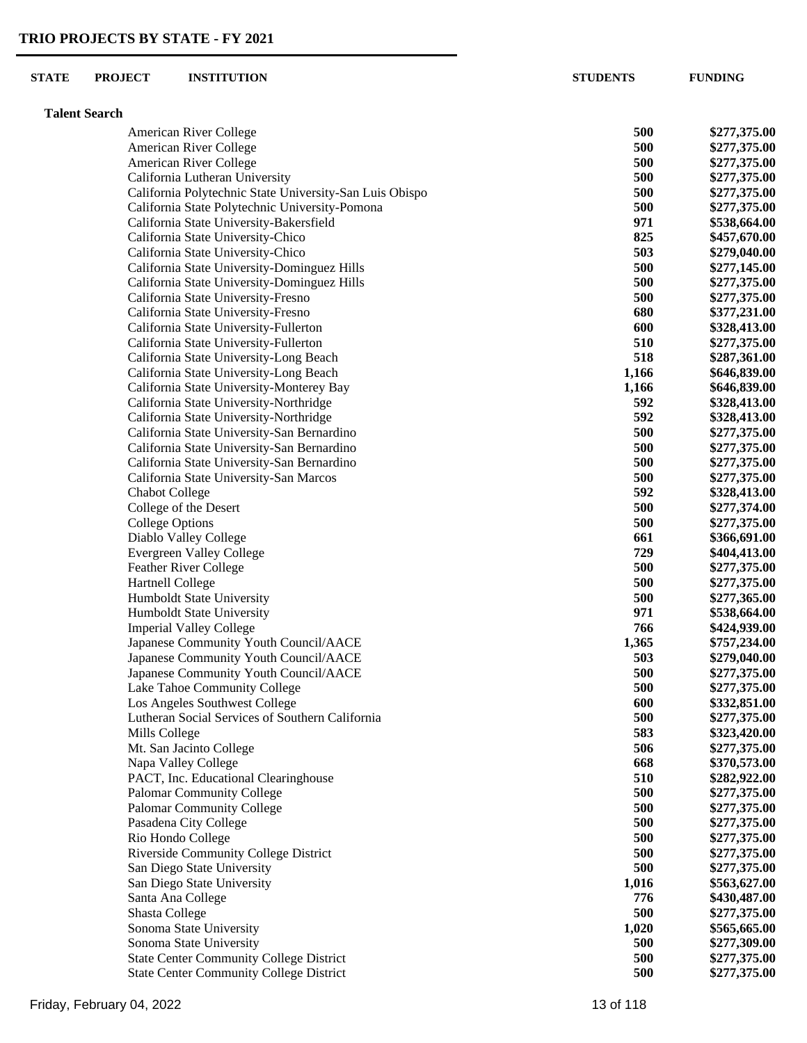## TRIO PROJECTS BY STATE - FY 2021

| STATE | PROJECT | INSTITUTION | STUDENTS | FUNDING |
|---|---|---|---|---|
| **Talent Search** | | | | |
| | | American River College | **500** | **$277,375.00** |
| | | American River College | **500** | **$277,375.00** |
| | | American River College | **500** | **$277,375.00** |
| | | California Lutheran University | **500** | **$277,375.00** |
| | | California Polytechnic State University-San Luis Obispo | **500** | **$277,375.00** |
| | | California State Polytechnic University-Pomona | **500** | **$277,375.00** |
| | | California State University-Bakersfield | **971** | **$538,664.00** |
| | | California State University-Chico | **825** | **$457,670.00** |
| | | California State University-Chico | **503** | **$279,040.00** |
| | | California State University-Dominguez Hills | **500** | **$277,145.00** |
| | | California State University-Dominguez Hills | **500** | **$277,375.00** |
| | | California State University-Fresno | **500** | **$277,375.00** |
| | | California State University-Fresno | **680** | **$377,231.00** |
| | | California State University-Fullerton | **600** | **$328,413.00** |
| | | California State University-Fullerton | **510** | **$277,375.00** |
| | | California State University-Long Beach | **518** | **$287,361.00** |
| | | California State University-Long Beach | **1,166** | **$646,839.00** |
| | | California State University-Monterey Bay | **1,166** | **$646,839.00** |
| | | California State University-Northridge | **592** | **$328,413.00** |
| | | California State University-Northridge | **592** | **$328,413.00** |
| | | California State University-San Bernardino | **500** | **$277,375.00** |
| | | California State University-San Bernardino | **500** | **$277,375.00** |
| | | California State University-San Bernardino | **500** | **$277,375.00** |
| | | California State University-San Marcos | **500** | **$277,375.00** |
| | | Chabot College | **592** | **$328,413.00** |
| | | College of the Desert | **500** | **$277,374.00** |
| | | College Options | **500** | **$277,375.00** |
| | | Diablo Valley College | **661** | **$366,691.00** |
| | | Evergreen Valley College | **729** | **$404,413.00** |
| | | Feather River College | **500** | **$277,375.00** |
| | | Hartnell College | **500** | **$277,375.00** |
| | | Humboldt State University | **500** | **$277,365.00** |
| | | Humboldt State University | **971** | **$538,664.00** |
| | | Imperial Valley College | **766** | **$424,939.00** |
| | | Japanese Community Youth Council/AACE | **1,365** | **$757,234.00** |
| | | Japanese Community Youth Council/AACE | **503** | **$279,040.00** |
| | | Japanese Community Youth Council/AACE | **500** | **$277,375.00** |
| | | Lake Tahoe Community College | **500** | **$277,375.00** |
| | | Los Angeles Southwest College | **600** | **$332,851.00** |
| | | Lutheran Social Services of Southern California | **500** | **$277,375.00** |
| | | Mills College | **583** | **$323,420.00** |
| | | Mt. San Jacinto College | **506** | **$277,375.00** |
| | | Napa Valley College | **668** | **$370,573.00** |
| | | PACT, Inc. Educational Clearinghouse | **510** | **$282,922.00** |
| | | Palomar Community College | **500** | **$277,375.00** |
| | | Palomar Community College | **500** | **$277,375.00** |
| | | Pasadena City College | **500** | **$277,375.00** |
| | | Rio Hondo College | **500** | **$277,375.00** |
| | | Riverside Community College District | **500** | **$277,375.00** |
| | | San Diego State University | **500** | **$277,375.00** |
| | | San Diego State University | **1,016** | **$563,627.00** |
| | | Santa Ana College | **776** | **$430,487.00** |
| | | Shasta College | **500** | **$277,375.00** |
| | | Sonoma State University | **1,020** | **$565,665.00** |
| | | Sonoma State University | **500** | **$277,309.00** |
| | | State Center Community College District | **500** | **$277,375.00** |
| | | State Center Community College District | **500** | **$277,375.00** |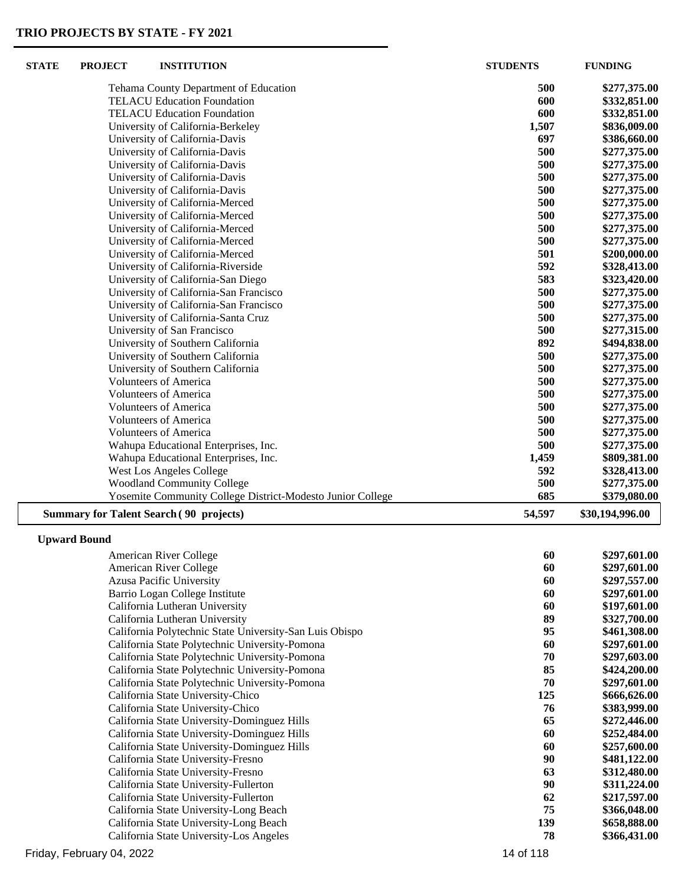## TRIO PROJECTS BY STATE - FY 2021

| STATE | PROJECT | INSTITUTION | STUDENTS | FUNDING |
|---|---|---|---|---|
| | | Tehama County Department of Education | 500 | $277,375.00 |
| | | TELACU Education Foundation | 600 | $332,851.00 |
| | | TELACU Education Foundation | 600 | $332,851.00 |
| | | University of California-Berkeley | 1,507 | $836,009.00 |
| | | University of California-Davis | 697 | $386,660.00 |
| | | University of California-Davis | 500 | $277,375.00 |
| | | University of California-Davis | 500 | $277,375.00 |
| | | University of California-Davis | 500 | $277,375.00 |
| | | University of California-Davis | 500 | $277,375.00 |
| | | University of California-Merced | 500 | $277,375.00 |
| | | University of California-Merced | 500 | $277,375.00 |
| | | University of California-Merced | 500 | $277,375.00 |
| | | University of California-Merced | 500 | $277,375.00 |
| | | University of California-Merced | 501 | $200,000.00 |
| | | University of California-Riverside | 592 | $328,413.00 |
| | | University of California-San Diego | 583 | $323,420.00 |
| | | University of California-San Francisco | 500 | $277,375.00 |
| | | University of California-San Francisco | 500 | $277,375.00 |
| | | University of California-Santa Cruz | 500 | $277,375.00 |
| | | University of San Francisco | 500 | $277,315.00 |
| | | University of Southern California | 892 | $494,838.00 |
| | | University of Southern California | 500 | $277,375.00 |
| | | University of Southern California | 500 | $277,375.00 |
| | | Volunteers of America | 500 | $277,375.00 |
| | | Volunteers of America | 500 | $277,375.00 |
| | | Volunteers of America | 500 | $277,375.00 |
| | | Volunteers of America | 500 | $277,375.00 |
| | | Volunteers of America | 500 | $277,375.00 |
| | | Wahupa Educational Enterprises, Inc. | 500 | $277,375.00 |
| | | Wahupa Educational Enterprises, Inc. | 1,459 | $809,381.00 |
| | | West Los Angeles College | 592 | $328,413.00 |
| | | Woodland Community College | 500 | $277,375.00 |
| | | Yosemite Community College District-Modesto Junior College | 685 | $379,080.00 |
| **Summary for Talent Search ( 90 projects)** | | | **54,597** | **$30,194,996.00** |
| **Upward Bound** | | | | |
| | | American River College | 60 | $297,601.00 |
| | | American River College | 60 | $297,601.00 |
| | | Azusa Pacific University | 60 | $297,557.00 |
| | | Barrio Logan College Institute | 60 | $297,601.00 |
| | | California Lutheran University | 60 | $197,601.00 |
| | | California Lutheran University | 89 | $327,700.00 |
| | | California Polytechnic State University-San Luis Obispo | 95 | $461,308.00 |
| | | California State Polytechnic University-Pomona | 60 | $297,601.00 |
| | | California State Polytechnic University-Pomona | 70 | $297,603.00 |
| | | California State Polytechnic University-Pomona | 85 | $424,200.00 |
| | | California State Polytechnic University-Pomona | 70 | $297,601.00 |
| | | California State University-Chico | 125 | $666,626.00 |
| | | California State University-Chico | 76 | $383,999.00 |
| | | California State University-Dominguez Hills | 65 | $272,446.00 |
| | | California State University-Dominguez Hills | 60 | $252,484.00 |
| | | California State University-Dominguez Hills | 60 | $257,600.00 |
| | | California State University-Fresno | 90 | $481,122.00 |
| | | California State University-Fresno | 63 | $312,480.00 |
| | | California State University-Fullerton | 90 | $311,224.00 |
| | | California State University-Fullerton | 62 | $217,597.00 |
| | | California State University-Long Beach | 75 | $366,048.00 |
| | | California State University-Long Beach | 139 | $658,888.00 |
| | | California State University-Los Angeles | 78 | $366,431.00 |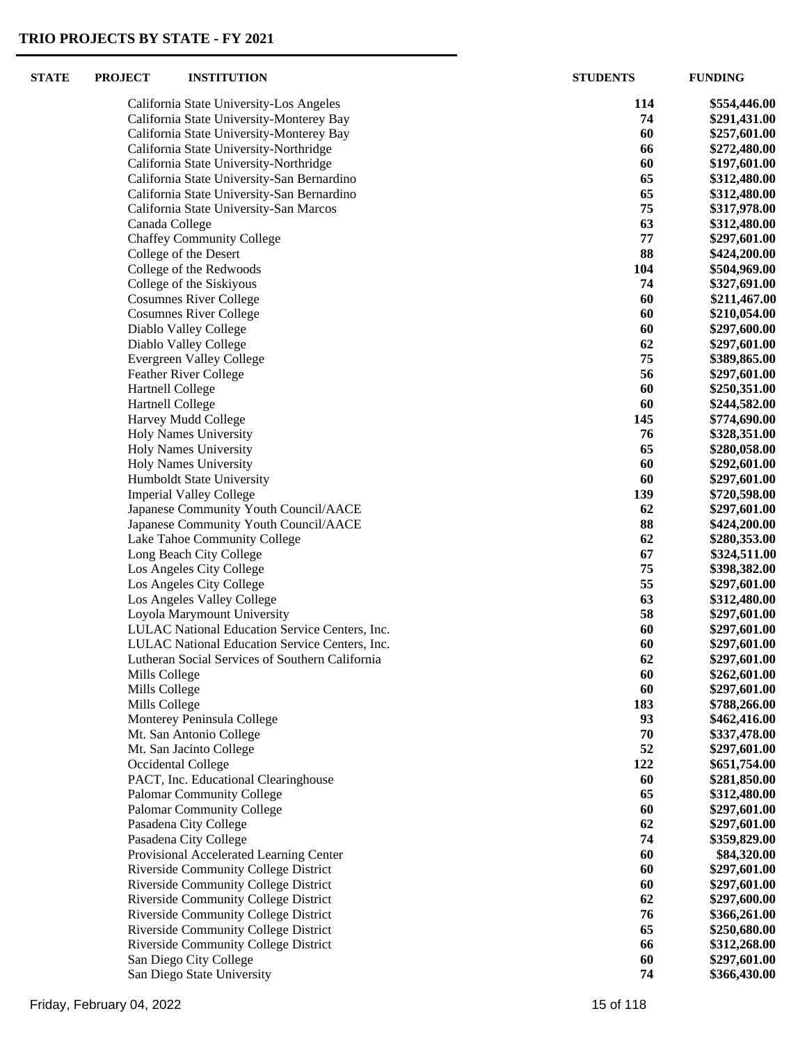## TRIO PROJECTS BY STATE - FY 2021

| STATE | PROJECT | INSTITUTION | STUDENTS | FUNDING |
|---|---|---|---|---|
| | | California State University-Los Angeles | 114 | $554,446.00 |
| | | California State University-Monterey Bay | 74 | $291,431.00 |
| | | California State University-Monterey Bay | 60 | $257,601.00 |
| | | California State University-Northridge | 66 | $272,480.00 |
| | | California State University-Northridge | 60 | $197,601.00 |
| | | California State University-San Bernardino | 65 | $312,480.00 |
| | | California State University-San Bernardino | 65 | $312,480.00 |
| | | California State University-San Marcos | 75 | $317,978.00 |
| | | Canada College | 63 | $312,480.00 |
| | | Chaffey Community College | 77 | $297,601.00 |
| | | College of the Desert | 88 | $424,200.00 |
| | | College of the Redwoods | 104 | $504,969.00 |
| | | College of the Siskiyous | 74 | $327,691.00 |
| | | Cosumnes River College | 60 | $211,467.00 |
| | | Cosumnes River College | 60 | $210,054.00 |
| | | Diablo Valley College | 60 | $297,600.00 |
| | | Diablo Valley College | 62 | $297,601.00 |
| | | Evergreen Valley College | 75 | $389,865.00 |
| | | Feather River College | 56 | $297,601.00 |
| | | Hartnell College | 60 | $250,351.00 |
| | | Hartnell College | 60 | $244,582.00 |
| | | Harvey Mudd College | 145 | $774,690.00 |
| | | Holy Names University | 76 | $328,351.00 |
| | | Holy Names University | 65 | $280,058.00 |
| | | Holy Names University | 60 | $292,601.00 |
| | | Humboldt State University | 60 | $297,601.00 |
| | | Imperial Valley College | 139 | $720,598.00 |
| | | Japanese Community Youth Council/AACE | 62 | $297,601.00 |
| | | Japanese Community Youth Council/AACE | 88 | $424,200.00 |
| | | Lake Tahoe Community College | 62 | $280,353.00 |
| | | Long Beach City College | 67 | $324,511.00 |
| | | Los Angeles City College | 75 | $398,382.00 |
| | | Los Angeles City College | 55 | $297,601.00 |
| | | Los Angeles Valley College | 63 | $312,480.00 |
| | | Loyola Marymount University | 58 | $297,601.00 |
| | | LULAC National Education Service Centers, Inc. | 60 | $297,601.00 |
| | | LULAC National Education Service Centers, Inc. | 60 | $297,601.00 |
| | | Lutheran Social Services of Southern California | 62 | $297,601.00 |
| | | Mills College | 60 | $262,601.00 |
| | | Mills College | 60 | $297,601.00 |
| | | Mills College | 183 | $788,266.00 |
| | | Monterey Peninsula College | 93 | $462,416.00 |
| | | Mt. San Antonio College | 70 | $337,478.00 |
| | | Mt. San Jacinto College | 52 | $297,601.00 |
| | | Occidental College | 122 | $651,754.00 |
| | | PACT, Inc. Educational Clearinghouse | 60 | $281,850.00 |
| | | Palomar Community College | 65 | $312,480.00 |
| | | Palomar Community College | 60 | $297,601.00 |
| | | Pasadena City College | 62 | $297,601.00 |
| | | Pasadena City College | 74 | $359,829.00 |
| | | Provisional Accelerated Learning Center | 60 | $84,320.00 |
| | | Riverside Community College District | 60 | $297,601.00 |
| | | Riverside Community College District | 60 | $297,601.00 |
| | | Riverside Community College District | 62 | $297,600.00 |
| | | Riverside Community College District | 76 | $366,261.00 |
| | | Riverside Community College District | 65 | $250,680.00 |
| | | Riverside Community College District | 66 | $312,268.00 |
| | | San Diego City College | 60 | $297,601.00 |
| | | San Diego State University | 74 | $366,430.00 |

Friday, February 04, 2022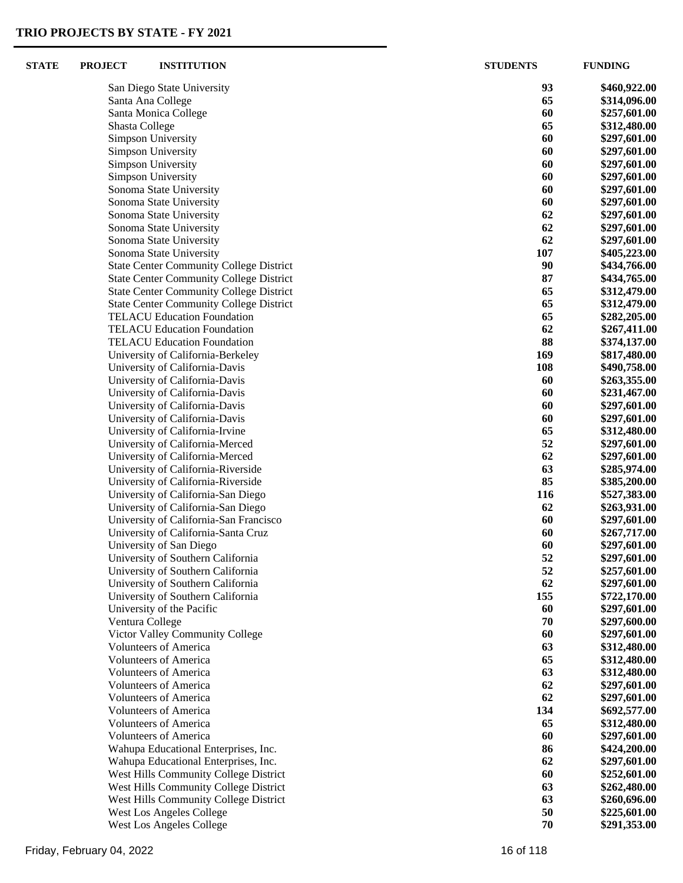## TRIO PROJECTS BY STATE - FY 2021

| STATE | PROJECT | INSTITUTION | STUDENTS | FUNDING |
|---|---|---|---|---|
| | | San Diego State University | **93** | **$460,922.00** |
| | | Santa Ana College | **65** | **$314,096.00** |
| | | Santa Monica College | **60** | **$257,601.00** |
| | | Shasta College | **65** | **$312,480.00** |
| | | Simpson University | **60** | **$297,601.00** |
| | | Simpson University | **60** | **$297,601.00** |
| | | Simpson University | **60** | **$297,601.00** |
| | | Simpson University | **60** | **$297,601.00** |
| | | Sonoma State University | **60** | **$297,601.00** |
| | | Sonoma State University | **60** | **$297,601.00** |
| | | Sonoma State University | **62** | **$297,601.00** |
| | | Sonoma State University | **62** | **$297,601.00** |
| | | Sonoma State University | **62** | **$297,601.00** |
| | | Sonoma State University | **107** | **$405,223.00** |
| | | State Center Community College District | **90** | **$434,766.00** |
| | | State Center Community College District | **87** | **$434,765.00** |
| | | State Center Community College District | **65** | **$312,479.00** |
| | | State Center Community College District | **65** | **$312,479.00** |
| | | TELACU Education Foundation | **65** | **$282,205.00** |
| | | TELACU Education Foundation | **62** | **$267,411.00** |
| | | TELACU Education Foundation | **88** | **$374,137.00** |
| | | University of California-Berkeley | **169** | **$817,480.00** |
| | | University of California-Davis | **108** | **$490,758.00** |
| | | University of California-Davis | **60** | **$263,355.00** |
| | | University of California-Davis | **60** | **$231,467.00** |
| | | University of California-Davis | **60** | **$297,601.00** |
| | | University of California-Davis | **60** | **$297,601.00** |
| | | University of California-Irvine | **65** | **$312,480.00** |
| | | University of California-Merced | **52** | **$297,601.00** |
| | | University of California-Merced | **62** | **$297,601.00** |
| | | University of California-Riverside | **63** | **$285,974.00** |
| | | University of California-Riverside | **85** | **$385,200.00** |
| | | University of California-San Diego | **116** | **$527,383.00** |
| | | University of California-San Diego | **62** | **$263,931.00** |
| | | University of California-San Francisco | **60** | **$297,601.00** |
| | | University of California-Santa Cruz | **60** | **$267,717.00** |
| | | University of San Diego | **60** | **$297,601.00** |
| | | University of Southern California | **52** | **$297,601.00** |
| | | University of Southern California | **52** | **$257,601.00** |
| | | University of Southern California | **62** | **$297,601.00** |
| | | University of Southern California | **155** | **$722,170.00** |
| | | University of the Pacific | **60** | **$297,601.00** |
| | | Ventura College | **70** | **$297,600.00** |
| | | Victor Valley Community College | **60** | **$297,601.00** |
| | | Volunteers of America | **63** | **$312,480.00** |
| | | Volunteers of America | **65** | **$312,480.00** |
| | | Volunteers of America | **63** | **$312,480.00** |
| | | Volunteers of America | **62** | **$297,601.00** |
| | | Volunteers of America | **62** | **$297,601.00** |
| | | Volunteers of America | **134** | **$692,577.00** |
| | | Volunteers of America | **65** | **$312,480.00** |
| | | Volunteers of America | **60** | **$297,601.00** |
| | | Wahupa Educational Enterprises, Inc. | **86** | **$424,200.00** |
| | | Wahupa Educational Enterprises, Inc. | **62** | **$297,601.00** |
| | | West Hills Community College District | **60** | **$252,601.00** |
| | | West Hills Community College District | **63** | **$262,480.00** |
| | | West Hills Community College District | **63** | **$260,696.00** |
| | | West Los Angeles College | **50** | **$225,601.00** |
| | | West Los Angeles College | **70** | **$291,353.00** |

Friday, February 04, 2022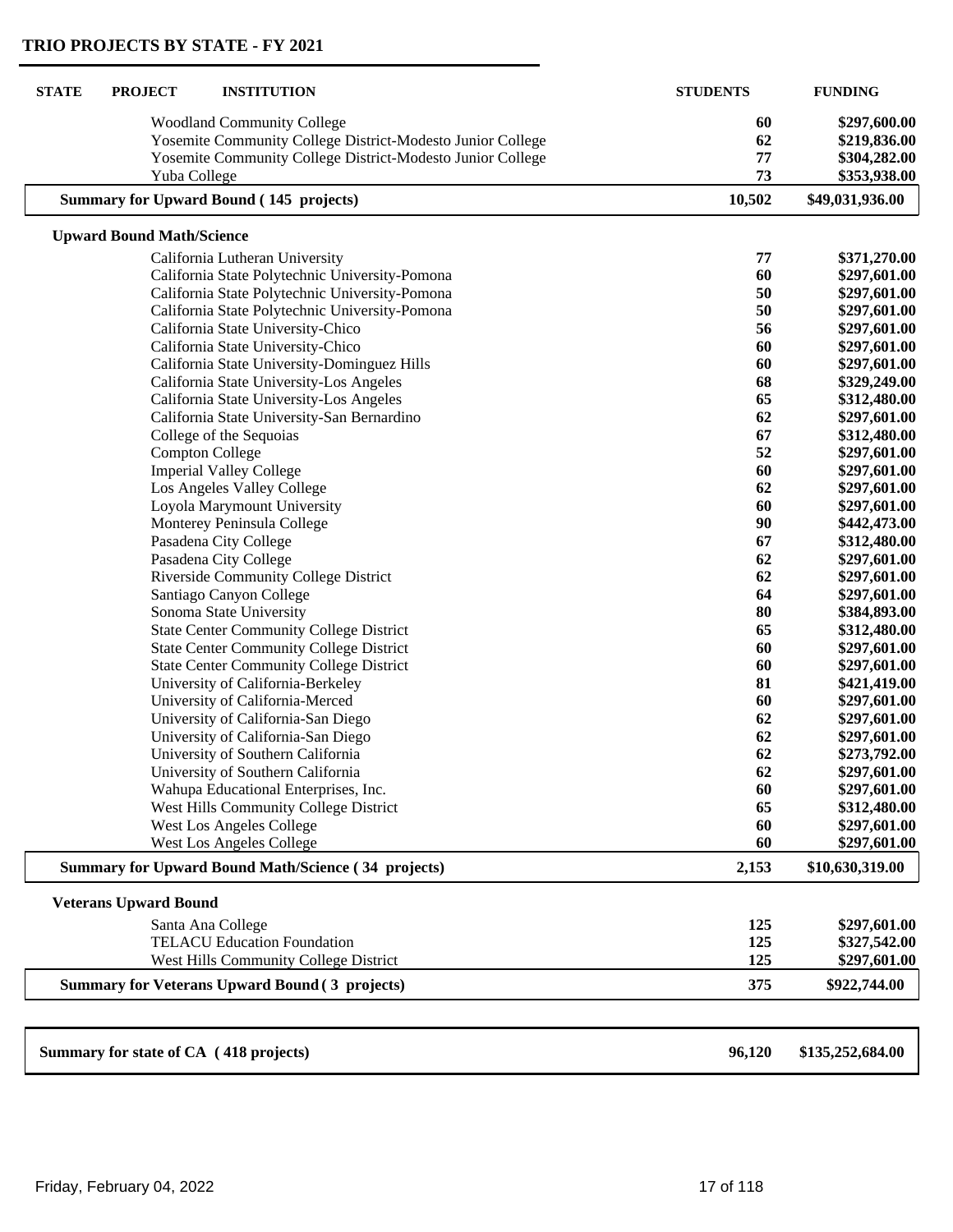# TRIO PROJECTS BY STATE - FY 2021

| STATE | PROJECT | INSTITUTION | STUDENTS | FUNDING |
|---|---|---|---|---|
| | | Woodland Community College | 60 | $297,600.00 |
| | | Yosemite Community College District-Modesto Junior College | 62 | $219,836.00 |
| | | Yosemite Community College District-Modesto Junior College | 77 | $304,282.00 |
| | | Yuba College | 73 | $353,938.00 |
| | **Summary for Upward Bound ( 145 projects)** | | **10,502** | **$49,031,936.00** |
| | **Upward Bound Math/Science** | | | |
| | | California Lutheran University | 77 | $371,270.00 |
| | | California State Polytechnic University-Pomona | 60 | $297,601.00 |
| | | California State Polytechnic University-Pomona | 50 | $297,601.00 |
| | | California State Polytechnic University-Pomona | 50 | $297,601.00 |
| | | California State University-Chico | 56 | $297,601.00 |
| | | California State University-Chico | 60 | $297,601.00 |
| | | California State University-Dominguez Hills | 60 | $297,601.00 |
| | | California State University-Los Angeles | 68 | $329,249.00 |
| | | California State University-Los Angeles | 65 | $312,480.00 |
| | | California State University-San Bernardino | 62 | $297,601.00 |
| | | College of the Sequoias | 67 | $312,480.00 |
| | | Compton College | 52 | $297,601.00 |
| | | Imperial Valley College | 60 | $297,601.00 |
| | | Los Angeles Valley College | 62 | $297,601.00 |
| | | Loyola Marymount University | 60 | $297,601.00 |
| | | Monterey Peninsula College | 90 | $442,473.00 |
| | | Pasadena City College | 67 | $312,480.00 |
| | | Pasadena City College | 62 | $297,601.00 |
| | | Riverside Community College District | 62 | $297,601.00 |
| | | Santiago Canyon College | 64 | $297,601.00 |
| | | Sonoma State University | 80 | $384,893.00 |
| | | State Center Community College District | 65 | $312,480.00 |
| | | State Center Community College District | 60 | $297,601.00 |
| | | State Center Community College District | 60 | $297,601.00 |
| | | University of California-Berkeley | 81 | $421,419.00 |
| | | University of California-Merced | 60 | $297,601.00 |
| | | University of California-San Diego | 62 | $297,601.00 |
| | | University of California-San Diego | 62 | $297,601.00 |
| | | University of Southern California | 62 | $273,792.00 |
| | | University of Southern California | 62 | $297,601.00 |
| | | Wahupa Educational Enterprises, Inc. | 60 | $297,601.00 |
| | | West Hills Community College District | 65 | $312,480.00 |
| | | West Los Angeles College | 60 | $297,601.00 |
| | | West Los Angeles College | 60 | $297,601.00 |
| | **Summary for Upward Bound Math/Science ( 34 projects)** | | **2,153** | **$10,630,319.00** |
| | **Veterans Upward Bound** | | | |
| | | Santa Ana College | 125 | $297,601.00 |
| | | TELACU Education Foundation | 125 | $327,542.00 |
| | | West Hills Community College District | 125 | $297,601.00 |
| | **Summary for Veterans Upward Bound ( 3 projects)** | | **375** | **$922,744.00** |
| **Summary for state of CA ( 418 projects)** | | | **96,120** | **$135,252,684.00** |

Friday, February 04, 2022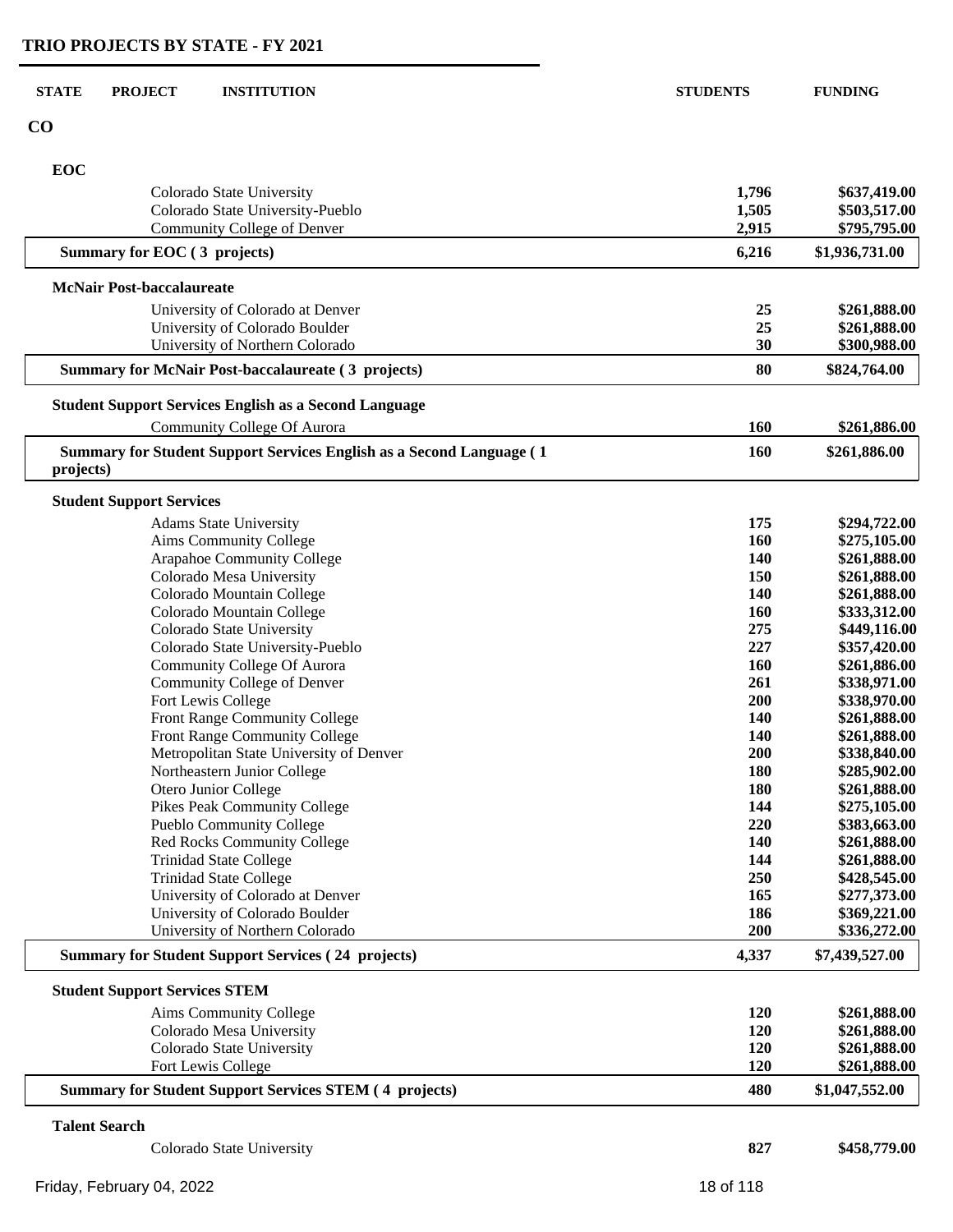## TRIO PROJECTS BY STATE - FY 2021

| STATE | PROJECT | INSTITUTION | STUDENTS | FUNDING |
|---|---|---|---|---|
| **CO** | | | | |
| | **EOC** | | | |
| | | Colorado State University | **1,796** | **$637,419.00** |
| | | Colorado State University-Pueblo | **1,505** | **$503,517.00** |
| | | Community College of Denver | **2,915** | **$795,795.00** |
| | **Summary for EOC ( 3 projects)** | | **6,216** | **$1,936,731.00** |
| | **McNair Post-baccalaureate** | | | |
| | | University of Colorado at Denver | **25** | **$261,888.00** |
| | | University of Colorado Boulder | **25** | **$261,888.00** |
| | | University of Northern Colorado | **30** | **$300,988.00** |
| | **Summary for McNair Post-baccalaureate ( 3 projects)** | | **80** | **$824,764.00** |
| | **Student Support Services English as a Second Language** | | | |
| | | Community College Of Aurora | **160** | **$261,886.00** |
| | **Summary for Student Support Services English as a Second Language ( 1 projects)** | | **160** | **$261,886.00** |
| | **Student Support Services** | | | |
| | | Adams State University | **175** | **$294,722.00** |
| | | Aims Community College | **160** | **$275,105.00** |
| | | Arapahoe Community College | **140** | **$261,888.00** |
| | | Colorado Mesa University | **150** | **$261,888.00** |
| | | Colorado Mountain College | **140** | **$261,888.00** |
| | | Colorado Mountain College | **160** | **$333,312.00** |
| | | Colorado State University | **275** | **$449,116.00** |
| | | Colorado State University-Pueblo | **227** | **$357,420.00** |
| | | Community College Of Aurora | **160** | **$261,886.00** |
| | | Community College of Denver | **261** | **$338,971.00** |
| | | Fort Lewis College | **200** | **$338,970.00** |
| | | Front Range Community College | **140** | **$261,888.00** |
| | | Front Range Community College | **140** | **$261,888.00** |
| | | Metropolitan State University of Denver | **200** | **$338,840.00** |
| | | Northeastern Junior College | **180** | **$285,902.00** |
| | | Otero Junior College | **180** | **$261,888.00** |
| | | Pikes Peak Community College | **144** | **$275,105.00** |
| | | Pueblo Community College | **220** | **$383,663.00** |
| | | Red Rocks Community College | **140** | **$261,888.00** |
| | | Trinidad State College | **144** | **$261,888.00** |
| | | Trinidad State College | **250** | **$428,545.00** |
| | | University of Colorado at Denver | **165** | **$277,373.00** |
| | | University of Colorado Boulder | **186** | **$369,221.00** |
| | | University of Northern Colorado | **200** | **$336,272.00** |
| | **Summary for Student Support Services ( 24 projects)** | | **4,337** | **$7,439,527.00** |
| | **Student Support Services STEM** | | | |
| | | Aims Community College | **120** | **$261,888.00** |
| | | Colorado Mesa University | **120** | **$261,888.00** |
| | | Colorado State University | **120** | **$261,888.00** |
| | | Fort Lewis College | **120** | **$261,888.00** |
| | **Summary for Student Support Services STEM ( 4 projects)** | | **480** | **$1,047,552.00** |
| | **Talent Search** | | | |
| | | Colorado State University | **827** | **$458,779.00** |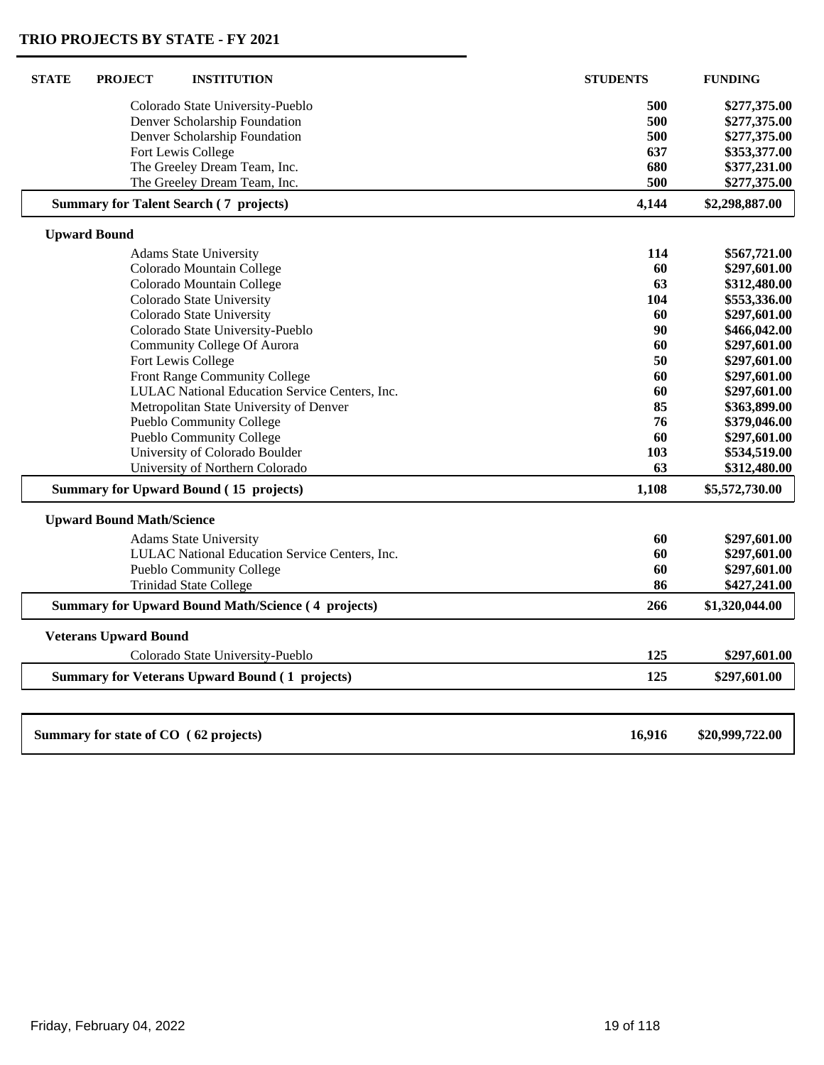## TRIO PROJECTS BY STATE - FY 2021

| STATE | PROJECT | INSTITUTION | STUDENTS | FUNDING |
|---|---|---|---|---|
| | | Colorado State University-Pueblo | **500** | **$277,375.00** |
| | | Denver Scholarship Foundation | **500** | **$277,375.00** |
| | | Denver Scholarship Foundation | **500** | **$277,375.00** |
| | | Fort Lewis College | **637** | **$353,377.00** |
| | | The Greeley Dream Team, Inc. | **680** | **$377,231.00** |
| | | The Greeley Dream Team, Inc. | **500** | **$277,375.00** |
| | **Summary for Talent Search ( 7 projects)** | | **4,144** | **$2,298,887.00** |
| | **Upward Bound** | | | |
| | | Adams State University | **114** | **$567,721.00** |
| | | Colorado Mountain College | **60** | **$297,601.00** |
| | | Colorado Mountain College | **63** | **$312,480.00** |
| | | Colorado State University | **104** | **$553,336.00** |
| | | Colorado State University | **60** | **$297,601.00** |
| | | Colorado State University-Pueblo | **90** | **$466,042.00** |
| | | Community College Of Aurora | **60** | **$297,601.00** |
| | | Fort Lewis College | **50** | **$297,601.00** |
| | | Front Range Community College | **60** | **$297,601.00** |
| | | LULAC National Education Service Centers, Inc. | **60** | **$297,601.00** |
| | | Metropolitan State University of Denver | **85** | **$363,899.00** |
| | | Pueblo Community College | **76** | **$379,046.00** |
| | | Pueblo Community College | **60** | **$297,601.00** |
| | | University of Colorado Boulder | **103** | **$534,519.00** |
| | | University of Northern Colorado | **63** | **$312,480.00** |
| | **Summary for Upward Bound ( 15 projects)** | | **1,108** | **$5,572,730.00** |
| | **Upward Bound Math/Science** | | | |
| | | Adams State University | **60** | **$297,601.00** |
| | | LULAC National Education Service Centers, Inc. | **60** | **$297,601.00** |
| | | Pueblo Community College | **60** | **$297,601.00** |
| | | Trinidad State College | **86** | **$427,241.00** |
| | **Summary for Upward Bound Math/Science ( 4 projects)** | | **266** | **$1,320,044.00** |
| | **Veterans Upward Bound** | | | |
| | | Colorado State University-Pueblo | **125** | **$297,601.00** |
| | **Summary for Veterans Upward Bound ( 1 projects)** | | **125** | **$297,601.00** |
| **Summary for state of CO ( 62 projects)** | | | **16,916** | **$20,999,722.00** |

Friday, February 04, 2022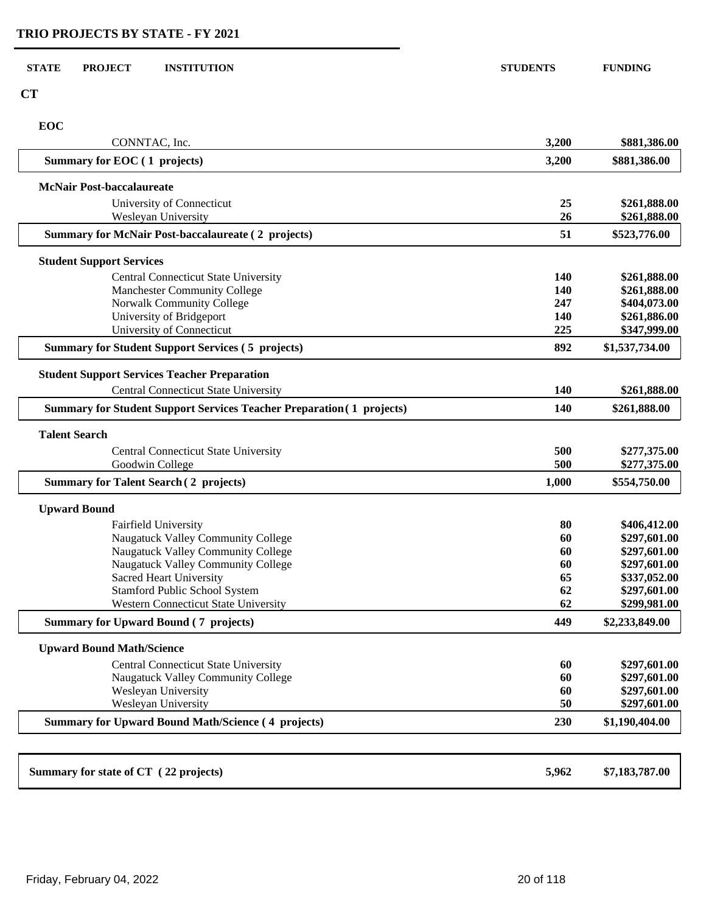## TRIO PROJECTS BY STATE - FY 2021

| STATE | PROJECT | INSTITUTION | STUDENTS | FUNDING |
|---|---|---|---|---|
| **CT** | | | | |
| | **EOC** | | | |
| | | CONNTAC, Inc. | **3,200** | **$881,386.00** |
| | **Summary for EOC ( 1 projects)** | | **3,200** | **$881,386.00** |
| | **McNair Post-baccalaureate** | | | |
| | | University of Connecticut | **25** | **$261,888.00** |
| | | Wesleyan University | **26** | **$261,888.00** |
| | **Summary for McNair Post-baccalaureate ( 2 projects)** | | **51** | **$523,776.00** |
| | **Student Support Services** | | | |
| | | Central Connecticut State University | **140** | **$261,888.00** |
| | | Manchester Community College | **140** | **$261,888.00** |
| | | Norwalk Community College | **247** | **$404,073.00** |
| | | University of Bridgeport | **140** | **$261,886.00** |
| | | University of Connecticut | **225** | **$347,999.00** |
| | **Summary for Student Support Services ( 5 projects)** | | **892** | **$1,537,734.00** |
| | **Student Support Services Teacher Preparation** | | | |
| | | Central Connecticut State University | **140** | **$261,888.00** |
| | **Summary for Student Support Services Teacher Preparation ( 1 projects)** | | **140** | **$261,888.00** |
| | **Talent Search** | | | |
| | | Central Connecticut State University | **500** | **$277,375.00** |
| | | Goodwin College | **500** | **$277,375.00** |
| | **Summary for Talent Search ( 2 projects)** | | **1,000** | **$554,750.00** |
| | **Upward Bound** | | | |
| | | Fairfield University | **80** | **$406,412.00** |
| | | Naugatuck Valley Community College | **60** | **$297,601.00** |
| | | Naugatuck Valley Community College | **60** | **$297,601.00** |
| | | Naugatuck Valley Community College | **60** | **$297,601.00** |
| | | Sacred Heart University | **65** | **$337,052.00** |
| | | Stamford Public School System | **62** | **$297,601.00** |
| | | Western Connecticut State University | **62** | **$299,981.00** |
| | **Summary for Upward Bound ( 7 projects)** | | **449** | **$2,233,849.00** |
| | **Upward Bound Math/Science** | | | |
| | | Central Connecticut State University | **60** | **$297,601.00** |
| | | Naugatuck Valley Community College | **60** | **$297,601.00** |
| | | Wesleyan University | **60** | **$297,601.00** |
| | | Wesleyan University | **50** | **$297,601.00** |
| | **Summary for Upward Bound Math/Science ( 4 projects)** | | **230** | **$1,190,404.00** |
| **Summary for state of CT ( 22 projects)** | | | **5,962** | **$7,183,787.00** |

Friday, February 04, 2022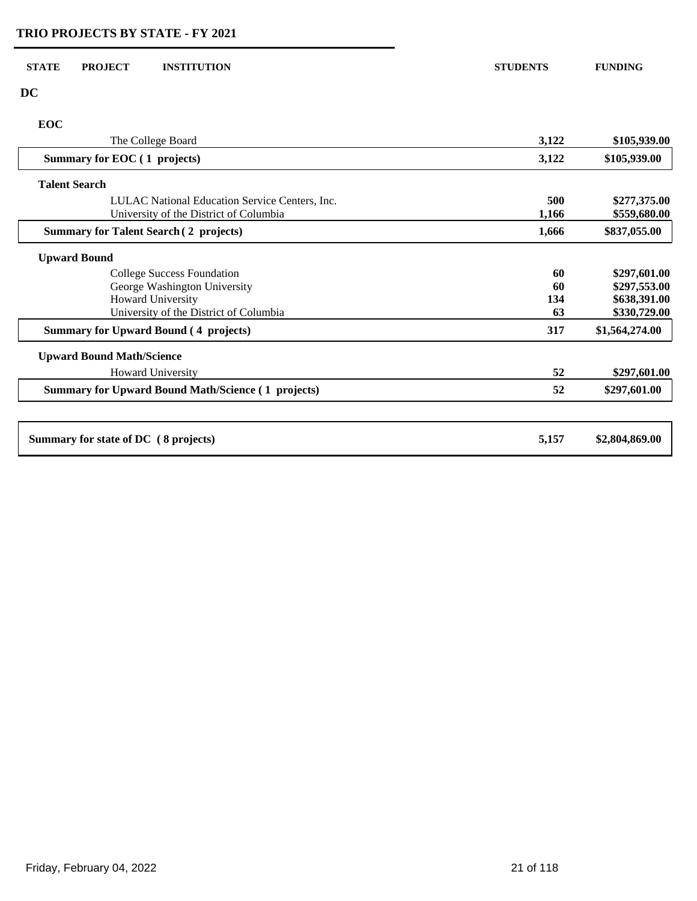## TRIO PROJECTS BY STATE - FY 2021

| STATE | PROJECT | INSTITUTION | STUDENTS | FUNDING |
|---|---|---|---|---|
| **DC** | | | | |
| | **EOC** | | | |
| | | The College Board | **3,122** | **$105,939.00** |
| | **Summary for EOC ( 1 projects)** | | **3,122** | **$105,939.00** |
| | **Talent Search** | | | |
| | | LULAC National Education Service Centers, Inc. | **500** | **$277,375.00** |
| | | University of the District of Columbia | **1,166** | **$559,680.00** |
| | **Summary for Talent Search ( 2 projects)** | | **1,666** | **$837,055.00** |
| | **Upward Bound** | | | |
| | | College Success Foundation | **60** | **$297,601.00** |
| | | George Washington University | **60** | **$297,553.00** |
| | | Howard University | **134** | **$638,391.00** |
| | | University of the District of Columbia | **63** | **$330,729.00** |
| | **Summary for Upward Bound ( 4 projects)** | | **317** | **$1,564,274.00** |
| | **Upward Bound Math/Science** | | | |
| | | Howard University | **52** | **$297,601.00** |
| | **Summary for Upward Bound Math/Science ( 1 projects)** | | **52** | **$297,601.00** |
| **Summary for state of DC ( 8 projects)** | | | **5,157** | **$2,804,869.00** |

Friday, February 04, 2022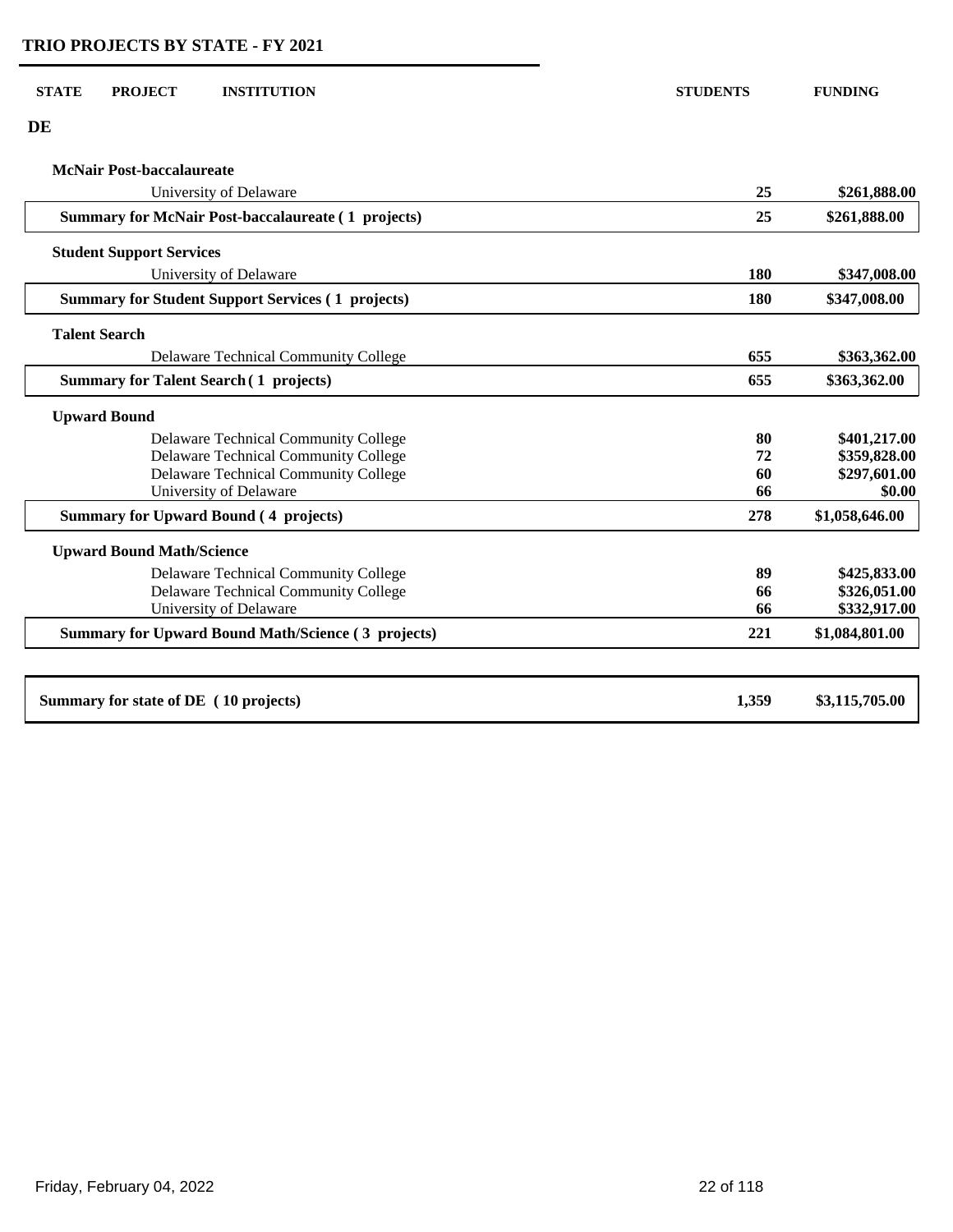## TRIO PROJECTS BY STATE - FY 2021

| STATE | PROJECT | INSTITUTION | STUDENTS | FUNDING |
|---|---|---|---|---|
| **DE** | | | | |
| | **McNair Post-baccalaureate** | | | |
| | | University of Delaware | **25** | **$261,888.00** |
| | **Summary for McNair Post-baccalaureate ( 1 projects)** | | **25** | **$261,888.00** |
| | **Student Support Services** | | | |
| | | University of Delaware | **180** | **$347,008.00** |
| | **Summary for Student Support Services ( 1 projects)** | | **180** | **$347,008.00** |
| | **Talent Search** | | | |
| | | Delaware Technical Community College | **655** | **$363,362.00** |
| | **Summary for Talent Search ( 1 projects)** | | **655** | **$363,362.00** |
| | **Upward Bound** | | | |
| | | Delaware Technical Community College | **80** | **$401,217.00** |
| | | Delaware Technical Community College | **72** | **$359,828.00** |
| | | Delaware Technical Community College | **60** | **$297,601.00** |
| | | University of Delaware | **66** | **$0.00** |
| | **Summary for Upward Bound ( 4 projects)** | | **278** | **$1,058,646.00** |
| | **Upward Bound Math/Science** | | | |
| | | Delaware Technical Community College | **89** | **$425,833.00** |
| | | Delaware Technical Community College | **66** | **$326,051.00** |
| | | University of Delaware | **66** | **$332,917.00** |
| | **Summary for Upward Bound Math/Science ( 3 projects)** | | **221** | **$1,084,801.00** |
| **Summary for state of DE ( 10 projects)** | | | **1,359** | **$3,115,705.00** |

Friday, February 04, 2022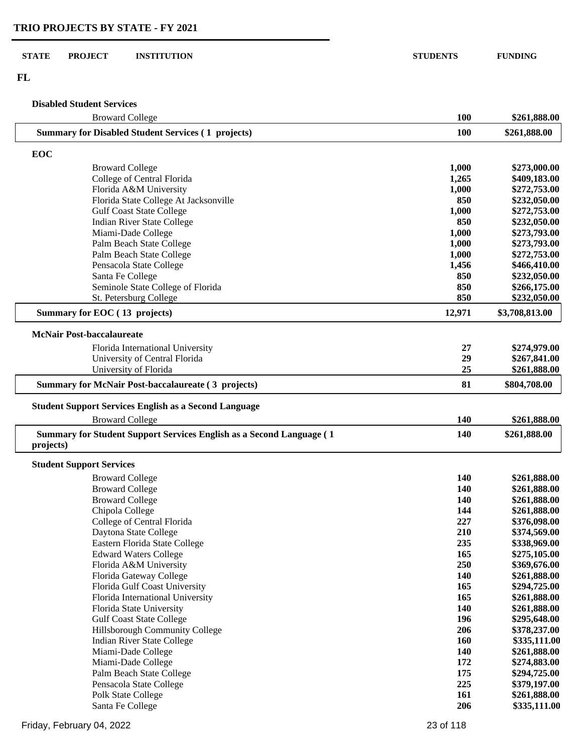## TRIO PROJECTS BY STATE - FY 2021

| STATE | PROJECT | INSTITUTION | STUDENTS | FUNDING |
|---|---|---|---|---|
| **FL** | | | | |
| | **Disabled Student Services** | | | |
| | | Broward College | **100** | **$261,888.00** |
| | **Summary for Disabled Student Services ( 1 projects)** | | **100** | **$261,888.00** |
| | **EOC** | | | |
| | | Broward College | **1,000** | **$273,000.00** |
| | | College of Central Florida | **1,265** | **$409,183.00** |
| | | Florida A&M University | **1,000** | **$272,753.00** |
| | | Florida State College At Jacksonville | **850** | **$232,050.00** |
| | | Gulf Coast State College | **1,000** | **$272,753.00** |
| | | Indian River State College | **850** | **$232,050.00** |
| | | Miami-Dade College | **1,000** | **$273,793.00** |
| | | Palm Beach State College | **1,000** | **$273,793.00** |
| | | Palm Beach State College | **1,000** | **$272,753.00** |
| | | Pensacola State College | **1,456** | **$466,410.00** |
| | | Santa Fe College | **850** | **$232,050.00** |
| | | Seminole State College of Florida | **850** | **$266,175.00** |
| | | St. Petersburg College | **850** | **$232,050.00** |
| | **Summary for EOC ( 13 projects)** | | **12,971** | **$3,708,813.00** |
| | **McNair Post-baccalaureate** | | | |
| | | Florida International University | **27** | **$274,979.00** |
| | | University of Central Florida | **29** | **$267,841.00** |
| | | University of Florida | **25** | **$261,888.00** |
| | **Summary for McNair Post-baccalaureate ( 3 projects)** | | **81** | **$804,708.00** |
| | **Student Support Services English as a Second Language** | | | |
| | | Broward College | **140** | **$261,888.00** |
| | **Summary for Student Support Services English as a Second Language ( 1 projects)** | | **140** | **$261,888.00** |
| | **Student Support Services** | | | |
| | | Broward College | **140** | **$261,888.00** |
| | | Broward College | **140** | **$261,888.00** |
| | | Broward College | **140** | **$261,888.00** |
| | | Chipola College | **144** | **$261,888.00** |
| | | College of Central Florida | **227** | **$376,098.00** |
| | | Daytona State College | **210** | **$374,569.00** |
| | | Eastern Florida State College | **235** | **$338,969.00** |
| | | Edward Waters College | **165** | **$275,105.00** |
| | | Florida A&M University | **250** | **$369,676.00** |
| | | Florida Gateway College | **140** | **$261,888.00** |
| | | Florida Gulf Coast University | **165** | **$294,725.00** |
| | | Florida International University | **165** | **$261,888.00** |
| | | Florida State University | **140** | **$261,888.00** |
| | | Gulf Coast State College | **196** | **$295,648.00** |
| | | Hillsborough Community College | **206** | **$378,237.00** |
| | | Indian River State College | **160** | **$335,111.00** |
| | | Miami-Dade College | **140** | **$261,888.00** |
| | | Miami-Dade College | **172** | **$274,883.00** |
| | | Palm Beach State College | **175** | **$294,725.00** |
| | | Pensacola State College | **225** | **$379,197.00** |
| | | Polk State College | **161** | **$261,888.00** |
| | | Santa Fe College | **206** | **$335,111.00** |

Friday, February 04, 2022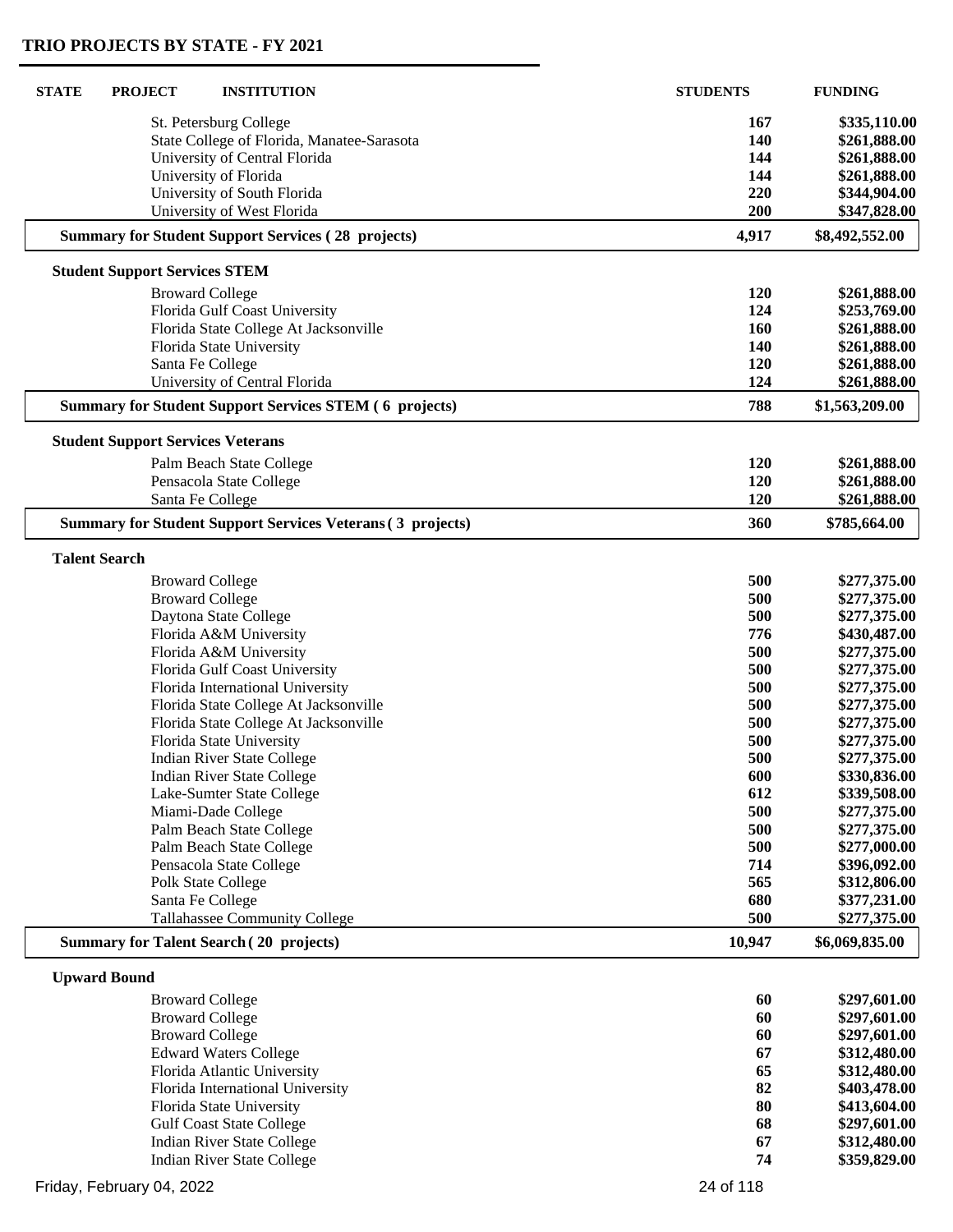| STATE | PROJECT | INSTITUTION | STUDENTS | FUNDING |
|---|---|---|---|---|
| | | St. Petersburg College | 167 | $335,110.00 |
| | | State College of Florida, Manatee-Sarasota | 140 | $261,888.00 |
| | | University of Central Florida | 144 | $261,888.00 |
| | | University of Florida | 144 | $261,888.00 |
| | | University of South Florida | 220 | $344,904.00 |
| | | University of West Florida | 200 | $347,828.00 |
| | **Summary for Student Support Services ( 28 projects)** | | **4,917** | **$8,492,552.00** |
| | **Student Support Services STEM** | | | |
| | | Broward College | 120 | $261,888.00 |
| | | Florida Gulf Coast University | 124 | $253,769.00 |
| | | Florida State College At Jacksonville | 160 | $261,888.00 |
| | | Florida State University | 140 | $261,888.00 |
| | | Santa Fe College | 120 | $261,888.00 |
| | | University of Central Florida | 124 | $261,888.00 |
| | **Summary for Student Support Services STEM ( 6 projects)** | | **788** | **$1,563,209.00** |
| | **Student Support Services Veterans** | | | |
| | | Palm Beach State College | 120 | $261,888.00 |
| | | Pensacola State College | 120 | $261,888.00 |
| | | Santa Fe College | 120 | $261,888.00 |
| | **Summary for Student Support Services Veterans ( 3 projects)** | | **360** | **$785,664.00** |
| | **Talent Search** | | | |
| | | Broward College | 500 | $277,375.00 |
| | | Broward College | 500 | $277,375.00 |
| | | Daytona State College | 500 | $277,375.00 |
| | | Florida A&M University | 776 | $430,487.00 |
| | | Florida A&M University | 500 | $277,375.00 |
| | | Florida Gulf Coast University | 500 | $277,375.00 |
| | | Florida International University | 500 | $277,375.00 |
| | | Florida State College At Jacksonville | 500 | $277,375.00 |
| | | Florida State College At Jacksonville | 500 | $277,375.00 |
| | | Florida State University | 500 | $277,375.00 |
| | | Indian River State College | 500 | $277,375.00 |
| | | Indian River State College | 600 | $330,836.00 |
| | | Lake-Sumter State College | 612 | $339,508.00 |
| | | Miami-Dade College | 500 | $277,375.00 |
| | | Palm Beach State College | 500 | $277,375.00 |
| | | Palm Beach State College | 500 | $277,000.00 |
| | | Pensacola State College | 714 | $396,092.00 |
| | | Polk State College | 565 | $312,806.00 |
| | | Santa Fe College | 680 | $377,231.00 |
| | | Tallahassee Community College | 500 | $277,375.00 |
| | **Summary for Talent Search ( 20 projects)** | | **10,947** | **$6,069,835.00** |
| | **Upward Bound** | | | |
| | | Broward College | 60 | $297,601.00 |
| | | Broward College | 60 | $297,601.00 |
| | | Broward College | 60 | $297,601.00 |
| | | Edward Waters College | 67 | $312,480.00 |
| | | Florida Atlantic University | 65 | $312,480.00 |
| | | Florida International University | 82 | $403,478.00 |
| | | Florida State University | 80 | $413,604.00 |
| | | Gulf Coast State College | 68 | $297,601.00 |
| | | Indian River State College | 67 | $312,480.00 |
| | | Indian River State College | 74 | $359,829.00 |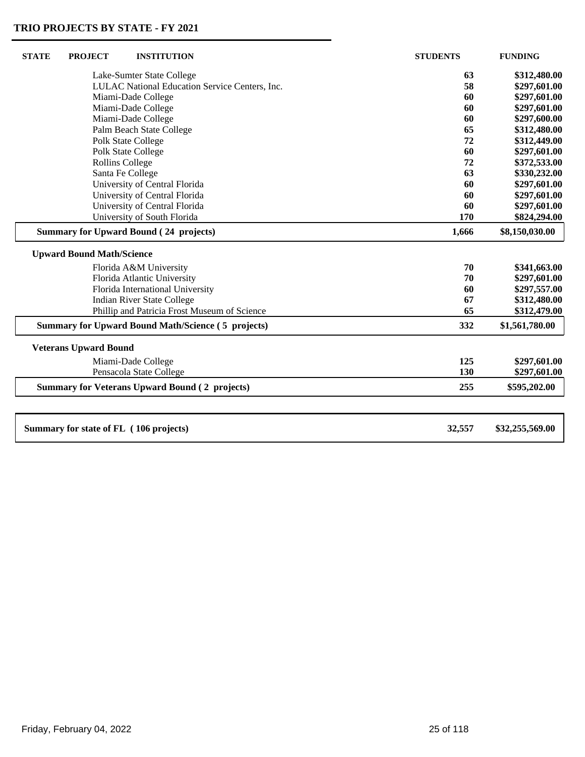## TRIO PROJECTS BY STATE - FY 2021

| STATE | PROJECT | INSTITUTION | STUDENTS | FUNDING |
|---|---|---|---|---|
| | | Lake-Sumter State College | 63 | $312,480.00 |
| | | LULAC National Education Service Centers, Inc. | 58 | $297,601.00 |
| | | Miami-Dade College | 60 | $297,601.00 |
| | | Miami-Dade College | 60 | $297,601.00 |
| | | Miami-Dade College | 60 | $297,600.00 |
| | | Palm Beach State College | 65 | $312,480.00 |
| | | Polk State College | 72 | $312,449.00 |
| | | Polk State College | 60 | $297,601.00 |
| | | Rollins College | 72 | $372,533.00 |
| | | Santa Fe College | 63 | $330,232.00 |
| | | University of Central Florida | 60 | $297,601.00 |
| | | University of Central Florida | 60 | $297,601.00 |
| | | University of Central Florida | 60 | $297,601.00 |
| | | University of South Florida | 170 | $824,294.00 |
| | **Summary for Upward Bound ( 24 projects)** | | **1,666** | **$8,150,030.00** |
| | **Upward Bound Math/Science** | | | |
| | | Florida A&M University | 70 | $341,663.00 |
| | | Florida Atlantic University | 70 | $297,601.00 |
| | | Florida International University | 60 | $297,557.00 |
| | | Indian River State College | 67 | $312,480.00 |
| | | Phillip and Patricia Frost Museum of Science | 65 | $312,479.00 |
| | **Summary for Upward Bound Math/Science ( 5 projects)** | | **332** | **$1,561,780.00** |
| | **Veterans Upward Bound** | | | |
| | | Miami-Dade College | 125 | $297,601.00 |
| | | Pensacola State College | 130 | $297,601.00 |
| | **Summary for Veterans Upward Bound ( 2 projects)** | | **255** | **$595,202.00** |
| **Summary for state of FL ( 106 projects)** | | | **32,557** | **$32,255,569.00** |

Friday, February 04, 2022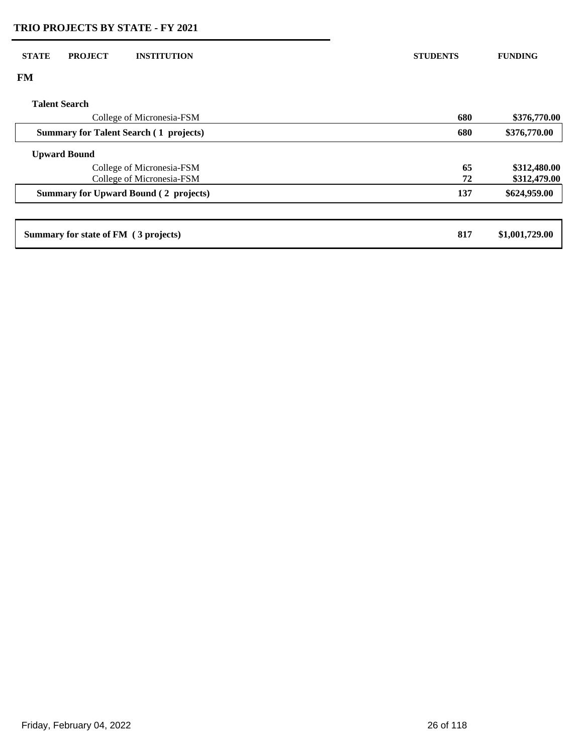## TRIO PROJECTS BY STATE - FY 2021

| STATE | PROJECT | INSTITUTION | STUDENTS | FUNDING |
|---|---|---|---|---|
| **FM** | | | | |
| | **Talent Search** | | | |
| | | College of Micronesia-FSM | **680** | **$376,770.00** |
| | **Summary for Talent Search ( 1 projects)** | | **680** | **$376,770.00** |
| | **Upward Bound** | | | |
| | | College of Micronesia-FSM | **65** | **$312,480.00** |
| | | College of Micronesia-FSM | **72** | **$312,479.00** |
| | **Summary for Upward Bound ( 2 projects)** | | **137** | **$624,959.00** |
| **Summary for state of FM ( 3 projects)** | | | **817** | **$1,001,729.00** |

Friday, February 04, 2022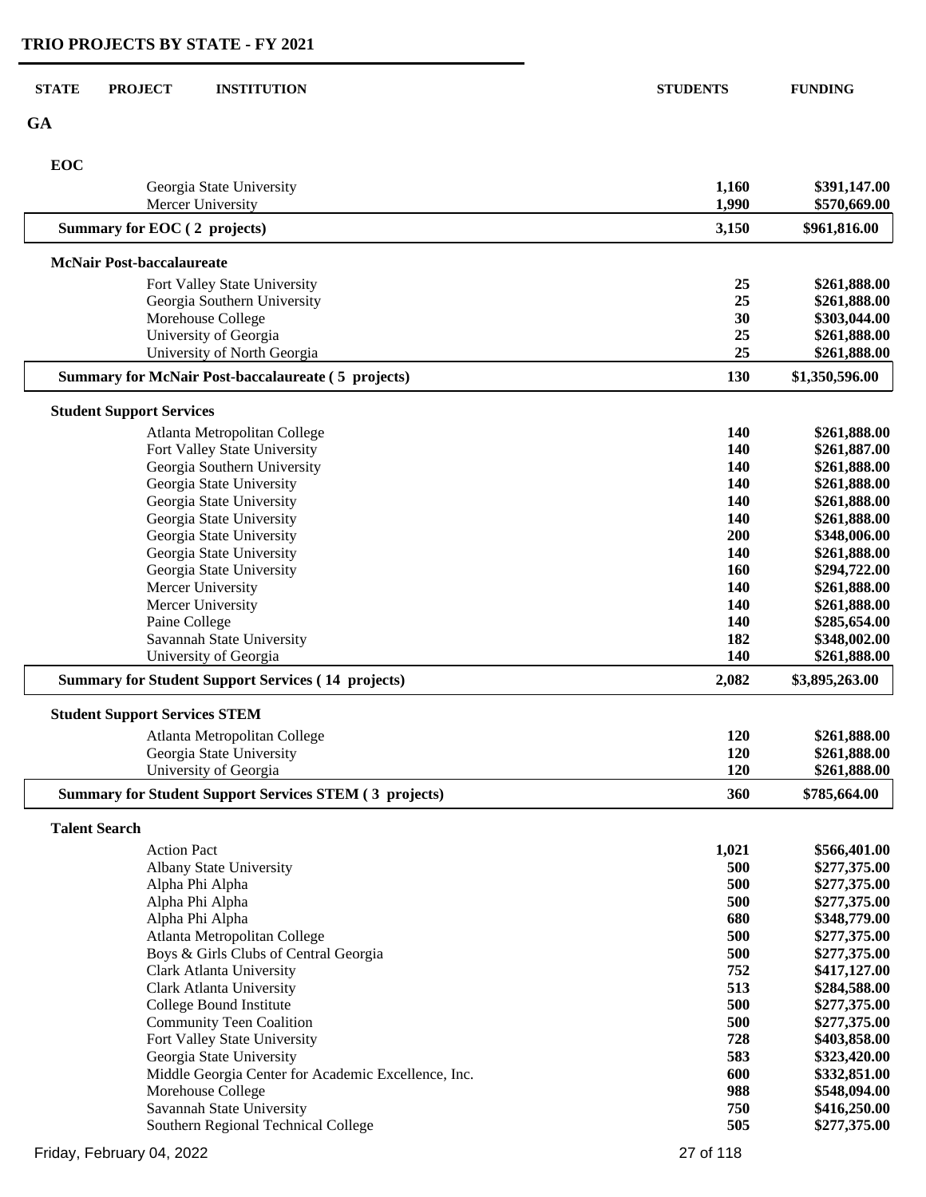# TRIO PROJECTS BY STATE - FY 2021

| STATE | PROJECT | INSTITUTION | STUDENTS | FUNDING |
|---|---|---|---|---|
| **GA** | | | | |
| | **EOC** | | | |
| | | Georgia State University | **1,160** | **$391,147.00** |
| | | Mercer University | **1,990** | **$570,669.00** |
| | **Summary for EOC ( 2 projects)** | | **3,150** | **$961,816.00** |
| | **McNair Post-baccalaureate** | | | |
| | | Fort Valley State University | **25** | **$261,888.00** |
| | | Georgia Southern University | **25** | **$261,888.00** |
| | | Morehouse College | **30** | **$303,044.00** |
| | | University of Georgia | **25** | **$261,888.00** |
| | | University of North Georgia | **25** | **$261,888.00** |
| | **Summary for McNair Post-baccalaureate ( 5 projects)** | | **130** | **$1,350,596.00** |
| | **Student Support Services** | | | |
| | | Atlanta Metropolitan College | **140** | **$261,888.00** |
| | | Fort Valley State University | **140** | **$261,887.00** |
| | | Georgia Southern University | **140** | **$261,888.00** |
| | | Georgia State University | **140** | **$261,888.00** |
| | | Georgia State University | **140** | **$261,888.00** |
| | | Georgia State University | **140** | **$261,888.00** |
| | | Georgia State University | **200** | **$348,006.00** |
| | | Georgia State University | **140** | **$261,888.00** |
| | | Georgia State University | **160** | **$294,722.00** |
| | | Mercer University | **140** | **$261,888.00** |
| | | Mercer University | **140** | **$261,888.00** |
| | | Paine College | **140** | **$285,654.00** |
| | | Savannah State University | **182** | **$348,002.00** |
| | | University of Georgia | **140** | **$261,888.00** |
| | **Summary for Student Support Services ( 14 projects)** | | **2,082** | **$3,895,263.00** |
| | **Student Support Services STEM** | | | |
| | | Atlanta Metropolitan College | **120** | **$261,888.00** |
| | | Georgia State University | **120** | **$261,888.00** |
| | | University of Georgia | **120** | **$261,888.00** |
| | **Summary for Student Support Services STEM ( 3 projects)** | | **360** | **$785,664.00** |
| | **Talent Search** | | | |
| | | Action Pact | **1,021** | **$566,401.00** |
| | | Albany State University | **500** | **$277,375.00** |
| | | Alpha Phi Alpha | **500** | **$277,375.00** |
| | | Alpha Phi Alpha | **500** | **$277,375.00** |
| | | Alpha Phi Alpha | **680** | **$348,779.00** |
| | | Atlanta Metropolitan College | **500** | **$277,375.00** |
| | | Boys & Girls Clubs of Central Georgia | **500** | **$277,375.00** |
| | | Clark Atlanta University | **752** | **$417,127.00** |
| | | Clark Atlanta University | **513** | **$284,588.00** |
| | | College Bound Institute | **500** | **$277,375.00** |
| | | Community Teen Coalition | **500** | **$277,375.00** |
| | | Fort Valley State University | **728** | **$403,858.00** |
| | | Georgia State University | **583** | **$323,420.00** |
| | | Middle Georgia Center for Academic Excellence, Inc. | **600** | **$332,851.00** |
| | | Morehouse College | **988** | **$548,094.00** |
| | | Savannah State University | **750** | **$416,250.00** |
| | | Southern Regional Technical College | **505** | **$277,375.00** |

Friday, February 04, 2022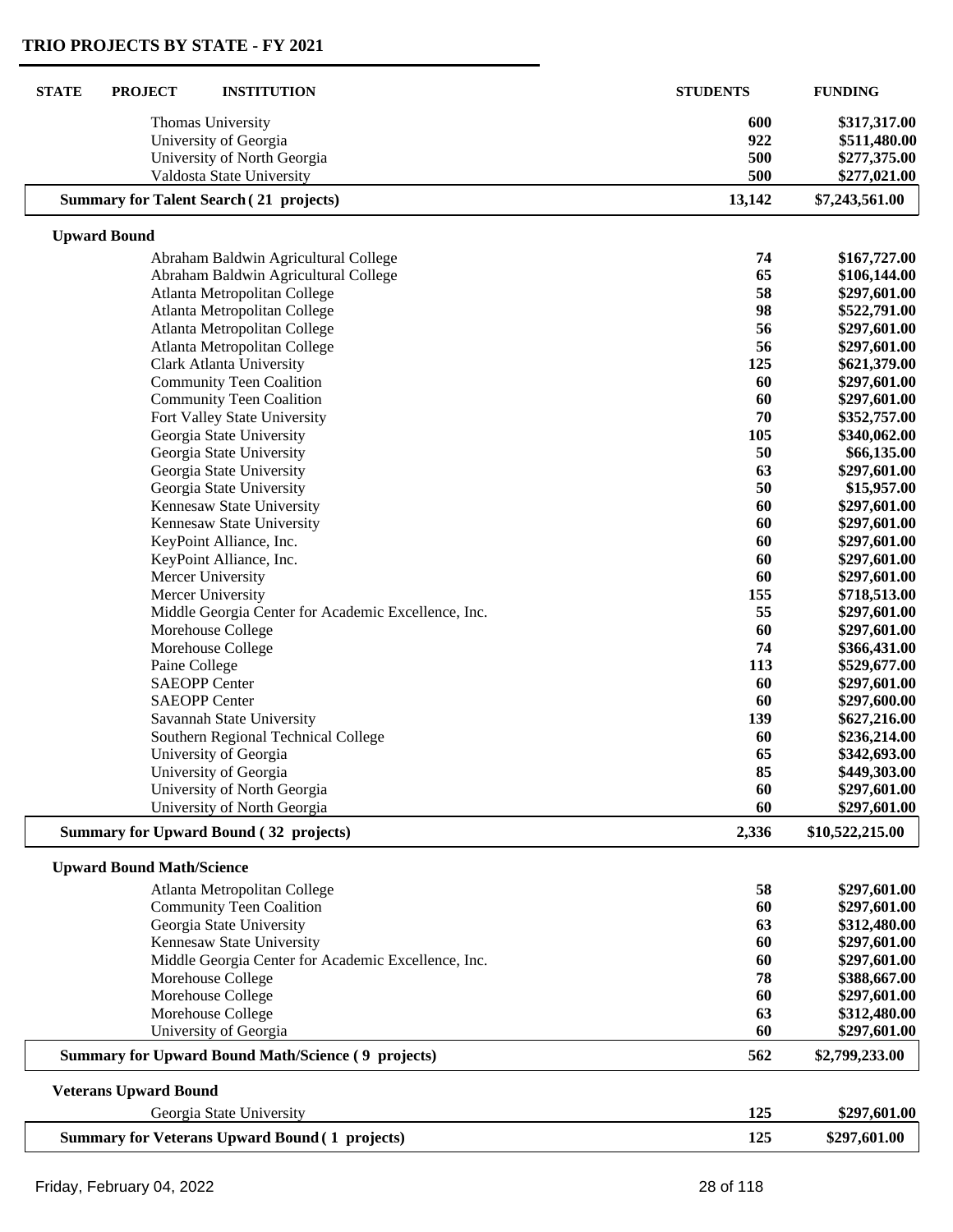## TRIO PROJECTS BY STATE - FY 2021

| STATE | PROJECT | INSTITUTION | STUDENTS | FUNDING |
|---|---|---|---|---|
| | | Thomas University | 600 | $317,317.00 |
| | | University of Georgia | 922 | $511,480.00 |
| | | University of North Georgia | 500 | $277,375.00 |
| | | Valdosta State University | 500 | $277,021.00 |
| | **Summary for Talent Search ( 21 projects)** | | **13,142** | **$7,243,561.00** |
| | **Upward Bound** | | | |
| | | Abraham Baldwin Agricultural College | 74 | $167,727.00 |
| | | Abraham Baldwin Agricultural College | 65 | $106,144.00 |
| | | Atlanta Metropolitan College | 58 | $297,601.00 |
| | | Atlanta Metropolitan College | 98 | $522,791.00 |
| | | Atlanta Metropolitan College | 56 | $297,601.00 |
| | | Atlanta Metropolitan College | 56 | $297,601.00 |
| | | Clark Atlanta University | 125 | $621,379.00 |
| | | Community Teen Coalition | 60 | $297,601.00 |
| | | Community Teen Coalition | 60 | $297,601.00 |
| | | Fort Valley State University | 70 | $352,757.00 |
| | | Georgia State University | 105 | $340,062.00 |
| | | Georgia State University | 50 | $66,135.00 |
| | | Georgia State University | 63 | $297,601.00 |
| | | Georgia State University | 50 | $15,957.00 |
| | | Kennesaw State University | 60 | $297,601.00 |
| | | Kennesaw State University | 60 | $297,601.00 |
| | | KeyPoint Alliance, Inc. | 60 | $297,601.00 |
| | | KeyPoint Alliance, Inc. | 60 | $297,601.00 |
| | | Mercer University | 60 | $297,601.00 |
| | | Mercer University | 155 | $718,513.00 |
| | | Middle Georgia Center for Academic Excellence, Inc. | 55 | $297,601.00 |
| | | Morehouse College | 60 | $297,601.00 |
| | | Morehouse College | 74 | $366,431.00 |
| | | Paine College | 113 | $529,677.00 |
| | | SAEOPP Center | 60 | $297,601.00 |
| | | SAEOPP Center | 60 | $297,600.00 |
| | | Savannah State University | 139 | $627,216.00 |
| | | Southern Regional Technical College | 60 | $236,214.00 |
| | | University of Georgia | 65 | $342,693.00 |
| | | University of Georgia | 85 | $449,303.00 |
| | | University of North Georgia | 60 | $297,601.00 |
| | | University of North Georgia | 60 | $297,601.00 |
| | **Summary for Upward Bound ( 32 projects)** | | **2,336** | **$10,522,215.00** |
| | **Upward Bound Math/Science** | | | |
| | | Atlanta Metropolitan College | 58 | $297,601.00 |
| | | Community Teen Coalition | 60 | $297,601.00 |
| | | Georgia State University | 63 | $312,480.00 |
| | | Kennesaw State University | 60 | $297,601.00 |
| | | Middle Georgia Center for Academic Excellence, Inc. | 60 | $297,601.00 |
| | | Morehouse College | 78 | $388,667.00 |
| | | Morehouse College | 60 | $297,601.00 |
| | | Morehouse College | 63 | $312,480.00 |
| | | University of Georgia | 60 | $297,601.00 |
| | **Summary for Upward Bound Math/Science ( 9 projects)** | | **562** | **$2,799,233.00** |
| | **Veterans Upward Bound** | | | |
| | | Georgia State University | 125 | $297,601.00 |
| | **Summary for Veterans Upward Bound ( 1 projects)** | | **125** | **$297,601.00** |

Friday, February 04, 2022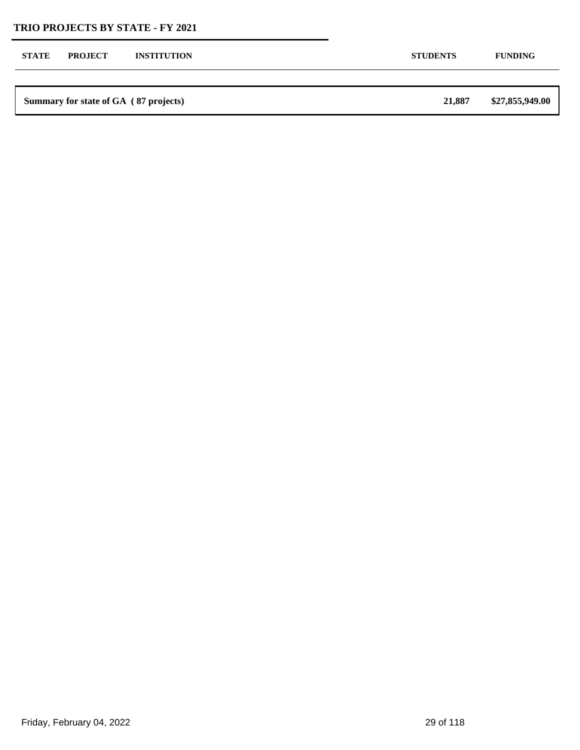## TRIO PROJECTS BY STATE - FY 2021

| STATE | PROJECT | INSTITUTION | STUDENTS | FUNDING |
|---|---|---|---|---|
| **Summary for state of GA ( 87 projects)** | | | **21,887** | **$27,855,949.00** |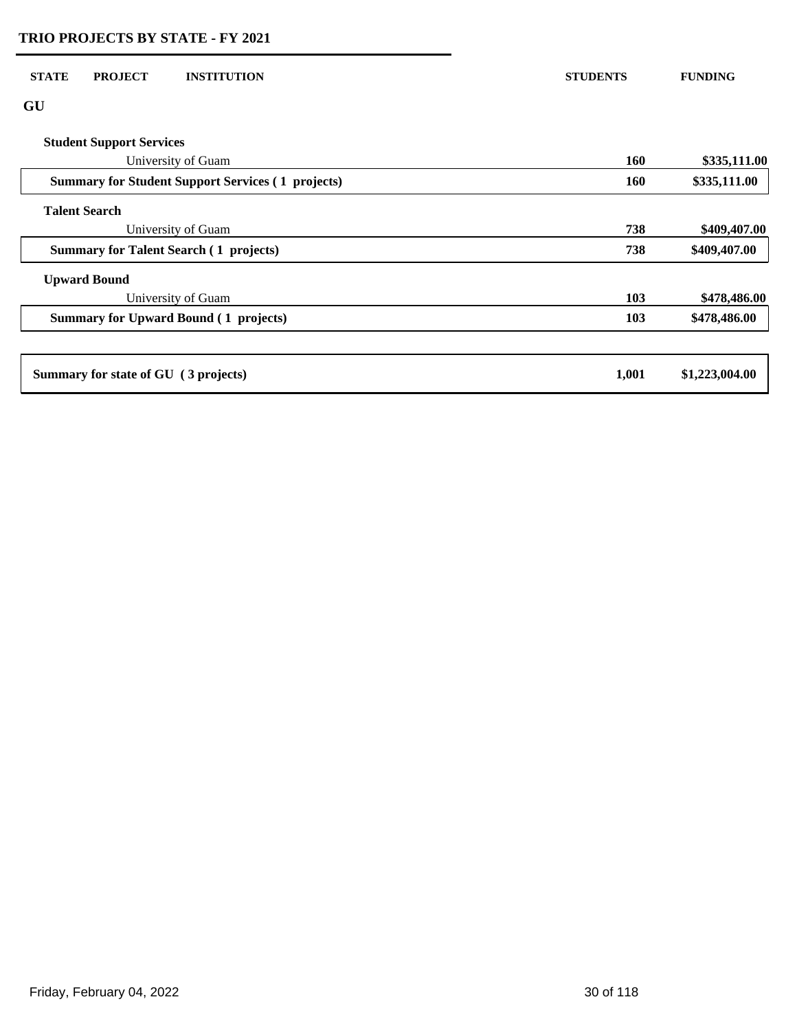# TRIO PROJECTS BY STATE - FY 2021

| STATE | PROJECT | INSTITUTION | STUDENTS | FUNDING |
|---|---|---|---|---|
| **GU** | | | | |
| | **Student Support Services** | | | |
| | | University of Guam | **160** | **$335,111.00** |
| | **Summary for Student Support Services ( 1 projects)** | | **160** | **$335,111.00** |
| | **Talent Search** | | | |
| | | University of Guam | **738** | **$409,407.00** |
| | **Summary for Talent Search ( 1 projects)** | | **738** | **$409,407.00** |
| | **Upward Bound** | | | |
| | | University of Guam | **103** | **$478,486.00** |
| | **Summary for Upward Bound ( 1 projects)** | | **103** | **$478,486.00** |
| **Summary for state of GU ( 3 projects)** | | | **1,001** | **$1,223,004.00** |

Friday, February 04, 2022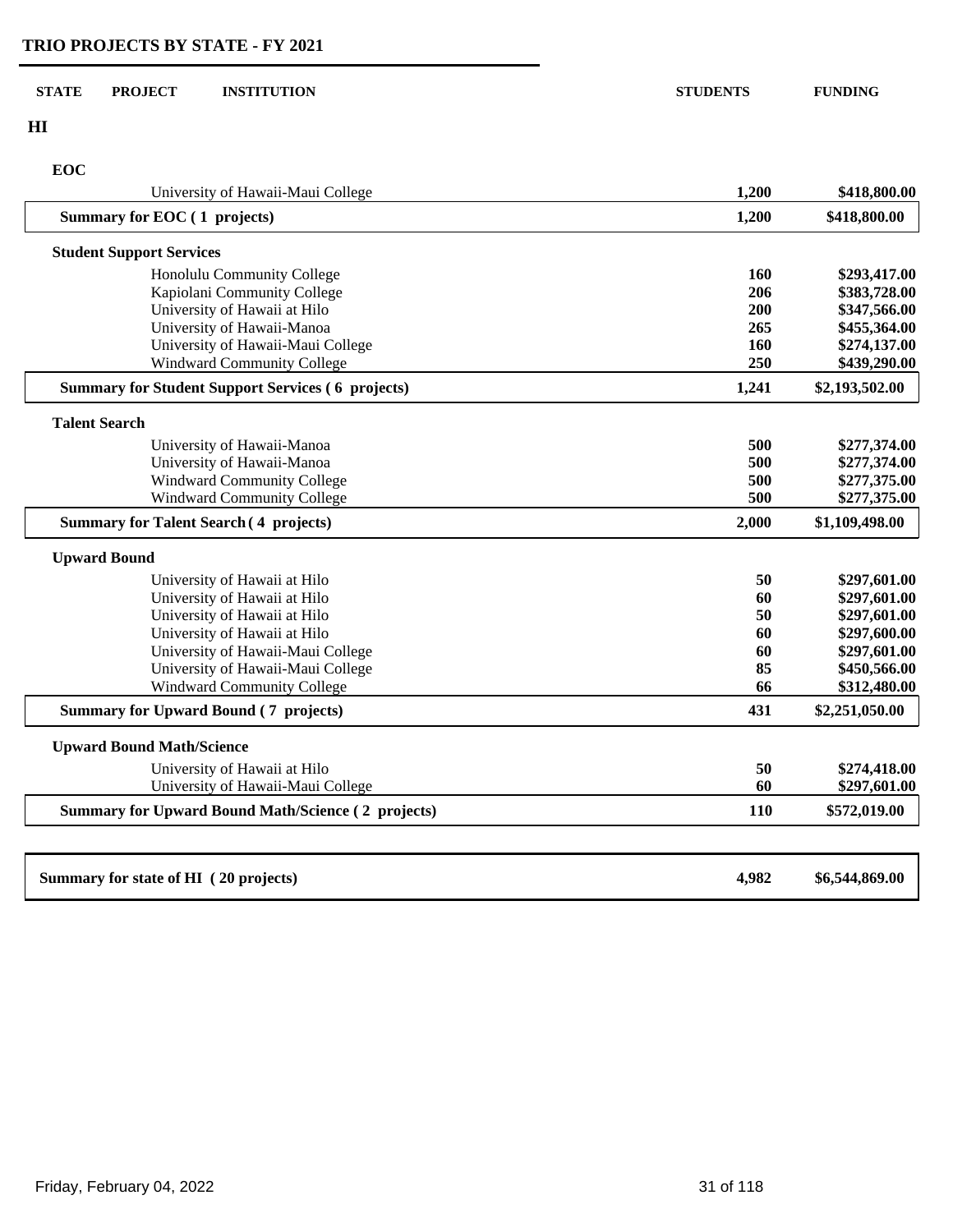## TRIO PROJECTS BY STATE - FY 2021

| STATE | PROJECT | INSTITUTION | STUDENTS | FUNDING |
|---|---|---|---|---|
| **HI** | | | | |
| | **EOC** | | | |
| | | University of Hawaii-Maui College | 1,200 | $418,800.00 |
| | **Summary for EOC ( 1 projects)** | | **1,200** | **$418,800.00** |
| | **Student Support Services** | | | |
| | | Honolulu Community College | 160 | $293,417.00 |
| | | Kapiolani Community College | 206 | $383,728.00 |
| | | University of Hawaii at Hilo | 200 | $347,566.00 |
| | | University of Hawaii-Manoa | 265 | $455,364.00 |
| | | University of Hawaii-Maui College | 160 | $274,137.00 |
| | | Windward Community College | 250 | $439,290.00 |
| | **Summary for Student Support Services ( 6 projects)** | | **1,241** | **$2,193,502.00** |
| | **Talent Search** | | | |
| | | University of Hawaii-Manoa | 500 | $277,374.00 |
| | | University of Hawaii-Manoa | 500 | $277,374.00 |
| | | Windward Community College | 500 | $277,375.00 |
| | | Windward Community College | 500 | $277,375.00 |
| | **Summary for Talent Search ( 4 projects)** | | **2,000** | **$1,109,498.00** |
| | **Upward Bound** | | | |
| | | University of Hawaii at Hilo | 50 | $297,601.00 |
| | | University of Hawaii at Hilo | 60 | $297,601.00 |
| | | University of Hawaii at Hilo | 50 | $297,601.00 |
| | | University of Hawaii at Hilo | 60 | $297,600.00 |
| | | University of Hawaii-Maui College | 60 | $297,601.00 |
| | | University of Hawaii-Maui College | 85 | $450,566.00 |
| | | Windward Community College | 66 | $312,480.00 |
| | **Summary for Upward Bound ( 7 projects)** | | **431** | **$2,251,050.00** |
| | **Upward Bound Math/Science** | | | |
| | | University of Hawaii at Hilo | 50 | $274,418.00 |
| | | University of Hawaii-Maui College | 60 | $297,601.00 |
| | **Summary for Upward Bound Math/Science ( 2 projects)** | | **110** | **$572,019.00** |
| **Summary for state of HI ( 20 projects)** | | | **4,982** | **$6,544,869.00** |

Friday, February 04, 2022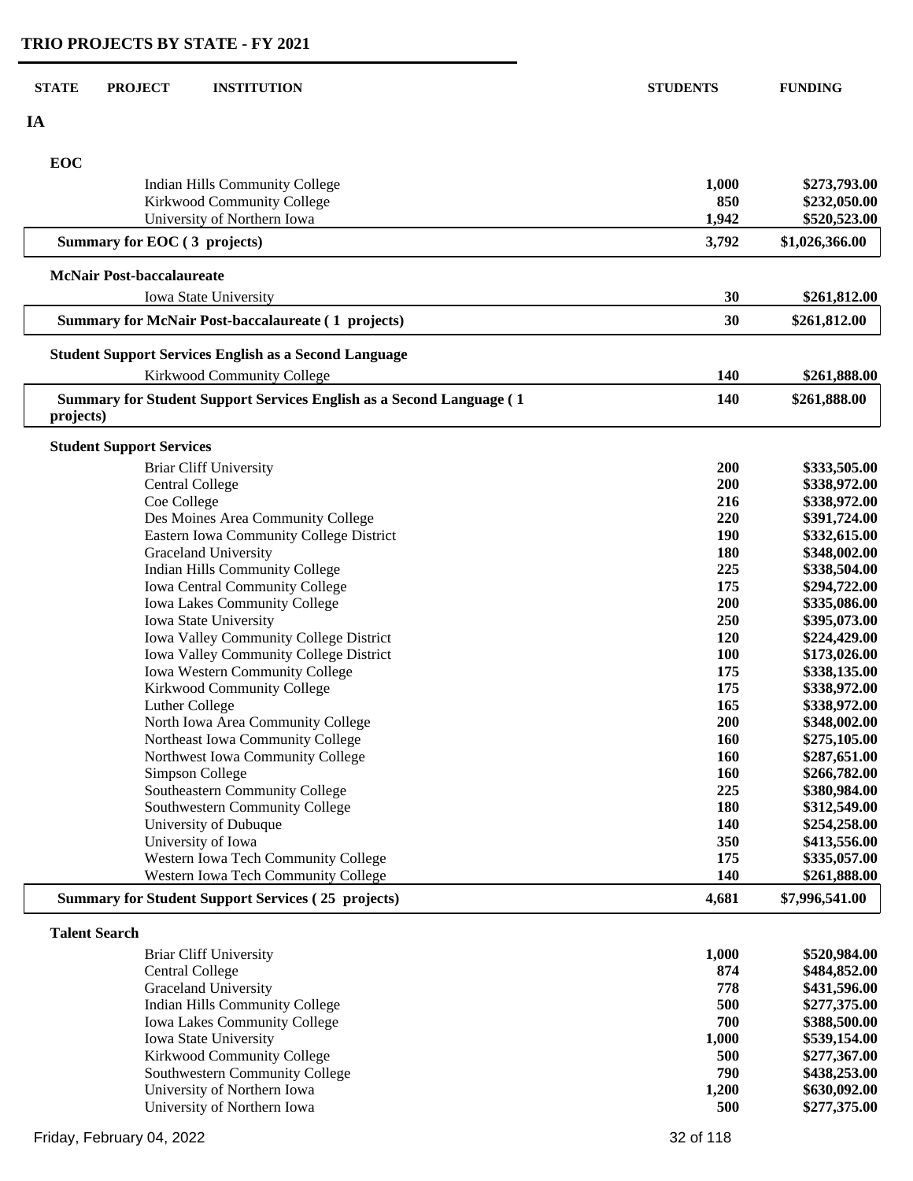## TRIO PROJECTS BY STATE - FY 2021

| STATE | PROJECT | INSTITUTION | STUDENTS | FUNDING |
|---|---|---|---|---|
| **IA** | | | | |
| | **EOC** | | | |
| | | Indian Hills Community College | **1,000** | **$273,793.00** |
| | | Kirkwood Community College | **850** | **$232,050.00** |
| | | University of Northern Iowa | **1,942** | **$520,523.00** |
| | **Summary for EOC ( 3 projects)** | | **3,792** | **$1,026,366.00** |
| | **McNair Post-baccalaureate** | | | |
| | | Iowa State University | **30** | **$261,812.00** |
| | **Summary for McNair Post-baccalaureate ( 1 projects)** | | **30** | **$261,812.00** |
| | **Student Support Services English as a Second Language** | | | |
| | | Kirkwood Community College | **140** | **$261,888.00** |
| | **Summary for Student Support Services English as a Second Language ( 1 projects)** | | **140** | **$261,888.00** |
| | **Student Support Services** | | | |
| | | Briar Cliff University | **200** | **$333,505.00** |
| | | Central College | **200** | **$338,972.00** |
| | | Coe College | **216** | **$338,972.00** |
| | | Des Moines Area Community College | **220** | **$391,724.00** |
| | | Eastern Iowa Community College District | **190** | **$332,615.00** |
| | | Graceland University | **180** | **$348,002.00** |
| | | Indian Hills Community College | **225** | **$338,504.00** |
| | | Iowa Central Community College | **175** | **$294,722.00** |
| | | Iowa Lakes Community College | **200** | **$335,086.00** |
| | | Iowa State University | **250** | **$395,073.00** |
| | | Iowa Valley Community College District | **120** | **$224,429.00** |
| | | Iowa Valley Community College District | **100** | **$173,026.00** |
| | | Iowa Western Community College | **175** | **$338,135.00** |
| | | Kirkwood Community College | **175** | **$338,972.00** |
| | | Luther College | **165** | **$338,972.00** |
| | | North Iowa Area Community College | **200** | **$348,002.00** |
| | | Northeast Iowa Community College | **160** | **$275,105.00** |
| | | Northwest Iowa Community College | **160** | **$287,651.00** |
| | | Simpson College | **160** | **$266,782.00** |
| | | Southeastern Community College | **225** | **$380,984.00** |
| | | Southwestern Community College | **180** | **$312,549.00** |
| | | University of Dubuque | **140** | **$254,258.00** |
| | | University of Iowa | **350** | **$413,556.00** |
| | | Western Iowa Tech Community College | **175** | **$335,057.00** |
| | | Western Iowa Tech Community College | **140** | **$261,888.00** |
| | **Summary for Student Support Services ( 25 projects)** | | **4,681** | **$7,996,541.00** |
| | **Talent Search** | | | |
| | | Briar Cliff University | **1,000** | **$520,984.00** |
| | | Central College | **874** | **$484,852.00** |
| | | Graceland University | **778** | **$431,596.00** |
| | | Indian Hills Community College | **500** | **$277,375.00** |
| | | Iowa Lakes Community College | **700** | **$388,500.00** |
| | | Iowa State University | **1,000** | **$539,154.00** |
| | | Kirkwood Community College | **500** | **$277,367.00** |
| | | Southwestern Community College | **790** | **$438,253.00** |
| | | University of Northern Iowa | **1,200** | **$630,092.00** |
| | | University of Northern Iowa | **500** | **$277,375.00** |

Friday, February 04, 2022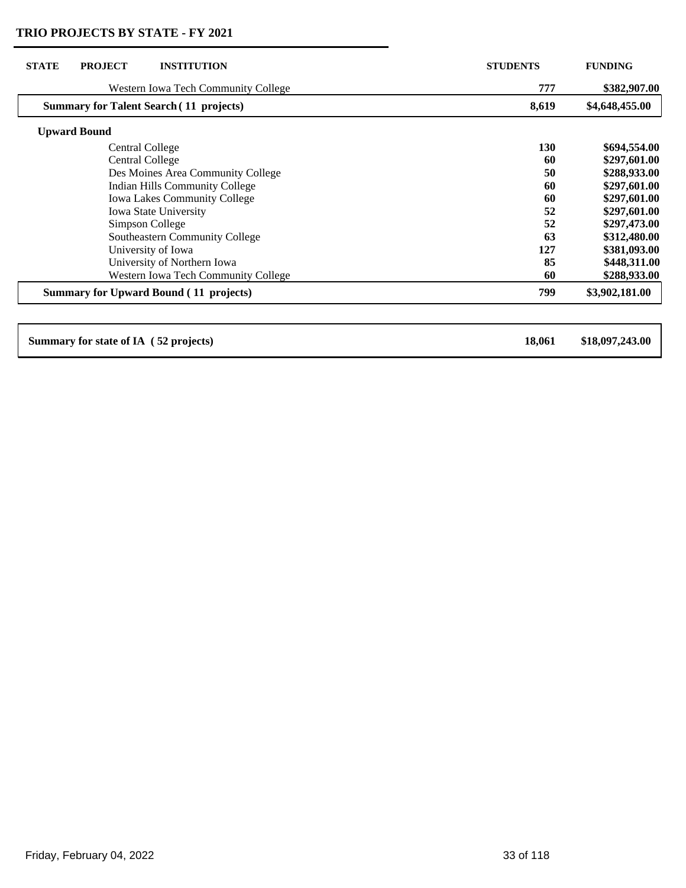## TRIO PROJECTS BY STATE - FY 2021

| STATE | PROJECT | INSTITUTION | STUDENTS | FUNDING |
|---|---|---|---|---|
| | | Western Iowa Tech Community College | **777** | **$382,907.00** |
| **Summary for Talent Search ( 11 projects)** | | | **8,619** | **$4,648,455.00** |
| | **Upward Bound** | | | |
| | | Central College | **130** | **$694,554.00** |
| | | Central College | **60** | **$297,601.00** |
| | | Des Moines Area Community College | **50** | **$288,933.00** |
| | | Indian Hills Community College | **60** | **$297,601.00** |
| | | Iowa Lakes Community College | **60** | **$297,601.00** |
| | | Iowa State University | **52** | **$297,601.00** |
| | | Simpson College | **52** | **$297,473.00** |
| | | Southeastern Community College | **63** | **$312,480.00** |
| | | University of Iowa | **127** | **$381,093.00** |
| | | University of Northern Iowa | **85** | **$448,311.00** |
| | | Western Iowa Tech Community College | **60** | **$288,933.00** |
| **Summary for Upward Bound ( 11 projects)** | | | **799** | **$3,902,181.00** |
| **Summary for state of IA ( 52 projects)** | | | **18,061** | **$18,097,243.00** |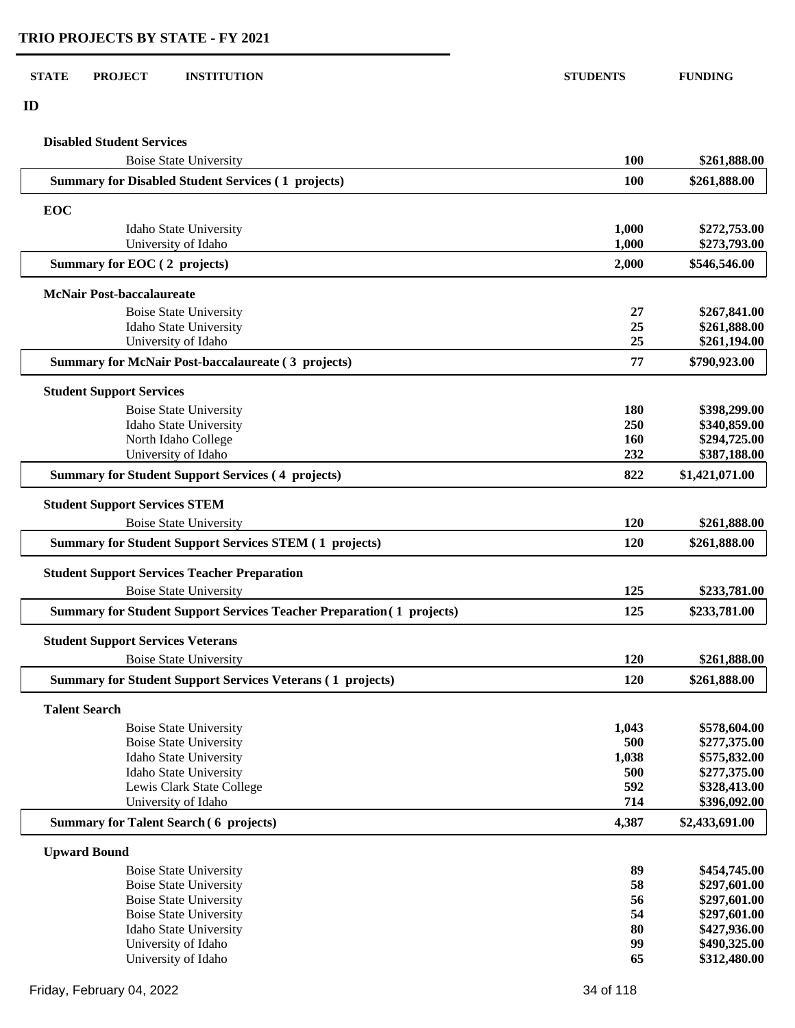# TRIO PROJECTS BY STATE - FY 2021

| STATE | PROJECT | INSTITUTION | STUDENTS | FUNDING |
|---|---|---|---|---|
| **ID** | | | | |
| | **Disabled Student Services** | | | |
| | | Boise State University | **100** | **$261,888.00** |
| | **Summary for Disabled Student Services ( 1 projects)** | | **100** | **$261,888.00** |
| | **EOC** | | | |
| | | Idaho State University | **1,000** | **$272,753.00** |
| | | University of Idaho | **1,000** | **$273,793.00** |
| | **Summary for EOC ( 2 projects)** | | **2,000** | **$546,546.00** |
| | **McNair Post-baccalaureate** | | | |
| | | Boise State University | **27** | **$267,841.00** |
| | | Idaho State University | **25** | **$261,888.00** |
| | | University of Idaho | **25** | **$261,194.00** |
| | **Summary for McNair Post-baccalaureate ( 3 projects)** | | **77** | **$790,923.00** |
| | **Student Support Services** | | | |
| | | Boise State University | **180** | **$398,299.00** |
| | | Idaho State University | **250** | **$340,859.00** |
| | | North Idaho College | **160** | **$294,725.00** |
| | | University of Idaho | **232** | **$387,188.00** |
| | **Summary for Student Support Services ( 4 projects)** | | **822** | **$1,421,071.00** |
| | **Student Support Services STEM** | | | |
| | | Boise State University | **120** | **$261,888.00** |
| | **Summary for Student Support Services STEM ( 1 projects)** | | **120** | **$261,888.00** |
| | **Student Support Services Teacher Preparation** | | | |
| | | Boise State University | **125** | **$233,781.00** |
| | **Summary for Student Support Services Teacher Preparation ( 1 projects)** | | **125** | **$233,781.00** |
| | **Student Support Services Veterans** | | | |
| | | Boise State University | **120** | **$261,888.00** |
| | **Summary for Student Support Services Veterans ( 1 projects)** | | **120** | **$261,888.00** |
| | **Talent Search** | | | |
| | | Boise State University | **1,043** | **$578,604.00** |
| | | Boise State University | **500** | **$277,375.00** |
| | | Idaho State University | **1,038** | **$575,832.00** |
| | | Idaho State University | **500** | **$277,375.00** |
| | | Lewis Clark State College | **592** | **$328,413.00** |
| | | University of Idaho | **714** | **$396,092.00** |
| | **Summary for Talent Search ( 6 projects)** | | **4,387** | **$2,433,691.00** |
| | **Upward Bound** | | | |
| | | Boise State University | **89** | **$454,745.00** |
| | | Boise State University | **58** | **$297,601.00** |
| | | Boise State University | **56** | **$297,601.00** |
| | | Boise State University | **54** | **$297,601.00** |
| | | Idaho State University | **80** | **$427,936.00** |
| | | University of Idaho | **99** | **$490,325.00** |
| | | University of Idaho | **65** | **$312,480.00** |

Friday, February 04, 2022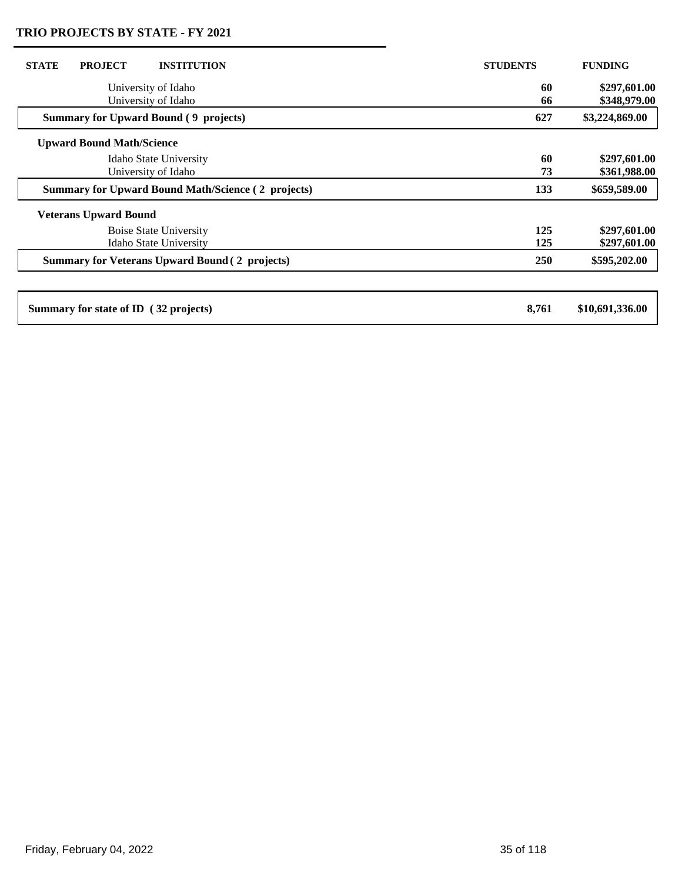## TRIO PROJECTS BY STATE - FY 2021

| STATE | PROJECT | INSTITUTION | STUDENTS | FUNDING |
|---|---|---|---|---|
| | | University of Idaho | 60 | $297,601.00 |
| | | University of Idaho | 66 | $348,979.00 |
| | **Summary for Upward Bound ( 9 projects)** | | **627** | **$3,224,869.00** |
| | **Upward Bound Math/Science** | | | |
| | | Idaho State University | 60 | $297,601.00 |
| | | University of Idaho | 73 | $361,988.00 |
| | **Summary for Upward Bound Math/Science ( 2 projects)** | | **133** | **$659,589.00** |
| | **Veterans Upward Bound** | | | |
| | | Boise State University | 125 | $297,601.00 |
| | | Idaho State University | 125 | $297,601.00 |
| | **Summary for Veterans Upward Bound ( 2 projects)** | | **250** | **$595,202.00** |
| **Summary for state of ID ( 32 projects)** | | | **8,761** | **$10,691,336.00** |

Friday, February 04, 2022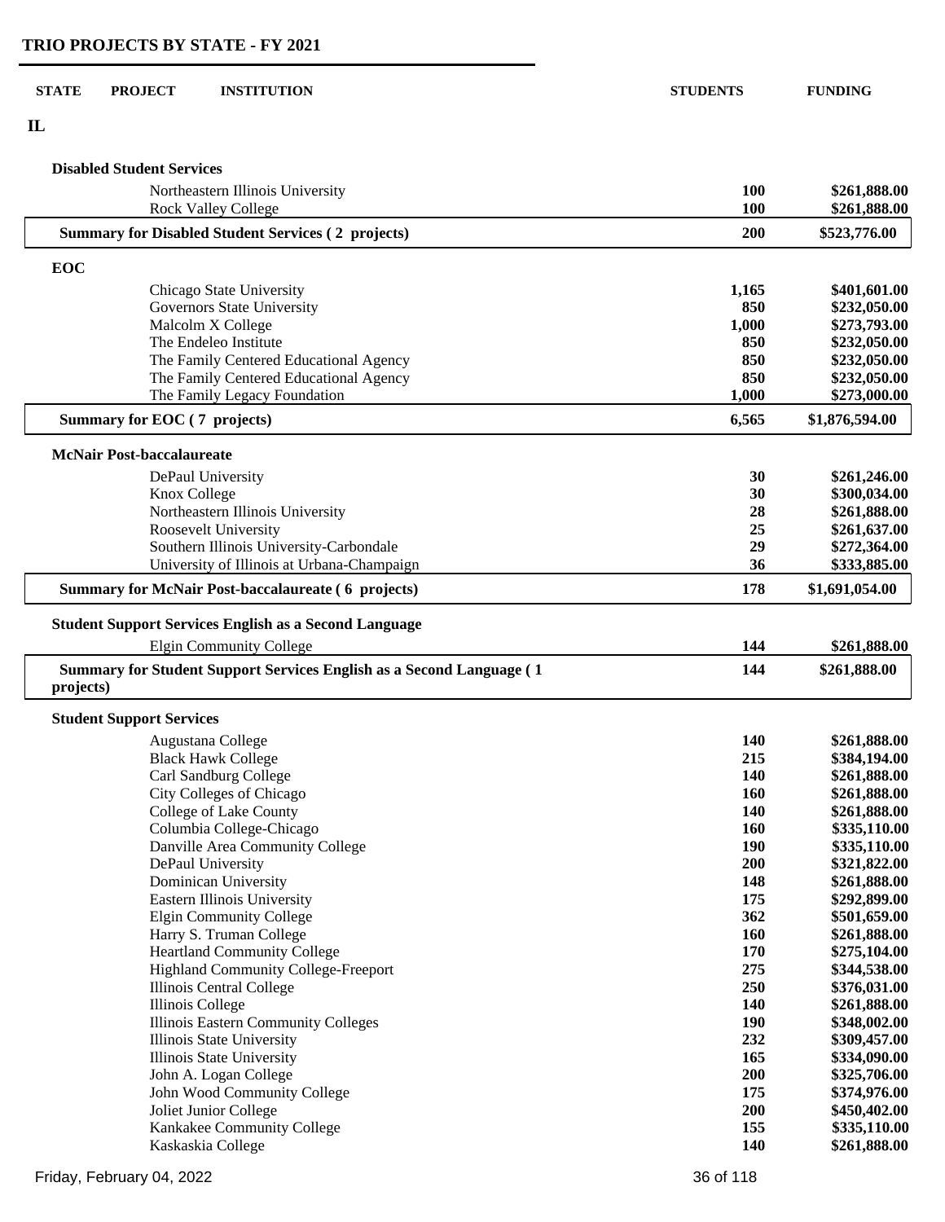# TRIO PROJECTS BY STATE - FY 2021

| STATE | PROJECT | INSTITUTION | STUDENTS | FUNDING |
|---|---|---|---|---|
| IL | | | | |
| | **Disabled Student Services** | | | |
| | | Northeastern Illinois University | 100 | $261,888.00 |
| | | Rock Valley College | 100 | $261,888.00 |
| | **Summary for Disabled Student Services ( 2 projects)** | | **200** | **$523,776.00** |
| | **EOC** | | | |
| | | Chicago State University | 1,165 | $401,601.00 |
| | | Governors State University | 850 | $232,050.00 |
| | | Malcolm X College | 1,000 | $273,793.00 |
| | | The Endeleo Institute | 850 | $232,050.00 |
| | | The Family Centered Educational Agency | 850 | $232,050.00 |
| | | The Family Centered Educational Agency | 850 | $232,050.00 |
| | | The Family Legacy Foundation | 1,000 | $273,000.00 |
| | **Summary for EOC ( 7 projects)** | | **6,565** | **$1,876,594.00** |
| | **McNair Post-baccalaureate** | | | |
| | | DePaul University | 30 | $261,246.00 |
| | | Knox College | 30 | $300,034.00 |
| | | Northeastern Illinois University | 28 | $261,888.00 |
| | | Roosevelt University | 25 | $261,637.00 |
| | | Southern Illinois University-Carbondale | 29 | $272,364.00 |
| | | University of Illinois at Urbana-Champaign | 36 | $333,885.00 |
| | **Summary for McNair Post-baccalaureate ( 6 projects)** | | **178** | **$1,691,054.00** |
| | **Student Support Services English as a Second Language** | | | |
| | | Elgin Community College | 144 | $261,888.00 |
| | **Summary for Student Support Services English as a Second Language ( 1 projects)** | | **144** | **$261,888.00** |
| | **Student Support Services** | | | |
| | | Augustana College | 140 | $261,888.00 |
| | | Black Hawk College | 215 | $384,194.00 |
| | | Carl Sandburg College | 140 | $261,888.00 |
| | | City Colleges of Chicago | 160 | $261,888.00 |
| | | College of Lake County | 140 | $261,888.00 |
| | | Columbia College-Chicago | 160 | $335,110.00 |
| | | Danville Area Community College | 190 | $335,110.00 |
| | | DePaul University | 200 | $321,822.00 |
| | | Dominican University | 148 | $261,888.00 |
| | | Eastern Illinois University | 175 | $292,899.00 |
| | | Elgin Community College | 362 | $501,659.00 |
| | | Harry S. Truman College | 160 | $261,888.00 |
| | | Heartland Community College | 170 | $275,104.00 |
| | | Highland Community College-Freeport | 275 | $344,538.00 |
| | | Illinois Central College | 250 | $376,031.00 |
| | | Illinois College | 140 | $261,888.00 |
| | | Illinois Eastern Community Colleges | 190 | $348,002.00 |
| | | Illinois State University | 232 | $309,457.00 |
| | | Illinois State University | 165 | $334,090.00 |
| | | John A. Logan College | 200 | $325,706.00 |
| | | John Wood Community College | 175 | $374,976.00 |
| | | Joliet Junior College | 200 | $450,402.00 |
| | | Kankakee Community College | 155 | $335,110.00 |
| | | Kaskaskia College | 140 | $261,888.00 |

Friday, February 04, 2022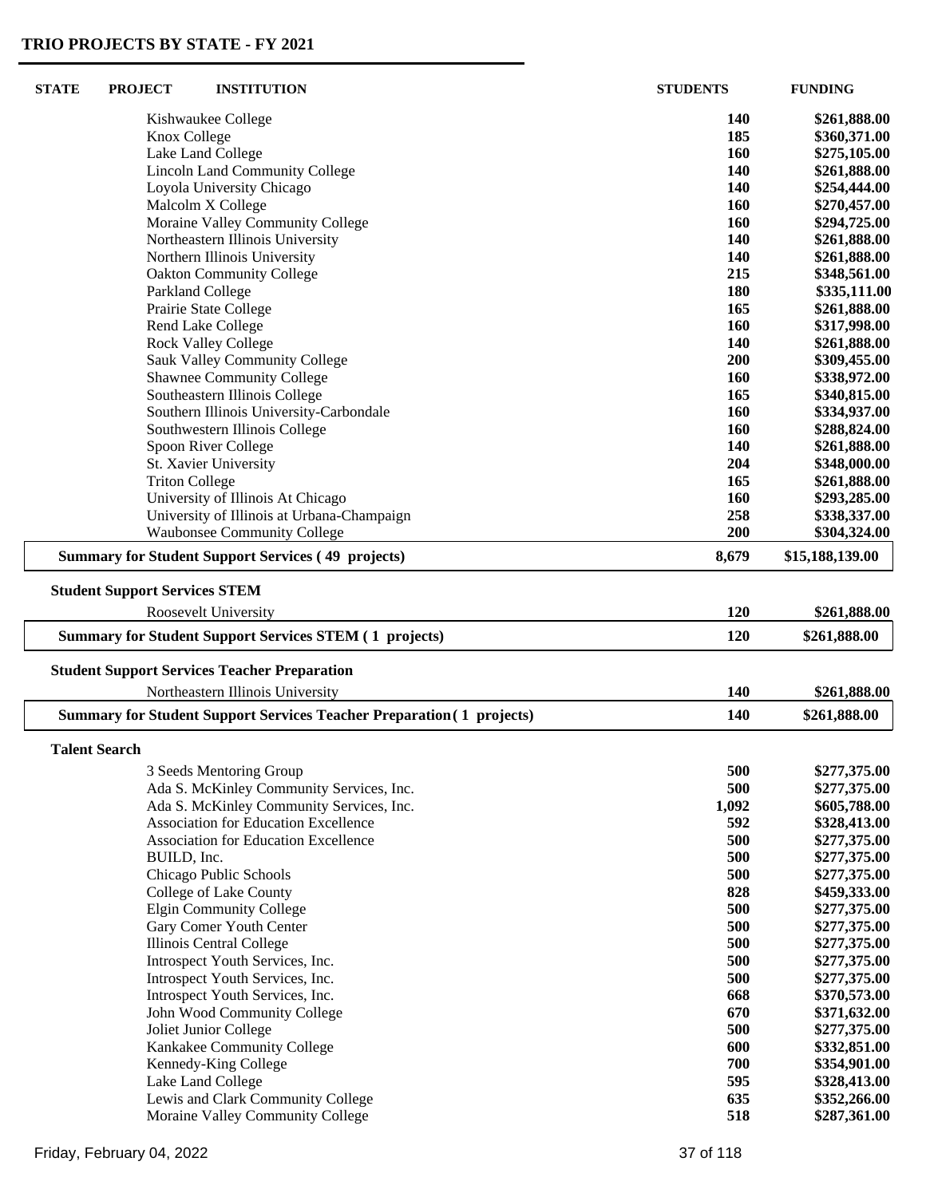## TRIO PROJECTS BY STATE - FY 2021

| STATE | PROJECT | INSTITUTION | STUDENTS | FUNDING |
|---|---|---|---|---|
| | | Kishwaukee College | 140 | $261,888.00 |
| | | Knox College | 185 | $360,371.00 |
| | | Lake Land College | 160 | $275,105.00 |
| | | Lincoln Land Community College | 140 | $261,888.00 |
| | | Loyola University Chicago | 140 | $254,444.00 |
| | | Malcolm X College | 160 | $270,457.00 |
| | | Moraine Valley Community College | 160 | $294,725.00 |
| | | Northeastern Illinois University | 140 | $261,888.00 |
| | | Northern Illinois University | 140 | $261,888.00 |
| | | Oakton Community College | 215 | $348,561.00 |
| | | Parkland College | 180 | $335,111.00 |
| | | Prairie State College | 165 | $261,888.00 |
| | | Rend Lake College | 160 | $317,998.00 |
| | | Rock Valley College | 140 | $261,888.00 |
| | | Sauk Valley Community College | 200 | $309,455.00 |
| | | Shawnee Community College | 160 | $338,972.00 |
| | | Southeastern Illinois College | 165 | $340,815.00 |
| | | Southern Illinois University-Carbondale | 160 | $334,937.00 |
| | | Southwestern Illinois College | 160 | $288,824.00 |
| | | Spoon River College | 140 | $261,888.00 |
| | | St. Xavier University | 204 | $348,000.00 |
| | | Triton College | 165 | $261,888.00 |
| | | University of Illinois At Chicago | 160 | $293,285.00 |
| | | University of Illinois at Urbana-Champaign | 258 | $338,337.00 |
| | | Waubonsee Community College | 200 | $304,324.00 |
| | **Summary for Student Support Services ( 49 projects)** | | **8,679** | **$15,188,139.00** |
| | **Student Support Services STEM** | | | |
| | | Roosevelt University | 120 | $261,888.00 |
| | **Summary for Student Support Services STEM ( 1 projects)** | | **120** | **$261,888.00** |
| | **Student Support Services Teacher Preparation** | | | |
| | | Northeastern Illinois University | 140 | $261,888.00 |
| | **Summary for Student Support Services Teacher Preparation ( 1 projects)** | | **140** | **$261,888.00** |
| | **Talent Search** | | | |
| | | 3 Seeds Mentoring Group | 500 | $277,375.00 |
| | | Ada S. McKinley Community Services, Inc. | 500 | $277,375.00 |
| | | Ada S. McKinley Community Services, Inc. | 1,092 | $605,788.00 |
| | | Association for Education Excellence | 592 | $328,413.00 |
| | | Association for Education Excellence | 500 | $277,375.00 |
| | | BUILD, Inc. | 500 | $277,375.00 |
| | | Chicago Public Schools | 500 | $277,375.00 |
| | | College of Lake County | 828 | $459,333.00 |
| | | Elgin Community College | 500 | $277,375.00 |
| | | Gary Comer Youth Center | 500 | $277,375.00 |
| | | Illinois Central College | 500 | $277,375.00 |
| | | Introspect Youth Services, Inc. | 500 | $277,375.00 |
| | | Introspect Youth Services, Inc. | 500 | $277,375.00 |
| | | Introspect Youth Services, Inc. | 668 | $370,573.00 |
| | | John Wood Community College | 670 | $371,632.00 |
| | | Joliet Junior College | 500 | $277,375.00 |
| | | Kankakee Community College | 600 | $332,851.00 |
| | | Kennedy-King College | 700 | $354,901.00 |
| | | Lake Land College | 595 | $328,413.00 |
| | | Lewis and Clark Community College | 635 | $352,266.00 |
| | | Moraine Valley Community College | 518 | $287,361.00 |

Friday, February 04, 2022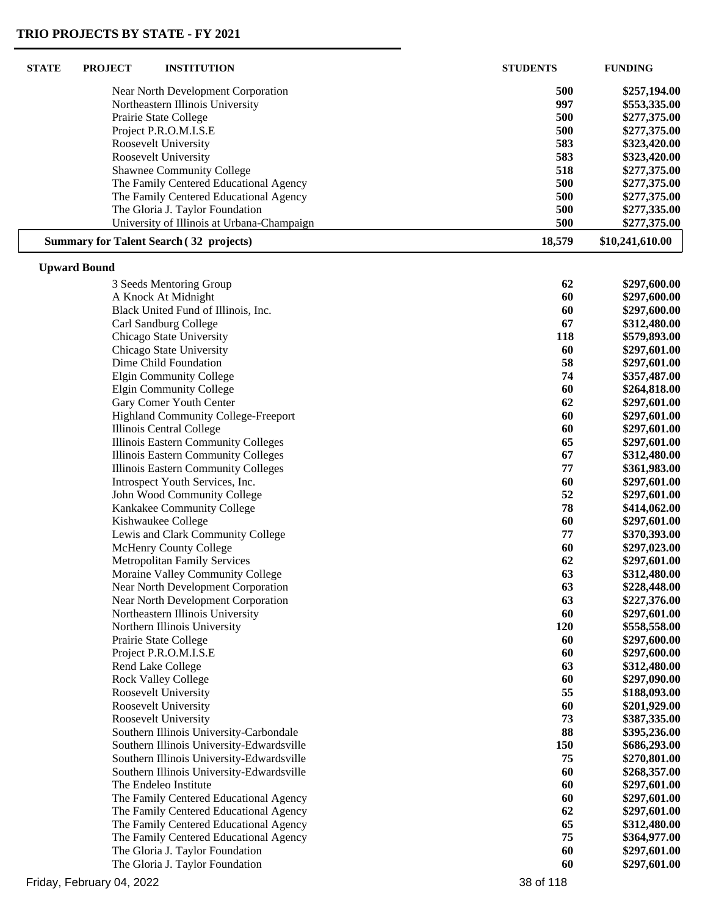## TRIO PROJECTS BY STATE - FY 2021

| STATE | PROJECT | INSTITUTION | STUDENTS | FUNDING |
|---|---|---|---|---|
| | | Near North Development Corporation | 500 | $257,194.00 |
| | | Northeastern Illinois University | 997 | $553,335.00 |
| | | Prairie State College | 500 | $277,375.00 |
| | | Project P.R.O.M.I.S.E | 500 | $277,375.00 |
| | | Roosevelt University | 583 | $323,420.00 |
| | | Roosevelt University | 583 | $323,420.00 |
| | | Shawnee Community College | 518 | $277,375.00 |
| | | The Family Centered Educational Agency | 500 | $277,375.00 |
| | | The Family Centered Educational Agency | 500 | $277,375.00 |
| | | The Gloria J. Taylor Foundation | 500 | $277,335.00 |
| | | University of Illinois at Urbana-Champaign | 500 | $277,375.00 |
| | **Summary for Talent Search ( 32 projects)** | | **18,579** | **$10,241,610.00** |
| | **Upward Bound** | | | |
| | | 3 Seeds Mentoring Group | 62 | $297,600.00 |
| | | A Knock At Midnight | 60 | $297,600.00 |
| | | Black United Fund of Illinois, Inc. | 60 | $297,600.00 |
| | | Carl Sandburg College | 67 | $312,480.00 |
| | | Chicago State University | 118 | $579,893.00 |
| | | Chicago State University | 60 | $297,601.00 |
| | | Dime Child Foundation | 58 | $297,601.00 |
| | | Elgin Community College | 74 | $357,487.00 |
| | | Elgin Community College | 60 | $264,818.00 |
| | | Gary Comer Youth Center | 62 | $297,601.00 |
| | | Highland Community College-Freeport | 60 | $297,601.00 |
| | | Illinois Central College | 60 | $297,601.00 |
| | | Illinois Eastern Community Colleges | 65 | $297,601.00 |
| | | Illinois Eastern Community Colleges | 67 | $312,480.00 |
| | | Illinois Eastern Community Colleges | 77 | $361,983.00 |
| | | Introspect Youth Services, Inc. | 60 | $297,601.00 |
| | | John Wood Community College | 52 | $297,601.00 |
| | | Kankakee Community College | 78 | $414,062.00 |
| | | Kishwaukee College | 60 | $297,601.00 |
| | | Lewis and Clark Community College | 77 | $370,393.00 |
| | | McHenry County College | 60 | $297,023.00 |
| | | Metropolitan Family Services | 62 | $297,601.00 |
| | | Moraine Valley Community College | 63 | $312,480.00 |
| | | Near North Development Corporation | 63 | $228,448.00 |
| | | Near North Development Corporation | 63 | $227,376.00 |
| | | Northeastern Illinois University | 60 | $297,601.00 |
| | | Northern Illinois University | 120 | $558,558.00 |
| | | Prairie State College | 60 | $297,600.00 |
| | | Project P.R.O.M.I.S.E | 60 | $297,600.00 |
| | | Rend Lake College | 63 | $312,480.00 |
| | | Rock Valley College | 60 | $297,090.00 |
| | | Roosevelt University | 55 | $188,093.00 |
| | | Roosevelt University | 60 | $201,929.00 |
| | | Roosevelt University | 73 | $387,335.00 |
| | | Southern Illinois University-Carbondale | 88 | $395,236.00 |
| | | Southern Illinois University-Edwardsville | 150 | $686,293.00 |
| | | Southern Illinois University-Edwardsville | 75 | $270,801.00 |
| | | Southern Illinois University-Edwardsville | 60 | $268,357.00 |
| | | The Endeleo Institute | 60 | $297,601.00 |
| | | The Family Centered Educational Agency | 60 | $297,601.00 |
| | | The Family Centered Educational Agency | 62 | $297,601.00 |
| | | The Family Centered Educational Agency | 65 | $312,480.00 |
| | | The Family Centered Educational Agency | 75 | $364,977.00 |
| | | The Gloria J. Taylor Foundation | 60 | $297,601.00 |
| | | The Gloria J. Taylor Foundation | 60 | $297,601.00 |

Friday, February 04, 2022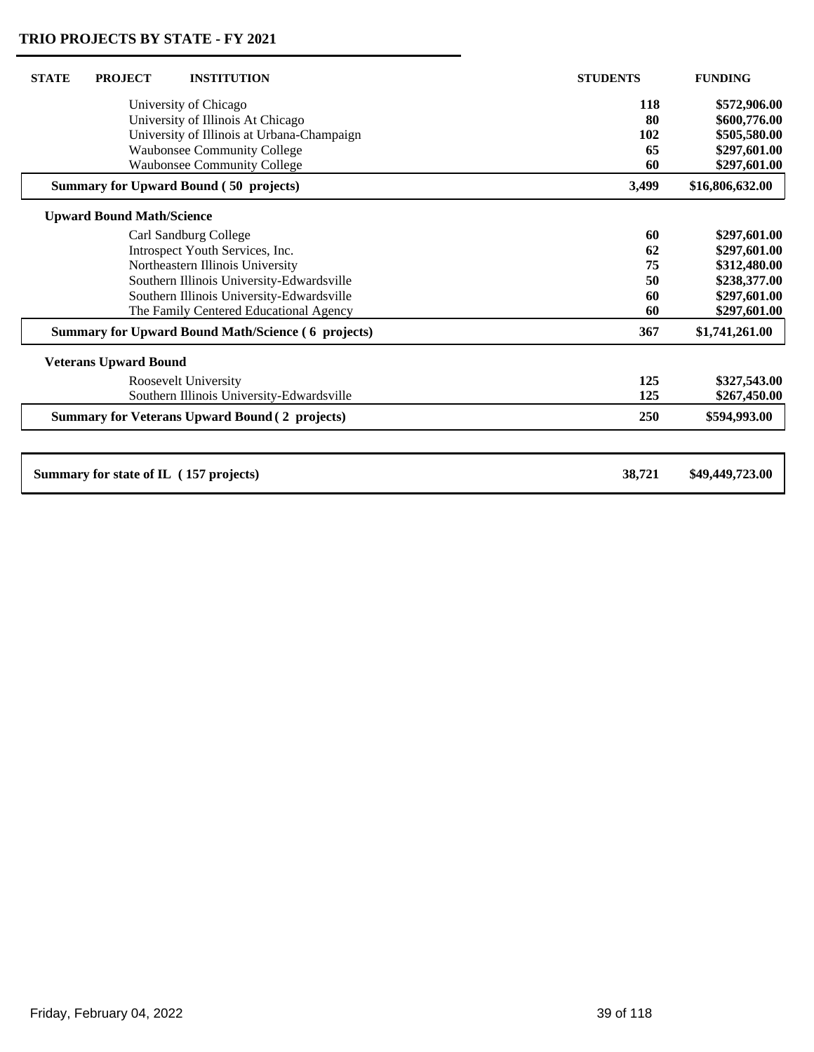## TRIO PROJECTS BY STATE - FY 2021

| STATE | PROJECT | INSTITUTION | STUDENTS | FUNDING |
|---|---|---|---|---|
| | | University of Chicago | **118** | **$572,906.00** |
| | | University of Illinois At Chicago | **80** | **$600,776.00** |
| | | University of Illinois at Urbana-Champaign | **102** | **$505,580.00** |
| | | Waubonsee Community College | **65** | **$297,601.00** |
| | | Waubonsee Community College | **60** | **$297,601.00** |
| | **Summary for Upward Bound ( 50 projects)** | | **3,499** | **$16,806,632.00** |
| | **Upward Bound Math/Science** | | | |
| | | Carl Sandburg College | **60** | **$297,601.00** |
| | | Introspect Youth Services, Inc. | **62** | **$297,601.00** |
| | | Northeastern Illinois University | **75** | **$312,480.00** |
| | | Southern Illinois University-Edwardsville | **50** | **$238,377.00** |
| | | Southern Illinois University-Edwardsville | **60** | **$297,601.00** |
| | | The Family Centered Educational Agency | **60** | **$297,601.00** |
| | **Summary for Upward Bound Math/Science ( 6 projects)** | | **367** | **$1,741,261.00** |
| | **Veterans Upward Bound** | | | |
| | | Roosevelt University | **125** | **$327,543.00** |
| | | Southern Illinois University-Edwardsville | **125** | **$267,450.00** |
| | **Summary for Veterans Upward Bound ( 2 projects)** | | **250** | **$594,993.00** |
| **Summary for state of IL ( 157 projects)** | | | **38,721** | **$49,449,723.00** |

Friday, February 04, 2022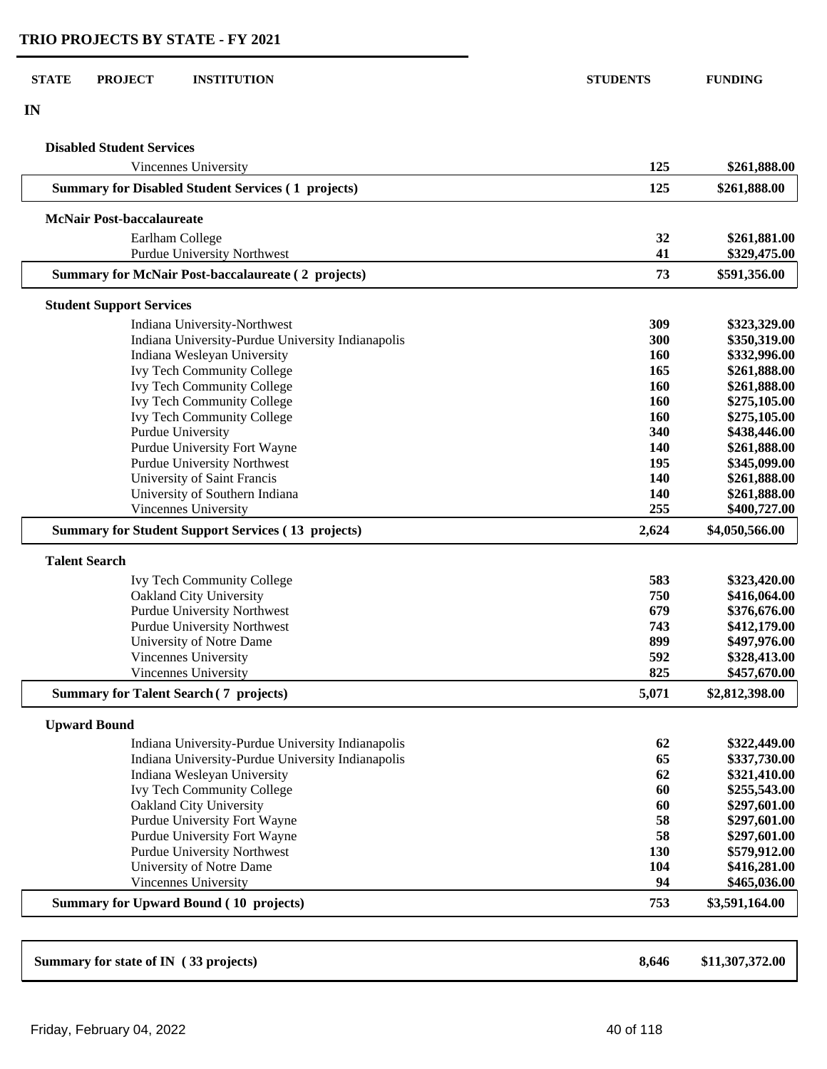## TRIO PROJECTS BY STATE - FY 2021

| STATE | PROJECT | INSTITUTION | STUDENTS | FUNDING |
|---|---|---|---|---|
| IN | | | | |
| | **Disabled Student Services** | | | |
| | | Vincennes University | 125 | $261,888.00 |
| | **Summary for Disabled Student Services ( 1 projects)** | | **125** | **$261,888.00** |
| | **McNair Post-baccalaureate** | | | |
| | | Earlham College | 32 | $261,881.00 |
| | | Purdue University Northwest | 41 | $329,475.00 |
| | **Summary for McNair Post-baccalaureate ( 2 projects)** | | **73** | **$591,356.00** |
| | **Student Support Services** | | | |
| | | Indiana University-Northwest | 309 | $323,329.00 |
| | | Indiana University-Purdue University Indianapolis | 300 | $350,319.00 |
| | | Indiana Wesleyan University | 160 | $332,996.00 |
| | | Ivy Tech Community College | 165 | $261,888.00 |
| | | Ivy Tech Community College | 160 | $261,888.00 |
| | | Ivy Tech Community College | 160 | $275,105.00 |
| | | Ivy Tech Community College | 160 | $275,105.00 |
| | | Purdue University | 340 | $438,446.00 |
| | | Purdue University Fort Wayne | 140 | $261,888.00 |
| | | Purdue University Northwest | 195 | $345,099.00 |
| | | University of Saint Francis | 140 | $261,888.00 |
| | | University of Southern Indiana | 140 | $261,888.00 |
| | | Vincennes University | 255 | $400,727.00 |
| | **Summary for Student Support Services ( 13 projects)** | | **2,624** | **$4,050,566.00** |
| | **Talent Search** | | | |
| | | Ivy Tech Community College | 583 | $323,420.00 |
| | | Oakland City University | 750 | $416,064.00 |
| | | Purdue University Northwest | 679 | $376,676.00 |
| | | Purdue University Northwest | 743 | $412,179.00 |
| | | University of Notre Dame | 899 | $497,976.00 |
| | | Vincennes University | 592 | $328,413.00 |
| | | Vincennes University | 825 | $457,670.00 |
| | **Summary for Talent Search ( 7 projects)** | | **5,071** | **$2,812,398.00** |
| | **Upward Bound** | | | |
| | | Indiana University-Purdue University Indianapolis | 62 | $322,449.00 |
| | | Indiana University-Purdue University Indianapolis | 65 | $337,730.00 |
| | | Indiana Wesleyan University | 62 | $321,410.00 |
| | | Ivy Tech Community College | 60 | $255,543.00 |
| | | Oakland City University | 60 | $297,601.00 |
| | | Purdue University Fort Wayne | 58 | $297,601.00 |
| | | Purdue University Fort Wayne | 58 | $297,601.00 |
| | | Purdue University Northwest | 130 | $579,912.00 |
| | | University of Notre Dame | 104 | $416,281.00 |
| | | Vincennes University | 94 | $465,036.00 |
| | **Summary for Upward Bound ( 10 projects)** | | **753** | **$3,591,164.00** |
| **Summary for state of IN ( 33 projects)** | | | **8,646** | **$11,307,372.00** |

Friday, February 04, 2022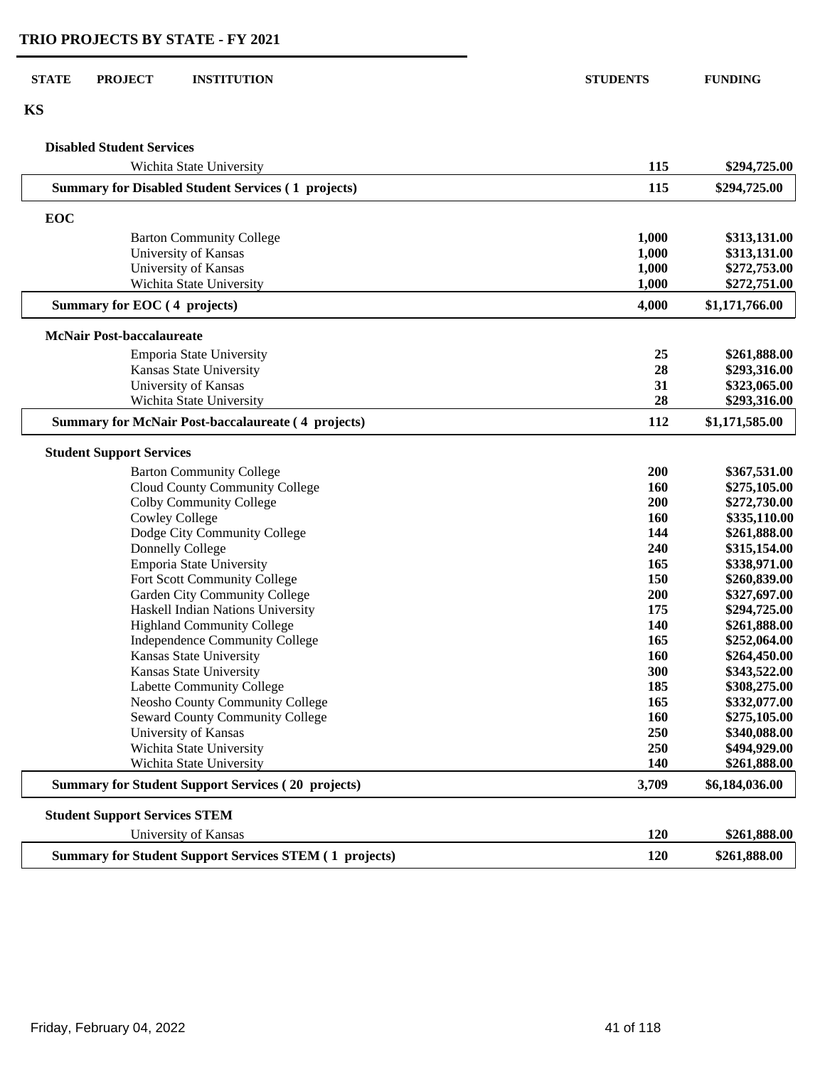# TRIO PROJECTS BY STATE - FY 2021

| STATE | PROJECT | INSTITUTION | STUDENTS | FUNDING |
|---|---|---|---|---|
| **KS** | | | | |
| | **Disabled Student Services** | | | |
| | | Wichita State University | 115 | $294,725.00 |
| | **Summary for Disabled Student Services ( 1 projects)** | | **115** | **$294,725.00** |
| | **EOC** | | | |
| | | Barton Community College | 1,000 | $313,131.00 |
| | | University of Kansas | 1,000 | $313,131.00 |
| | | University of Kansas | 1,000 | $272,753.00 |
| | | Wichita State University | 1,000 | $272,751.00 |
| | **Summary for EOC ( 4 projects)** | | **4,000** | **$1,171,766.00** |
| | **McNair Post-baccalaureate** | | | |
| | | Emporia State University | 25 | $261,888.00 |
| | | Kansas State University | 28 | $293,316.00 |
| | | University of Kansas | 31 | $323,065.00 |
| | | Wichita State University | 28 | $293,316.00 |
| | **Summary for McNair Post-baccalaureate ( 4 projects)** | | **112** | **$1,171,585.00** |
| | **Student Support Services** | | | |
| | | Barton Community College | 200 | $367,531.00 |
| | | Cloud County Community College | 160 | $275,105.00 |
| | | Colby Community College | 200 | $272,730.00 |
| | | Cowley College | 160 | $335,110.00 |
| | | Dodge City Community College | 144 | $261,888.00 |
| | | Donnelly College | 240 | $315,154.00 |
| | | Emporia State University | 165 | $338,971.00 |
| | | Fort Scott Community College | 150 | $260,839.00 |
| | | Garden City Community College | 200 | $327,697.00 |
| | | Haskell Indian Nations University | 175 | $294,725.00 |
| | | Highland Community College | 140 | $261,888.00 |
| | | Independence Community College | 165 | $252,064.00 |
| | | Kansas State University | 160 | $264,450.00 |
| | | Kansas State University | 300 | $343,522.00 |
| | | Labette Community College | 185 | $308,275.00 |
| | | Neosho County Community College | 165 | $332,077.00 |
| | | Seward County Community College | 160 | $275,105.00 |
| | | University of Kansas | 250 | $340,088.00 |
| | | Wichita State University | 250 | $494,929.00 |
| | | Wichita State University | 140 | $261,888.00 |
| | **Summary for Student Support Services ( 20 projects)** | | **3,709** | **$6,184,036.00** |
| | **Student Support Services STEM** | | | |
| | | University of Kansas | 120 | $261,888.00 |
| | **Summary for Student Support Services STEM ( 1 projects)** | | **120** | **$261,888.00** |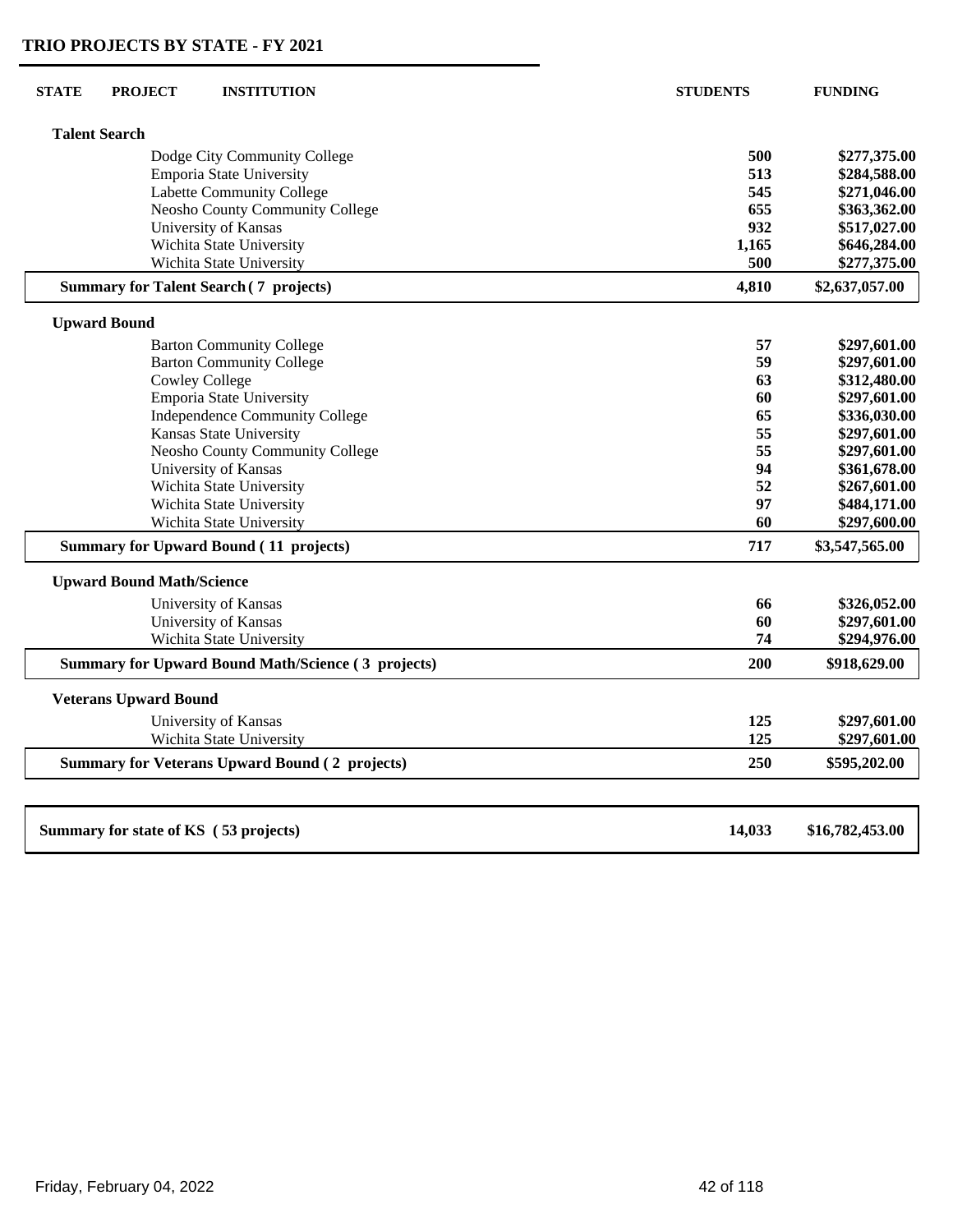## TRIO PROJECTS BY STATE - FY 2021

| STATE | PROJECT | INSTITUTION | STUDENTS | FUNDING |
|---|---|---|---|---|
| | **Talent Search** | | | |
| | | Dodge City Community College | **500** | **$277,375.00** |
| | | Emporia State University | **513** | **$284,588.00** |
| | | Labette Community College | **545** | **$271,046.00** |
| | | Neosho County Community College | **655** | **$363,362.00** |
| | | University of Kansas | **932** | **$517,027.00** |
| | | Wichita State University | **1,165** | **$646,284.00** |
| | | Wichita State University | **500** | **$277,375.00** |
| | **Summary for Talent Search ( 7 projects)** | | **4,810** | **$2,637,057.00** |
| | **Upward Bound** | | | |
| | | Barton Community College | **57** | **$297,601.00** |
| | | Barton Community College | **59** | **$297,601.00** |
| | | Cowley College | **63** | **$312,480.00** |
| | | Emporia State University | **60** | **$297,601.00** |
| | | Independence Community College | **65** | **$336,030.00** |
| | | Kansas State University | **55** | **$297,601.00** |
| | | Neosho County Community College | **55** | **$297,601.00** |
| | | University of Kansas | **94** | **$361,678.00** |
| | | Wichita State University | **52** | **$267,601.00** |
| | | Wichita State University | **97** | **$484,171.00** |
| | | Wichita State University | **60** | **$297,600.00** |
| | **Summary for Upward Bound ( 11 projects)** | | **717** | **$3,547,565.00** |
| | **Upward Bound Math/Science** | | | |
| | | University of Kansas | **66** | **$326,052.00** |
| | | University of Kansas | **60** | **$297,601.00** |
| | | Wichita State University | **74** | **$294,976.00** |
| | **Summary for Upward Bound Math/Science ( 3 projects)** | | **200** | **$918,629.00** |
| | **Veterans Upward Bound** | | | |
| | | University of Kansas | **125** | **$297,601.00** |
| | | Wichita State University | **125** | **$297,601.00** |
| | **Summary for Veterans Upward Bound ( 2 projects)** | | **250** | **$595,202.00** |
| **Summary for state of KS ( 53 projects)** | | | **14,033** | **$16,782,453.00** |

Friday, February 04, 2022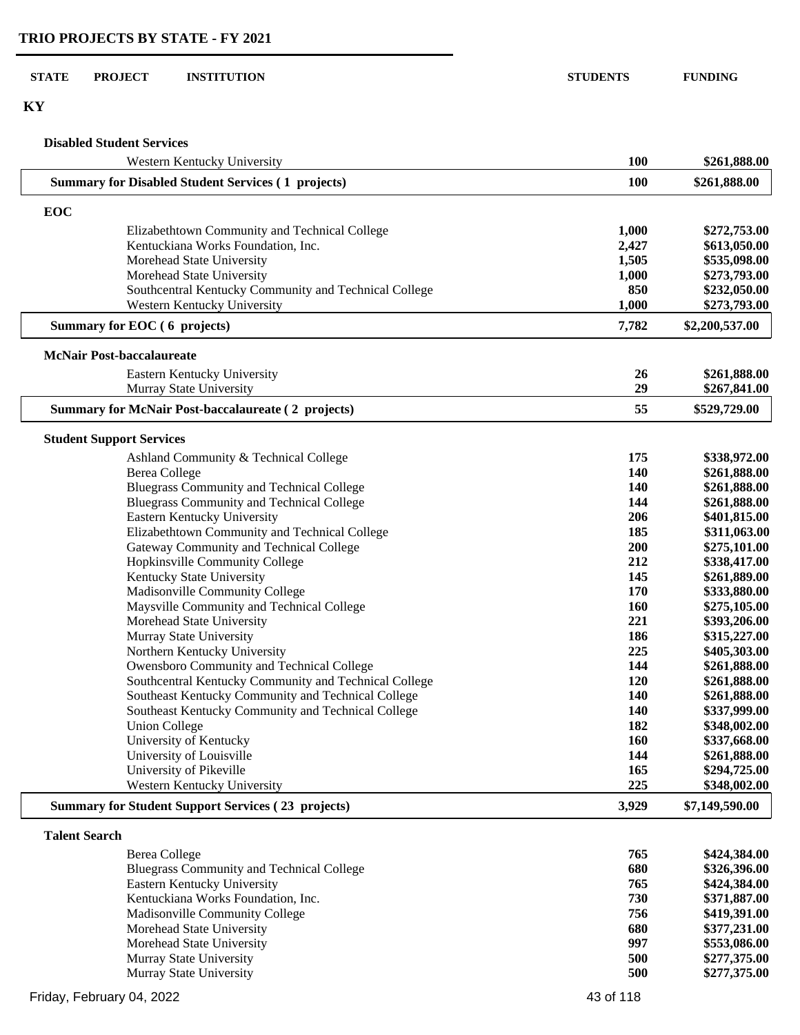# TRIO PROJECTS BY STATE - FY 2021

| STATE | PROJECT | INSTITUTION | STUDENTS | FUNDING |
|---|---|---|---|---|
| **KY** | | | | |
| | **Disabled Student Services** | | | |
| | | Western Kentucky University | **100** | **$261,888.00** |
| | **Summary for Disabled Student Services ( 1 projects)** | | **100** | **$261,888.00** |
| | **EOC** | | | |
| | | Elizabethtown Community and Technical College | **1,000** | **$272,753.00** |
| | | Kentuckiana Works Foundation, Inc. | **2,427** | **$613,050.00** |
| | | Morehead State University | **1,505** | **$535,098.00** |
| | | Morehead State University | **1,000** | **$273,793.00** |
| | | Southcentral Kentucky Community and Technical College | **850** | **$232,050.00** |
| | | Western Kentucky University | **1,000** | **$273,793.00** |
| | **Summary for EOC ( 6 projects)** | | **7,782** | **$2,200,537.00** |
| | **McNair Post-baccalaureate** | | | |
| | | Eastern Kentucky University | **26** | **$261,888.00** |
| | | Murray State University | **29** | **$267,841.00** |
| | **Summary for McNair Post-baccalaureate ( 2 projects)** | | **55** | **$529,729.00** |
| | **Student Support Services** | | | |
| | | Ashland Community & Technical College | **175** | **$338,972.00** |
| | | Berea College | **140** | **$261,888.00** |
| | | Bluegrass Community and Technical College | **140** | **$261,888.00** |
| | | Bluegrass Community and Technical College | **144** | **$261,888.00** |
| | | Eastern Kentucky University | **206** | **$401,815.00** |
| | | Elizabethtown Community and Technical College | **185** | **$311,063.00** |
| | | Gateway Community and Technical College | **200** | **$275,101.00** |
| | | Hopkinsville Community College | **212** | **$338,417.00** |
| | | Kentucky State University | **145** | **$261,889.00** |
| | | Madisonville Community College | **170** | **$333,880.00** |
| | | Maysville Community and Technical College | **160** | **$275,105.00** |
| | | Morehead State University | **221** | **$393,206.00** |
| | | Murray State University | **186** | **$315,227.00** |
| | | Northern Kentucky University | **225** | **$405,303.00** |
| | | Owensboro Community and Technical College | **144** | **$261,888.00** |
| | | Southcentral Kentucky Community and Technical College | **120** | **$261,888.00** |
| | | Southeast Kentucky Community and Technical College | **140** | **$261,888.00** |
| | | Southeast Kentucky Community and Technical College | **140** | **$337,999.00** |
| | | Union College | **182** | **$348,002.00** |
| | | University of Kentucky | **160** | **$337,668.00** |
| | | University of Louisville | **144** | **$261,888.00** |
| | | University of Pikeville | **165** | **$294,725.00** |
| | | Western Kentucky University | **225** | **$348,002.00** |
| | **Summary for Student Support Services ( 23 projects)** | | **3,929** | **$7,149,590.00** |
| | **Talent Search** | | | |
| | | Berea College | **765** | **$424,384.00** |
| | | Bluegrass Community and Technical College | **680** | **$326,396.00** |
| | | Eastern Kentucky University | **765** | **$424,384.00** |
| | | Kentuckiana Works Foundation, Inc. | **730** | **$371,887.00** |
| | | Madisonville Community College | **756** | **$419,391.00** |
| | | Morehead State University | **680** | **$377,231.00** |
| | | Morehead State University | **997** | **$553,086.00** |
| | | Murray State University | **500** | **$277,375.00** |
| | | Murray State University | **500** | **$277,375.00** |

Friday, February 04, 2022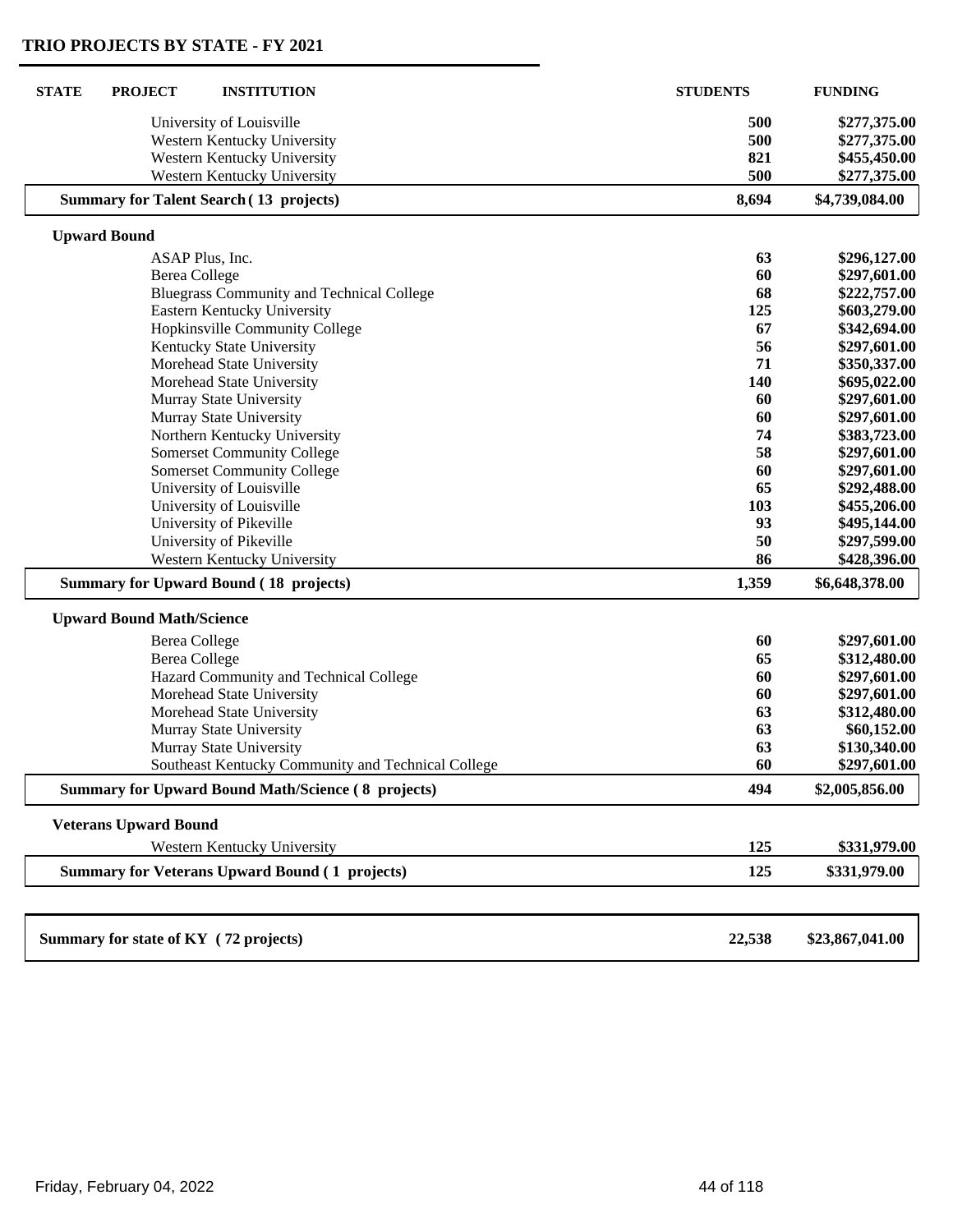## TRIO PROJECTS BY STATE - FY 2021

| STATE | PROJECT | INSTITUTION | STUDENTS | FUNDING |
|---|---|---|---|---|
| | | University of Louisville | 500 | $277,375.00 |
| | | Western Kentucky University | 500 | $277,375.00 |
| | | Western Kentucky University | 821 | $455,450.00 |
| | | Western Kentucky University | 500 | $277,375.00 |
| | **Summary for Talent Search ( 13 projects)** | | **8,694** | **$4,739,084.00** |
| | **Upward Bound** | | | |
| | | ASAP Plus, Inc. | 63 | $296,127.00 |
| | | Berea College | 60 | $297,601.00 |
| | | Bluegrass Community and Technical College | 68 | $222,757.00 |
| | | Eastern Kentucky University | 125 | $603,279.00 |
| | | Hopkinsville Community College | 67 | $342,694.00 |
| | | Kentucky State University | 56 | $297,601.00 |
| | | Morehead State University | 71 | $350,337.00 |
| | | Morehead State University | 140 | $695,022.00 |
| | | Murray State University | 60 | $297,601.00 |
| | | Murray State University | 60 | $297,601.00 |
| | | Northern Kentucky University | 74 | $383,723.00 |
| | | Somerset Community College | 58 | $297,601.00 |
| | | Somerset Community College | 60 | $297,601.00 |
| | | University of Louisville | 65 | $292,488.00 |
| | | University of Louisville | 103 | $455,206.00 |
| | | University of Pikeville | 93 | $495,144.00 |
| | | University of Pikeville | 50 | $297,599.00 |
| | | Western Kentucky University | 86 | $428,396.00 |
| | **Summary for Upward Bound ( 18 projects)** | | **1,359** | **$6,648,378.00** |
| | **Upward Bound Math/Science** | | | |
| | | Berea College | 60 | $297,601.00 |
| | | Berea College | 65 | $312,480.00 |
| | | Hazard Community and Technical College | 60 | $297,601.00 |
| | | Morehead State University | 60 | $297,601.00 |
| | | Morehead State University | 63 | $312,480.00 |
| | | Murray State University | 63 | $60,152.00 |
| | | Murray State University | 63 | $130,340.00 |
| | | Southeast Kentucky Community and Technical College | 60 | $297,601.00 |
| | **Summary for Upward Bound Math/Science ( 8 projects)** | | **494** | **$2,005,856.00** |
| | **Veterans Upward Bound** | | | |
| | | Western Kentucky University | 125 | $331,979.00 |
| | **Summary for Veterans Upward Bound ( 1 projects)** | | **125** | **$331,979.00** |
| **Summary for state of KY ( 72 projects)** | | | **22,538** | **$23,867,041.00** |

Friday, February 04, 2022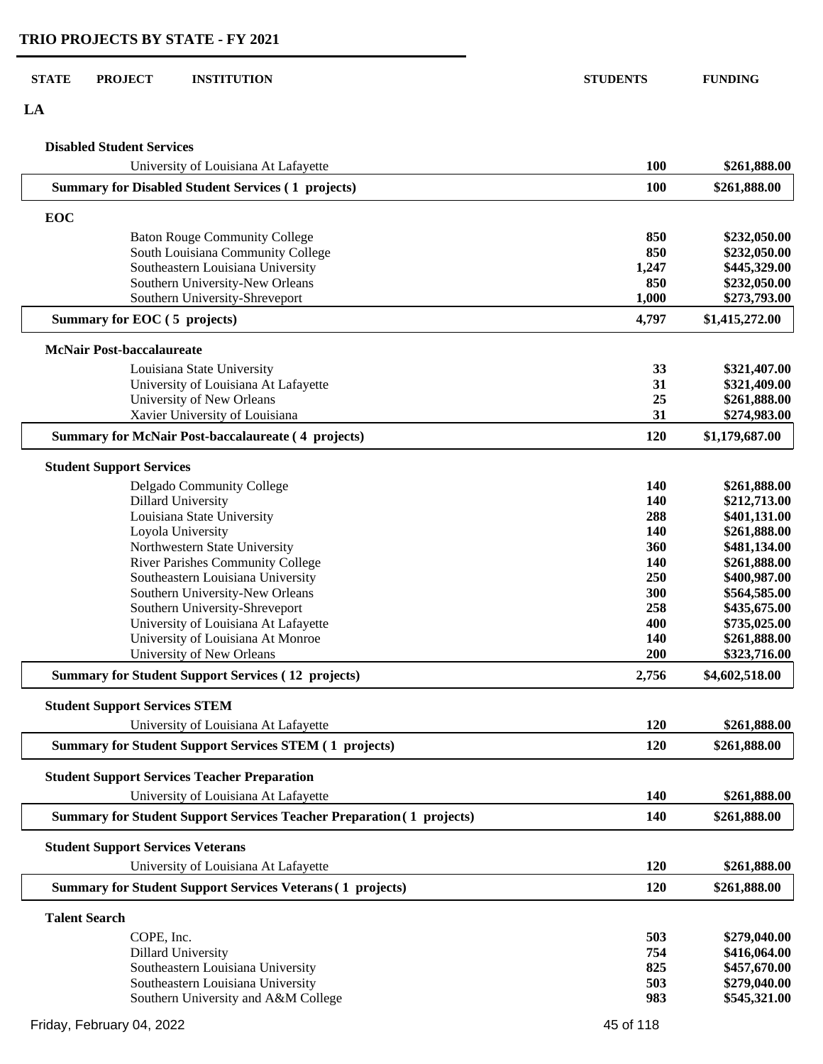## TRIO PROJECTS BY STATE - FY 2021

| STATE | PROJECT | INSTITUTION | STUDENTS | FUNDING |
|---|---|---|---|---|
| **LA** | | | | |
| | **Disabled Student Services** | | | |
| | | University of Louisiana At Lafayette | **100** | **$261,888.00** |
| | **Summary for Disabled Student Services ( 1 projects)** | | **100** | **$261,888.00** |
| | **EOC** | | | |
| | | Baton Rouge Community College | **850** | **$232,050.00** |
| | | South Louisiana Community College | **850** | **$232,050.00** |
| | | Southeastern Louisiana University | **1,247** | **$445,329.00** |
| | | Southern University-New Orleans | **850** | **$232,050.00** |
| | | Southern University-Shreveport | **1,000** | **$273,793.00** |
| | **Summary for EOC ( 5 projects)** | | **4,797** | **$1,415,272.00** |
| | **McNair Post-baccalaureate** | | | |
| | | Louisiana State University | **33** | **$321,407.00** |
| | | University of Louisiana At Lafayette | **31** | **$321,409.00** |
| | | University of New Orleans | **25** | **$261,888.00** |
| | | Xavier University of Louisiana | **31** | **$274,983.00** |
| | **Summary for McNair Post-baccalaureate ( 4 projects)** | | **120** | **$1,179,687.00** |
| | **Student Support Services** | | | |
| | | Delgado Community College | **140** | **$261,888.00** |
| | | Dillard University | **140** | **$212,713.00** |
| | | Louisiana State University | **288** | **$401,131.00** |
| | | Loyola University | **140** | **$261,888.00** |
| | | Northwestern State University | **360** | **$481,134.00** |
| | | River Parishes Community College | **140** | **$261,888.00** |
| | | Southeastern Louisiana University | **250** | **$400,987.00** |
| | | Southern University-New Orleans | **300** | **$564,585.00** |
| | | Southern University-Shreveport | **258** | **$435,675.00** |
| | | University of Louisiana At Lafayette | **400** | **$735,025.00** |
| | | University of Louisiana At Monroe | **140** | **$261,888.00** |
| | | University of New Orleans | **200** | **$323,716.00** |
| | **Summary for Student Support Services ( 12 projects)** | | **2,756** | **$4,602,518.00** |
| | **Student Support Services STEM** | | | |
| | | University of Louisiana At Lafayette | **120** | **$261,888.00** |
| | **Summary for Student Support Services STEM ( 1 projects)** | | **120** | **$261,888.00** |
| | **Student Support Services Teacher Preparation** | | | |
| | | University of Louisiana At Lafayette | **140** | **$261,888.00** |
| | **Summary for Student Support Services Teacher Preparation ( 1 projects)** | | **140** | **$261,888.00** |
| | **Student Support Services Veterans** | | | |
| | | University of Louisiana At Lafayette | **120** | **$261,888.00** |
| | **Summary for Student Support Services Veterans ( 1 projects)** | | **120** | **$261,888.00** |
| | **Talent Search** | | | |
| | | COPE, Inc. | **503** | **$279,040.00** |
| | | Dillard University | **754** | **$416,064.00** |
| | | Southeastern Louisiana University | **825** | **$457,670.00** |
| | | Southeastern Louisiana University | **503** | **$279,040.00** |
| | | Southern University and A&M College | **983** | **$545,321.00** |

Friday, February 04, 2022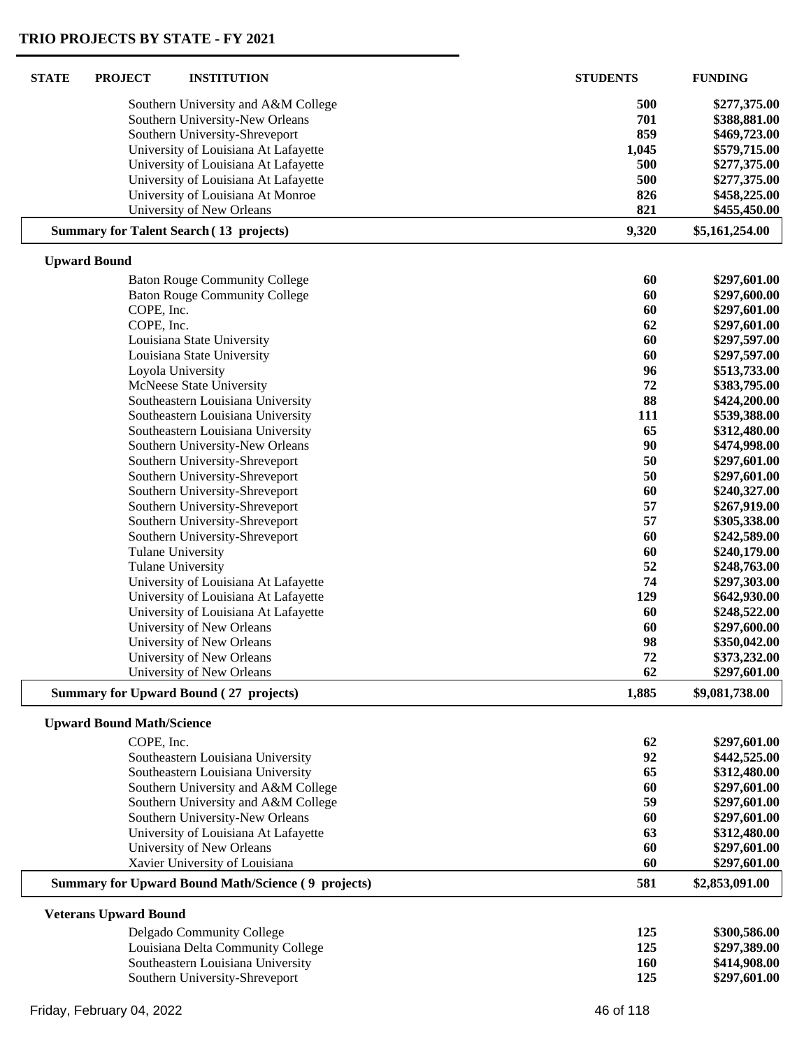## TRIO PROJECTS BY STATE - FY 2021

| STATE | PROJECT | INSTITUTION | STUDENTS | FUNDING |
|---|---|---|---|---|
| | | Southern University and A&M College | **500** | **$277,375.00** |
| | | Southern University-New Orleans | **701** | **$388,881.00** |
| | | Southern University-Shreveport | **859** | **$469,723.00** |
| | | University of Louisiana At Lafayette | **1,045** | **$579,715.00** |
| | | University of Louisiana At Lafayette | **500** | **$277,375.00** |
| | | University of Louisiana At Lafayette | **500** | **$277,375.00** |
| | | University of Louisiana At Monroe | **826** | **$458,225.00** |
| | | University of New Orleans | **821** | **$455,450.00** |
| | **Summary for Talent Search ( 13 projects)** | | **9,320** | **$5,161,254.00** |
| | **Upward Bound** | | | |
| | | Baton Rouge Community College | **60** | **$297,601.00** |
| | | Baton Rouge Community College | **60** | **$297,600.00** |
| | | COPE, Inc. | **60** | **$297,601.00** |
| | | COPE, Inc. | **62** | **$297,601.00** |
| | | Louisiana State University | **60** | **$297,597.00** |
| | | Louisiana State University | **60** | **$297,597.00** |
| | | Loyola University | **96** | **$513,733.00** |
| | | McNeese State University | **72** | **$383,795.00** |
| | | Southeastern Louisiana University | **88** | **$424,200.00** |
| | | Southeastern Louisiana University | **111** | **$539,388.00** |
| | | Southeastern Louisiana University | **65** | **$312,480.00** |
| | | Southern University-New Orleans | **90** | **$474,998.00** |
| | | Southern University-Shreveport | **50** | **$297,601.00** |
| | | Southern University-Shreveport | **50** | **$297,601.00** |
| | | Southern University-Shreveport | **60** | **$240,327.00** |
| | | Southern University-Shreveport | **57** | **$267,919.00** |
| | | Southern University-Shreveport | **57** | **$305,338.00** |
| | | Southern University-Shreveport | **60** | **$242,589.00** |
| | | Tulane University | **60** | **$240,179.00** |
| | | Tulane University | **52** | **$248,763.00** |
| | | University of Louisiana At Lafayette | **74** | **$297,303.00** |
| | | University of Louisiana At Lafayette | **129** | **$642,930.00** |
| | | University of Louisiana At Lafayette | **60** | **$248,522.00** |
| | | University of New Orleans | **60** | **$297,600.00** |
| | | University of New Orleans | **98** | **$350,042.00** |
| | | University of New Orleans | **72** | **$373,232.00** |
| | | University of New Orleans | **62** | **$297,601.00** |
| | **Summary for Upward Bound ( 27 projects)** | | **1,885** | **$9,081,738.00** |
| | **Upward Bound Math/Science** | | | |
| | | COPE, Inc. | **62** | **$297,601.00** |
| | | Southeastern Louisiana University | **92** | **$442,525.00** |
| | | Southeastern Louisiana University | **65** | **$312,480.00** |
| | | Southern University and A&M College | **60** | **$297,601.00** |
| | | Southern University and A&M College | **59** | **$297,601.00** |
| | | Southern University-New Orleans | **60** | **$297,601.00** |
| | | University of Louisiana At Lafayette | **63** | **$312,480.00** |
| | | University of New Orleans | **60** | **$297,601.00** |
| | | Xavier University of Louisiana | **60** | **$297,601.00** |
| | **Summary for Upward Bound Math/Science ( 9 projects)** | | **581** | **$2,853,091.00** |
| | **Veterans Upward Bound** | | | |
| | | Delgado Community College | **125** | **$300,586.00** |
| | | Louisiana Delta Community College | **125** | **$297,389.00** |
| | | Southeastern Louisiana University | **160** | **$414,908.00** |
| | | Southern University-Shreveport | **125** | **$297,601.00** |

Friday, February 04, 2022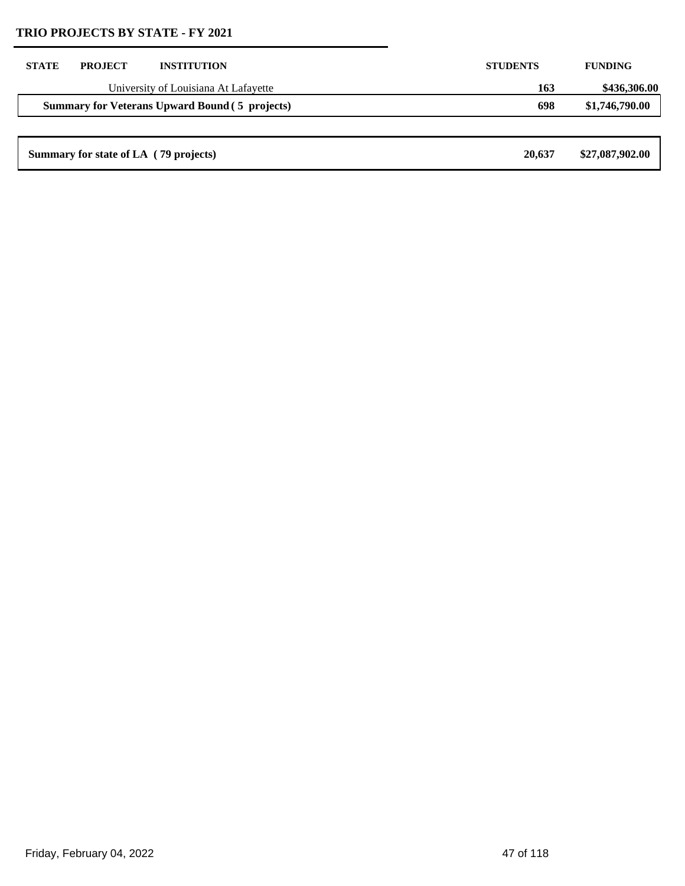## TRIO PROJECTS BY STATE - FY 2021

| STATE | PROJECT | INSTITUTION | STUDENTS | FUNDING |
|---|---|---|---|---|
| | | University of Louisiana At Lafayette | 163 | $436,306.00 |
| **Summary for Veterans Upward Bound ( 5 projects)** | | | **698** | **$1,746,790.00** |
| **Summary for state of LA ( 79 projects)** | | | **20,637** | **$27,087,902.00** |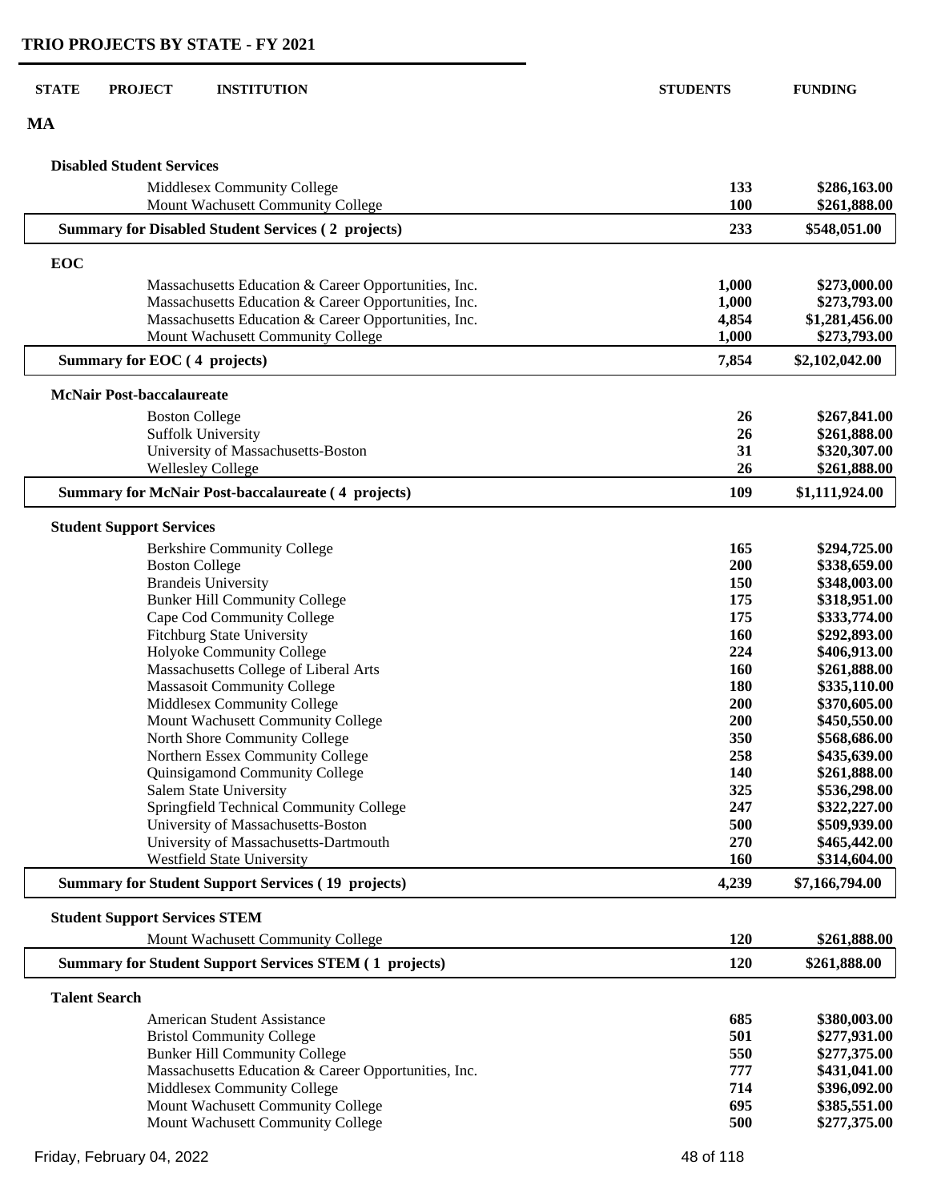# TRIO PROJECTS BY STATE - FY 2021

| STATE | PROJECT | INSTITUTION | STUDENTS | FUNDING |
|---|---|---|---|---|
| **MA** | | | | |
| | **Disabled Student Services** | | | |
| | | Middlesex Community College | **133** | **$286,163.00** |
| | | Mount Wachusett Community College | **100** | **$261,888.00** |
| | **Summary for Disabled Student Services ( 2 projects)** | | **233** | **$548,051.00** |
| | **EOC** | | | |
| | | Massachusetts Education & Career Opportunities, Inc. | **1,000** | **$273,000.00** |
| | | Massachusetts Education & Career Opportunities, Inc. | **1,000** | **$273,793.00** |
| | | Massachusetts Education & Career Opportunities, Inc. | **4,854** | **$1,281,456.00** |
| | | Mount Wachusett Community College | **1,000** | **$273,793.00** |
| | **Summary for EOC ( 4 projects)** | | **7,854** | **$2,102,042.00** |
| | **McNair Post-baccalaureate** | | | |
| | | Boston College | **26** | **$267,841.00** |
| | | Suffolk University | **26** | **$261,888.00** |
| | | University of Massachusetts-Boston | **31** | **$320,307.00** |
| | | Wellesley College | **26** | **$261,888.00** |
| | **Summary for McNair Post-baccalaureate ( 4 projects)** | | **109** | **$1,111,924.00** |
| | **Student Support Services** | | | |
| | | Berkshire Community College | **165** | **$294,725.00** |
| | | Boston College | **200** | **$338,659.00** |
| | | Brandeis University | **150** | **$348,003.00** |
| | | Bunker Hill Community College | **175** | **$318,951.00** |
| | | Cape Cod Community College | **175** | **$333,774.00** |
| | | Fitchburg State University | **160** | **$292,893.00** |
| | | Holyoke Community College | **224** | **$406,913.00** |
| | | Massachusetts College of Liberal Arts | **160** | **$261,888.00** |
| | | Massasoit Community College | **180** | **$335,110.00** |
| | | Middlesex Community College | **200** | **$370,605.00** |
| | | Mount Wachusett Community College | **200** | **$450,550.00** |
| | | North Shore Community College | **350** | **$568,686.00** |
| | | Northern Essex Community College | **258** | **$435,639.00** |
| | | Quinsigamond Community College | **140** | **$261,888.00** |
| | | Salem State University | **325** | **$536,298.00** |
| | | Springfield Technical Community College | **247** | **$322,227.00** |
| | | University of Massachusetts-Boston | **500** | **$509,939.00** |
| | | University of Massachusetts-Dartmouth | **270** | **$465,442.00** |
| | | Westfield State University | **160** | **$314,604.00** |
| | **Summary for Student Support Services ( 19 projects)** | | **4,239** | **$7,166,794.00** |
| | **Student Support Services STEM** | | | |
| | | Mount Wachusett Community College | **120** | **$261,888.00** |
| | **Summary for Student Support Services STEM ( 1 projects)** | | **120** | **$261,888.00** |
| | **Talent Search** | | | |
| | | American Student Assistance | **685** | **$380,003.00** |
| | | Bristol Community College | **501** | **$277,931.00** |
| | | Bunker Hill Community College | **550** | **$277,375.00** |
| | | Massachusetts Education & Career Opportunities, Inc. | **777** | **$431,041.00** |
| | | Middlesex Community College | **714** | **$396,092.00** |
| | | Mount Wachusett Community College | **695** | **$385,551.00** |
| | | Mount Wachusett Community College | **500** | **$277,375.00** |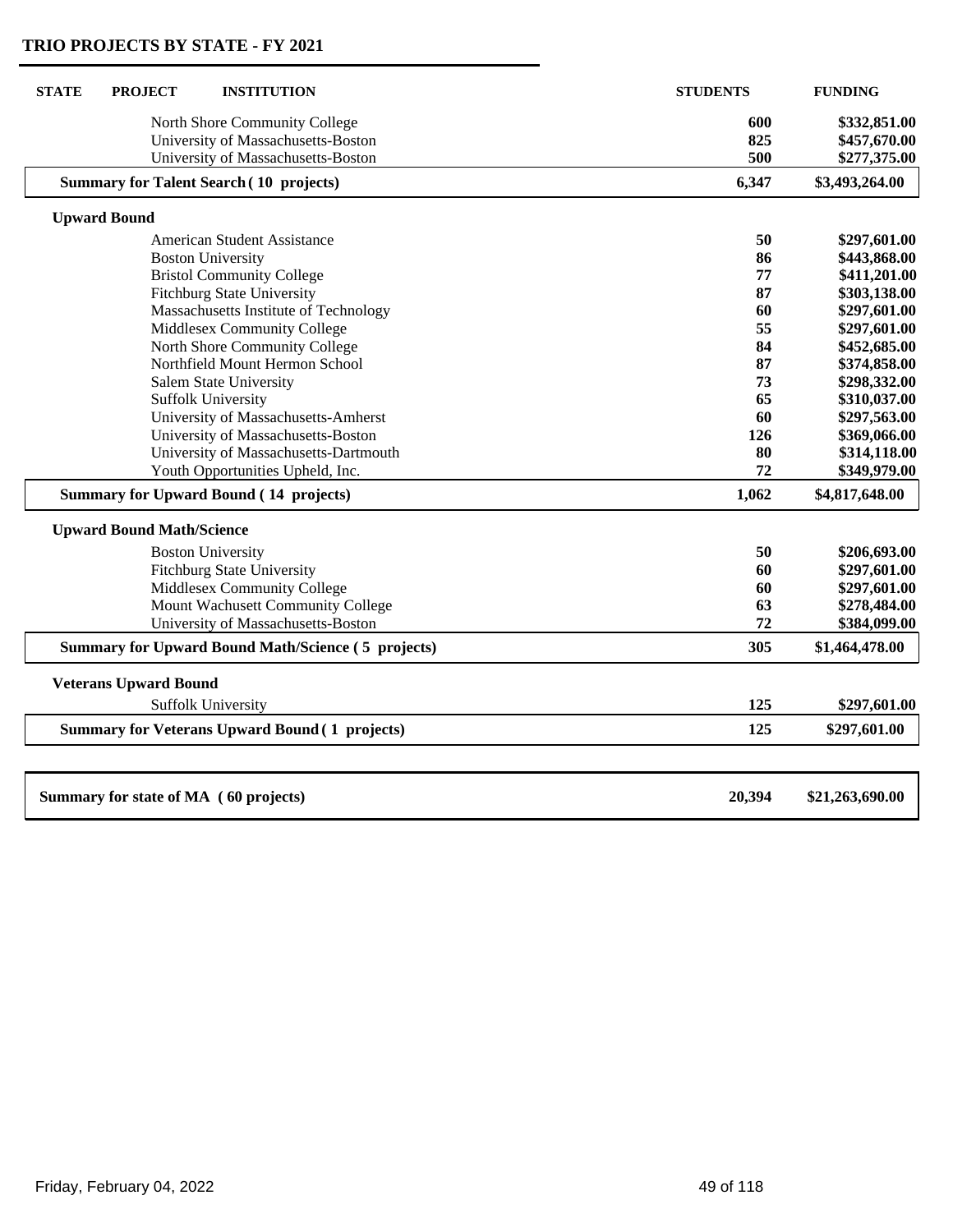## TRIO PROJECTS BY STATE - FY 2021

| STATE | PROJECT | INSTITUTION | STUDENTS | FUNDING |
|---|---|---|---|---|
| | | North Shore Community College | 600 | $332,851.00 |
| | | University of Massachusetts-Boston | 825 | $457,670.00 |
| | | University of Massachusetts-Boston | 500 | $277,375.00 |
| | **Summary for Talent Search ( 10 projects)** | | **6,347** | **$3,493,264.00** |
| | **Upward Bound** | | | |
| | | American Student Assistance | 50 | $297,601.00 |
| | | Boston University | 86 | $443,868.00 |
| | | Bristol Community College | 77 | $411,201.00 |
| | | Fitchburg State University | 87 | $303,138.00 |
| | | Massachusetts Institute of Technology | 60 | $297,601.00 |
| | | Middlesex Community College | 55 | $297,601.00 |
| | | North Shore Community College | 84 | $452,685.00 |
| | | Northfield Mount Hermon School | 87 | $374,858.00 |
| | | Salem State University | 73 | $298,332.00 |
| | | Suffolk University | 65 | $310,037.00 |
| | | University of Massachusetts-Amherst | 60 | $297,563.00 |
| | | University of Massachusetts-Boston | 126 | $369,066.00 |
| | | University of Massachusetts-Dartmouth | 80 | $314,118.00 |
| | | Youth Opportunities Upheld, Inc. | 72 | $349,979.00 |
| | **Summary for Upward Bound ( 14 projects)** | | **1,062** | **$4,817,648.00** |
| | **Upward Bound Math/Science** | | | |
| | | Boston University | 50 | $206,693.00 |
| | | Fitchburg State University | 60 | $297,601.00 |
| | | Middlesex Community College | 60 | $297,601.00 |
| | | Mount Wachusett Community College | 63 | $278,484.00 |
| | | University of Massachusetts-Boston | 72 | $384,099.00 |
| | **Summary for Upward Bound Math/Science ( 5 projects)** | | **305** | **$1,464,478.00** |
| | **Veterans Upward Bound** | | | |
| | | Suffolk University | 125 | $297,601.00 |
| | **Summary for Veterans Upward Bound ( 1 projects)** | | **125** | **$297,601.00** |
| **Summary for state of MA ( 60 projects)** | | | **20,394** | **$21,263,690.00** |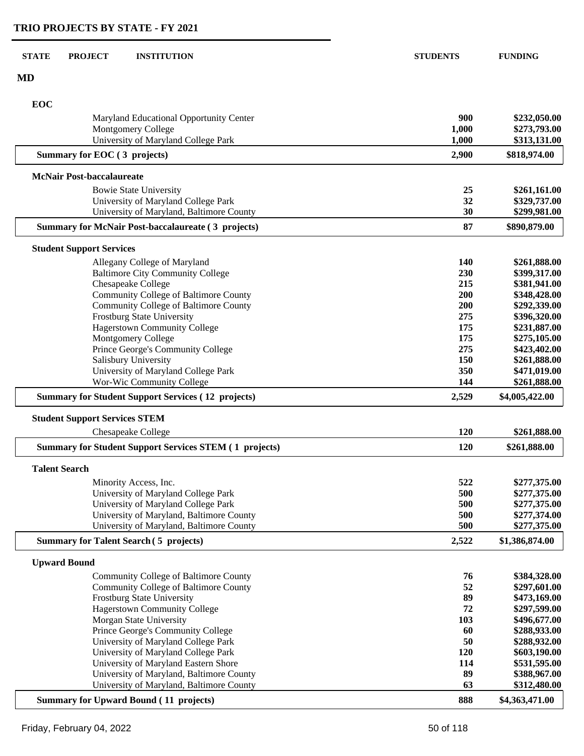## TRIO PROJECTS BY STATE - FY 2021

| STATE | PROJECT | INSTITUTION | STUDENTS | FUNDING |
|---|---|---|---|---|
| **MD** | | | | |
| | **EOC** | | | |
| | | Maryland Educational Opportunity Center | **900** | **$232,050.00** |
| | | Montgomery College | **1,000** | **$273,793.00** |
| | | University of Maryland College Park | **1,000** | **$313,131.00** |
| | **Summary for EOC ( 3 projects)** | | **2,900** | **$818,974.00** |
| | **McNair Post-baccalaureate** | | | |
| | | Bowie State University | **25** | **$261,161.00** |
| | | University of Maryland College Park | **32** | **$329,737.00** |
| | | University of Maryland, Baltimore County | **30** | **$299,981.00** |
| | **Summary for McNair Post-baccalaureate ( 3 projects)** | | **87** | **$890,879.00** |
| | **Student Support Services** | | | |
| | | Allegany College of Maryland | **140** | **$261,888.00** |
| | | Baltimore City Community College | **230** | **$399,317.00** |
| | | Chesapeake College | **215** | **$381,941.00** |
| | | Community College of Baltimore County | **200** | **$348,428.00** |
| | | Community College of Baltimore County | **200** | **$292,339.00** |
| | | Frostburg State University | **275** | **$396,320.00** |
| | | Hagerstown Community College | **175** | **$231,887.00** |
| | | Montgomery College | **175** | **$275,105.00** |
| | | Prince George's Community College | **275** | **$423,402.00** |
| | | Salisbury University | **150** | **$261,888.00** |
| | | University of Maryland College Park | **350** | **$471,019.00** |
| | | Wor-Wic Community College | **144** | **$261,888.00** |
| | **Summary for Student Support Services ( 12 projects)** | | **2,529** | **$4,005,422.00** |
| | **Student Support Services STEM** | | | |
| | | Chesapeake College | **120** | **$261,888.00** |
| | **Summary for Student Support Services STEM ( 1 projects)** | | **120** | **$261,888.00** |
| | **Talent Search** | | | |
| | | Minority Access, Inc. | **522** | **$277,375.00** |
| | | University of Maryland College Park | **500** | **$277,375.00** |
| | | University of Maryland College Park | **500** | **$277,375.00** |
| | | University of Maryland, Baltimore County | **500** | **$277,374.00** |
| | | University of Maryland, Baltimore County | **500** | **$277,375.00** |
| | **Summary for Talent Search ( 5 projects)** | | **2,522** | **$1,386,874.00** |
| | **Upward Bound** | | | |
| | | Community College of Baltimore County | **76** | **$384,328.00** |
| | | Community College of Baltimore County | **52** | **$297,601.00** |
| | | Frostburg State University | **89** | **$473,169.00** |
| | | Hagerstown Community College | **72** | **$297,599.00** |
| | | Morgan State University | **103** | **$496,677.00** |
| | | Prince George's Community College | **60** | **$288,933.00** |
| | | University of Maryland College Park | **50** | **$288,932.00** |
| | | University of Maryland College Park | **120** | **$603,190.00** |
| | | University of Maryland Eastern Shore | **114** | **$531,595.00** |
| | | University of Maryland, Baltimore County | **89** | **$388,967.00** |
| | | University of Maryland, Baltimore County | **63** | **$312,480.00** |
| | **Summary for Upward Bound ( 11 projects)** | | **888** | **$4,363,471.00** |

Friday, February 04, 2022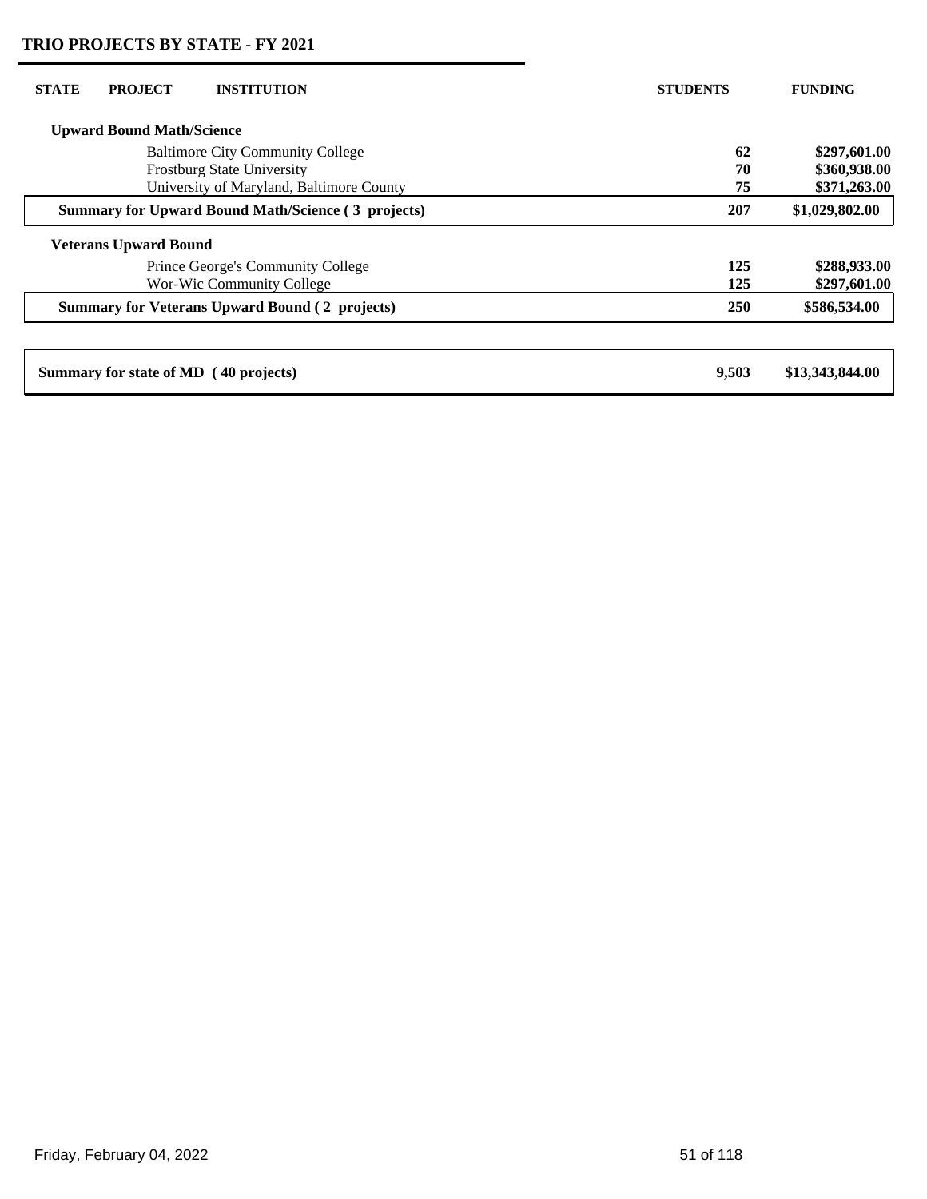## TRIO PROJECTS BY STATE - FY 2021

| STATE | PROJECT | INSTITUTION | STUDENTS | FUNDING |
|---|---|---|---|---|
| **Upward Bound Math/Science** | | | | |
| | | Baltimore City Community College | **62** | **$297,601.00** |
| | | Frostburg State University | **70** | **$360,938.00** |
| | | University of Maryland, Baltimore County | **75** | **$371,263.00** |
| **Summary for Upward Bound Math/Science ( 3 projects)** | | | **207** | **$1,029,802.00** |
| **Veterans Upward Bound** | | | | |
| | | Prince George's Community College | **125** | **$288,933.00** |
| | | Wor-Wic Community College | **125** | **$297,601.00** |
| **Summary for Veterans Upward Bound ( 2 projects)** | | | **250** | **$586,534.00** |
| **Summary for state of MD ( 40 projects)** | | | **9,503** | **$13,343,844.00** |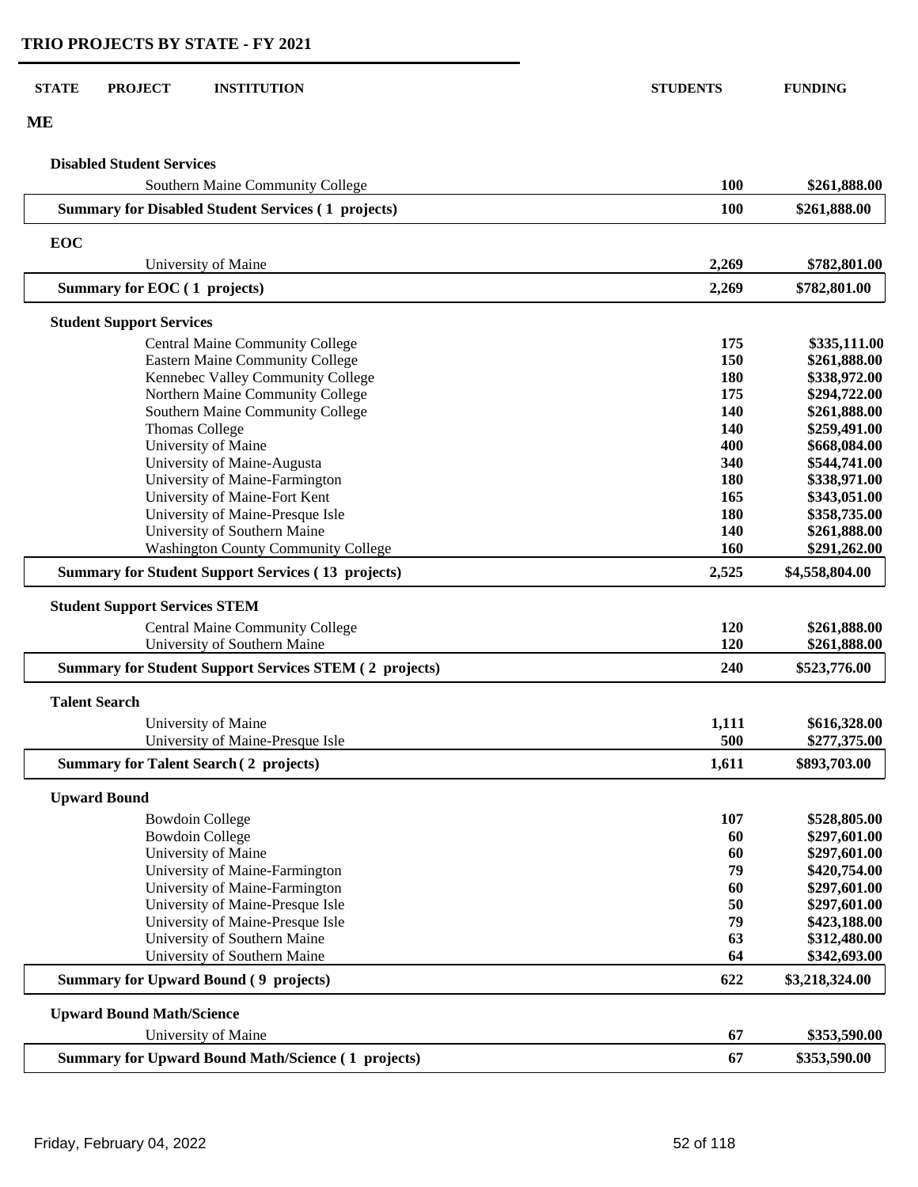## TRIO PROJECTS BY STATE - FY 2021

| STATE | PROJECT | INSTITUTION | STUDENTS | FUNDING |
|---|---|---|---|---|
| **ME** | | | | |
| | **Disabled Student Services** | | | |
| | | Southern Maine Community College | **100** | **$261,888.00** |
| | **Summary for Disabled Student Services ( 1 projects)** | | **100** | **$261,888.00** |
| | **EOC** | | | |
| | | University of Maine | **2,269** | **$782,801.00** |
| | **Summary for EOC ( 1 projects)** | | **2,269** | **$782,801.00** |
| | **Student Support Services** | | | |
| | | Central Maine Community College | **175** | **$335,111.00** |
| | | Eastern Maine Community College | **150** | **$261,888.00** |
| | | Kennebec Valley Community College | **180** | **$338,972.00** |
| | | Northern Maine Community College | **175** | **$294,722.00** |
| | | Southern Maine Community College | **140** | **$261,888.00** |
| | | Thomas College | **140** | **$259,491.00** |
| | | University of Maine | **400** | **$668,084.00** |
| | | University of Maine-Augusta | **340** | **$544,741.00** |
| | | University of Maine-Farmington | **180** | **$338,971.00** |
| | | University of Maine-Fort Kent | **165** | **$343,051.00** |
| | | University of Maine-Presque Isle | **180** | **$358,735.00** |
| | | University of Southern Maine | **140** | **$261,888.00** |
| | | Washington County Community College | **160** | **$291,262.00** |
| | **Summary for Student Support Services ( 13 projects)** | | **2,525** | **$4,558,804.00** |
| | **Student Support Services STEM** | | | |
| | | Central Maine Community College | **120** | **$261,888.00** |
| | | University of Southern Maine | **120** | **$261,888.00** |
| | **Summary for Student Support Services STEM ( 2 projects)** | | **240** | **$523,776.00** |
| | **Talent Search** | | | |
| | | University of Maine | **1,111** | **$616,328.00** |
| | | University of Maine-Presque Isle | **500** | **$277,375.00** |
| | **Summary for Talent Search ( 2 projects)** | | **1,611** | **$893,703.00** |
| | **Upward Bound** | | | |
| | | Bowdoin College | **107** | **$528,805.00** |
| | | Bowdoin College | **60** | **$297,601.00** |
| | | University of Maine | **60** | **$297,601.00** |
| | | University of Maine-Farmington | **79** | **$420,754.00** |
| | | University of Maine-Farmington | **60** | **$297,601.00** |
| | | University of Maine-Presque Isle | **50** | **$297,601.00** |
| | | University of Maine-Presque Isle | **79** | **$423,188.00** |
| | | University of Southern Maine | **63** | **$312,480.00** |
| | | University of Southern Maine | **64** | **$342,693.00** |
| | **Summary for Upward Bound ( 9 projects)** | | **622** | **$3,218,324.00** |
| | **Upward Bound Math/Science** | | | |
| | | University of Maine | **67** | **$353,590.00** |
| | **Summary for Upward Bound Math/Science ( 1 projects)** | | **67** | **$353,590.00** |

Friday, February 04, 2022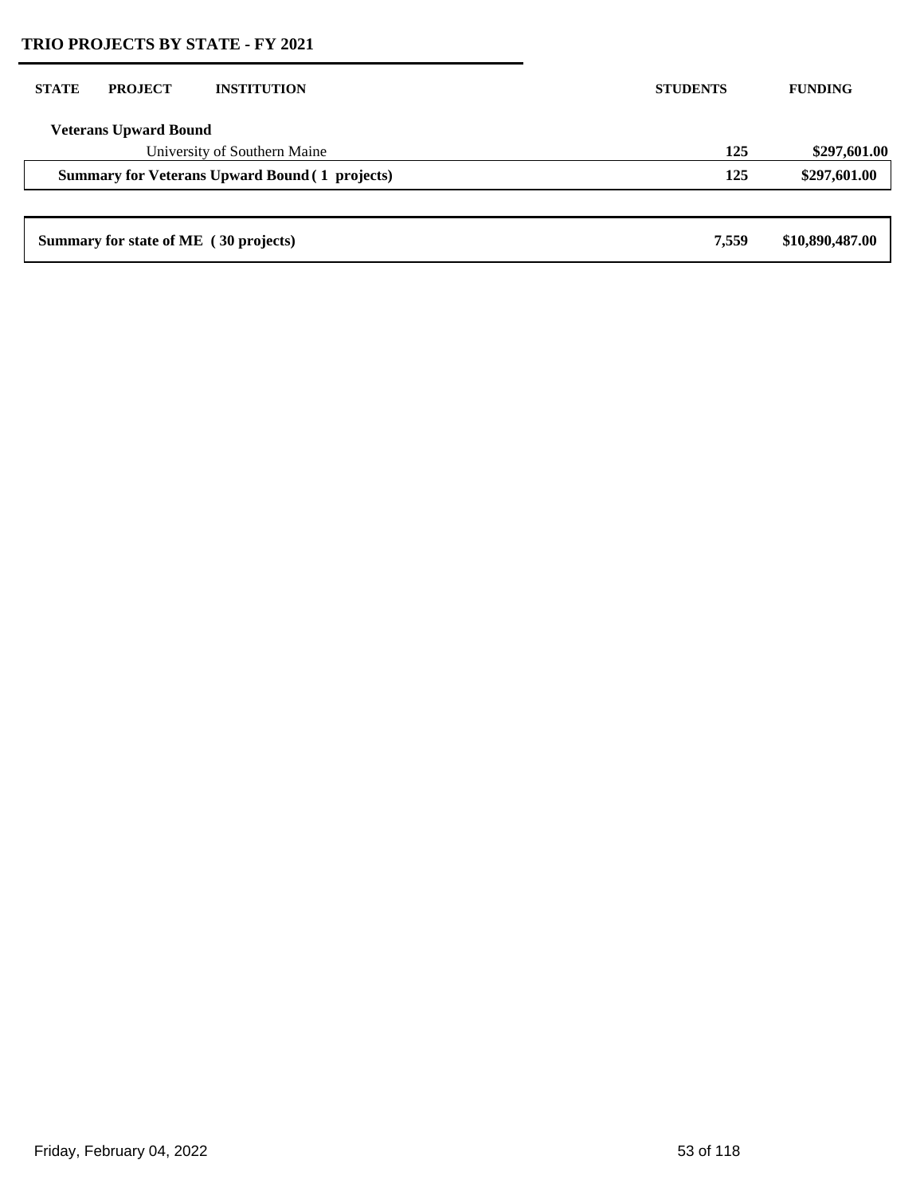## TRIO PROJECTS BY STATE - FY 2021

| STATE | PROJECT | INSTITUTION | STUDENTS | FUNDING |
|---|---|---|---|---|
| | **Veterans Upward Bound** | | | |
| | | University of Southern Maine | **125** | **$297,601.00** |
| | **Summary for Veterans Upward Bound ( 1 projects)** | | **125** | **$297,601.00** |
| **Summary for state of ME ( 30 projects)** | | | **7,559** | **$10,890,487.00** |

Friday, February 04, 2022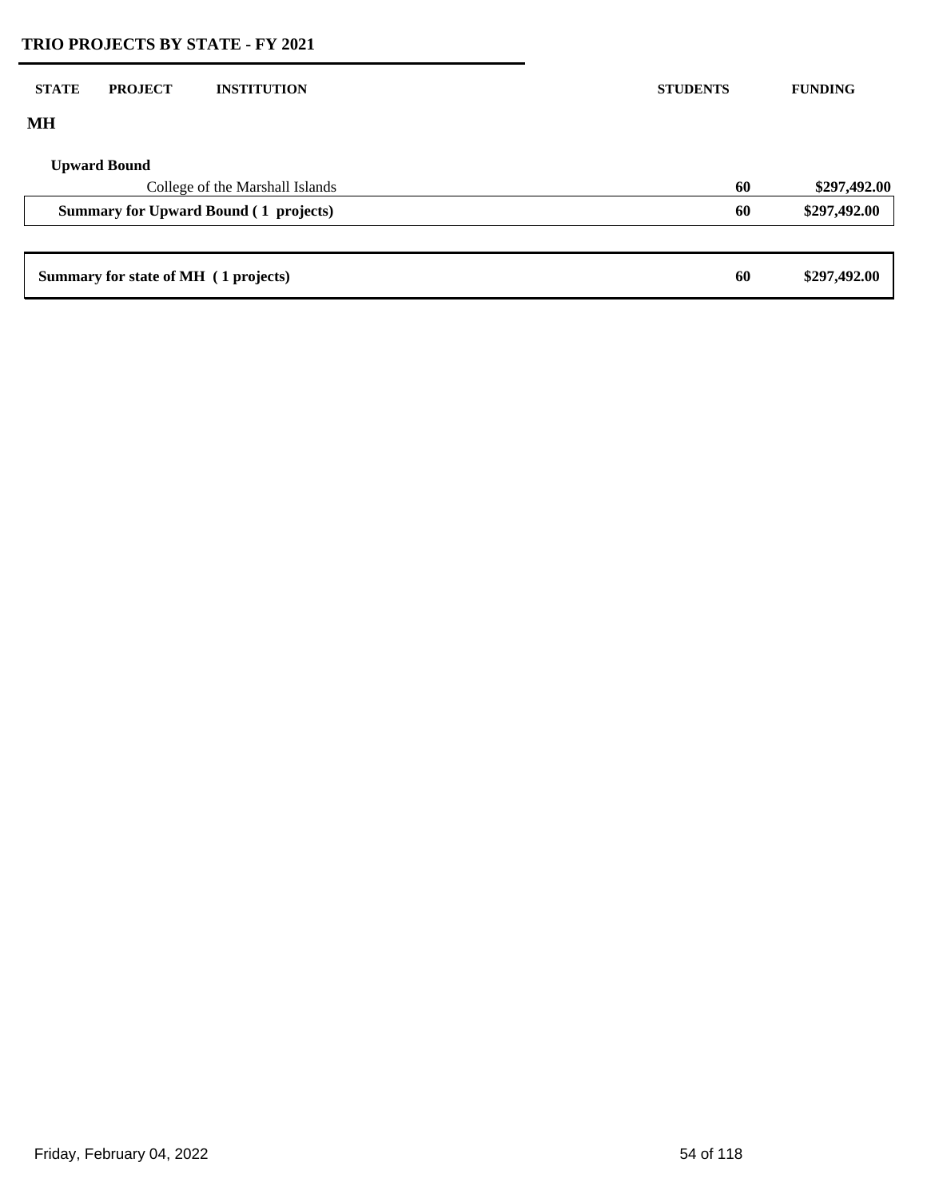## TRIO PROJECTS BY STATE - FY 2021

| STATE | PROJECT | INSTITUTION | STUDENTS | FUNDING |
|---|---|---|---|---|
| **MH** | | | | |
| | **Upward Bound** | | | |
| | | College of the Marshall Islands | **60** | **$297,492.00** |
| | **Summary for Upward Bound ( 1 projects)** | | **60** | **$297,492.00** |
| **Summary for state of MH ( 1 projects)** | | | **60** | **$297,492.00** |

Friday, February 04, 2022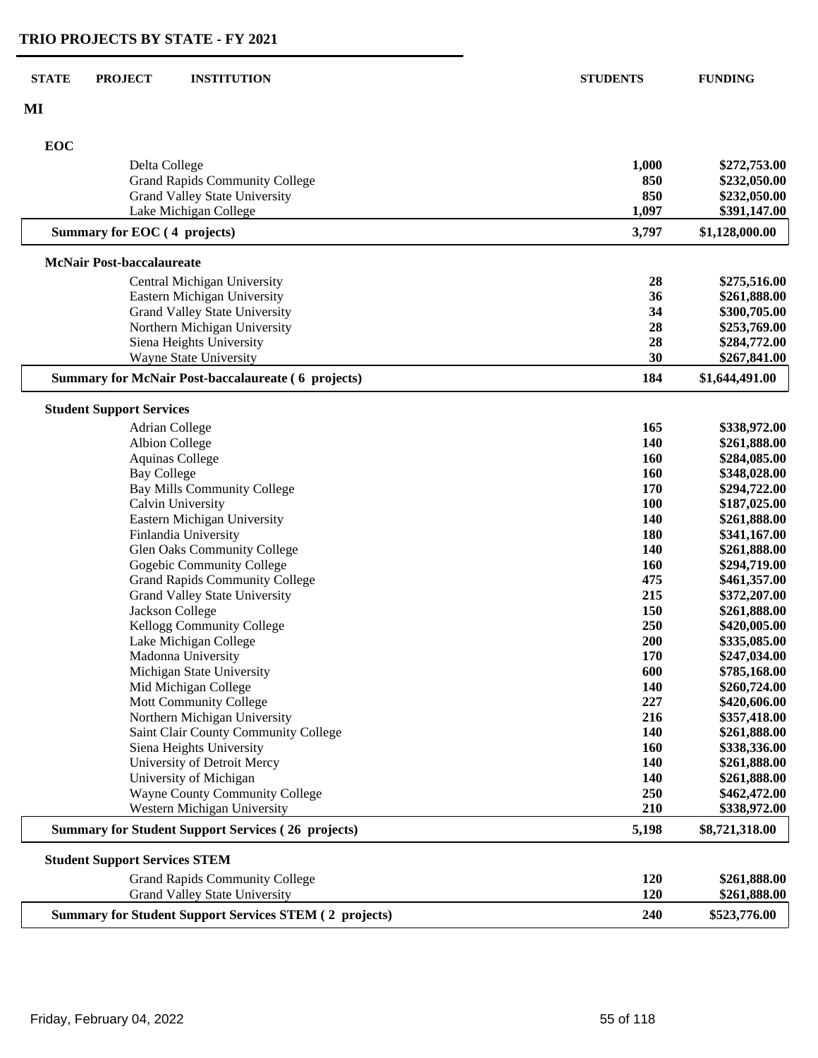## TRIO PROJECTS BY STATE - FY 2021

| STATE | PROJECT | INSTITUTION | STUDENTS | FUNDING |
|---|---|---|---|---|
| **MI** | | | | |
| | **EOC** | | | |
| | | Delta College | **1,000** | **$272,753.00** |
| | | Grand Rapids Community College | **850** | **$232,050.00** |
| | | Grand Valley State University | **850** | **$232,050.00** |
| | | Lake Michigan College | **1,097** | **$391,147.00** |
| | **Summary for EOC ( 4 projects)** | | **3,797** | **$1,128,000.00** |
| | **McNair Post-baccalaureate** | | | |
| | | Central Michigan University | **28** | **$275,516.00** |
| | | Eastern Michigan University | **36** | **$261,888.00** |
| | | Grand Valley State University | **34** | **$300,705.00** |
| | | Northern Michigan University | **28** | **$253,769.00** |
| | | Siena Heights University | **28** | **$284,772.00** |
| | | Wayne State University | **30** | **$267,841.00** |
| | **Summary for McNair Post-baccalaureate ( 6 projects)** | | **184** | **$1,644,491.00** |
| | **Student Support Services** | | | |
| | | Adrian College | **165** | **$338,972.00** |
| | | Albion College | **140** | **$261,888.00** |
| | | Aquinas College | **160** | **$284,085.00** |
| | | Bay College | **160** | **$348,028.00** |
| | | Bay Mills Community College | **170** | **$294,722.00** |
| | | Calvin University | **100** | **$187,025.00** |
| | | Eastern Michigan University | **140** | **$261,888.00** |
| | | Finlandia University | **180** | **$341,167.00** |
| | | Glen Oaks Community College | **140** | **$261,888.00** |
| | | Gogebic Community College | **160** | **$294,719.00** |
| | | Grand Rapids Community College | **475** | **$461,357.00** |
| | | Grand Valley State University | **215** | **$372,207.00** |
| | | Jackson College | **150** | **$261,888.00** |
| | | Kellogg Community College | **250** | **$420,005.00** |
| | | Lake Michigan College | **200** | **$335,085.00** |
| | | Madonna University | **170** | **$247,034.00** |
| | | Michigan State University | **600** | **$785,168.00** |
| | | Mid Michigan College | **140** | **$260,724.00** |
| | | Mott Community College | **227** | **$420,606.00** |
| | | Northern Michigan University | **216** | **$357,418.00** |
| | | Saint Clair County Community College | **140** | **$261,888.00** |
| | | Siena Heights University | **160** | **$338,336.00** |
| | | University of Detroit Mercy | **140** | **$261,888.00** |
| | | University of Michigan | **140** | **$261,888.00** |
| | | Wayne County Community College | **250** | **$462,472.00** |
| | | Western Michigan University | **210** | **$338,972.00** |
| | **Summary for Student Support Services ( 26 projects)** | | **5,198** | **$8,721,318.00** |
| | **Student Support Services STEM** | | | |
| | | Grand Rapids Community College | **120** | **$261,888.00** |
| | | Grand Valley State University | **120** | **$261,888.00** |
| | **Summary for Student Support Services STEM ( 2 projects)** | | **240** | **$523,776.00** |

Friday, February 04, 2022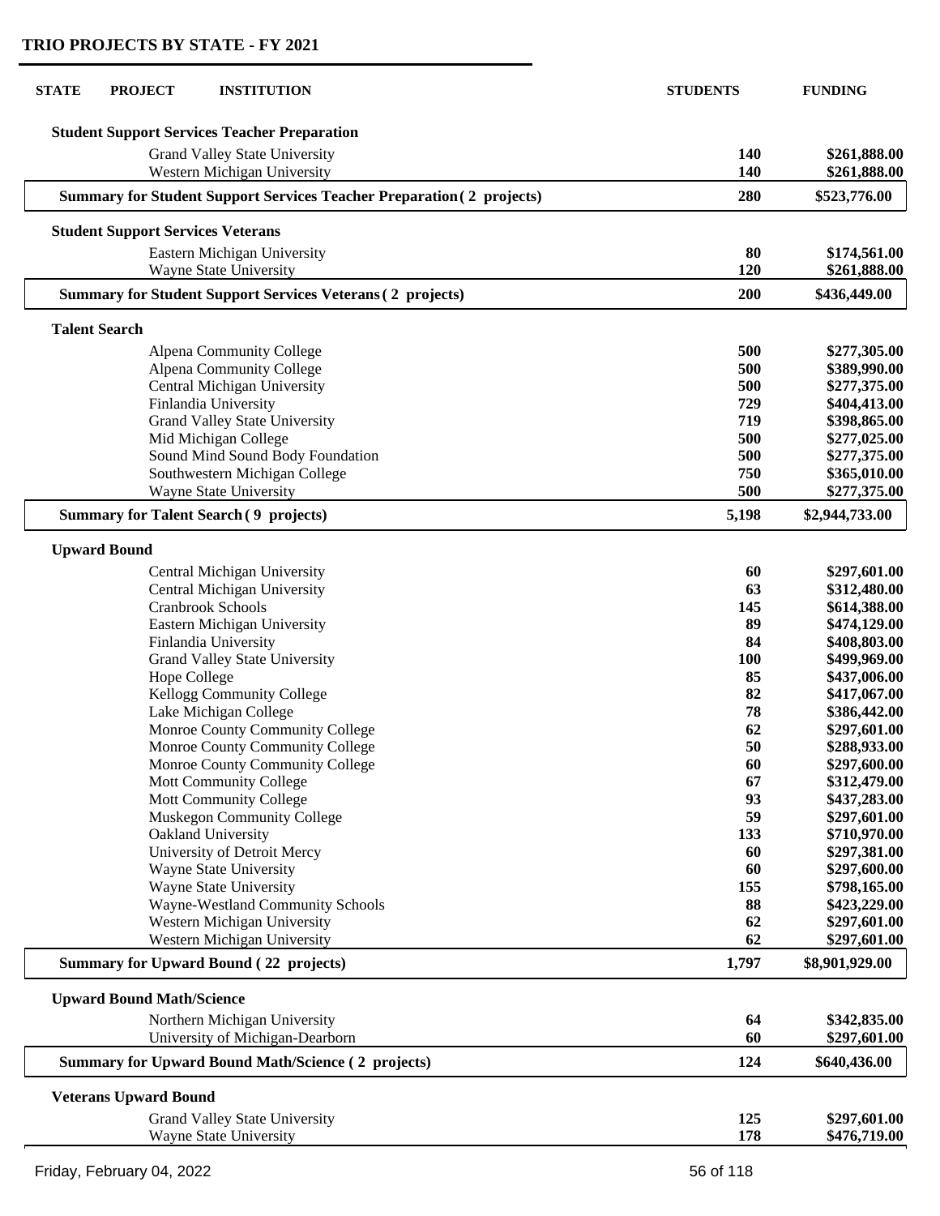## TRIO PROJECTS BY STATE - FY 2021

| STATE | PROJECT | INSTITUTION | STUDENTS | FUNDING |
|---|---|---|---|---|
| | **Student Support Services Teacher Preparation** | | | |
| | | Grand Valley State University | **140** | **$261,888.00** |
| | | Western Michigan University | **140** | **$261,888.00** |
| | **Summary for Student Support Services Teacher Preparation ( 2 projects)** | | **280** | **$523,776.00** |
| | **Student Support Services Veterans** | | | |
| | | Eastern Michigan University | **80** | **$174,561.00** |
| | | Wayne State University | **120** | **$261,888.00** |
| | **Summary for Student Support Services Veterans ( 2 projects)** | | **200** | **$436,449.00** |
| | **Talent Search** | | | |
| | | Alpena Community College | **500** | **$277,305.00** |
| | | Alpena Community College | **500** | **$389,990.00** |
| | | Central Michigan University | **500** | **$277,375.00** |
| | | Finlandia University | **729** | **$404,413.00** |
| | | Grand Valley State University | **719** | **$398,865.00** |
| | | Mid Michigan College | **500** | **$277,025.00** |
| | | Sound Mind Sound Body Foundation | **500** | **$277,375.00** |
| | | Southwestern Michigan College | **750** | **$365,010.00** |
| | | Wayne State University | **500** | **$277,375.00** |
| | **Summary for Talent Search ( 9 projects)** | | **5,198** | **$2,944,733.00** |
| | **Upward Bound** | | | |
| | | Central Michigan University | **60** | **$297,601.00** |
| | | Central Michigan University | **63** | **$312,480.00** |
| | | Cranbrook Schools | **145** | **$614,388.00** |
| | | Eastern Michigan University | **89** | **$474,129.00** |
| | | Finlandia University | **84** | **$408,803.00** |
| | | Grand Valley State University | **100** | **$499,969.00** |
| | | Hope College | **85** | **$437,006.00** |
| | | Kellogg Community College | **82** | **$417,067.00** |
| | | Lake Michigan College | **78** | **$386,442.00** |
| | | Monroe County Community College | **62** | **$297,601.00** |
| | | Monroe County Community College | **50** | **$288,933.00** |
| | | Monroe County Community College | **60** | **$297,600.00** |
| | | Mott Community College | **67** | **$312,479.00** |
| | | Mott Community College | **93** | **$437,283.00** |
| | | Muskegon Community College | **59** | **$297,601.00** |
| | | Oakland University | **133** | **$710,970.00** |
| | | University of Detroit Mercy | **60** | **$297,381.00** |
| | | Wayne State University | **60** | **$297,600.00** |
| | | Wayne State University | **155** | **$798,165.00** |
| | | Wayne-Westland Community Schools | **88** | **$423,229.00** |
| | | Western Michigan University | **62** | **$297,601.00** |
| | | Western Michigan University | **62** | **$297,601.00** |
| | **Summary for Upward Bound ( 22 projects)** | | **1,797** | **$8,901,929.00** |
| | **Upward Bound Math/Science** | | | |
| | | Northern Michigan University | **64** | **$342,835.00** |
| | | University of Michigan-Dearborn | **60** | **$297,601.00** |
| | **Summary for Upward Bound Math/Science ( 2 projects)** | | **124** | **$640,436.00** |
| | **Veterans Upward Bound** | | | |
| | | Grand Valley State University | **125** | **$297,601.00** |
| | | Wayne State University | **178** | **$476,719.00** |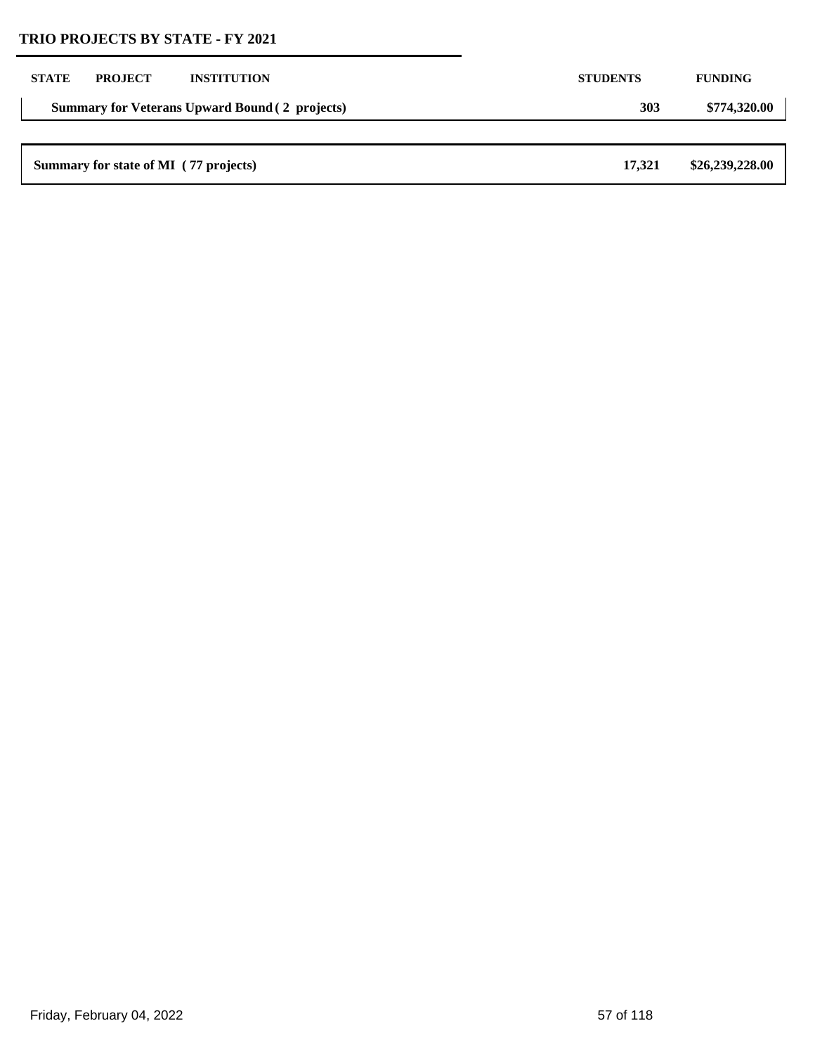## TRIO PROJECTS BY STATE - FY 2021

| STATE | PROJECT | INSTITUTION | STUDENTS | FUNDING |
|---|---|---|---|---|
| **Summary for Veterans Upward Bound ( 2 projects)** | | | **303** | **$774,320.00** |
| **Summary for state of MI ( 77 projects)** | | | **17,321** | **$26,239,228.00** |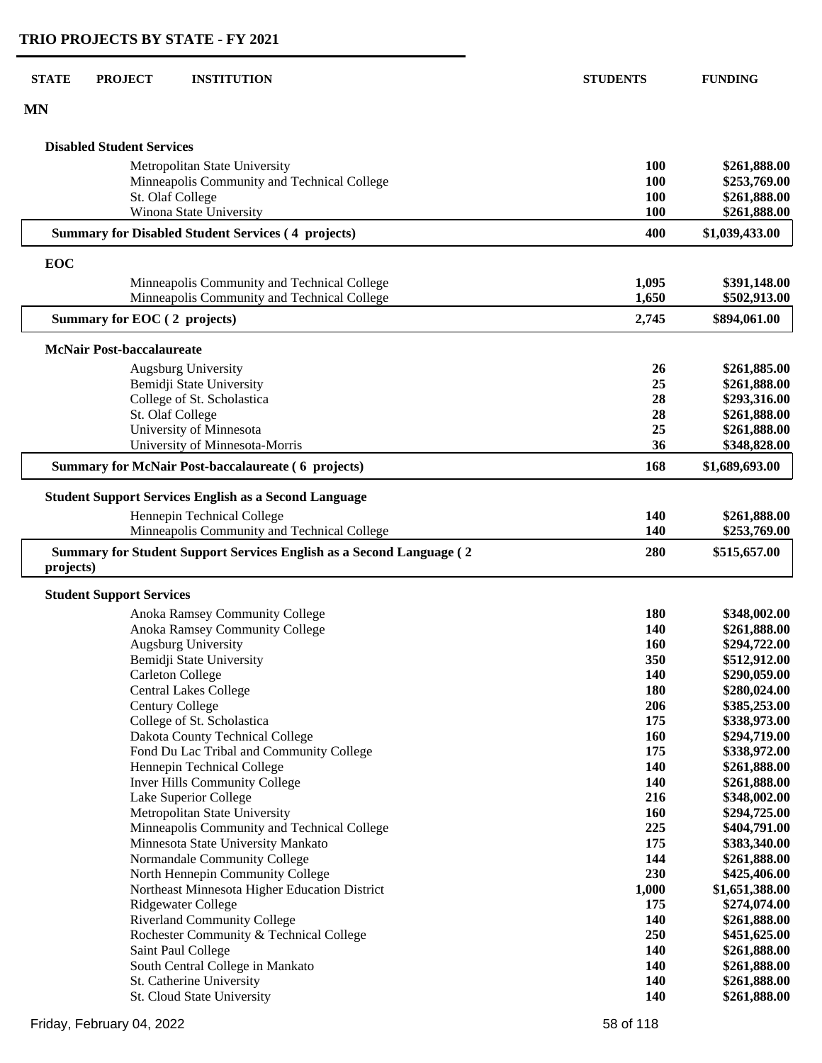# TRIO PROJECTS BY STATE - FY 2021

| STATE | PROJECT | INSTITUTION | STUDENTS | FUNDING |
|---|---|---|---|---|
| **MN** | | | | |
| | **Disabled Student Services** | | | |
| | | Metropolitan State University | **100** | **$261,888.00** |
| | | Minneapolis Community and Technical College | **100** | **$253,769.00** |
| | | St. Olaf College | **100** | **$261,888.00** |
| | | Winona State University | **100** | **$261,888.00** |
| | **Summary for Disabled Student Services ( 4 projects)** | | **400** | **$1,039,433.00** |
| | **EOC** | | | |
| | | Minneapolis Community and Technical College | **1,095** | **$391,148.00** |
| | | Minneapolis Community and Technical College | **1,650** | **$502,913.00** |
| | **Summary for EOC ( 2 projects)** | | **2,745** | **$894,061.00** |
| | **McNair Post-baccalaureate** | | | |
| | | Augsburg University | **26** | **$261,885.00** |
| | | Bemidji State University | **25** | **$261,888.00** |
| | | College of St. Scholastica | **28** | **$293,316.00** |
| | | St. Olaf College | **28** | **$261,888.00** |
| | | University of Minnesota | **25** | **$261,888.00** |
| | | University of Minnesota-Morris | **36** | **$348,828.00** |
| | **Summary for McNair Post-baccalaureate ( 6 projects)** | | **168** | **$1,689,693.00** |
| | **Student Support Services English as a Second Language** | | | |
| | | Hennepin Technical College | **140** | **$261,888.00** |
| | | Minneapolis Community and Technical College | **140** | **$253,769.00** |
| | **Summary for Student Support Services English as a Second Language ( 2 projects)** | | **280** | **$515,657.00** |
| | **Student Support Services** | | | |
| | | Anoka Ramsey Community College | **180** | **$348,002.00** |
| | | Anoka Ramsey Community College | **140** | **$261,888.00** |
| | | Augsburg University | **160** | **$294,722.00** |
| | | Bemidji State University | **350** | **$512,912.00** |
| | | Carleton College | **140** | **$290,059.00** |
| | | Central Lakes College | **180** | **$280,024.00** |
| | | Century College | **206** | **$385,253.00** |
| | | College of St. Scholastica | **175** | **$338,973.00** |
| | | Dakota County Technical College | **160** | **$294,719.00** |
| | | Fond Du Lac Tribal and Community College | **175** | **$338,972.00** |
| | | Hennepin Technical College | **140** | **$261,888.00** |
| | | Inver Hills Community College | **140** | **$261,888.00** |
| | | Lake Superior College | **216** | **$348,002.00** |
| | | Metropolitan State University | **160** | **$294,725.00** |
| | | Minneapolis Community and Technical College | **225** | **$404,791.00** |
| | | Minnesota State University Mankato | **175** | **$383,340.00** |
| | | Normandale Community College | **144** | **$261,888.00** |
| | | North Hennepin Community College | **230** | **$425,406.00** |
| | | Northeast Minnesota Higher Education District | **1,000** | **$1,651,388.00** |
| | | Ridgewater College | **175** | **$274,074.00** |
| | | Riverland Community College | **140** | **$261,888.00** |
| | | Rochester Community & Technical College | **250** | **$451,625.00** |
| | | Saint Paul College | **140** | **$261,888.00** |
| | | South Central College in Mankato | **140** | **$261,888.00** |
| | | St. Catherine University | **140** | **$261,888.00** |
| | | St. Cloud State University | **140** | **$261,888.00** |

Friday, February 04, 2022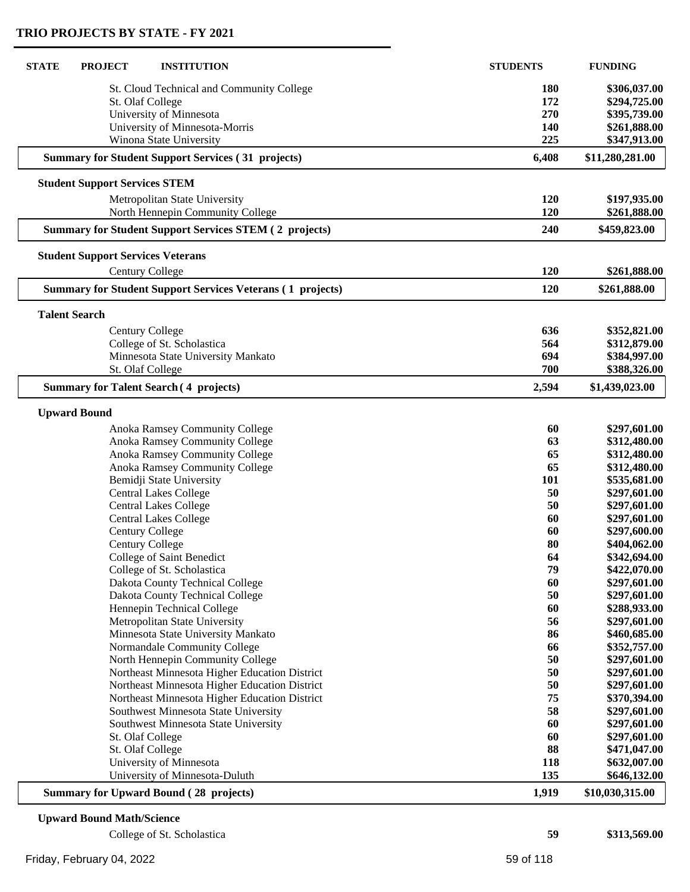## TRIO PROJECTS BY STATE - FY 2021

| STATE | PROJECT | INSTITUTION | STUDENTS | FUNDING |
|---|---|---|---|---|
| | | St. Cloud Technical and Community College | 180 | $306,037.00 |
| | | St. Olaf College | 172 | $294,725.00 |
| | | University of Minnesota | 270 | $395,739.00 |
| | | University of Minnesota-Morris | 140 | $261,888.00 |
| | | Winona State University | 225 | $347,913.00 |
| | **Summary for Student Support Services ( 31 projects)** | | **6,408** | **$11,280,281.00** |
| | **Student Support Services STEM** | | | |
| | | Metropolitan State University | 120 | $197,935.00 |
| | | North Hennepin Community College | 120 | $261,888.00 |
| | **Summary for Student Support Services STEM ( 2 projects)** | | **240** | **$459,823.00** |
| | **Student Support Services Veterans** | | | |
| | | Century College | 120 | $261,888.00 |
| | **Summary for Student Support Services Veterans ( 1 projects)** | | **120** | **$261,888.00** |
| | **Talent Search** | | | |
| | | Century College | 636 | $352,821.00 |
| | | College of St. Scholastica | 564 | $312,879.00 |
| | | Minnesota State University Mankato | 694 | $384,997.00 |
| | | St. Olaf College | 700 | $388,326.00 |
| | **Summary for Talent Search ( 4 projects)** | | **2,594** | **$1,439,023.00** |
| | **Upward Bound** | | | |
| | | Anoka Ramsey Community College | 60 | $297,601.00 |
| | | Anoka Ramsey Community College | 63 | $312,480.00 |
| | | Anoka Ramsey Community College | 65 | $312,480.00 |
| | | Anoka Ramsey Community College | 65 | $312,480.00 |
| | | Bemidji State University | 101 | $535,681.00 |
| | | Central Lakes College | 50 | $297,601.00 |
| | | Central Lakes College | 50 | $297,601.00 |
| | | Central Lakes College | 60 | $297,601.00 |
| | | Century College | 60 | $297,600.00 |
| | | Century College | 80 | $404,062.00 |
| | | College of Saint Benedict | 64 | $342,694.00 |
| | | College of St. Scholastica | 79 | $422,070.00 |
| | | Dakota County Technical College | 60 | $297,601.00 |
| | | Dakota County Technical College | 50 | $297,601.00 |
| | | Hennepin Technical College | 60 | $288,933.00 |
| | | Metropolitan State University | 56 | $297,601.00 |
| | | Minnesota State University Mankato | 86 | $460,685.00 |
| | | Normandale Community College | 66 | $352,757.00 |
| | | North Hennepin Community College | 50 | $297,601.00 |
| | | Northeast Minnesota Higher Education District | 50 | $297,601.00 |
| | | Northeast Minnesota Higher Education District | 50 | $297,601.00 |
| | | Northeast Minnesota Higher Education District | 75 | $370,394.00 |
| | | Southwest Minnesota State University | 58 | $297,601.00 |
| | | Southwest Minnesota State University | 60 | $297,601.00 |
| | | St. Olaf College | 60 | $297,601.00 |
| | | St. Olaf College | 88 | $471,047.00 |
| | | University of Minnesota | 118 | $632,007.00 |
| | | University of Minnesota-Duluth | 135 | $646,132.00 |
| | **Summary for Upward Bound ( 28 projects)** | | **1,919** | **$10,030,315.00** |
| | **Upward Bound Math/Science** | | | |
| | | College of St. Scholastica | 59 | $313,569.00 |

Friday, February 04, 2022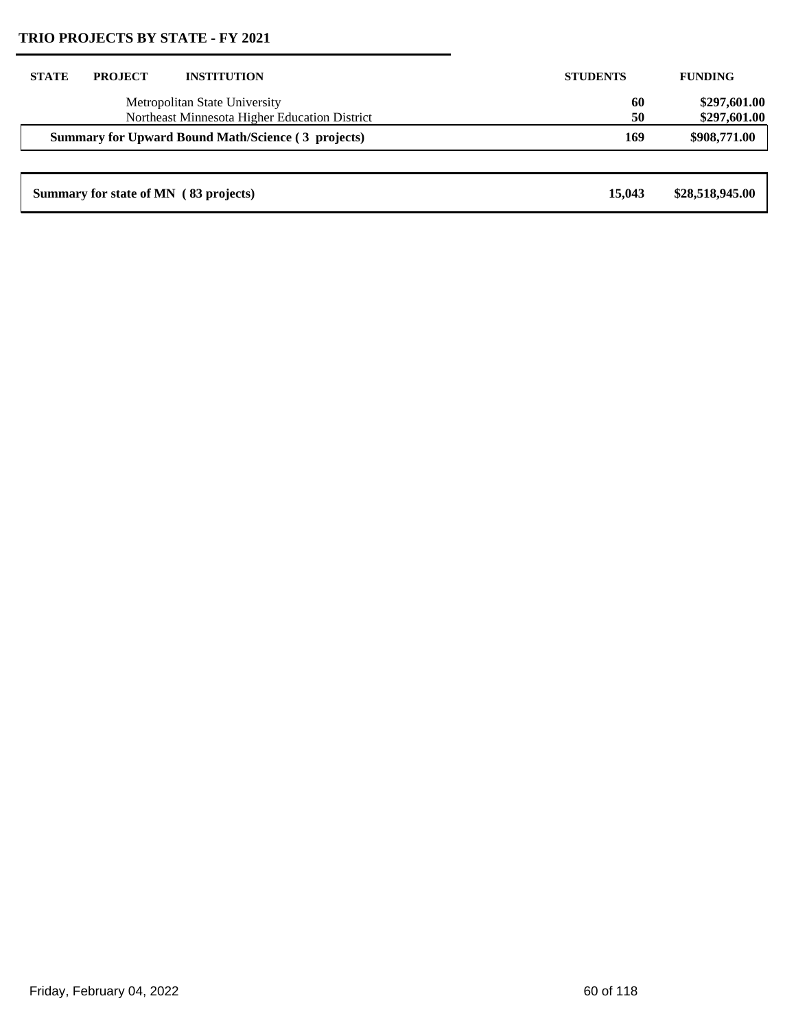## TRIO PROJECTS BY STATE - FY 2021

| STATE | PROJECT | INSTITUTION | STUDENTS | FUNDING |
|---|---|---|---|---|
| | | Metropolitan State University | 60 | $297,601.00 |
| | | Northeast Minnesota Higher Education District | 50 | $297,601.00 |
| **Summary for Upward Bound Math/Science ( 3 projects)** | | | **169** | **$908,771.00** |
| **Summary for state of MN ( 83 projects)** | | | **15,043** | **$28,518,945.00** |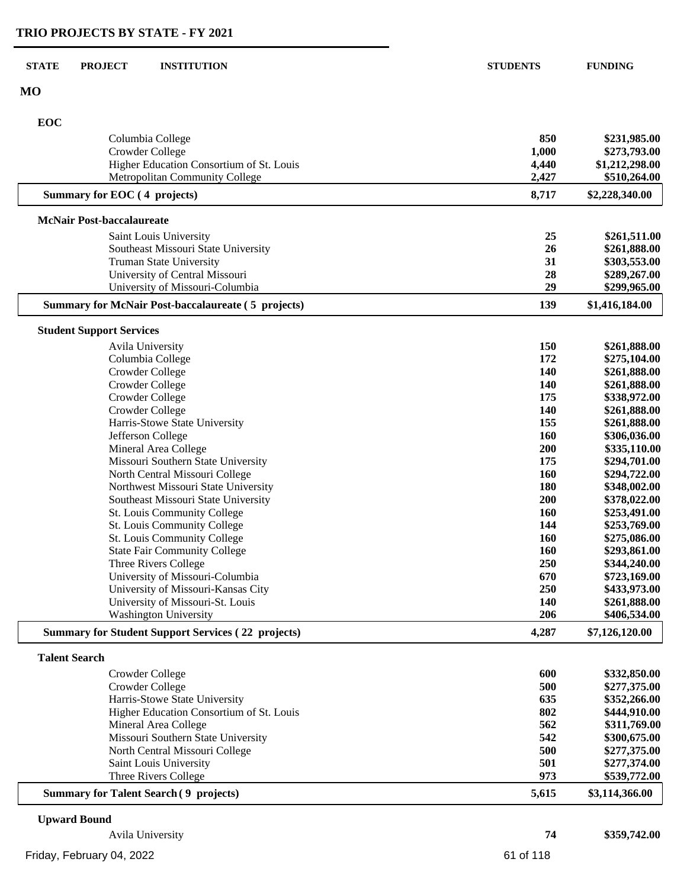## TRIO PROJECTS BY STATE - FY 2021

| STATE | PROJECT | INSTITUTION | STUDENTS | FUNDING |
|---|---|---|---|---|
| **MO** | | | | |
| | **EOC** | | | |
| | | Columbia College | 850 | $231,985.00 |
| | | Crowder College | 1,000 | $273,793.00 |
| | | Higher Education Consortium of St. Louis | 4,440 | $1,212,298.00 |
| | | Metropolitan Community College | 2,427 | $510,264.00 |
| | **Summary for EOC ( 4 projects)** | | **8,717** | **$2,228,340.00** |
| | **McNair Post-baccalaureate** | | | |
| | | Saint Louis University | 25 | $261,511.00 |
| | | Southeast Missouri State University | 26 | $261,888.00 |
| | | Truman State University | 31 | $303,553.00 |
| | | University of Central Missouri | 28 | $289,267.00 |
| | | University of Missouri-Columbia | 29 | $299,965.00 |
| | **Summary for McNair Post-baccalaureate ( 5 projects)** | | **139** | **$1,416,184.00** |
| | **Student Support Services** | | | |
| | | Avila University | 150 | $261,888.00 |
| | | Columbia College | 172 | $275,104.00 |
| | | Crowder College | 140 | $261,888.00 |
| | | Crowder College | 140 | $261,888.00 |
| | | Crowder College | 175 | $338,972.00 |
| | | Crowder College | 140 | $261,888.00 |
| | | Harris-Stowe State University | 155 | $261,888.00 |
| | | Jefferson College | 160 | $306,036.00 |
| | | Mineral Area College | 200 | $335,110.00 |
| | | Missouri Southern State University | 175 | $294,701.00 |
| | | North Central Missouri College | 160 | $294,722.00 |
| | | Northwest Missouri State University | 180 | $348,002.00 |
| | | Southeast Missouri State University | 200 | $378,022.00 |
| | | St. Louis Community College | 160 | $253,491.00 |
| | | St. Louis Community College | 144 | $253,769.00 |
| | | St. Louis Community College | 160 | $275,086.00 |
| | | State Fair Community College | 160 | $293,861.00 |
| | | Three Rivers College | 250 | $344,240.00 |
| | | University of Missouri-Columbia | 670 | $723,169.00 |
| | | University of Missouri-Kansas City | 250 | $433,973.00 |
| | | University of Missouri-St. Louis | 140 | $261,888.00 |
| | | Washington University | 206 | $406,534.00 |
| | **Summary for Student Support Services ( 22 projects)** | | **4,287** | **$7,126,120.00** |
| | **Talent Search** | | | |
| | | Crowder College | 600 | $332,850.00 |
| | | Crowder College | 500 | $277,375.00 |
| | | Harris-Stowe State University | 635 | $352,266.00 |
| | | Higher Education Consortium of St. Louis | 802 | $444,910.00 |
| | | Mineral Area College | 562 | $311,769.00 |
| | | Missouri Southern State University | 542 | $300,675.00 |
| | | North Central Missouri College | 500 | $277,375.00 |
| | | Saint Louis University | 501 | $277,374.00 |
| | | Three Rivers College | 973 | $539,772.00 |
| | **Summary for Talent Search ( 9 projects)** | | **5,615** | **$3,114,366.00** |
| | **Upward Bound** | | | |
| | | Avila University | 74 | $359,742.00 |

Friday, February 04, 2022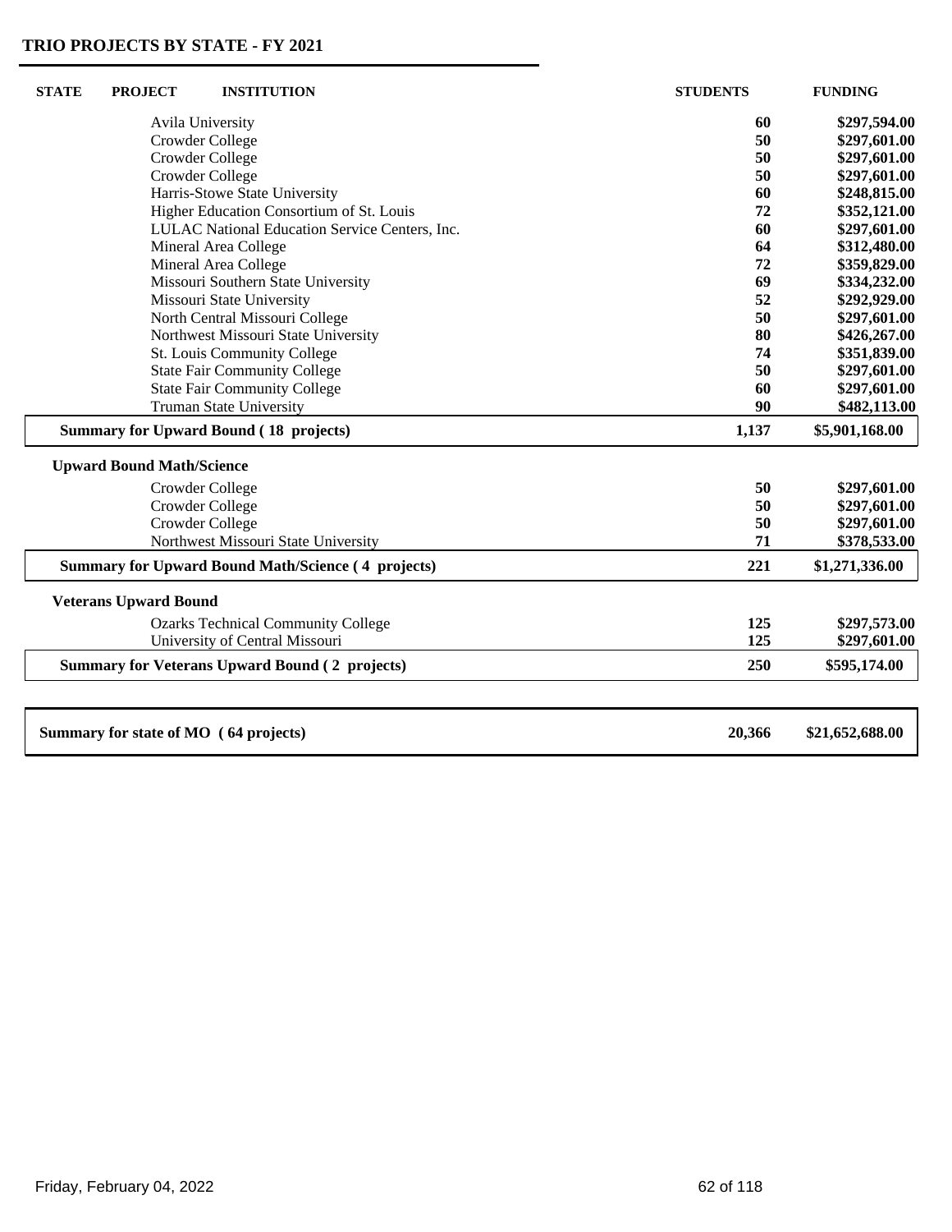## TRIO PROJECTS BY STATE - FY 2021

| STATE | PROJECT | INSTITUTION | STUDENTS | FUNDING |
|---|---|---|---|---|
| | | Avila University | 60 | $297,594.00 |
| | | Crowder College | 50 | $297,601.00 |
| | | Crowder College | 50 | $297,601.00 |
| | | Crowder College | 50 | $297,601.00 |
| | | Harris-Stowe State University | 60 | $248,815.00 |
| | | Higher Education Consortium of St. Louis | 72 | $352,121.00 |
| | | LULAC National Education Service Centers, Inc. | 60 | $297,601.00 |
| | | Mineral Area College | 64 | $312,480.00 |
| | | Mineral Area College | 72 | $359,829.00 |
| | | Missouri Southern State University | 69 | $334,232.00 |
| | | Missouri State University | 52 | $292,929.00 |
| | | North Central Missouri College | 50 | $297,601.00 |
| | | Northwest Missouri State University | 80 | $426,267.00 |
| | | St. Louis Community College | 74 | $351,839.00 |
| | | State Fair Community College | 50 | $297,601.00 |
| | | State Fair Community College | 60 | $297,601.00 |
| | | Truman State University | 90 | $482,113.00 |
| | **Summary for Upward Bound ( 18 projects)** | | **1,137** | **$5,901,168.00** |
| | **Upward Bound Math/Science** | | | |
| | | Crowder College | 50 | $297,601.00 |
| | | Crowder College | 50 | $297,601.00 |
| | | Crowder College | 50 | $297,601.00 |
| | | Northwest Missouri State University | 71 | $378,533.00 |
| | **Summary for Upward Bound Math/Science ( 4 projects)** | | **221** | **$1,271,336.00** |
| | **Veterans Upward Bound** | | | |
| | | Ozarks Technical Community College | 125 | $297,573.00 |
| | | University of Central Missouri | 125 | $297,601.00 |
| | **Summary for Veterans Upward Bound ( 2 projects)** | | **250** | **$595,174.00** |
| **Summary for state of MO ( 64 projects)** | | | **20,366** | **$21,652,688.00** |

Friday, February 04, 2022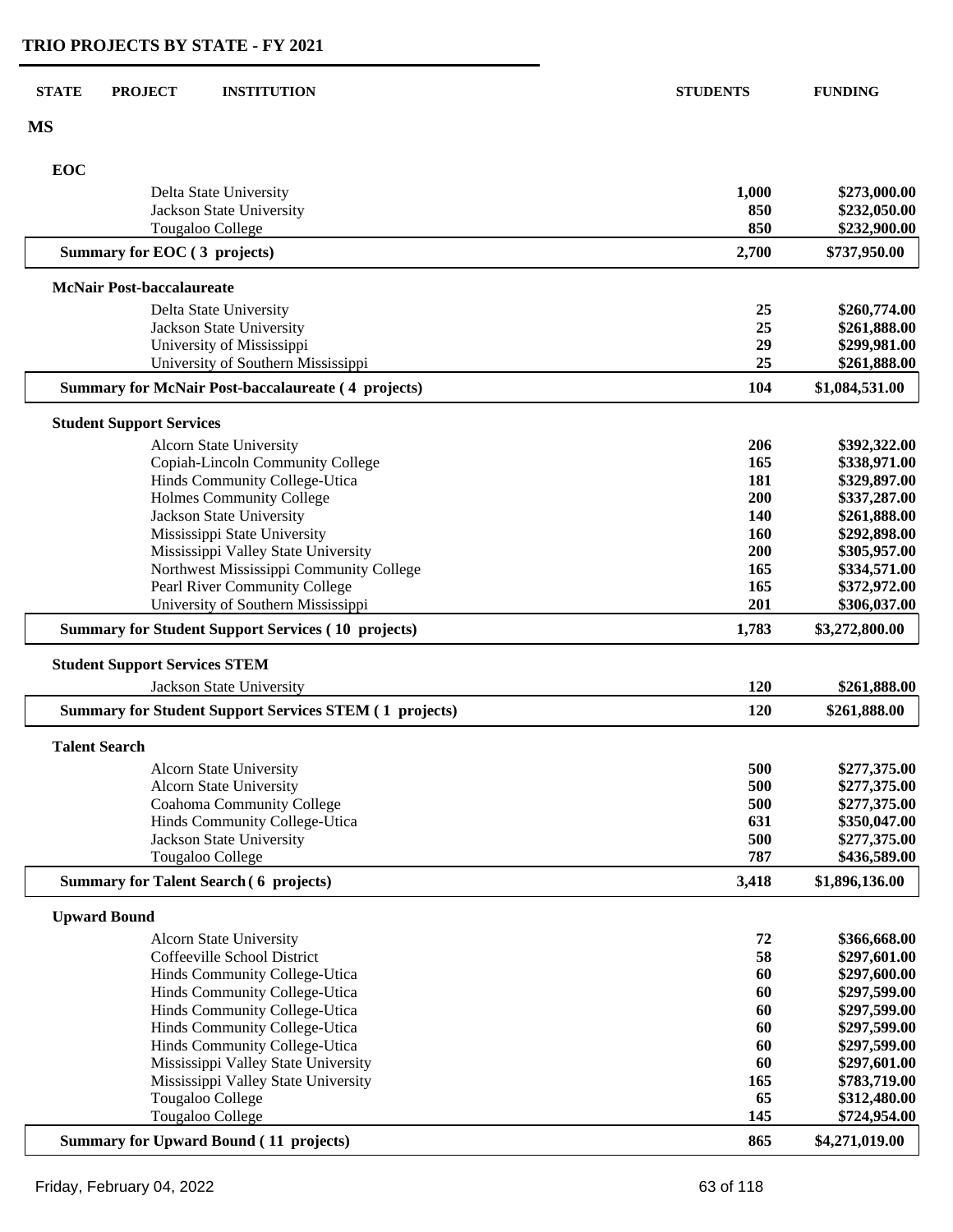# TRIO PROJECTS BY STATE - FY 2021

| STATE | PROJECT | INSTITUTION | STUDENTS | FUNDING |
|---|---|---|---|---|
| **MS** | | | | |
| | **EOC** | | | |
| | | Delta State University | **1,000** | **$273,000.00** |
| | | Jackson State University | **850** | **$232,050.00** |
| | | Tougaloo College | **850** | **$232,900.00** |
| | **Summary for EOC ( 3 projects)** | | **2,700** | **$737,950.00** |
| | **McNair Post-baccalaureate** | | | |
| | | Delta State University | **25** | **$260,774.00** |
| | | Jackson State University | **25** | **$261,888.00** |
| | | University of Mississippi | **29** | **$299,981.00** |
| | | University of Southern Mississippi | **25** | **$261,888.00** |
| | **Summary for McNair Post-baccalaureate ( 4 projects)** | | **104** | **$1,084,531.00** |
| | **Student Support Services** | | | |
| | | Alcorn State University | **206** | **$392,322.00** |
| | | Copiah-Lincoln Community College | **165** | **$338,971.00** |
| | | Hinds Community College-Utica | **181** | **$329,897.00** |
| | | Holmes Community College | **200** | **$337,287.00** |
| | | Jackson State University | **140** | **$261,888.00** |
| | | Mississippi State University | **160** | **$292,898.00** |
| | | Mississippi Valley State University | **200** | **$305,957.00** |
| | | Northwest Mississippi Community College | **165** | **$334,571.00** |
| | | Pearl River Community College | **165** | **$372,972.00** |
| | | University of Southern Mississippi | **201** | **$306,037.00** |
| | **Summary for Student Support Services ( 10 projects)** | | **1,783** | **$3,272,800.00** |
| | **Student Support Services STEM** | | | |
| | | Jackson State University | **120** | **$261,888.00** |
| | **Summary for Student Support Services STEM ( 1 projects)** | | **120** | **$261,888.00** |
| | **Talent Search** | | | |
| | | Alcorn State University | **500** | **$277,375.00** |
| | | Alcorn State University | **500** | **$277,375.00** |
| | | Coahoma Community College | **500** | **$277,375.00** |
| | | Hinds Community College-Utica | **631** | **$350,047.00** |
| | | Jackson State University | **500** | **$277,375.00** |
| | | Tougaloo College | **787** | **$436,589.00** |
| | **Summary for Talent Search ( 6 projects)** | | **3,418** | **$1,896,136.00** |
| | **Upward Bound** | | | |
| | | Alcorn State University | **72** | **$366,668.00** |
| | | Coffeeville School District | **58** | **$297,601.00** |
| | | Hinds Community College-Utica | **60** | **$297,600.00** |
| | | Hinds Community College-Utica | **60** | **$297,599.00** |
| | | Hinds Community College-Utica | **60** | **$297,599.00** |
| | | Hinds Community College-Utica | **60** | **$297,599.00** |
| | | Hinds Community College-Utica | **60** | **$297,599.00** |
| | | Mississippi Valley State University | **60** | **$297,601.00** |
| | | Mississippi Valley State University | **165** | **$783,719.00** |
| | | Tougaloo College | **65** | **$312,480.00** |
| | | Tougaloo College | **145** | **$724,954.00** |
| | **Summary for Upward Bound ( 11 projects)** | | **865** | **$4,271,019.00** |

Friday, February 04, 2022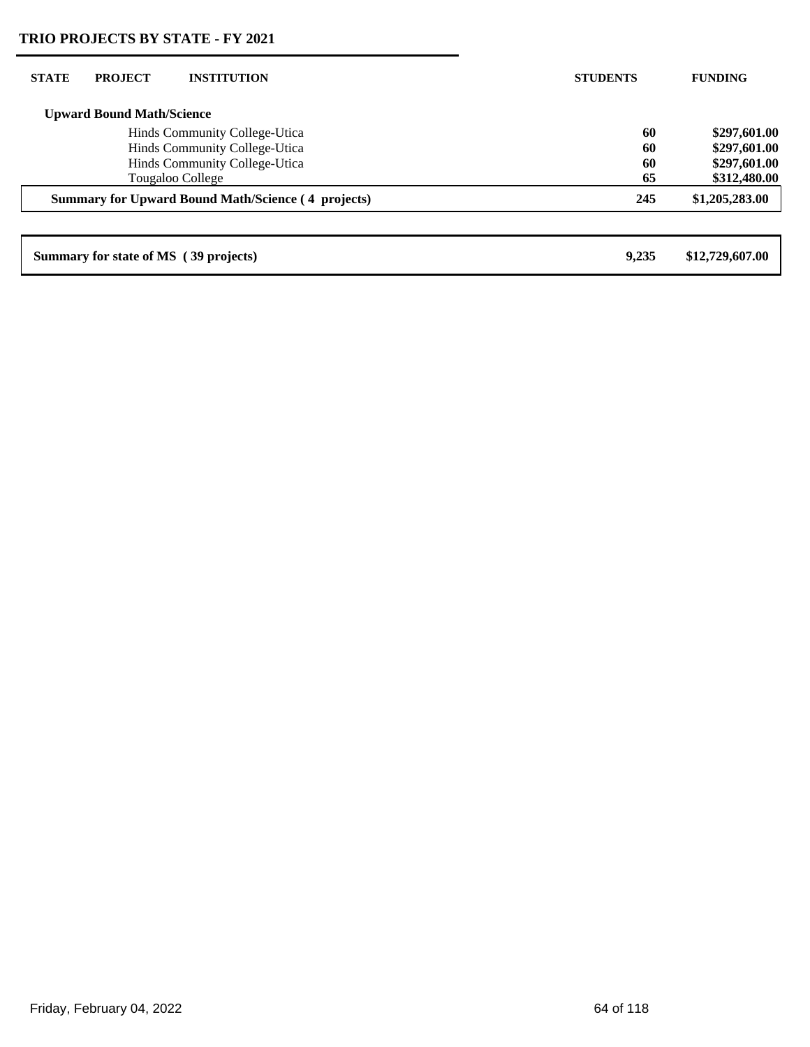## TRIO PROJECTS BY STATE - FY 2021

| STATE | PROJECT | INSTITUTION | STUDENTS | FUNDING |
|---|---|---|---|---|
| | **Upward Bound Math/Science** | | | |
| | | Hinds Community College-Utica | **60** | **$297,601.00** |
| | | Hinds Community College-Utica | **60** | **$297,601.00** |
| | | Hinds Community College-Utica | **60** | **$297,601.00** |
| | | Tougaloo College | **65** | **$312,480.00** |
| | **Summary for Upward Bound Math/Science ( 4 projects)** | | **245** | **$1,205,283.00** |
| | **Summary for state of MS ( 39 projects)** | | **9,235** | **$12,729,607.00** |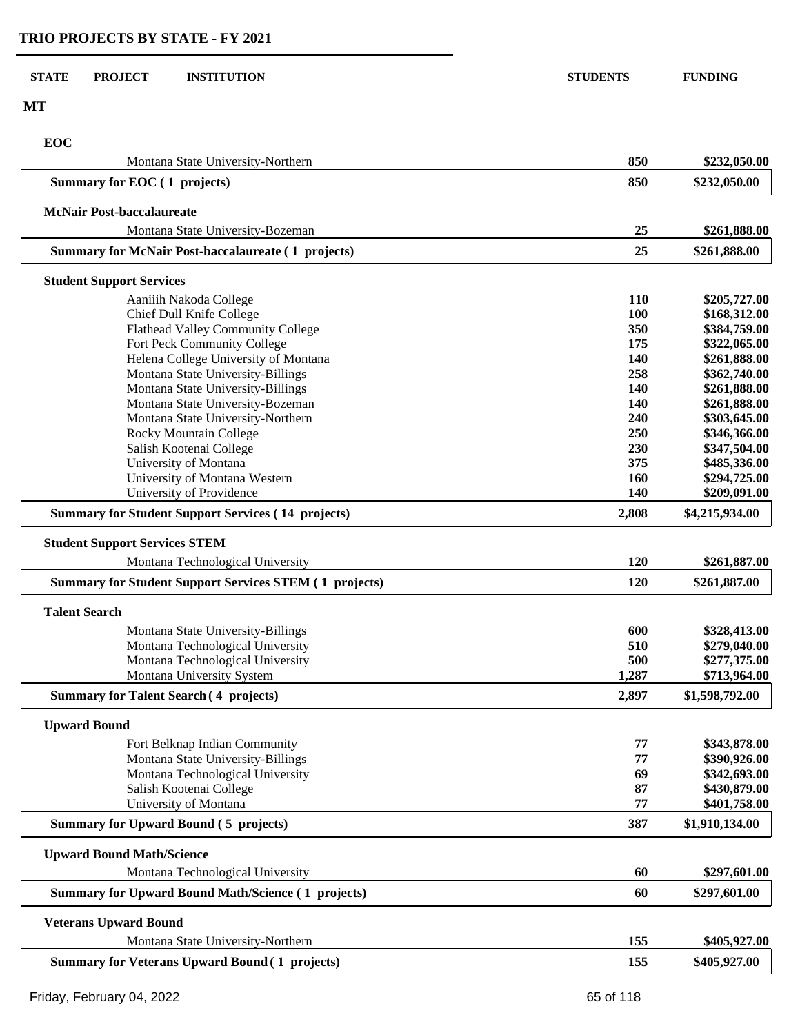# TRIO PROJECTS BY STATE - FY 2021

| STATE | PROJECT | INSTITUTION | STUDENTS | FUNDING |
|---|---|---|---|---|
| **MT** | | | | |
| | **EOC** | | | |
| | | Montana State University-Northern | **850** | **$232,050.00** |
| | **Summary for EOC ( 1 projects)** | | **850** | **$232,050.00** |
| | **McNair Post-baccalaureate** | | | |
| | | Montana State University-Bozeman | **25** | **$261,888.00** |
| | **Summary for McNair Post-baccalaureate ( 1 projects)** | | **25** | **$261,888.00** |
| | **Student Support Services** | | | |
| | | Aaniiih Nakoda College | **110** | **$205,727.00** |
| | | Chief Dull Knife College | **100** | **$168,312.00** |
| | | Flathead Valley Community College | **350** | **$384,759.00** |
| | | Fort Peck Community College | **175** | **$322,065.00** |
| | | Helena College University of Montana | **140** | **$261,888.00** |
| | | Montana State University-Billings | **258** | **$362,740.00** |
| | | Montana State University-Billings | **140** | **$261,888.00** |
| | | Montana State University-Bozeman | **140** | **$261,888.00** |
| | | Montana State University-Northern | **240** | **$303,645.00** |
| | | Rocky Mountain College | **250** | **$346,366.00** |
| | | Salish Kootenai College | **230** | **$347,504.00** |
| | | University of Montana | **375** | **$485,336.00** |
| | | University of Montana Western | **160** | **$294,725.00** |
| | | University of Providence | **140** | **$209,091.00** |
| | **Summary for Student Support Services ( 14 projects)** | | **2,808** | **$4,215,934.00** |
| | **Student Support Services STEM** | | | |
| | | Montana Technological University | **120** | **$261,887.00** |
| | **Summary for Student Support Services STEM ( 1 projects)** | | **120** | **$261,887.00** |
| | **Talent Search** | | | |
| | | Montana State University-Billings | **600** | **$328,413.00** |
| | | Montana Technological University | **510** | **$279,040.00** |
| | | Montana Technological University | **500** | **$277,375.00** |
| | | Montana University System | **1,287** | **$713,964.00** |
| | **Summary for Talent Search ( 4 projects)** | | **2,897** | **$1,598,792.00** |
| | **Upward Bound** | | | |
| | | Fort Belknap Indian Community | **77** | **$343,878.00** |
| | | Montana State University-Billings | **77** | **$390,926.00** |
| | | Montana Technological University | **69** | **$342,693.00** |
| | | Salish Kootenai College | **87** | **$430,879.00** |
| | | University of Montana | **77** | **$401,758.00** |
| | **Summary for Upward Bound ( 5 projects)** | | **387** | **$1,910,134.00** |
| | **Upward Bound Math/Science** | | | |
| | | Montana Technological University | **60** | **$297,601.00** |
| | **Summary for Upward Bound Math/Science ( 1 projects)** | | **60** | **$297,601.00** |
| | **Veterans Upward Bound** | | | |
| | | Montana State University-Northern | **155** | **$405,927.00** |
| | **Summary for Veterans Upward Bound ( 1 projects)** | | **155** | **$405,927.00** |

Friday, February 04, 2022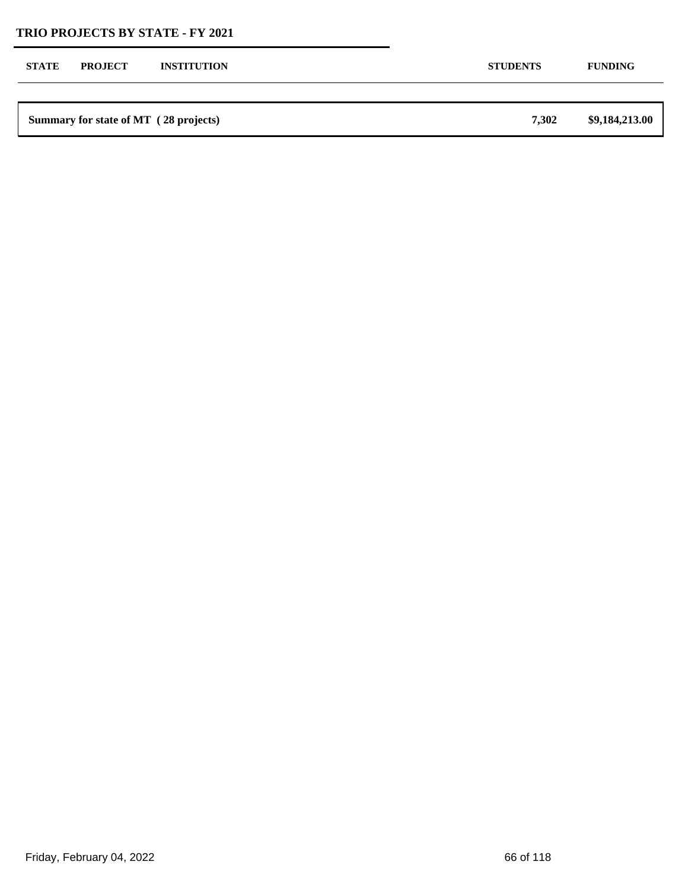## TRIO PROJECTS BY STATE - FY 2021

| STATE | PROJECT | INSTITUTION | STUDENTS | FUNDING |
| --- | --- | --- | --- | --- |
| **Summary for state of MT ( 28 projects)** | | | **7,302** | **$9,184,213.00** |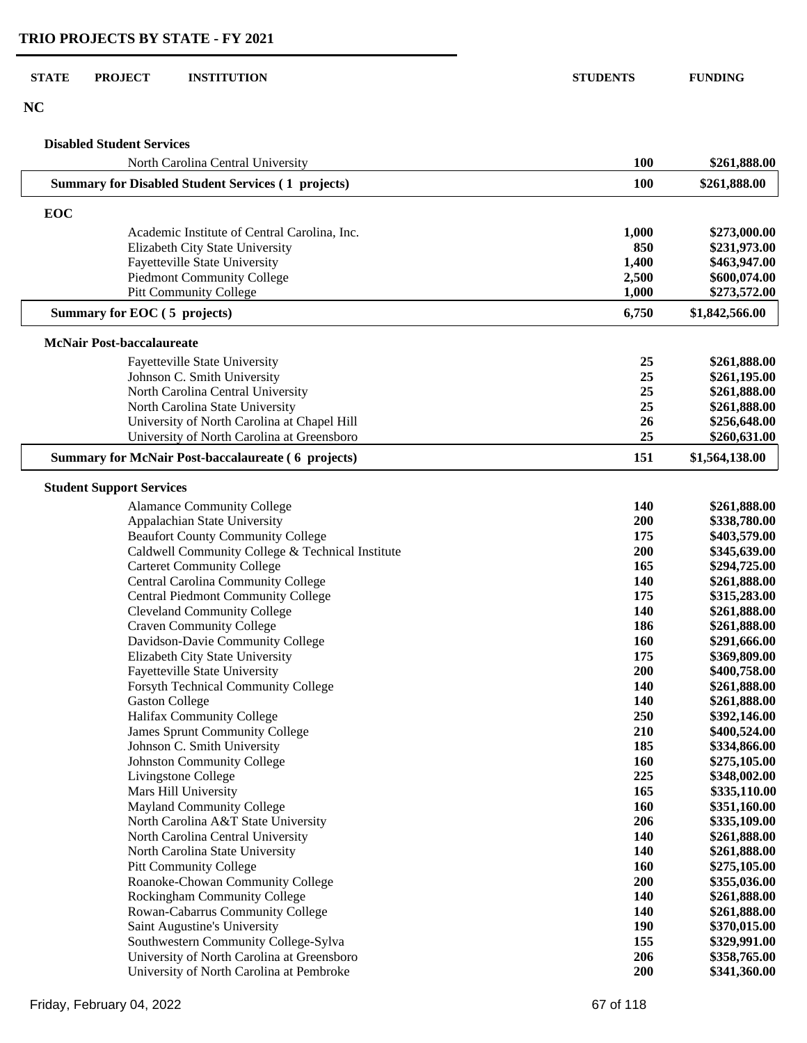# TRIO PROJECTS BY STATE - FY 2021

| STATE | PROJECT | INSTITUTION | STUDENTS | FUNDING |
|---|---|---|---|---|
| **NC** | | | | |
| | **Disabled Student Services** | | | |
| | | North Carolina Central University | **100** | **$261,888.00** |
| | **Summary for Disabled Student Services ( 1 projects)** | | **100** | **$261,888.00** |
| | **EOC** | | | |
| | | Academic Institute of Central Carolina, Inc. | **1,000** | **$273,000.00** |
| | | Elizabeth City State University | **850** | **$231,973.00** |
| | | Fayetteville State University | **1,400** | **$463,947.00** |
| | | Piedmont Community College | **2,500** | **$600,074.00** |
| | | Pitt Community College | **1,000** | **$273,572.00** |
| | **Summary for EOC ( 5 projects)** | | **6,750** | **$1,842,566.00** |
| | **McNair Post-baccalaureate** | | | |
| | | Fayetteville State University | **25** | **$261,888.00** |
| | | Johnson C. Smith University | **25** | **$261,195.00** |
| | | North Carolina Central University | **25** | **$261,888.00** |
| | | North Carolina State University | **25** | **$261,888.00** |
| | | University of North Carolina at Chapel Hill | **26** | **$256,648.00** |
| | | University of North Carolina at Greensboro | **25** | **$260,631.00** |
| | **Summary for McNair Post-baccalaureate ( 6 projects)** | | **151** | **$1,564,138.00** |
| | **Student Support Services** | | | |
| | | Alamance Community College | **140** | **$261,888.00** |
| | | Appalachian State University | **200** | **$338,780.00** |
| | | Beaufort County Community College | **175** | **$403,579.00** |
| | | Caldwell Community College & Technical Institute | **200** | **$345,639.00** |
| | | Carteret Community College | **165** | **$294,725.00** |
| | | Central Carolina Community College | **140** | **$261,888.00** |
| | | Central Piedmont Community College | **175** | **$315,283.00** |
| | | Cleveland Community College | **140** | **$261,888.00** |
| | | Craven Community College | **186** | **$261,888.00** |
| | | Davidson-Davie Community College | **160** | **$291,666.00** |
| | | Elizabeth City State University | **175** | **$369,809.00** |
| | | Fayetteville State University | **200** | **$400,758.00** |
| | | Forsyth Technical Community College | **140** | **$261,888.00** |
| | | Gaston College | **140** | **$261,888.00** |
| | | Halifax Community College | **250** | **$392,146.00** |
| | | James Sprunt Community College | **210** | **$400,524.00** |
| | | Johnson C. Smith University | **185** | **$334,866.00** |
| | | Johnston Community College | **160** | **$275,105.00** |
| | | Livingstone College | **225** | **$348,002.00** |
| | | Mars Hill University | **165** | **$335,110.00** |
| | | Mayland Community College | **160** | **$351,160.00** |
| | | North Carolina A&T State University | **206** | **$335,109.00** |
| | | North Carolina Central University | **140** | **$261,888.00** |
| | | North Carolina State University | **140** | **$261,888.00** |
| | | Pitt Community College | **160** | **$275,105.00** |
| | | Roanoke-Chowan Community College | **200** | **$355,036.00** |
| | | Rockingham Community College | **140** | **$261,888.00** |
| | | Rowan-Cabarrus Community College | **140** | **$261,888.00** |
| | | Saint Augustine's University | **190** | **$370,015.00** |
| | | Southwestern Community College-Sylva | **155** | **$329,991.00** |
| | | University of North Carolina at Greensboro | **206** | **$358,765.00** |
| | | University of North Carolina at Pembroke | **200** | **$341,360.00** |

Friday, February 04, 2022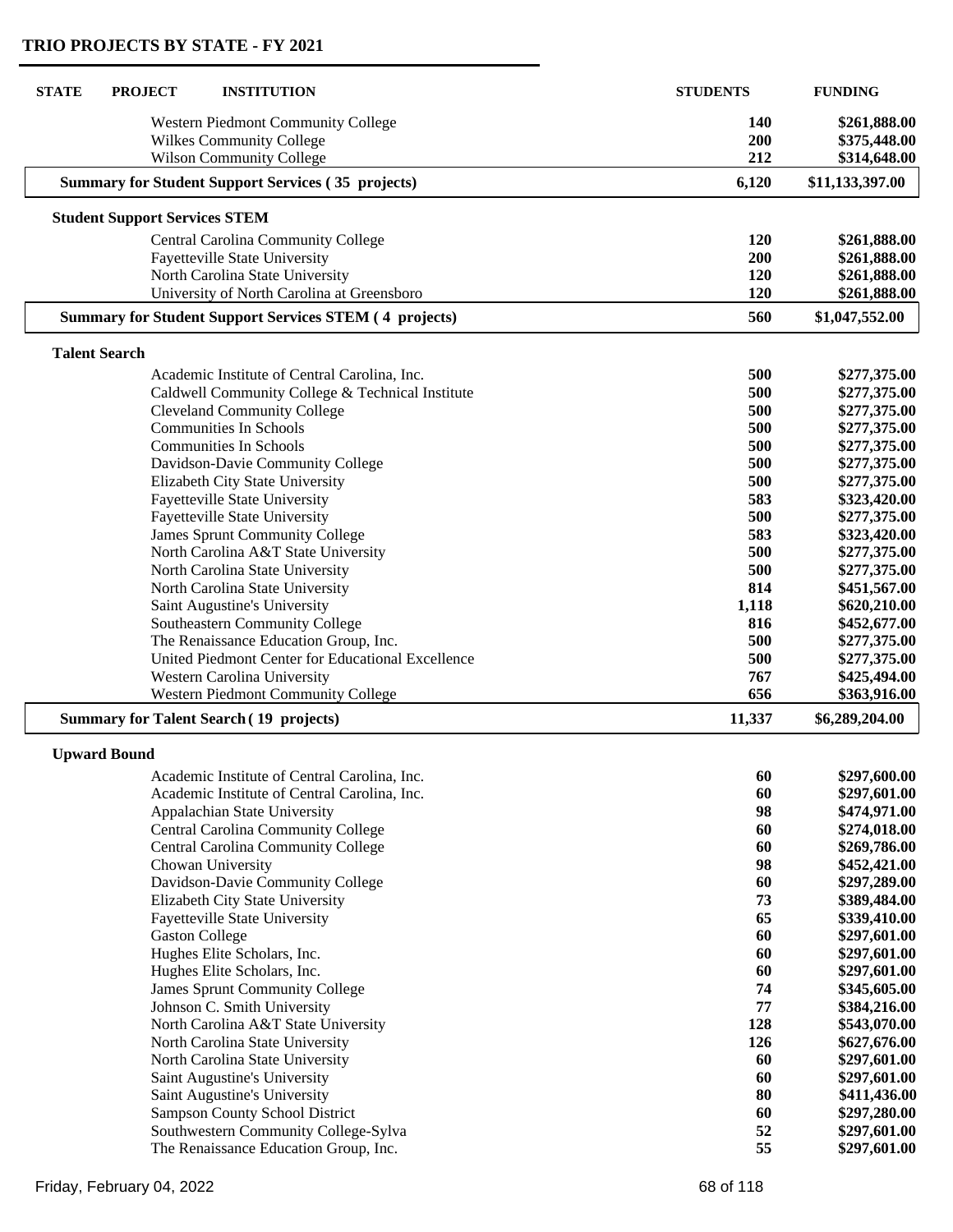## TRIO PROJECTS BY STATE - FY 2021

| STATE | PROJECT | INSTITUTION | STUDENTS | FUNDING |
|---|---|---|---|---|
| | | Western Piedmont Community College | 140 | $261,888.00 |
| | | Wilkes Community College | 200 | $375,448.00 |
| | | Wilson Community College | 212 | $314,648.00 |
| | **Summary for Student Support Services ( 35 projects)** | | **6,120** | **$11,133,397.00** |
| | **Student Support Services STEM** | | | |
| | | Central Carolina Community College | 120 | $261,888.00 |
| | | Fayetteville State University | 200 | $261,888.00 |
| | | North Carolina State University | 120 | $261,888.00 |
| | | University of North Carolina at Greensboro | 120 | $261,888.00 |
| | **Summary for Student Support Services STEM ( 4 projects)** | | **560** | **$1,047,552.00** |
| | **Talent Search** | | | |
| | | Academic Institute of Central Carolina, Inc. | 500 | $277,375.00 |
| | | Caldwell Community College & Technical Institute | 500 | $277,375.00 |
| | | Cleveland Community College | 500 | $277,375.00 |
| | | Communities In Schools | 500 | $277,375.00 |
| | | Communities In Schools | 500 | $277,375.00 |
| | | Davidson-Davie Community College | 500 | $277,375.00 |
| | | Elizabeth City State University | 500 | $277,375.00 |
| | | Fayetteville State University | 583 | $323,420.00 |
| | | Fayetteville State University | 500 | $277,375.00 |
| | | James Sprunt Community College | 583 | $323,420.00 |
| | | North Carolina A&T State University | 500 | $277,375.00 |
| | | North Carolina State University | 500 | $277,375.00 |
| | | North Carolina State University | 814 | $451,567.00 |
| | | Saint Augustine's University | 1,118 | $620,210.00 |
| | | Southeastern Community College | 816 | $452,677.00 |
| | | The Renaissance Education Group, Inc. | 500 | $277,375.00 |
| | | United Piedmont Center for Educational Excellence | 500 | $277,375.00 |
| | | Western Carolina University | 767 | $425,494.00 |
| | | Western Piedmont Community College | 656 | $363,916.00 |
| | **Summary for Talent Search ( 19 projects)** | | **11,337** | **$6,289,204.00** |
| | **Upward Bound** | | | |
| | | Academic Institute of Central Carolina, Inc. | 60 | $297,600.00 |
| | | Academic Institute of Central Carolina, Inc. | 60 | $297,601.00 |
| | | Appalachian State University | 98 | $474,971.00 |
| | | Central Carolina Community College | 60 | $274,018.00 |
| | | Central Carolina Community College | 60 | $269,786.00 |
| | | Chowan University | 98 | $452,421.00 |
| | | Davidson-Davie Community College | 60 | $297,289.00 |
| | | Elizabeth City State University | 73 | $389,484.00 |
| | | Fayetteville State University | 65 | $339,410.00 |
| | | Gaston College | 60 | $297,601.00 |
| | | Hughes Elite Scholars, Inc. | 60 | $297,601.00 |
| | | Hughes Elite Scholars, Inc. | 60 | $297,601.00 |
| | | James Sprunt Community College | 74 | $345,605.00 |
| | | Johnson C. Smith University | 77 | $384,216.00 |
| | | North Carolina A&T State University | 128 | $543,070.00 |
| | | North Carolina State University | 126 | $627,676.00 |
| | | North Carolina State University | 60 | $297,601.00 |
| | | Saint Augustine's University | 60 | $297,601.00 |
| | | Saint Augustine's University | 80 | $411,436.00 |
| | | Sampson County School District | 60 | $297,280.00 |
| | | Southwestern Community College-Sylva | 52 | $297,601.00 |
| | | The Renaissance Education Group, Inc. | 55 | $297,601.00 |

Friday, February 04, 2022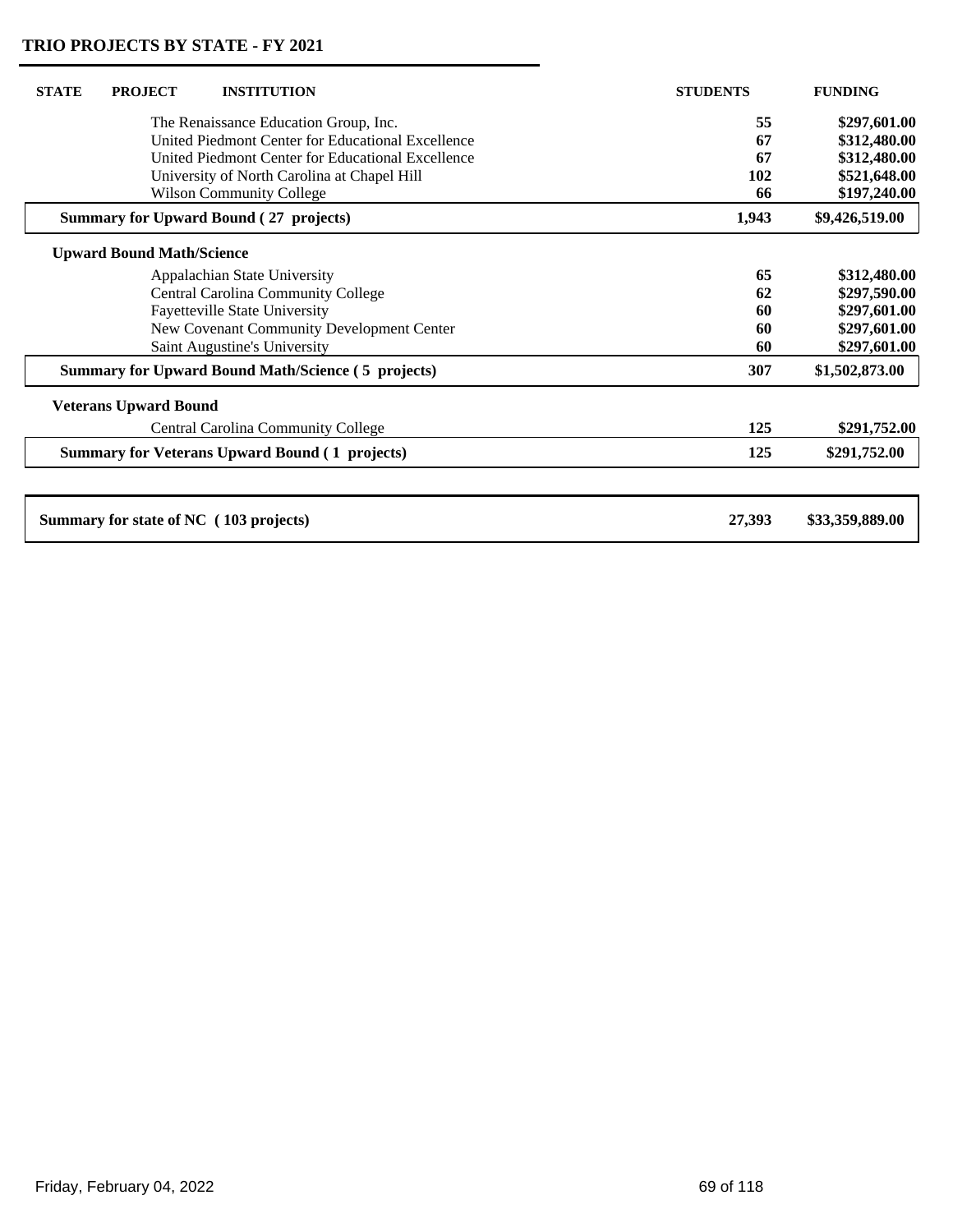## TRIO PROJECTS BY STATE - FY 2021

| STATE | PROJECT | INSTITUTION | STUDENTS | FUNDING |
|---|---|---|---|---|
| | | The Renaissance Education Group, Inc. | 55 | $297,601.00 |
| | | United Piedmont Center for Educational Excellence | 67 | $312,480.00 |
| | | United Piedmont Center for Educational Excellence | 67 | $312,480.00 |
| | | University of North Carolina at Chapel Hill | 102 | $521,648.00 |
| | | Wilson Community College | 66 | $197,240.00 |
| | **Summary for Upward Bound ( 27 projects)** | | **1,943** | **$9,426,519.00** |
| | **Upward Bound Math/Science** | | | |
| | | Appalachian State University | 65 | $312,480.00 |
| | | Central Carolina Community College | 62 | $297,590.00 |
| | | Fayetteville State University | 60 | $297,601.00 |
| | | New Covenant Community Development Center | 60 | $297,601.00 |
| | | Saint Augustine's University | 60 | $297,601.00 |
| | **Summary for Upward Bound Math/Science ( 5 projects)** | | **307** | **$1,502,873.00** |
| | **Veterans Upward Bound** | | | |
| | | Central Carolina Community College | 125 | $291,752.00 |
| | **Summary for Veterans Upward Bound ( 1 projects)** | | **125** | **$291,752.00** |
| **Summary for state of NC ( 103 projects)** | | | **27,393** | **$33,359,889.00** |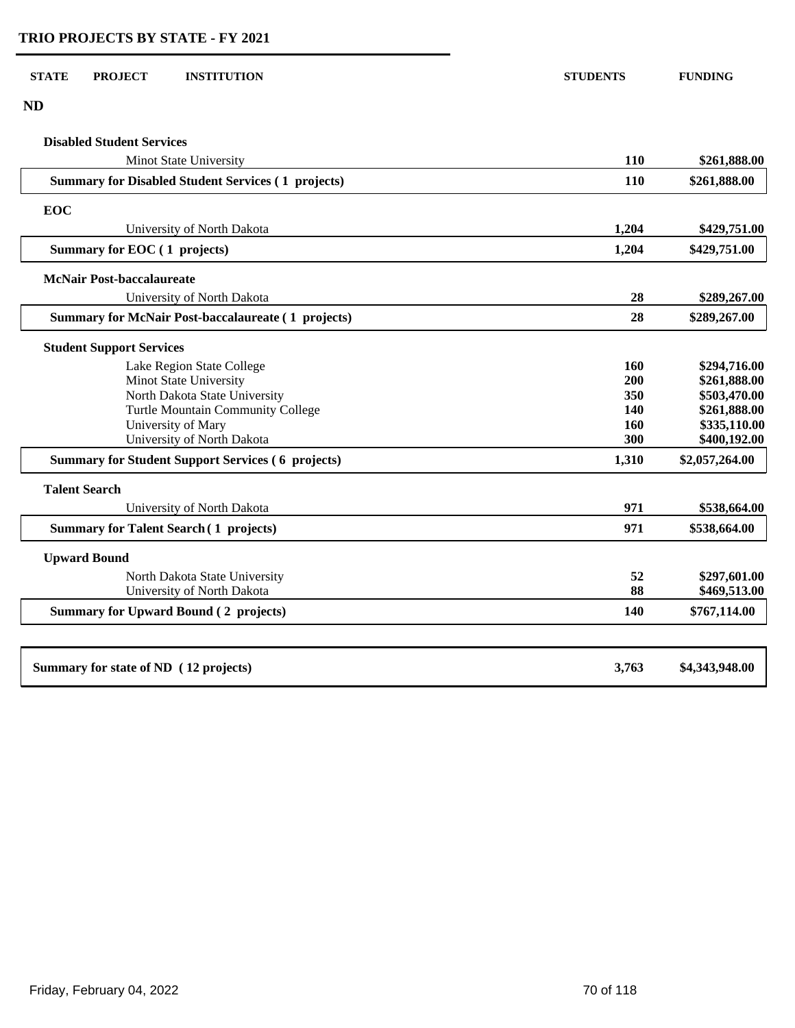## TRIO PROJECTS BY STATE - FY 2021

| STATE | PROJECT | INSTITUTION | STUDENTS | FUNDING |
|---|---|---|---|---|
| **ND** | | | | |
| | **Disabled Student Services** | | | |
| | | Minot State University | **110** | **\$261,888.00** |
| | **Summary for Disabled Student Services ( 1 projects)** | | **110** | **\$261,888.00** |
| | **EOC** | | | |
| | | University of North Dakota | **1,204** | **\$429,751.00** |
| | **Summary for EOC ( 1 projects)** | | **1,204** | **\$429,751.00** |
| | **McNair Post-baccalaureate** | | | |
| | | University of North Dakota | **28** | **\$289,267.00** |
| | **Summary for McNair Post-baccalaureate ( 1 projects)** | | **28** | **\$289,267.00** |
| | **Student Support Services** | | | |
| | | Lake Region State College | **160** | **\$294,716.00** |
| | | Minot State University | **200** | **\$261,888.00** |
| | | North Dakota State University | **350** | **\$503,470.00** |
| | | Turtle Mountain Community College | **140** | **\$261,888.00** |
| | | University of Mary | **160** | **\$335,110.00** |
| | | University of North Dakota | **300** | **\$400,192.00** |
| | **Summary for Student Support Services ( 6 projects)** | | **1,310** | **\$2,057,264.00** |
| | **Talent Search** | | | |
| | | University of North Dakota | **971** | **\$538,664.00** |
| | **Summary for Talent Search ( 1 projects)** | | **971** | **\$538,664.00** |
| | **Upward Bound** | | | |
| | | North Dakota State University | **52** | **\$297,601.00** |
| | | University of North Dakota | **88** | **\$469,513.00** |
| | **Summary for Upward Bound ( 2 projects)** | | **140** | **\$767,114.00** |
| **Summary for state of ND ( 12 projects)** | | | **3,763** | **\$4,343,948.00** |

Friday, February 04, 2022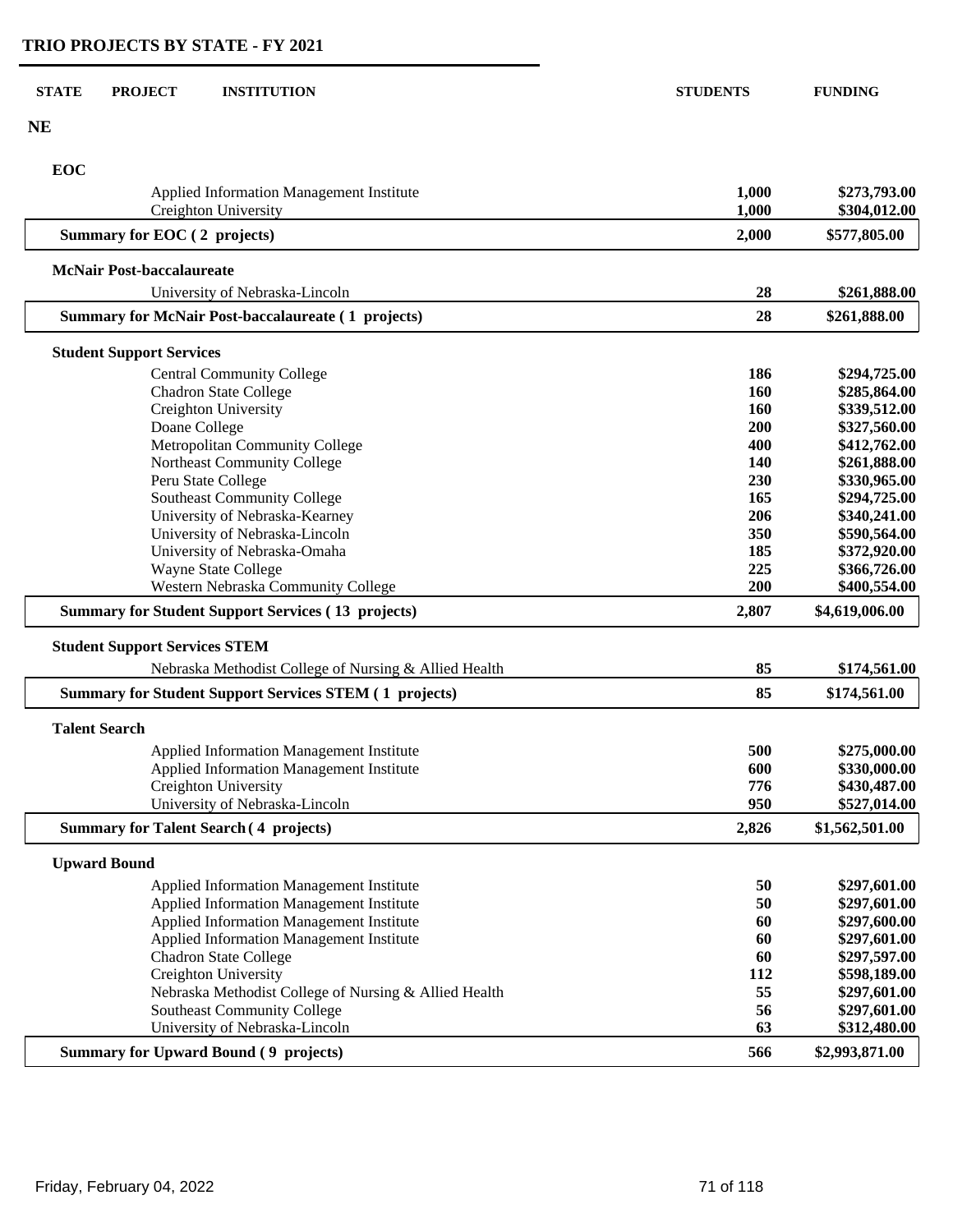## TRIO PROJECTS BY STATE - FY 2021

| STATE | PROJECT | INSTITUTION | STUDENTS | FUNDING |
|---|---|---|---|---|
| **NE** | | | | |
| | **EOC** | | | |
| | | Applied Information Management Institute | **1,000** | **$273,793.00** |
| | | Creighton University | **1,000** | **$304,012.00** |
| | **Summary for EOC ( 2 projects)** | | **2,000** | **$577,805.00** |
| | **McNair Post-baccalaureate** | | | |
| | | University of Nebraska-Lincoln | **28** | **$261,888.00** |
| | **Summary for McNair Post-baccalaureate ( 1 projects)** | | **28** | **$261,888.00** |
| | **Student Support Services** | | | |
| | | Central Community College | **186** | **$294,725.00** |
| | | Chadron State College | **160** | **$285,864.00** |
| | | Creighton University | **160** | **$339,512.00** |
| | | Doane College | **200** | **$327,560.00** |
| | | Metropolitan Community College | **400** | **$412,762.00** |
| | | Northeast Community College | **140** | **$261,888.00** |
| | | Peru State College | **230** | **$330,965.00** |
| | | Southeast Community College | **165** | **$294,725.00** |
| | | University of Nebraska-Kearney | **206** | **$340,241.00** |
| | | University of Nebraska-Lincoln | **350** | **$590,564.00** |
| | | University of Nebraska-Omaha | **185** | **$372,920.00** |
| | | Wayne State College | **225** | **$366,726.00** |
| | | Western Nebraska Community College | **200** | **$400,554.00** |
| | **Summary for Student Support Services ( 13 projects)** | | **2,807** | **$4,619,006.00** |
| | **Student Support Services STEM** | | | |
| | | Nebraska Methodist College of Nursing & Allied Health | **85** | **$174,561.00** |
| | **Summary for Student Support Services STEM ( 1 projects)** | | **85** | **$174,561.00** |
| | **Talent Search** | | | |
| | | Applied Information Management Institute | **500** | **$275,000.00** |
| | | Applied Information Management Institute | **600** | **$330,000.00** |
| | | Creighton University | **776** | **$430,487.00** |
| | | University of Nebraska-Lincoln | **950** | **$527,014.00** |
| | **Summary for Talent Search ( 4 projects)** | | **2,826** | **$1,562,501.00** |
| | **Upward Bound** | | | |
| | | Applied Information Management Institute | **50** | **$297,601.00** |
| | | Applied Information Management Institute | **50** | **$297,601.00** |
| | | Applied Information Management Institute | **60** | **$297,600.00** |
| | | Applied Information Management Institute | **60** | **$297,601.00** |
| | | Chadron State College | **60** | **$297,597.00** |
| | | Creighton University | **112** | **$598,189.00** |
| | | Nebraska Methodist College of Nursing & Allied Health | **55** | **$297,601.00** |
| | | Southeast Community College | **56** | **$297,601.00** |
| | | University of Nebraska-Lincoln | **63** | **$312,480.00** |
| | **Summary for Upward Bound ( 9 projects)** | | **566** | **$2,993,871.00** |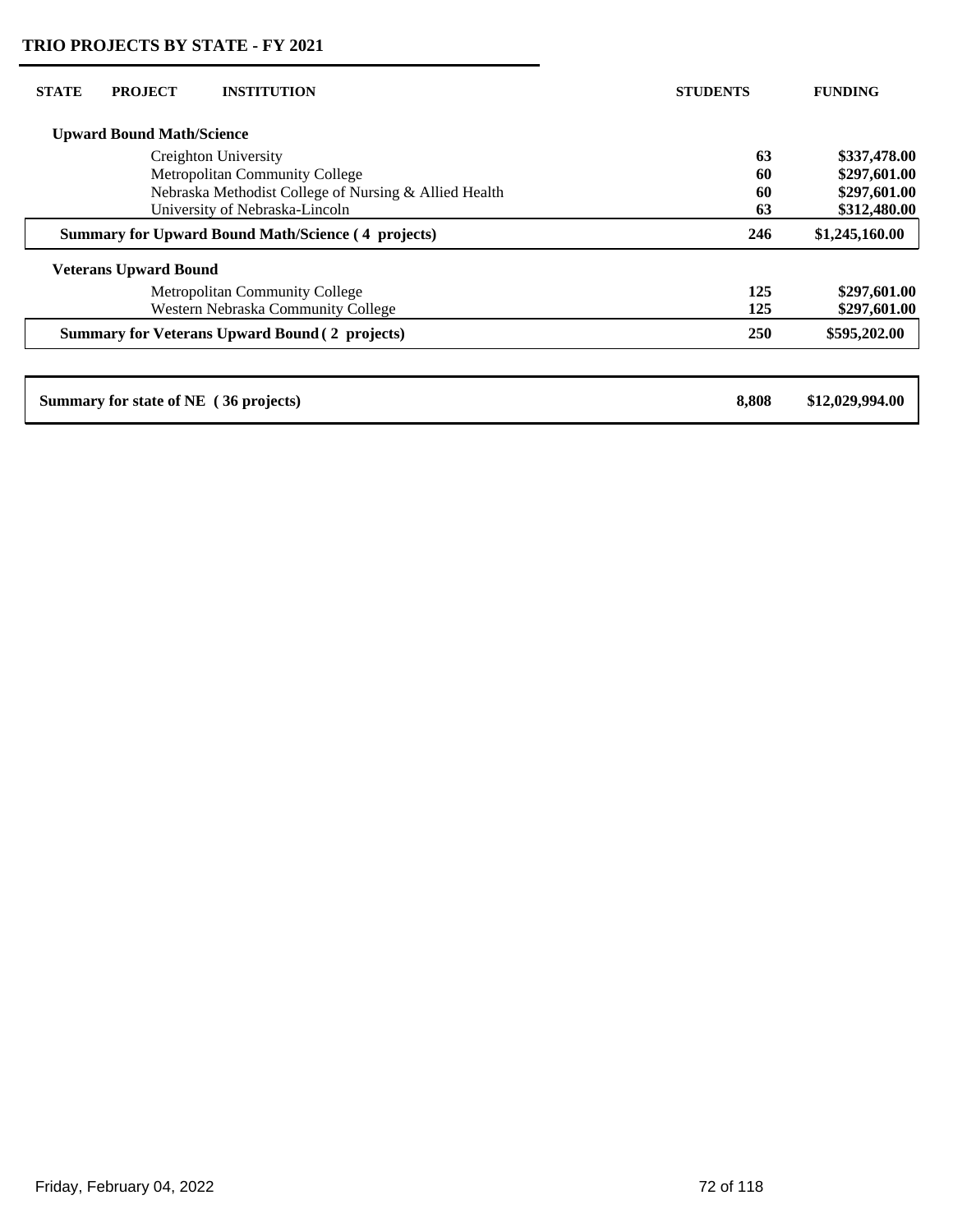## TRIO PROJECTS BY STATE - FY 2021

| STATE | PROJECT | INSTITUTION | STUDENTS | FUNDING |
|---|---|---|---|---|
| | **Upward Bound Math/Science** | | | |
| | | Creighton University | **63** | **$337,478.00** |
| | | Metropolitan Community College | **60** | **$297,601.00** |
| | | Nebraska Methodist College of Nursing & Allied Health | **60** | **$297,601.00** |
| | | University of Nebraska-Lincoln | **63** | **$312,480.00** |
| | **Summary for Upward Bound Math/Science ( 4 projects)** | | **246** | **$1,245,160.00** |
| | **Veterans Upward Bound** | | | |
| | | Metropolitan Community College | **125** | **$297,601.00** |
| | | Western Nebraska Community College | **125** | **$297,601.00** |
| | **Summary for Veterans Upward Bound ( 2 projects)** | | **250** | **$595,202.00** |
| **Summary for state of NE ( 36 projects)** | | | **8,808** | **$12,029,994.00** |

Friday, February 04, 2022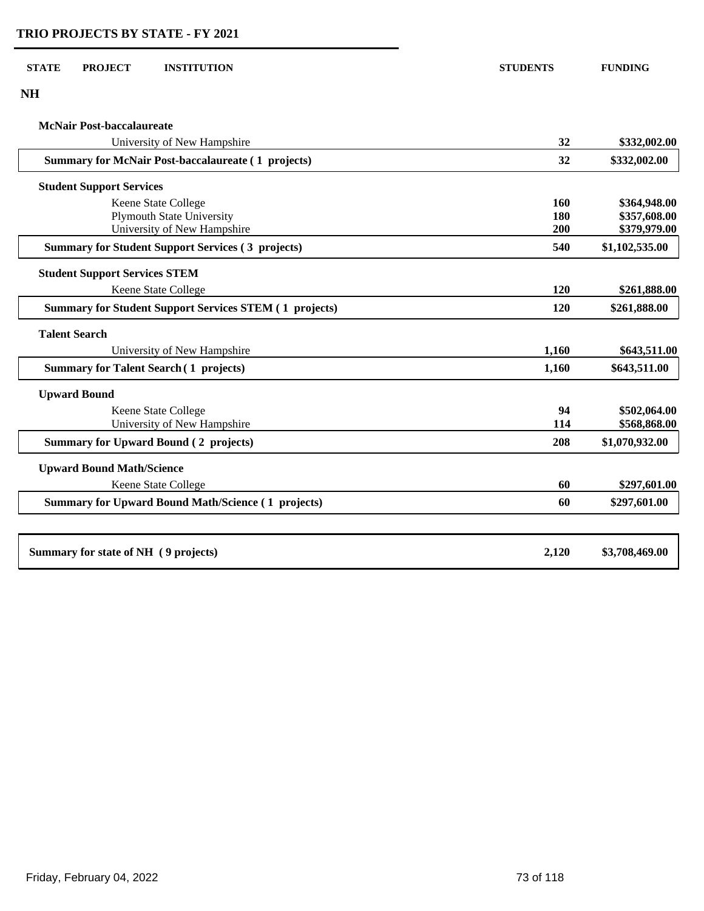## TRIO PROJECTS BY STATE - FY 2021

| STATE | PROJECT | INSTITUTION | STUDENTS | FUNDING |
|---|---|---|---|---|
| **NH** | | | | |
| | **McNair Post-baccalaureate** | | | |
| | | University of New Hampshire | **32** | **$332,002.00** |
| | **Summary for McNair Post-baccalaureate ( 1 projects)** | | **32** | **$332,002.00** |
| | **Student Support Services** | | | |
| | | Keene State College | **160** | **$364,948.00** |
| | | Plymouth State University | **180** | **$357,608.00** |
| | | University of New Hampshire | **200** | **$379,979.00** |
| | **Summary for Student Support Services ( 3 projects)** | | **540** | **$1,102,535.00** |
| | **Student Support Services STEM** | | | |
| | | Keene State College | **120** | **$261,888.00** |
| | **Summary for Student Support Services STEM ( 1 projects)** | | **120** | **$261,888.00** |
| | **Talent Search** | | | |
| | | University of New Hampshire | **1,160** | **$643,511.00** |
| | **Summary for Talent Search ( 1 projects)** | | **1,160** | **$643,511.00** |
| | **Upward Bound** | | | |
| | | Keene State College | **94** | **$502,064.00** |
| | | University of New Hampshire | **114** | **$568,868.00** |
| | **Summary for Upward Bound ( 2 projects)** | | **208** | **$1,070,932.00** |
| | **Upward Bound Math/Science** | | | |
| | | Keene State College | **60** | **$297,601.00** |
| | **Summary for Upward Bound Math/Science ( 1 projects)** | | **60** | **$297,601.00** |
| **Summary for state of NH ( 9 projects)** | | | **2,120** | **$3,708,469.00** |

Friday, February 04, 2022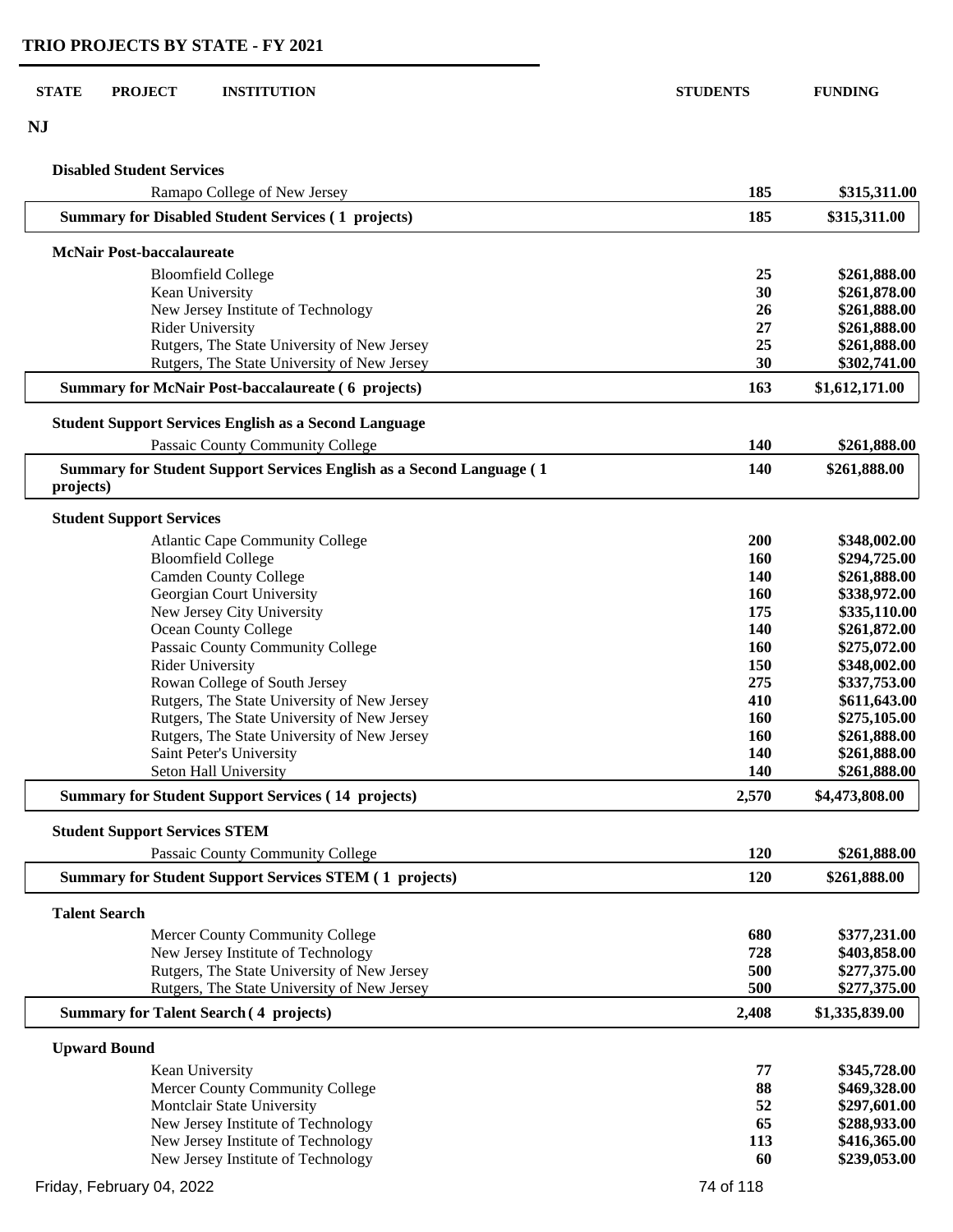# TRIO PROJECTS BY STATE - FY 2021

| STATE | PROJECT | INSTITUTION | STUDENTS | FUNDING |
|---|---|---|---|---|
| **NJ** | | | | |
| | **Disabled Student Services** | | | |
| | | Ramapo College of New Jersey | **185** | **$315,311.00** |
| | **Summary for Disabled Student Services ( 1 projects)** | | **185** | **$315,311.00** |
| | **McNair Post-baccalaureate** | | | |
| | | Bloomfield College | **25** | **$261,888.00** |
| | | Kean University | **30** | **$261,878.00** |
| | | New Jersey Institute of Technology | **26** | **$261,888.00** |
| | | Rider University | **27** | **$261,888.00** |
| | | Rutgers, The State University of New Jersey | **25** | **$261,888.00** |
| | | Rutgers, The State University of New Jersey | **30** | **$302,741.00** |
| | **Summary for McNair Post-baccalaureate ( 6 projects)** | | **163** | **$1,612,171.00** |
| | **Student Support Services English as a Second Language** | | | |
| | | Passaic County Community College | **140** | **$261,888.00** |
| | **Summary for Student Support Services English as a Second Language ( 1 projects)** | | **140** | **$261,888.00** |
| | **Student Support Services** | | | |
| | | Atlantic Cape Community College | **200** | **$348,002.00** |
| | | Bloomfield College | **160** | **$294,725.00** |
| | | Camden County College | **140** | **$261,888.00** |
| | | Georgian Court University | **160** | **$338,972.00** |
| | | New Jersey City University | **175** | **$335,110.00** |
| | | Ocean County College | **140** | **$261,872.00** |
| | | Passaic County Community College | **160** | **$275,072.00** |
| | | Rider University | **150** | **$348,002.00** |
| | | Rowan College of South Jersey | **275** | **$337,753.00** |
| | | Rutgers, The State University of New Jersey | **410** | **$611,643.00** |
| | | Rutgers, The State University of New Jersey | **160** | **$275,105.00** |
| | | Rutgers, The State University of New Jersey | **160** | **$261,888.00** |
| | | Saint Peter's University | **140** | **$261,888.00** |
| | | Seton Hall University | **140** | **$261,888.00** |
| | **Summary for Student Support Services ( 14 projects)** | | **2,570** | **$4,473,808.00** |
| | **Student Support Services STEM** | | | |
| | | Passaic County Community College | **120** | **$261,888.00** |
| | **Summary for Student Support Services STEM ( 1 projects)** | | **120** | **$261,888.00** |
| | **Talent Search** | | | |
| | | Mercer County Community College | **680** | **$377,231.00** |
| | | New Jersey Institute of Technology | **728** | **$403,858.00** |
| | | Rutgers, The State University of New Jersey | **500** | **$277,375.00** |
| | | Rutgers, The State University of New Jersey | **500** | **$277,375.00** |
| | **Summary for Talent Search ( 4 projects)** | | **2,408** | **$1,335,839.00** |
| | **Upward Bound** | | | |
| | | Kean University | **77** | **$345,728.00** |
| | | Mercer County Community College | **88** | **$469,328.00** |
| | | Montclair State University | **52** | **$297,601.00** |
| | | New Jersey Institute of Technology | **65** | **$288,933.00** |
| | | New Jersey Institute of Technology | **113** | **$416,365.00** |
| | | New Jersey Institute of Technology | **60** | **$239,053.00** |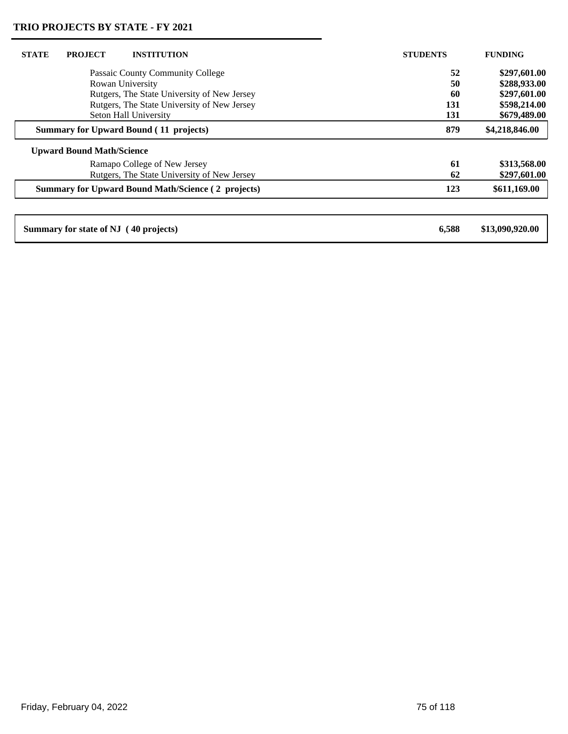## TRIO PROJECTS BY STATE - FY 2021

| STATE | PROJECT | INSTITUTION | STUDENTS | FUNDING |
|---|---|---|---|---|
| | | Passaic County Community College | 52 | $297,601.00 |
| | | Rowan University | 50 | $288,933.00 |
| | | Rutgers, The State University of New Jersey | 60 | $297,601.00 |
| | | Rutgers, The State University of New Jersey | 131 | $598,214.00 |
| | | Seton Hall University | 131 | $679,489.00 |
| | **Summary for Upward Bound ( 11 projects)** | | **879** | **$4,218,846.00** |
| | **Upward Bound Math/Science** | | | |
| | | Ramapo College of New Jersey | 61 | $313,568.00 |
| | | Rutgers, The State University of New Jersey | 62 | $297,601.00 |
| | **Summary for Upward Bound Math/Science ( 2 projects)** | | **123** | **$611,169.00** |
| **Summary for state of NJ ( 40 projects)** | | | **6,588** | **$13,090,920.00** |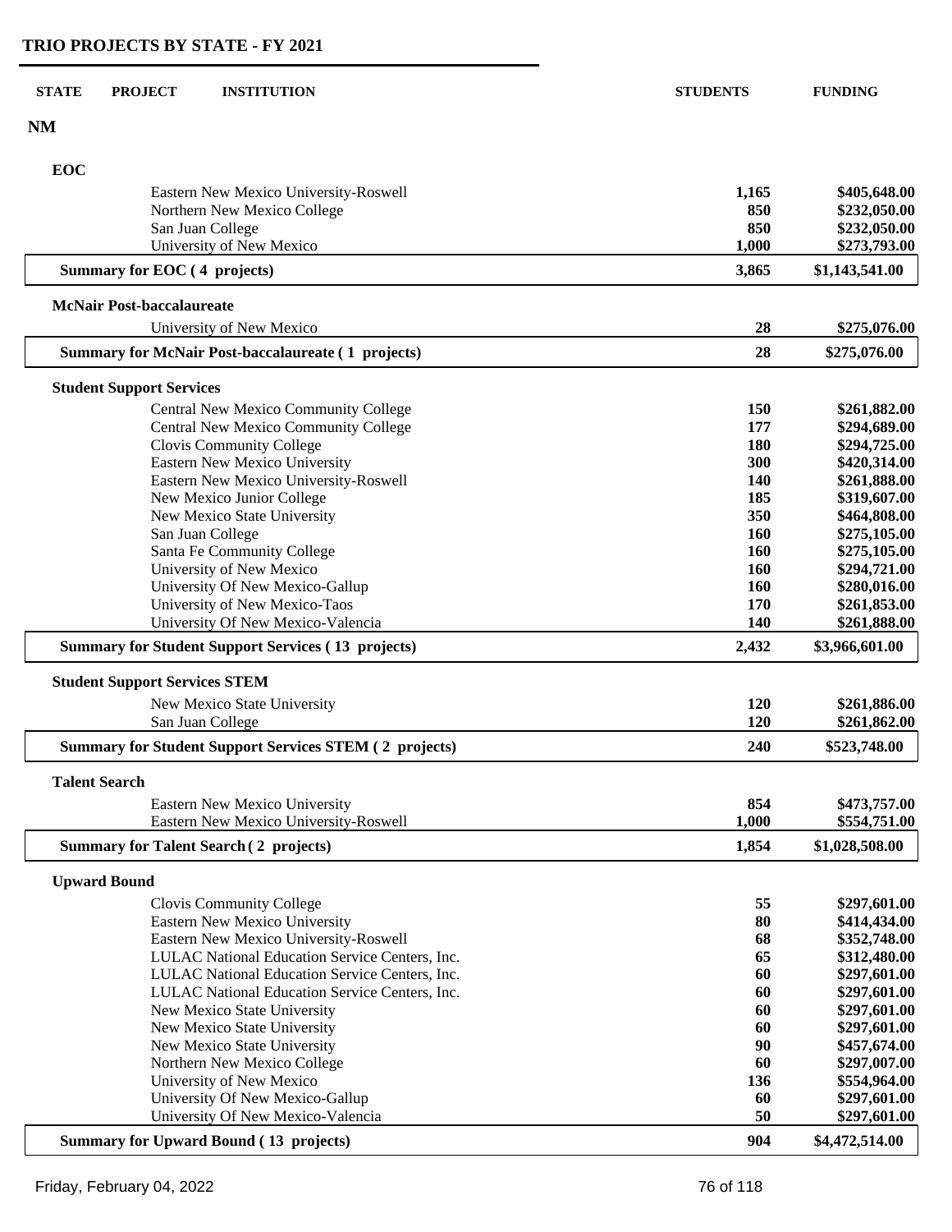# TRIO PROJECTS BY STATE - FY 2021

| STATE | PROJECT | INSTITUTION | STUDENTS | FUNDING |
|---|---|---|---|---|
| **NM** | | | | |
| | **EOC** | | | |
| | | Eastern New Mexico University-Roswell | **1,165** | **$405,648.00** |
| | | Northern New Mexico College | **850** | **$232,050.00** |
| | | San Juan College | **850** | **$232,050.00** |
| | | University of New Mexico | **1,000** | **$273,793.00** |
| | **Summary for EOC ( 4 projects)** | | **3,865** | **$1,143,541.00** |
| | **McNair Post-baccalaureate** | | | |
| | | University of New Mexico | **28** | **$275,076.00** |
| | **Summary for McNair Post-baccalaureate ( 1 projects)** | | **28** | **$275,076.00** |
| | **Student Support Services** | | | |
| | | Central New Mexico Community College | **150** | **$261,882.00** |
| | | Central New Mexico Community College | **177** | **$294,689.00** |
| | | Clovis Community College | **180** | **$294,725.00** |
| | | Eastern New Mexico University | **300** | **$420,314.00** |
| | | Eastern New Mexico University-Roswell | **140** | **$261,888.00** |
| | | New Mexico Junior College | **185** | **$319,607.00** |
| | | New Mexico State University | **350** | **$464,808.00** |
| | | San Juan College | **160** | **$275,105.00** |
| | | Santa Fe Community College | **160** | **$275,105.00** |
| | | University of New Mexico | **160** | **$294,721.00** |
| | | University Of New Mexico-Gallup | **160** | **$280,016.00** |
| | | University of New Mexico-Taos | **170** | **$261,853.00** |
| | | University Of New Mexico-Valencia | **140** | **$261,888.00** |
| | **Summary for Student Support Services ( 13 projects)** | | **2,432** | **$3,966,601.00** |
| | **Student Support Services STEM** | | | |
| | | New Mexico State University | **120** | **$261,886.00** |
| | | San Juan College | **120** | **$261,862.00** |
| | **Summary for Student Support Services STEM ( 2 projects)** | | **240** | **$523,748.00** |
| | **Talent Search** | | | |
| | | Eastern New Mexico University | **854** | **$473,757.00** |
| | | Eastern New Mexico University-Roswell | **1,000** | **$554,751.00** |
| | **Summary for Talent Search ( 2 projects)** | | **1,854** | **$1,028,508.00** |
| | **Upward Bound** | | | |
| | | Clovis Community College | **55** | **$297,601.00** |
| | | Eastern New Mexico University | **80** | **$414,434.00** |
| | | Eastern New Mexico University-Roswell | **68** | **$352,748.00** |
| | | LULAC National Education Service Centers, Inc. | **65** | **$312,480.00** |
| | | LULAC National Education Service Centers, Inc. | **60** | **$297,601.00** |
| | | LULAC National Education Service Centers, Inc. | **60** | **$297,601.00** |
| | | New Mexico State University | **60** | **$297,601.00** |
| | | New Mexico State University | **60** | **$297,601.00** |
| | | New Mexico State University | **90** | **$457,674.00** |
| | | Northern New Mexico College | **60** | **$297,007.00** |
| | | University of New Mexico | **136** | **$554,964.00** |
| | | University Of New Mexico-Gallup | **60** | **$297,601.00** |
| | | University Of New Mexico-Valencia | **50** | **$297,601.00** |
| | **Summary for Upward Bound ( 13 projects)** | | **904** | **$4,472,514.00** |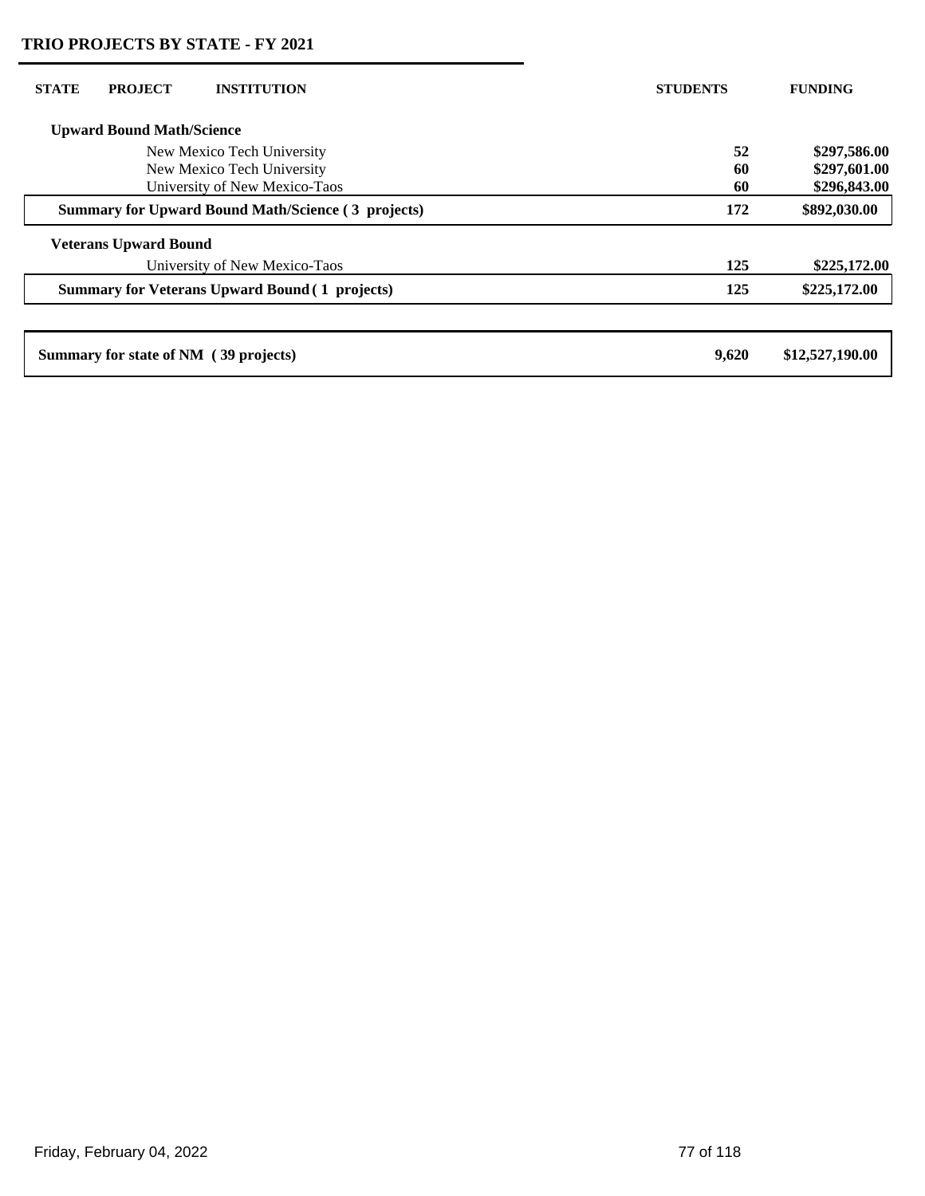## TRIO PROJECTS BY STATE - FY 2021

| STATE | PROJECT | INSTITUTION | STUDENTS | FUNDING |
|---|---|---|---|---|
| **Upward Bound Math/Science** | | | | |
| | | New Mexico Tech University | **52** | **$297,586.00** |
| | | New Mexico Tech University | **60** | **$297,601.00** |
| | | University of New Mexico-Taos | **60** | **$296,843.00** |
| **Summary for Upward Bound Math/Science ( 3 projects)** | | | **172** | **$892,030.00** |
| **Veterans Upward Bound** | | | | |
| | | University of New Mexico-Taos | **125** | **$225,172.00** |
| **Summary for Veterans Upward Bound ( 1 projects)** | | | **125** | **$225,172.00** |
| **Summary for state of NM ( 39 projects)** | | | **9,620** | **$12,527,190.00** |

Friday, February 04, 2022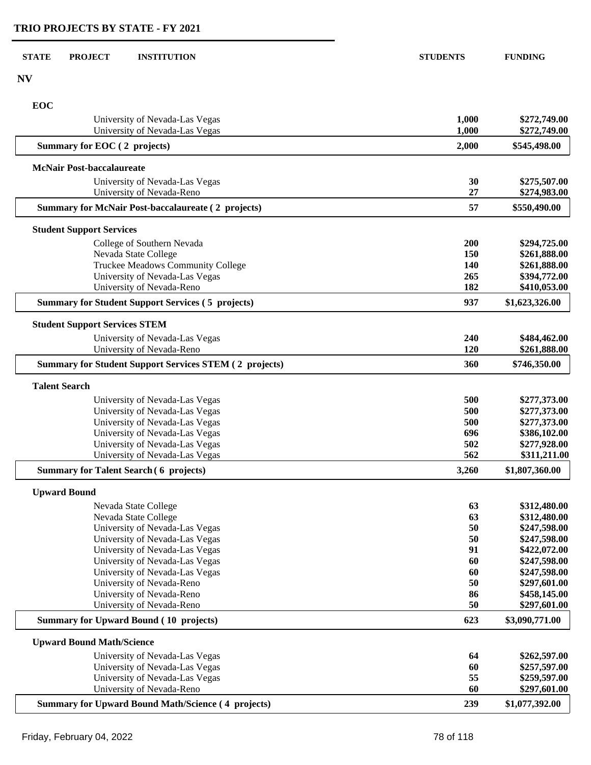## TRIO PROJECTS BY STATE - FY 2021

| STATE | PROJECT | INSTITUTION | STUDENTS | FUNDING |
|---|---|---|---|---|
| **NV** | | | | |
| | **EOC** | | | |
| | | University of Nevada-Las Vegas | **1,000** | **$272,749.00** |
| | | University of Nevada-Las Vegas | **1,000** | **$272,749.00** |
| | **Summary for EOC ( 2 projects)** | | **2,000** | **$545,498.00** |
| | **McNair Post-baccalaureate** | | | |
| | | University of Nevada-Las Vegas | **30** | **$275,507.00** |
| | | University of Nevada-Reno | **27** | **$274,983.00** |
| | **Summary for McNair Post-baccalaureate ( 2 projects)** | | **57** | **$550,490.00** |
| | **Student Support Services** | | | |
| | | College of Southern Nevada | **200** | **$294,725.00** |
| | | Nevada State College | **150** | **$261,888.00** |
| | | Truckee Meadows Community College | **140** | **$261,888.00** |
| | | University of Nevada-Las Vegas | **265** | **$394,772.00** |
| | | University of Nevada-Reno | **182** | **$410,053.00** |
| | **Summary for Student Support Services ( 5 projects)** | | **937** | **$1,623,326.00** |
| | **Student Support Services STEM** | | | |
| | | University of Nevada-Las Vegas | **240** | **$484,462.00** |
| | | University of Nevada-Reno | **120** | **$261,888.00** |
| | **Summary for Student Support Services STEM ( 2 projects)** | | **360** | **$746,350.00** |
| | **Talent Search** | | | |
| | | University of Nevada-Las Vegas | **500** | **$277,373.00** |
| | | University of Nevada-Las Vegas | **500** | **$277,373.00** |
| | | University of Nevada-Las Vegas | **500** | **$277,373.00** |
| | | University of Nevada-Las Vegas | **696** | **$386,102.00** |
| | | University of Nevada-Las Vegas | **502** | **$277,928.00** |
| | | University of Nevada-Las Vegas | **562** | **$311,211.00** |
| | **Summary for Talent Search ( 6 projects)** | | **3,260** | **$1,807,360.00** |
| | **Upward Bound** | | | |
| | | Nevada State College | **63** | **$312,480.00** |
| | | Nevada State College | **63** | **$312,480.00** |
| | | University of Nevada-Las Vegas | **50** | **$247,598.00** |
| | | University of Nevada-Las Vegas | **50** | **$247,598.00** |
| | | University of Nevada-Las Vegas | **91** | **$422,072.00** |
| | | University of Nevada-Las Vegas | **60** | **$247,598.00** |
| | | University of Nevada-Las Vegas | **60** | **$247,598.00** |
| | | University of Nevada-Reno | **50** | **$297,601.00** |
| | | University of Nevada-Reno | **86** | **$458,145.00** |
| | | University of Nevada-Reno | **50** | **$297,601.00** |
| | **Summary for Upward Bound ( 10 projects)** | | **623** | **$3,090,771.00** |
| | **Upward Bound Math/Science** | | | |
| | | University of Nevada-Las Vegas | **64** | **$262,597.00** |
| | | University of Nevada-Las Vegas | **60** | **$257,597.00** |
| | | University of Nevada-Las Vegas | **55** | **$259,597.00** |
| | | University of Nevada-Reno | **60** | **$297,601.00** |
| | **Summary for Upward Bound Math/Science ( 4 projects)** | | **239** | **$1,077,392.00** |

Friday, February 04, 2022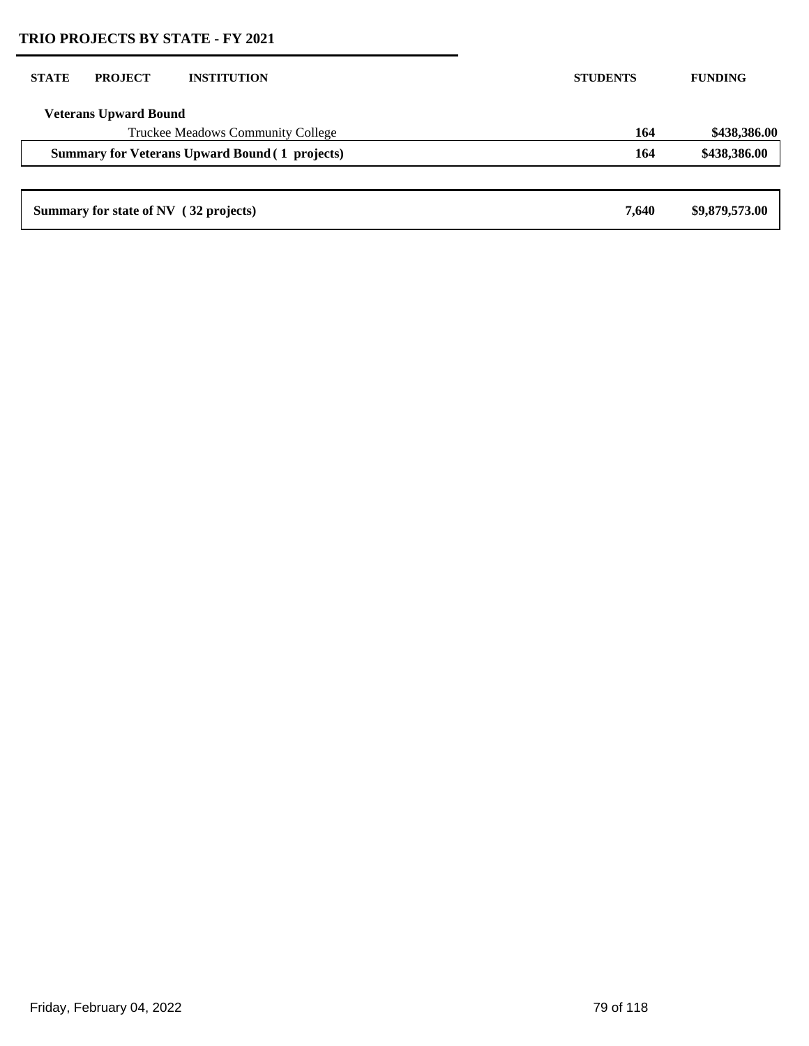## TRIO PROJECTS BY STATE - FY 2021

| STATE | PROJECT | INSTITUTION | STUDENTS | FUNDING |
|---|---|---|---|---|
| | **Veterans Upward Bound** | | | |
| | | Truckee Meadows Community College | **164** | **$438,386.00** |
| | **Summary for Veterans Upward Bound ( 1 projects)** | | **164** | **$438,386.00** |
| **Summary for state of NV ( 32 projects)** | | | **7,640** | **$9,879,573.00** |

Friday, February 04, 2022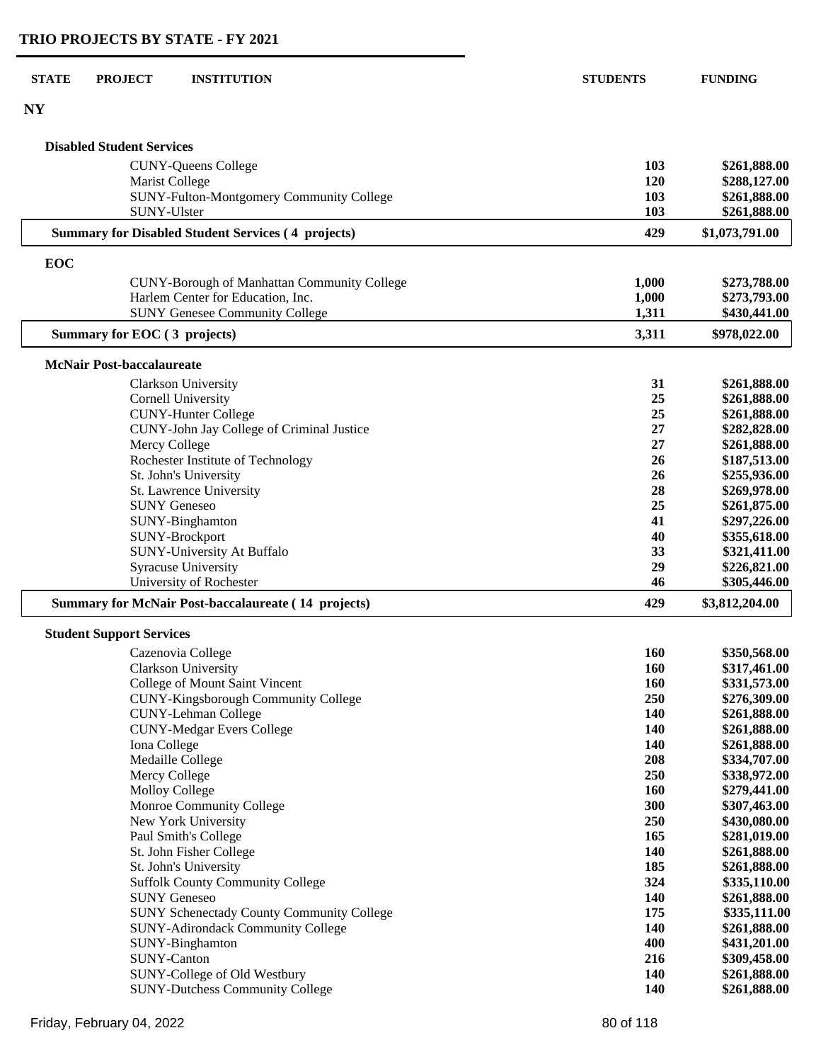## TRIO PROJECTS BY STATE - FY 2021

| STATE | PROJECT | INSTITUTION | STUDENTS | FUNDING |
|---|---|---|---|---|
| **NY** | | | | |
| | **Disabled Student Services** | | | |
| | | CUNY-Queens College | **103** | **$261,888.00** |
| | | Marist College | **120** | **$288,127.00** |
| | | SUNY-Fulton-Montgomery Community College | **103** | **$261,888.00** |
| | | SUNY-Ulster | **103** | **$261,888.00** |
| | **Summary for Disabled Student Services ( 4 projects)** | | **429** | **$1,073,791.00** |
| | **EOC** | | | |
| | | CUNY-Borough of Manhattan Community College | **1,000** | **$273,788.00** |
| | | Harlem Center for Education, Inc. | **1,000** | **$273,793.00** |
| | | SUNY Genesee Community College | **1,311** | **$430,441.00** |
| | **Summary for EOC ( 3 projects)** | | **3,311** | **$978,022.00** |
| | **McNair Post-baccalaureate** | | | |
| | | Clarkson University | **31** | **$261,888.00** |
| | | Cornell University | **25** | **$261,888.00** |
| | | CUNY-Hunter College | **25** | **$261,888.00** |
| | | CUNY-John Jay College of Criminal Justice | **27** | **$282,828.00** |
| | | Mercy College | **27** | **$261,888.00** |
| | | Rochester Institute of Technology | **26** | **$187,513.00** |
| | | St. John's University | **26** | **$255,936.00** |
| | | St. Lawrence University | **28** | **$269,978.00** |
| | | SUNY Geneseo | **25** | **$261,875.00** |
| | | SUNY-Binghamton | **41** | **$297,226.00** |
| | | SUNY-Brockport | **40** | **$355,618.00** |
| | | SUNY-University At Buffalo | **33** | **$321,411.00** |
| | | Syracuse University | **29** | **$226,821.00** |
| | | University of Rochester | **46** | **$305,446.00** |
| | **Summary for McNair Post-baccalaureate ( 14 projects)** | | **429** | **$3,812,204.00** |
| | **Student Support Services** | | | |
| | | Cazenovia College | **160** | **$350,568.00** |
| | | Clarkson University | **160** | **$317,461.00** |
| | | College of Mount Saint Vincent | **160** | **$331,573.00** |
| | | CUNY-Kingsborough Community College | **250** | **$276,309.00** |
| | | CUNY-Lehman College | **140** | **$261,888.00** |
| | | CUNY-Medgar Evers College | **140** | **$261,888.00** |
| | | Iona College | **140** | **$261,888.00** |
| | | Medaille College | **208** | **$334,707.00** |
| | | Mercy College | **250** | **$338,972.00** |
| | | Molloy College | **160** | **$279,441.00** |
| | | Monroe Community College | **300** | **$307,463.00** |
| | | New York University | **250** | **$430,080.00** |
| | | Paul Smith's College | **165** | **$281,019.00** |
| | | St. John Fisher College | **140** | **$261,888.00** |
| | | St. John's University | **185** | **$261,888.00** |
| | | Suffolk County Community College | **324** | **$335,110.00** |
| | | SUNY Geneseo | **140** | **$261,888.00** |
| | | SUNY Schenectady County Community College | **175** | **$335,111.00** |
| | | SUNY-Adirondack Community College | **140** | **$261,888.00** |
| | | SUNY-Binghamton | **400** | **$431,201.00** |
| | | SUNY-Canton | **216** | **$309,458.00** |
| | | SUNY-College of Old Westbury | **140** | **$261,888.00** |
| | | SUNY-Dutchess Community College | **140** | **$261,888.00** |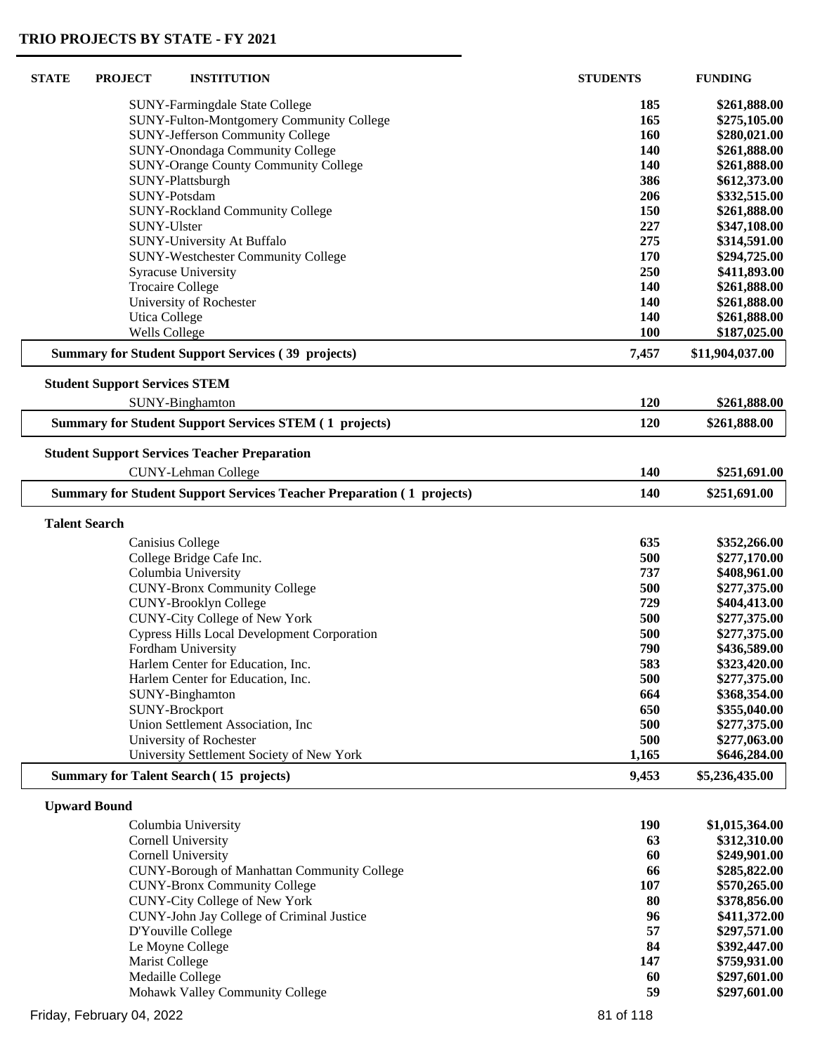# TRIO PROJECTS BY STATE - FY 2021

| STATE | PROJECT | INSTITUTION | STUDENTS | FUNDING |
|---|---|---|---|---|
| | | SUNY-Farmingdale State College | 185 | $261,888.00 |
| | | SUNY-Fulton-Montgomery Community College | 165 | $275,105.00 |
| | | SUNY-Jefferson Community College | 160 | $280,021.00 |
| | | SUNY-Onondaga Community College | 140 | $261,888.00 |
| | | SUNY-Orange County Community College | 140 | $261,888.00 |
| | | SUNY-Plattsburgh | 386 | $612,373.00 |
| | | SUNY-Potsdam | 206 | $332,515.00 |
| | | SUNY-Rockland Community College | 150 | $261,888.00 |
| | | SUNY-Ulster | 227 | $347,108.00 |
| | | SUNY-University At Buffalo | 275 | $314,591.00 |
| | | SUNY-Westchester Community College | 170 | $294,725.00 |
| | | Syracuse University | 250 | $411,893.00 |
| | | Trocaire College | 140 | $261,888.00 |
| | | University of Rochester | 140 | $261,888.00 |
| | | Utica College | 140 | $261,888.00 |
| | | Wells College | 100 | $187,025.00 |
| | **Summary for Student Support Services ( 39 projects)** | | **7,457** | **$11,904,037.00** |
| | **Student Support Services STEM** | | | |
| | | SUNY-Binghamton | 120 | $261,888.00 |
| | **Summary for Student Support Services STEM ( 1 projects)** | | **120** | **$261,888.00** |
| | **Student Support Services Teacher Preparation** | | | |
| | | CUNY-Lehman College | 140 | $251,691.00 |
| | **Summary for Student Support Services Teacher Preparation ( 1 projects)** | | **140** | **$251,691.00** |
| | **Talent Search** | | | |
| | | Canisius College | 635 | $352,266.00 |
| | | College Bridge Cafe Inc. | 500 | $277,170.00 |
| | | Columbia University | 737 | $408,961.00 |
| | | CUNY-Bronx Community College | 500 | $277,375.00 |
| | | CUNY-Brooklyn College | 729 | $404,413.00 |
| | | CUNY-City College of New York | 500 | $277,375.00 |
| | | Cypress Hills Local Development Corporation | 500 | $277,375.00 |
| | | Fordham University | 790 | $436,589.00 |
| | | Harlem Center for Education, Inc. | 583 | $323,420.00 |
| | | Harlem Center for Education, Inc. | 500 | $277,375.00 |
| | | SUNY-Binghamton | 664 | $368,354.00 |
| | | SUNY-Brockport | 650 | $355,040.00 |
| | | Union Settlement Association, Inc | 500 | $277,375.00 |
| | | University of Rochester | 500 | $277,063.00 |
| | | University Settlement Society of New York | 1,165 | $646,284.00 |
| | **Summary for Talent Search ( 15 projects)** | | **9,453** | **$5,236,435.00** |
| | **Upward Bound** | | | |
| | | Columbia University | 190 | $1,015,364.00 |
| | | Cornell University | 63 | $312,310.00 |
| | | Cornell University | 60 | $249,901.00 |
| | | CUNY-Borough of Manhattan Community College | 66 | $285,822.00 |
| | | CUNY-Bronx Community College | 107 | $570,265.00 |
| | | CUNY-City College of New York | 80 | $378,856.00 |
| | | CUNY-John Jay College of Criminal Justice | 96 | $411,372.00 |
| | | D'Youville College | 57 | $297,571.00 |
| | | Le Moyne College | 84 | $392,447.00 |
| | | Marist College | 147 | $759,931.00 |
| | | Medaille College | 60 | $297,601.00 |
| | | Mohawk Valley Community College | 59 | $297,601.00 |

Friday, February 04, 2022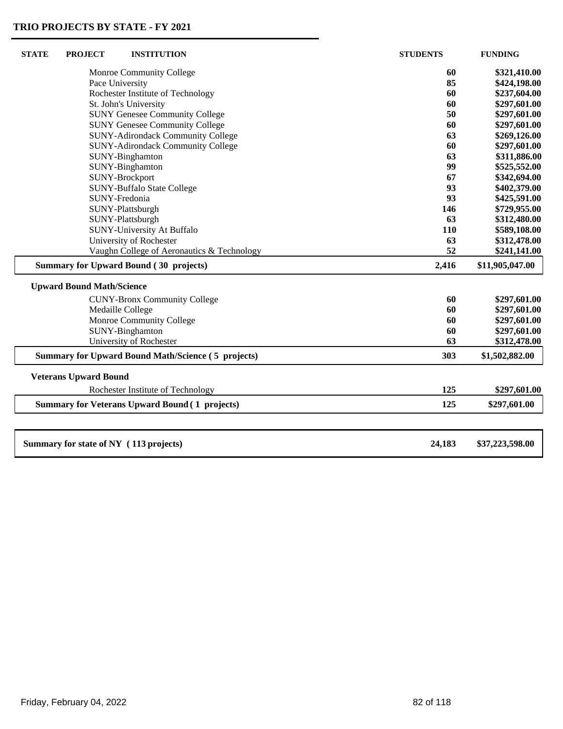## TRIO PROJECTS BY STATE - FY 2021

| STATE | PROJECT | INSTITUTION | STUDENTS | FUNDING |
|---|---|---|---|---|
| | | Monroe Community College | 60 | $321,410.00 |
| | | Pace University | 85 | $424,198.00 |
| | | Rochester Institute of Technology | 60 | $237,604.00 |
| | | St. John's University | 60 | $297,601.00 |
| | | SUNY Genesee Community College | 50 | $297,601.00 |
| | | SUNY Genesee Community College | 60 | $297,601.00 |
| | | SUNY-Adirondack Community College | 63 | $269,126.00 |
| | | SUNY-Adirondack Community College | 60 | $297,601.00 |
| | | SUNY-Binghamton | 63 | $311,886.00 |
| | | SUNY-Binghamton | 99 | $525,552.00 |
| | | SUNY-Brockport | 67 | $342,694.00 |
| | | SUNY-Buffalo State College | 93 | $402,379.00 |
| | | SUNY-Fredonia | 93 | $425,591.00 |
| | | SUNY-Plattsburgh | 146 | $729,955.00 |
| | | SUNY-Plattsburgh | 63 | $312,480.00 |
| | | SUNY-University At Buffalo | 110 | $589,108.00 |
| | | University of Rochester | 63 | $312,478.00 |
| | | Vaughn College of Aeronautics & Technology | 52 | $241,141.00 |
| | **Summary for Upward Bound ( 30 projects)** | | **2,416** | **$11,905,047.00** |
| | **Upward Bound Math/Science** | | | |
| | | CUNY-Bronx Community College | 60 | $297,601.00 |
| | | Medaille College | 60 | $297,601.00 |
| | | Monroe Community College | 60 | $297,601.00 |
| | | SUNY-Binghamton | 60 | $297,601.00 |
| | | University of Rochester | 63 | $312,478.00 |
| | **Summary for Upward Bound Math/Science ( 5 projects)** | | **303** | **$1,502,882.00** |
| | **Veterans Upward Bound** | | | |
| | | Rochester Institute of Technology | 125 | $297,601.00 |
| | **Summary for Veterans Upward Bound ( 1 projects)** | | **125** | **$297,601.00** |
| **Summary for state of NY ( 113 projects)** | | | **24,183** | **$37,223,598.00** |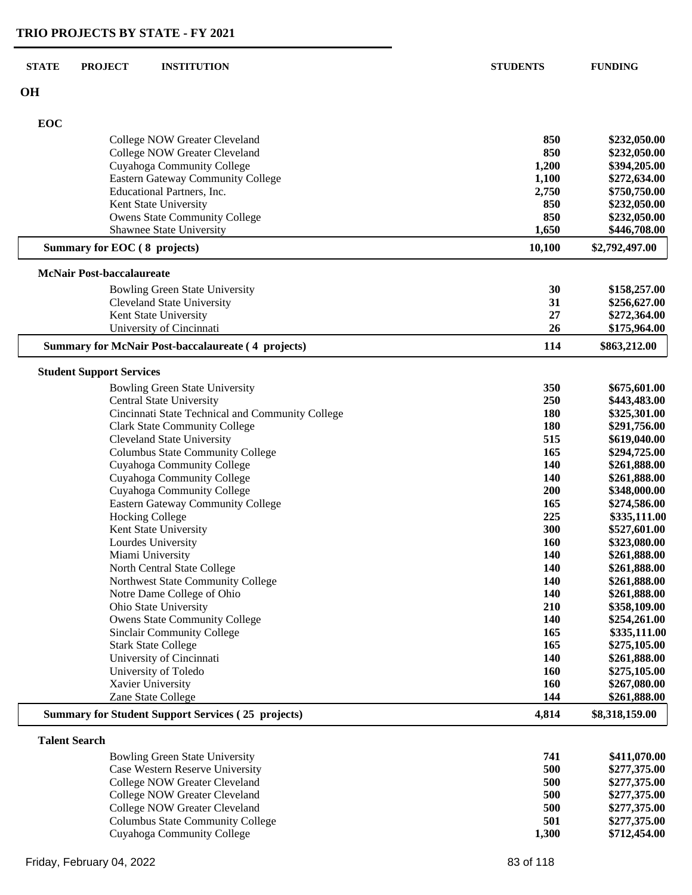## TRIO PROJECTS BY STATE - FY 2021

| STATE | PROJECT | INSTITUTION | STUDENTS | FUNDING |
|---|---|---|---|---|
| **OH** | | | | |
| | **EOC** | | | |
| | | College NOW Greater Cleveland | **850** | **$232,050.00** |
| | | College NOW Greater Cleveland | **850** | **$232,050.00** |
| | | Cuyahoga Community College | **1,200** | **$394,205.00** |
| | | Eastern Gateway Community College | **1,100** | **$272,634.00** |
| | | Educational Partners, Inc. | **2,750** | **$750,750.00** |
| | | Kent State University | **850** | **$232,050.00** |
| | | Owens State Community College | **850** | **$232,050.00** |
| | | Shawnee State University | **1,650** | **$446,708.00** |
| | **Summary for EOC ( 8 projects)** | | **10,100** | **$2,792,497.00** |
| | **McNair Post-baccalaureate** | | | |
| | | Bowling Green State University | **30** | **$158,257.00** |
| | | Cleveland State University | **31** | **$256,627.00** |
| | | Kent State University | **27** | **$272,364.00** |
| | | University of Cincinnati | **26** | **$175,964.00** |
| | **Summary for McNair Post-baccalaureate ( 4 projects)** | | **114** | **$863,212.00** |
| | **Student Support Services** | | | |
| | | Bowling Green State University | **350** | **$675,601.00** |
| | | Central State University | **250** | **$443,483.00** |
| | | Cincinnati State Technical and Community College | **180** | **$325,301.00** |
| | | Clark State Community College | **180** | **$291,756.00** |
| | | Cleveland State University | **515** | **$619,040.00** |
| | | Columbus State Community College | **165** | **$294,725.00** |
| | | Cuyahoga Community College | **140** | **$261,888.00** |
| | | Cuyahoga Community College | **140** | **$261,888.00** |
| | | Cuyahoga Community College | **200** | **$348,000.00** |
| | | Eastern Gateway Community College | **165** | **$274,586.00** |
| | | Hocking College | **225** | **$335,111.00** |
| | | Kent State University | **300** | **$527,601.00** |
| | | Lourdes University | **160** | **$323,080.00** |
| | | Miami University | **140** | **$261,888.00** |
| | | North Central State College | **140** | **$261,888.00** |
| | | Northwest State Community College | **140** | **$261,888.00** |
| | | Notre Dame College of Ohio | **140** | **$261,888.00** |
| | | Ohio State University | **210** | **$358,109.00** |
| | | Owens State Community College | **140** | **$254,261.00** |
| | | Sinclair Community College | **165** | **$335,111.00** |
| | | Stark State College | **165** | **$275,105.00** |
| | | University of Cincinnati | **140** | **$261,888.00** |
| | | University of Toledo | **160** | **$275,105.00** |
| | | Xavier University | **160** | **$267,080.00** |
| | | Zane State College | **144** | **$261,888.00** |
| | **Summary for Student Support Services ( 25 projects)** | | **4,814** | **$8,318,159.00** |
| | **Talent Search** | | | |
| | | Bowling Green State University | **741** | **$411,070.00** |
| | | Case Western Reserve University | **500** | **$277,375.00** |
| | | College NOW Greater Cleveland | **500** | **$277,375.00** |
| | | College NOW Greater Cleveland | **500** | **$277,375.00** |
| | | College NOW Greater Cleveland | **500** | **$277,375.00** |
| | | Columbus State Community College | **501** | **$277,375.00** |
| | | Cuyahoga Community College | **1,300** | **$712,454.00** |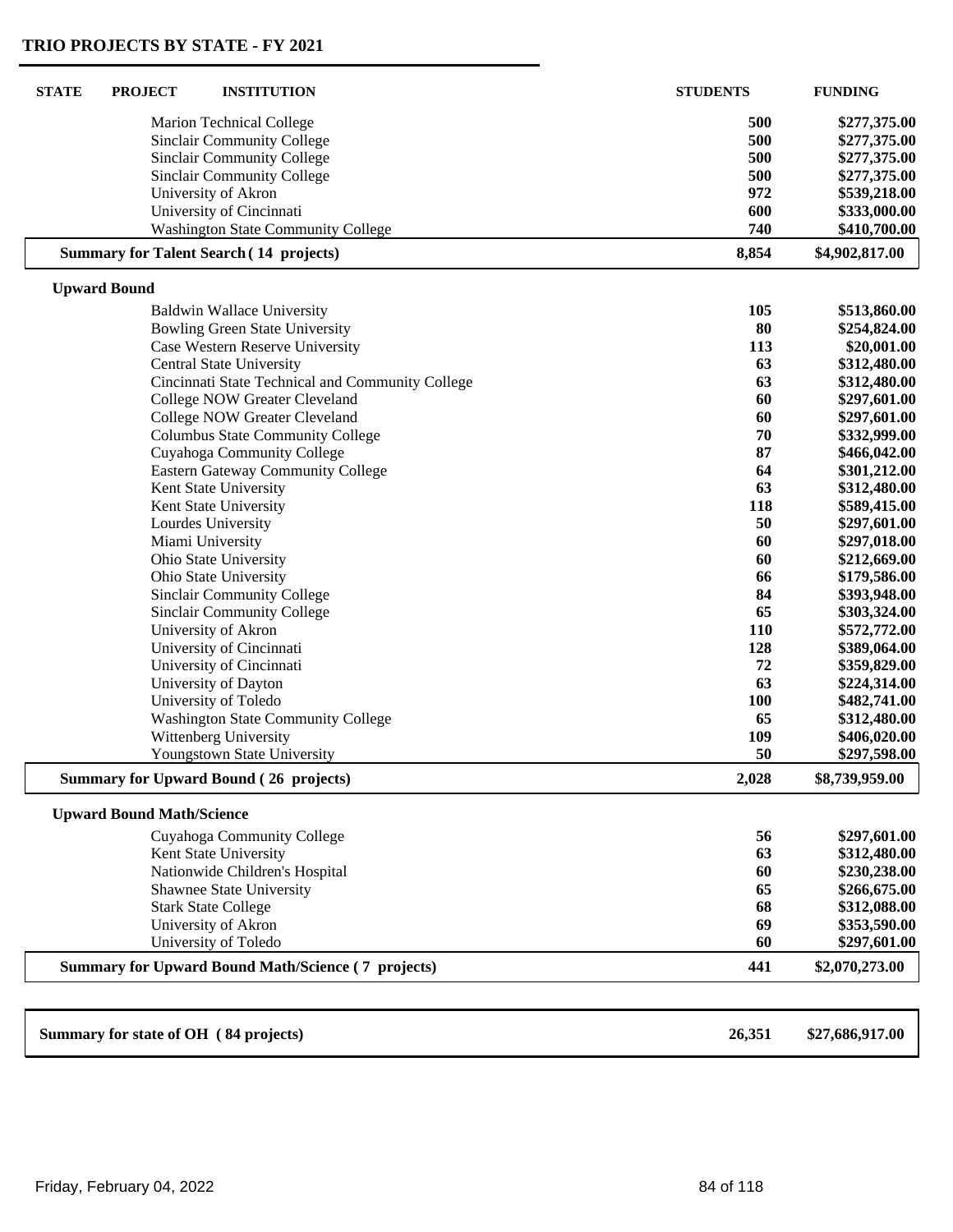## TRIO PROJECTS BY STATE - FY 2021

| STATE | PROJECT | INSTITUTION | STUDENTS | FUNDING |
|---|---|---|---|---|
| | | Marion Technical College | 500 | $277,375.00 |
| | | Sinclair Community College | 500 | $277,375.00 |
| | | Sinclair Community College | 500 | $277,375.00 |
| | | Sinclair Community College | 500 | $277,375.00 |
| | | University of Akron | 972 | $539,218.00 |
| | | University of Cincinnati | 600 | $333,000.00 |
| | | Washington State Community College | 740 | $410,700.00 |
| | **Summary for Talent Search ( 14 projects)** | | **8,854** | **$4,902,817.00** |
| | **Upward Bound** | | | |
| | | Baldwin Wallace University | 105 | $513,860.00 |
| | | Bowling Green State University | 80 | $254,824.00 |
| | | Case Western Reserve University | 113 | $20,001.00 |
| | | Central State University | 63 | $312,480.00 |
| | | Cincinnati State Technical and Community College | 63 | $312,480.00 |
| | | College NOW Greater Cleveland | 60 | $297,601.00 |
| | | College NOW Greater Cleveland | 60 | $297,601.00 |
| | | Columbus State Community College | 70 | $332,999.00 |
| | | Cuyahoga Community College | 87 | $466,042.00 |
| | | Eastern Gateway Community College | 64 | $301,212.00 |
| | | Kent State University | 63 | $312,480.00 |
| | | Kent State University | 118 | $589,415.00 |
| | | Lourdes University | 50 | $297,601.00 |
| | | Miami University | 60 | $297,018.00 |
| | | Ohio State University | 60 | $212,669.00 |
| | | Ohio State University | 66 | $179,586.00 |
| | | Sinclair Community College | 84 | $393,948.00 |
| | | Sinclair Community College | 65 | $303,324.00 |
| | | University of Akron | 110 | $572,772.00 |
| | | University of Cincinnati | 128 | $389,064.00 |
| | | University of Cincinnati | 72 | $359,829.00 |
| | | University of Dayton | 63 | $224,314.00 |
| | | University of Toledo | 100 | $482,741.00 |
| | | Washington State Community College | 65 | $312,480.00 |
| | | Wittenberg University | 109 | $406,020.00 |
| | | Youngstown State University | 50 | $297,598.00 |
| | **Summary for Upward Bound ( 26 projects)** | | **2,028** | **$8,739,959.00** |
| | **Upward Bound Math/Science** | | | |
| | | Cuyahoga Community College | 56 | $297,601.00 |
| | | Kent State University | 63 | $312,480.00 |
| | | Nationwide Children's Hospital | 60 | $230,238.00 |
| | | Shawnee State University | 65 | $266,675.00 |
| | | Stark State College | 68 | $312,088.00 |
| | | University of Akron | 69 | $353,590.00 |
| | | University of Toledo | 60 | $297,601.00 |
| | **Summary for Upward Bound Math/Science ( 7 projects)** | | **441** | **$2,070,273.00** |
| **Summary for state of OH ( 84 projects)** | | | **26,351** | **$27,686,917.00** |

Friday, February 04, 2022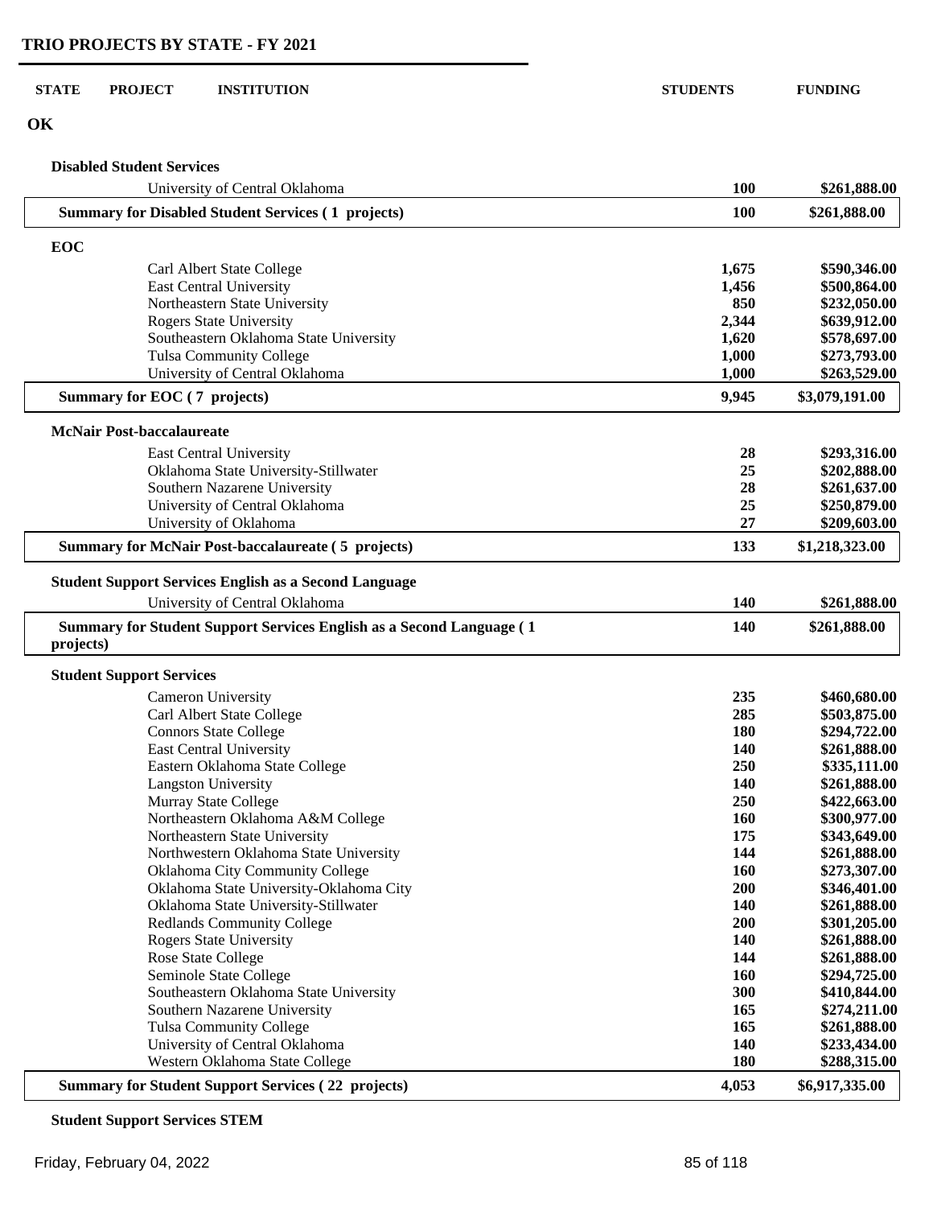# TRIO PROJECTS BY STATE - FY 2021

| STATE | PROJECT | INSTITUTION | STUDENTS | FUNDING |
|---|---|---|---|---|
| **OK** | | | | |
| | **Disabled Student Services** | | | |
| | | University of Central Oklahoma | **100** | **$261,888.00** |
| | **Summary for Disabled Student Services ( 1 projects)** | | **100** | **$261,888.00** |
| | **EOC** | | | |
| | | Carl Albert State College | **1,675** | **$590,346.00** |
| | | East Central University | **1,456** | **$500,864.00** |
| | | Northeastern State University | **850** | **$232,050.00** |
| | | Rogers State University | **2,344** | **$639,912.00** |
| | | Southeastern Oklahoma State University | **1,620** | **$578,697.00** |
| | | Tulsa Community College | **1,000** | **$273,793.00** |
| | | University of Central Oklahoma | **1,000** | **$263,529.00** |
| | **Summary for EOC ( 7 projects)** | | **9,945** | **$3,079,191.00** |
| | **McNair Post-baccalaureate** | | | |
| | | East Central University | **28** | **$293,316.00** |
| | | Oklahoma State University-Stillwater | **25** | **$202,888.00** |
| | | Southern Nazarene University | **28** | **$261,637.00** |
| | | University of Central Oklahoma | **25** | **$250,879.00** |
| | | University of Oklahoma | **27** | **$209,603.00** |
| | **Summary for McNair Post-baccalaureate ( 5 projects)** | | **133** | **$1,218,323.00** |
| | **Student Support Services English as a Second Language** | | | |
| | | University of Central Oklahoma | **140** | **$261,888.00** |
| | **Summary for Student Support Services English as a Second Language ( 1 projects)** | | **140** | **$261,888.00** |
| | **Student Support Services** | | | |
| | | Cameron University | **235** | **$460,680.00** |
| | | Carl Albert State College | **285** | **$503,875.00** |
| | | Connors State College | **180** | **$294,722.00** |
| | | East Central University | **140** | **$261,888.00** |
| | | Eastern Oklahoma State College | **250** | **$335,111.00** |
| | | Langston University | **140** | **$261,888.00** |
| | | Murray State College | **250** | **$422,663.00** |
| | | Northeastern Oklahoma A&M College | **160** | **$300,977.00** |
| | | Northeastern State University | **175** | **$343,649.00** |
| | | Northwestern Oklahoma State University | **144** | **$261,888.00** |
| | | Oklahoma City Community College | **160** | **$273,307.00** |
| | | Oklahoma State University-Oklahoma City | **200** | **$346,401.00** |
| | | Oklahoma State University-Stillwater | **140** | **$261,888.00** |
| | | Redlands Community College | **200** | **$301,205.00** |
| | | Rogers State University | **140** | **$261,888.00** |
| | | Rose State College | **144** | **$261,888.00** |
| | | Seminole State College | **160** | **$294,725.00** |
| | | Southeastern Oklahoma State University | **300** | **$410,844.00** |
| | | Southern Nazarene University | **165** | **$274,211.00** |
| | | Tulsa Community College | **165** | **$261,888.00** |
| | | University of Central Oklahoma | **140** | **$233,434.00** |
| | | Western Oklahoma State College | **180** | **$288,315.00** |
| | **Summary for Student Support Services ( 22 projects)** | | **4,053** | **$6,917,335.00** |
| | **Student Support Services STEM** | | | |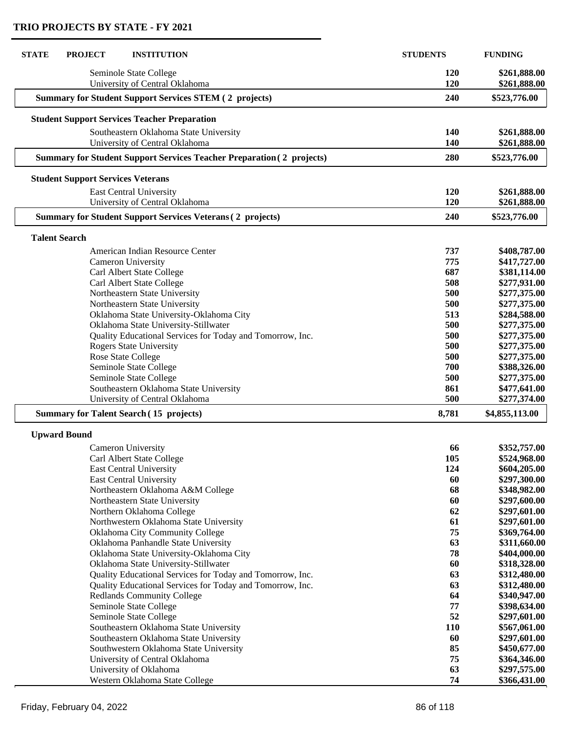## TRIO PROJECTS BY STATE - FY 2021

| STATE | PROJECT | INSTITUTION | STUDENTS | FUNDING |
|---|---|---|---|---|
| | | Seminole State College | 120 | $261,888.00 |
| | | University of Central Oklahoma | 120 | $261,888.00 |
| | **Summary for Student Support Services STEM ( 2 projects)** | | **240** | **$523,776.00** |
| | **Student Support Services Teacher Preparation** | | | |
| | | Southeastern Oklahoma State University | 140 | $261,888.00 |
| | | University of Central Oklahoma | 140 | $261,888.00 |
| | **Summary for Student Support Services Teacher Preparation ( 2 projects)** | | **280** | **$523,776.00** |
| | **Student Support Services Veterans** | | | |
| | | East Central University | 120 | $261,888.00 |
| | | University of Central Oklahoma | 120 | $261,888.00 |
| | **Summary for Student Support Services Veterans ( 2 projects)** | | **240** | **$523,776.00** |
| | **Talent Search** | | | |
| | | American Indian Resource Center | 737 | $408,787.00 |
| | | Cameron University | 775 | $417,727.00 |
| | | Carl Albert State College | 687 | $381,114.00 |
| | | Carl Albert State College | 508 | $277,931.00 |
| | | Northeastern State University | 500 | $277,375.00 |
| | | Northeastern State University | 500 | $277,375.00 |
| | | Oklahoma State University-Oklahoma City | 513 | $284,588.00 |
| | | Oklahoma State University-Stillwater | 500 | $277,375.00 |
| | | Quality Educational Services for Today and Tomorrow, Inc. | 500 | $277,375.00 |
| | | Rogers State University | 500 | $277,375.00 |
| | | Rose State College | 500 | $277,375.00 |
| | | Seminole State College | 700 | $388,326.00 |
| | | Seminole State College | 500 | $277,375.00 |
| | | Southeastern Oklahoma State University | 861 | $477,641.00 |
| | | University of Central Oklahoma | 500 | $277,374.00 |
| | **Summary for Talent Search ( 15 projects)** | | **8,781** | **$4,855,113.00** |
| | **Upward Bound** | | | |
| | | Cameron University | 66 | $352,757.00 |
| | | Carl Albert State College | 105 | $524,968.00 |
| | | East Central University | 124 | $604,205.00 |
| | | East Central University | 60 | $297,300.00 |
| | | Northeastern Oklahoma A&M College | 68 | $348,982.00 |
| | | Northeastern State University | 60 | $297,600.00 |
| | | Northern Oklahoma College | 62 | $297,601.00 |
| | | Northwestern Oklahoma State University | 61 | $297,601.00 |
| | | Oklahoma City Community College | 75 | $369,764.00 |
| | | Oklahoma Panhandle State University | 63 | $311,660.00 |
| | | Oklahoma State University-Oklahoma City | 78 | $404,000.00 |
| | | Oklahoma State University-Stillwater | 60 | $318,328.00 |
| | | Quality Educational Services for Today and Tomorrow, Inc. | 63 | $312,480.00 |
| | | Quality Educational Services for Today and Tomorrow, Inc. | 63 | $312,480.00 |
| | | Redlands Community College | 64 | $340,947.00 |
| | | Seminole State College | 77 | $398,634.00 |
| | | Seminole State College | 52 | $297,601.00 |
| | | Southeastern Oklahoma State University | 110 | $567,061.00 |
| | | Southeastern Oklahoma State University | 60 | $297,601.00 |
| | | Southwestern Oklahoma State University | 85 | $450,677.00 |
| | | University of Central Oklahoma | 75 | $364,346.00 |
| | | University of Oklahoma | 63 | $297,575.00 |
| | | Western Oklahoma State College | 74 | $366,431.00 |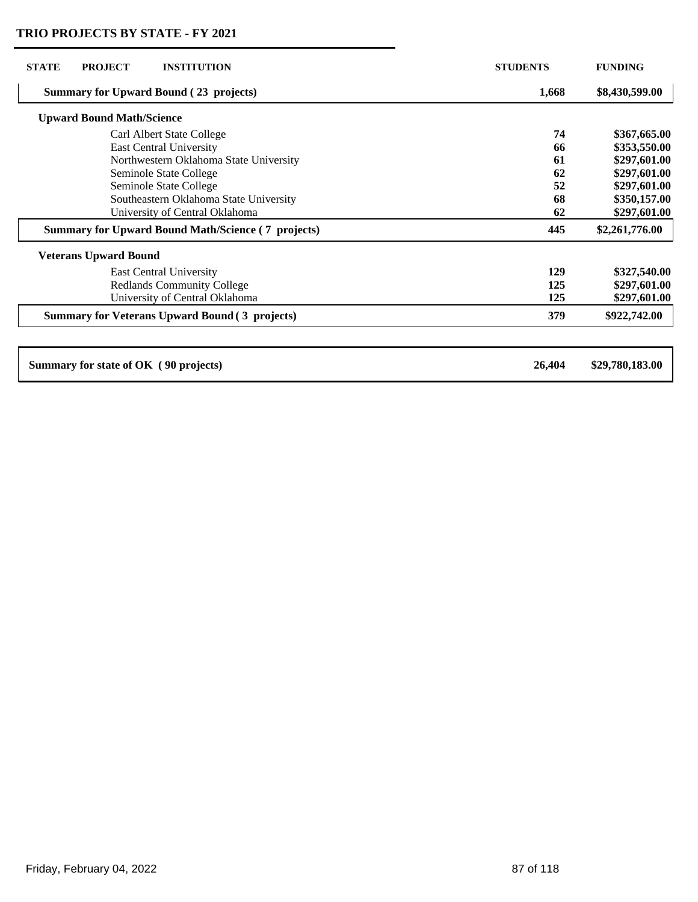## TRIO PROJECTS BY STATE - FY 2021

| STATE | PROJECT | INSTITUTION | STUDENTS | FUNDING |
|---|---|---|---|---|
| **Summary for Upward Bound ( 23 projects)** | | | **1,668** | **$8,430,599.00** |
| **Upward Bound Math/Science** | | | | |
| | | Carl Albert State College | **74** | **$367,665.00** |
| | | East Central University | **66** | **$353,550.00** |
| | | Northwestern Oklahoma State University | **61** | **$297,601.00** |
| | | Seminole State College | **62** | **$297,601.00** |
| | | Seminole State College | **52** | **$297,601.00** |
| | | Southeastern Oklahoma State University | **68** | **$350,157.00** |
| | | University of Central Oklahoma | **62** | **$297,601.00** |
| **Summary for Upward Bound Math/Science ( 7 projects)** | | | **445** | **$2,261,776.00** |
| **Veterans Upward Bound** | | | | |
| | | East Central University | **129** | **$327,540.00** |
| | | Redlands Community College | **125** | **$297,601.00** |
| | | University of Central Oklahoma | **125** | **$297,601.00** |
| **Summary for Veterans Upward Bound ( 3 projects)** | | | **379** | **$922,742.00** |
| **Summary for state of OK ( 90 projects)** | | | **26,404** | **$29,780,183.00** |

Friday, February 04, 2022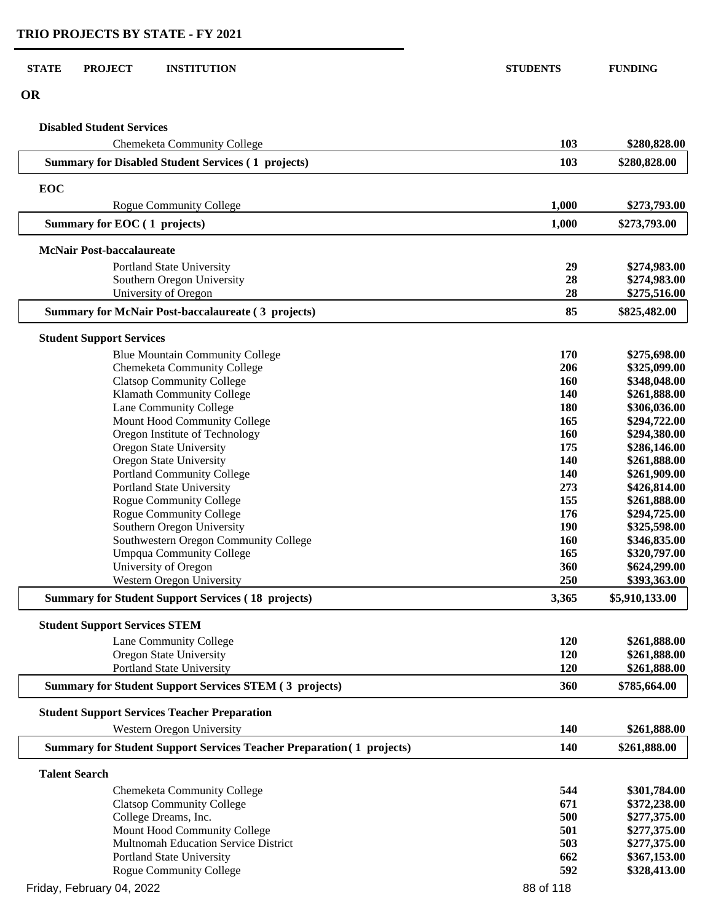# TRIO PROJECTS BY STATE - FY 2021

| STATE | PROJECT | INSTITUTION | STUDENTS | FUNDING |
|---|---|---|---|---|
| **OR** | | | | |
| | **Disabled Student Services** | | | |
| | | Chemeketa Community College | **103** | **$280,828.00** |
| | **Summary for Disabled Student Services ( 1 projects)** | | **103** | **$280,828.00** |
| | **EOC** | | | |
| | | Rogue Community College | **1,000** | **$273,793.00** |
| | **Summary for EOC ( 1 projects)** | | **1,000** | **$273,793.00** |
| | **McNair Post-baccalaureate** | | | |
| | | Portland State University | **29** | **$274,983.00** |
| | | Southern Oregon University | **28** | **$274,983.00** |
| | | University of Oregon | **28** | **$275,516.00** |
| | **Summary for McNair Post-baccalaureate ( 3 projects)** | | **85** | **$825,482.00** |
| | **Student Support Services** | | | |
| | | Blue Mountain Community College | **170** | **$275,698.00** |
| | | Chemeketa Community College | **206** | **$325,099.00** |
| | | Clatsop Community College | **160** | **$348,048.00** |
| | | Klamath Community College | **140** | **$261,888.00** |
| | | Lane Community College | **180** | **$306,036.00** |
| | | Mount Hood Community College | **165** | **$294,722.00** |
| | | Oregon Institute of Technology | **160** | **$294,380.00** |
| | | Oregon State University | **175** | **$286,146.00** |
| | | Oregon State University | **140** | **$261,888.00** |
| | | Portland Community College | **140** | **$261,909.00** |
| | | Portland State University | **273** | **$426,814.00** |
| | | Rogue Community College | **155** | **$261,888.00** |
| | | Rogue Community College | **176** | **$294,725.00** |
| | | Southern Oregon University | **190** | **$325,598.00** |
| | | Southwestern Oregon Community College | **160** | **$346,835.00** |
| | | Umpqua Community College | **165** | **$320,797.00** |
| | | University of Oregon | **360** | **$624,299.00** |
| | | Western Oregon University | **250** | **$393,363.00** |
| | **Summary for Student Support Services ( 18 projects)** | | **3,365** | **$5,910,133.00** |
| | **Student Support Services STEM** | | | |
| | | Lane Community College | **120** | **$261,888.00** |
| | | Oregon State University | **120** | **$261,888.00** |
| | | Portland State University | **120** | **$261,888.00** |
| | **Summary for Student Support Services STEM ( 3 projects)** | | **360** | **$785,664.00** |
| | **Student Support Services Teacher Preparation** | | | |
| | | Western Oregon University | **140** | **$261,888.00** |
| | **Summary for Student Support Services Teacher Preparation ( 1 projects)** | | **140** | **$261,888.00** |
| | **Talent Search** | | | |
| | | Chemeketa Community College | **544** | **$301,784.00** |
| | | Clatsop Community College | **671** | **$372,238.00** |
| | | College Dreams, Inc. | **500** | **$277,375.00** |
| | | Mount Hood Community College | **501** | **$277,375.00** |
| | | Multnomah Education Service District | **503** | **$277,375.00** |
| | | Portland State University | **662** | **$367,153.00** |
| | | Rogue Community College | **592** | **$328,413.00** |

Friday, February 04, 2022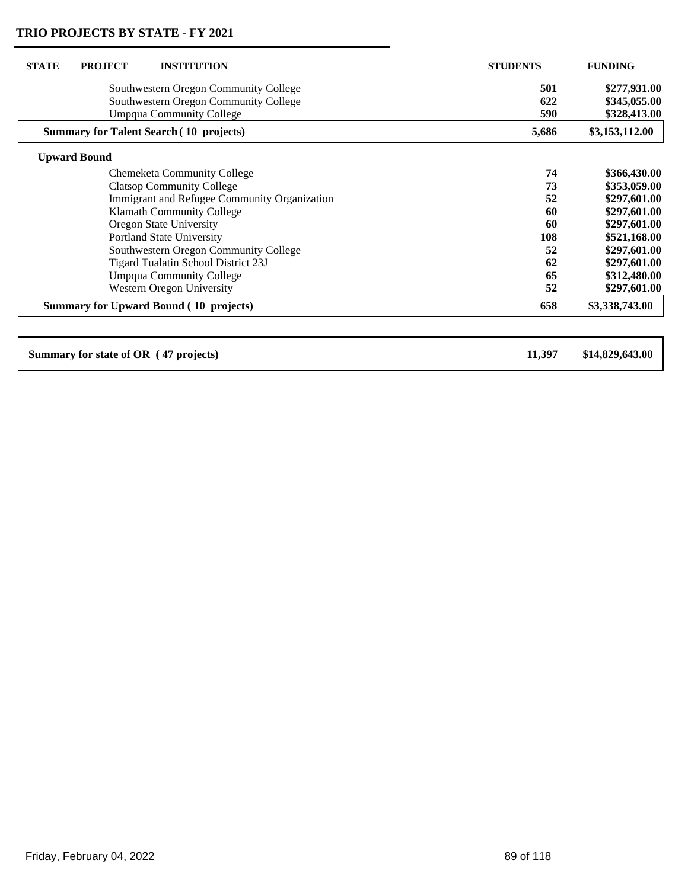## TRIO PROJECTS BY STATE - FY 2021

| STATE | PROJECT | INSTITUTION | STUDENTS | FUNDING |
|---|---|---|---|---|
| | | Southwestern Oregon Community College | 501 | $277,931.00 |
| | | Southwestern Oregon Community College | 622 | $345,055.00 |
| | | Umpqua Community College | 590 | $328,413.00 |
| **Summary for Talent Search ( 10 projects)** | | | **5,686** | **$3,153,112.00** |
| | **Upward Bound** | | | |
| | | Chemeketa Community College | 74 | $366,430.00 |
| | | Clatsop Community College | 73 | $353,059.00 |
| | | Immigrant and Refugee Community Organization | 52 | $297,601.00 |
| | | Klamath Community College | 60 | $297,601.00 |
| | | Oregon State University | 60 | $297,601.00 |
| | | Portland State University | 108 | $521,168.00 |
| | | Southwestern Oregon Community College | 52 | $297,601.00 |
| | | Tigard Tualatin School District 23J | 62 | $297,601.00 |
| | | Umpqua Community College | 65 | $312,480.00 |
| | | Western Oregon University | 52 | $297,601.00 |
| **Summary for Upward Bound ( 10 projects)** | | | **658** | **$3,338,743.00** |
| **Summary for state of OR ( 47 projects)** | | | **11,397** | **$14,829,643.00** |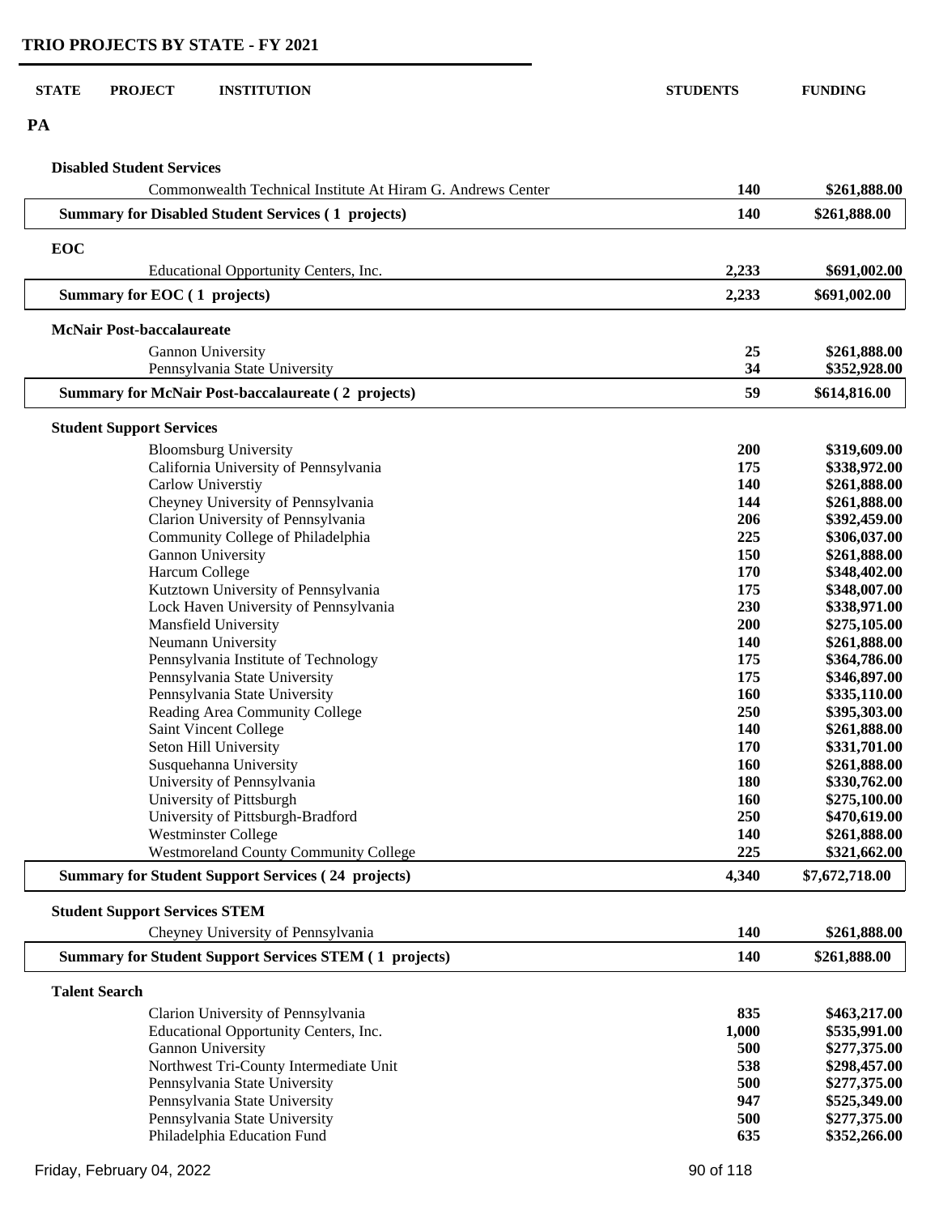## TRIO PROJECTS BY STATE - FY 2021

| STATE | PROJECT | INSTITUTION | STUDENTS | FUNDING |
|---|---|---|---|---|
| **PA** | | | | |
| | **Disabled Student Services** | | | |
| | | Commonwealth Technical Institute At Hiram G. Andrews Center | 140 | $261,888.00 |
| | **Summary for Disabled Student Services ( 1 projects)** | | **140** | **$261,888.00** |
| | **EOC** | | | |
| | | Educational Opportunity Centers, Inc. | 2,233 | $691,002.00 |
| | **Summary for EOC ( 1 projects)** | | **2,233** | **$691,002.00** |
| | **McNair Post-baccalaureate** | | | |
| | | Gannon University | 25 | $261,888.00 |
| | | Pennsylvania State University | 34 | $352,928.00 |
| | **Summary for McNair Post-baccalaureate ( 2 projects)** | | **59** | **$614,816.00** |
| | **Student Support Services** | | | |
| | | Bloomsburg University | 200 | $319,609.00 |
| | | California University of Pennsylvania | 175 | $338,972.00 |
| | | Carlow Universtiy | 140 | $261,888.00 |
| | | Cheyney University of Pennsylvania | 144 | $261,888.00 |
| | | Clarion University of Pennsylvania | 206 | $392,459.00 |
| | | Community College of Philadelphia | 225 | $306,037.00 |
| | | Gannon University | 150 | $261,888.00 |
| | | Harcum College | 170 | $348,402.00 |
| | | Kutztown University of Pennsylvania | 175 | $348,007.00 |
| | | Lock Haven University of Pennsylvania | 230 | $338,971.00 |
| | | Mansfield University | 200 | $275,105.00 |
| | | Neumann University | 140 | $261,888.00 |
| | | Pennsylvania Institute of Technology | 175 | $364,786.00 |
| | | Pennsylvania State University | 175 | $346,897.00 |
| | | Pennsylvania State University | 160 | $335,110.00 |
| | | Reading Area Community College | 250 | $395,303.00 |
| | | Saint Vincent College | 140 | $261,888.00 |
| | | Seton Hill University | 170 | $331,701.00 |
| | | Susquehanna University | 160 | $261,888.00 |
| | | University of Pennsylvania | 180 | $330,762.00 |
| | | University of Pittsburgh | 160 | $275,100.00 |
| | | University of Pittsburgh-Bradford | 250 | $470,619.00 |
| | | Westminster College | 140 | $261,888.00 |
| | | Westmoreland County Community College | 225 | $321,662.00 |
| | **Summary for Student Support Services ( 24 projects)** | | **4,340** | **$7,672,718.00** |
| | **Student Support Services STEM** | | | |
| | | Cheyney University of Pennsylvania | 140 | $261,888.00 |
| | **Summary for Student Support Services STEM ( 1 projects)** | | **140** | **$261,888.00** |
| | **Talent Search** | | | |
| | | Clarion University of Pennsylvania | 835 | $463,217.00 |
| | | Educational Opportunity Centers, Inc. | 1,000 | $535,991.00 |
| | | Gannon University | 500 | $277,375.00 |
| | | Northwest Tri-County Intermediate Unit | 538 | $298,457.00 |
| | | Pennsylvania State University | 500 | $277,375.00 |
| | | Pennsylvania State University | 947 | $525,349.00 |
| | | Pennsylvania State University | 500 | $277,375.00 |
| | | Philadelphia Education Fund | 635 | $352,266.00 |

Friday, February 04, 2022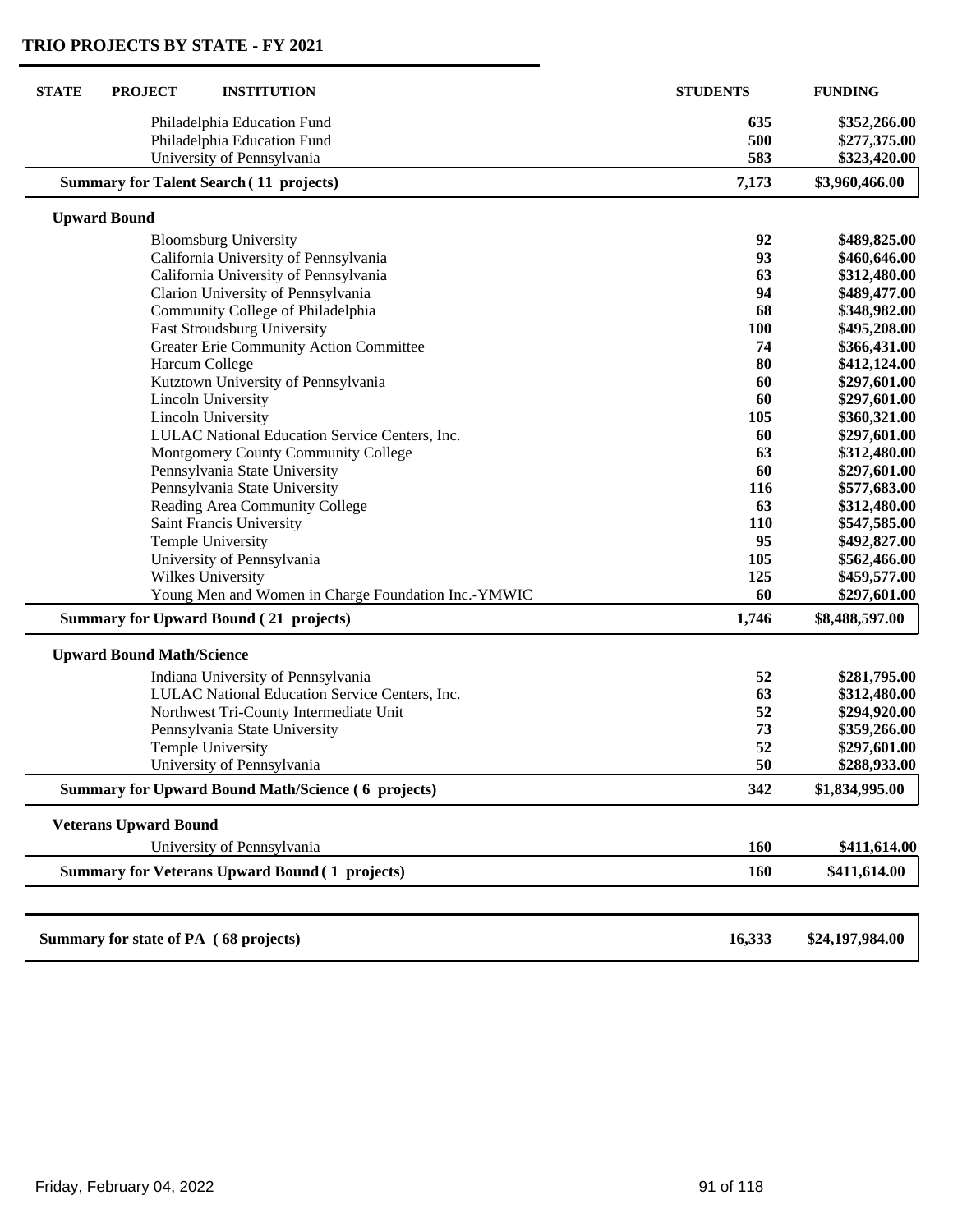## TRIO PROJECTS BY STATE - FY 2021

| STATE | PROJECT | INSTITUTION | STUDENTS | FUNDING |
|---|---|---|---|---|
| | | Philadelphia Education Fund | 635 | $352,266.00 |
| | | Philadelphia Education Fund | 500 | $277,375.00 |
| | | University of Pennsylvania | 583 | $323,420.00 |
| | **Summary for Talent Search ( 11 projects)** | | **7,173** | **$3,960,466.00** |
| | **Upward Bound** | | | |
| | | Bloomsburg University | 92 | $489,825.00 |
| | | California University of Pennsylvania | 93 | $460,646.00 |
| | | California University of Pennsylvania | 63 | $312,480.00 |
| | | Clarion University of Pennsylvania | 94 | $489,477.00 |
| | | Community College of Philadelphia | 68 | $348,982.00 |
| | | East Stroudsburg University | 100 | $495,208.00 |
| | | Greater Erie Community Action Committee | 74 | $366,431.00 |
| | | Harcum College | 80 | $412,124.00 |
| | | Kutztown University of Pennsylvania | 60 | $297,601.00 |
| | | Lincoln University | 60 | $297,601.00 |
| | | Lincoln University | 105 | $360,321.00 |
| | | LULAC National Education Service Centers, Inc. | 60 | $297,601.00 |
| | | Montgomery County Community College | 63 | $312,480.00 |
| | | Pennsylvania State University | 60 | $297,601.00 |
| | | Pennsylvania State University | 116 | $577,683.00 |
| | | Reading Area Community College | 63 | $312,480.00 |
| | | Saint Francis University | 110 | $547,585.00 |
| | | Temple University | 95 | $492,827.00 |
| | | University of Pennsylvania | 105 | $562,466.00 |
| | | Wilkes University | 125 | $459,577.00 |
| | | Young Men and Women in Charge Foundation Inc.-YMWIC | 60 | $297,601.00 |
| | **Summary for Upward Bound ( 21 projects)** | | **1,746** | **$8,488,597.00** |
| | **Upward Bound Math/Science** | | | |
| | | Indiana University of Pennsylvania | 52 | $281,795.00 |
| | | LULAC National Education Service Centers, Inc. | 63 | $312,480.00 |
| | | Northwest Tri-County Intermediate Unit | 52 | $294,920.00 |
| | | Pennsylvania State University | 73 | $359,266.00 |
| | | Temple University | 52 | $297,601.00 |
| | | University of Pennsylvania | 50 | $288,933.00 |
| | **Summary for Upward Bound Math/Science ( 6 projects)** | | **342** | **$1,834,995.00** |
| | **Veterans Upward Bound** | | | |
| | | University of Pennsylvania | 160 | $411,614.00 |
| | **Summary for Veterans Upward Bound ( 1 projects)** | | **160** | **$411,614.00** |
| **Summary for state of PA ( 68 projects)** | | | **16,333** | **$24,197,984.00** |

Friday, February 04, 2022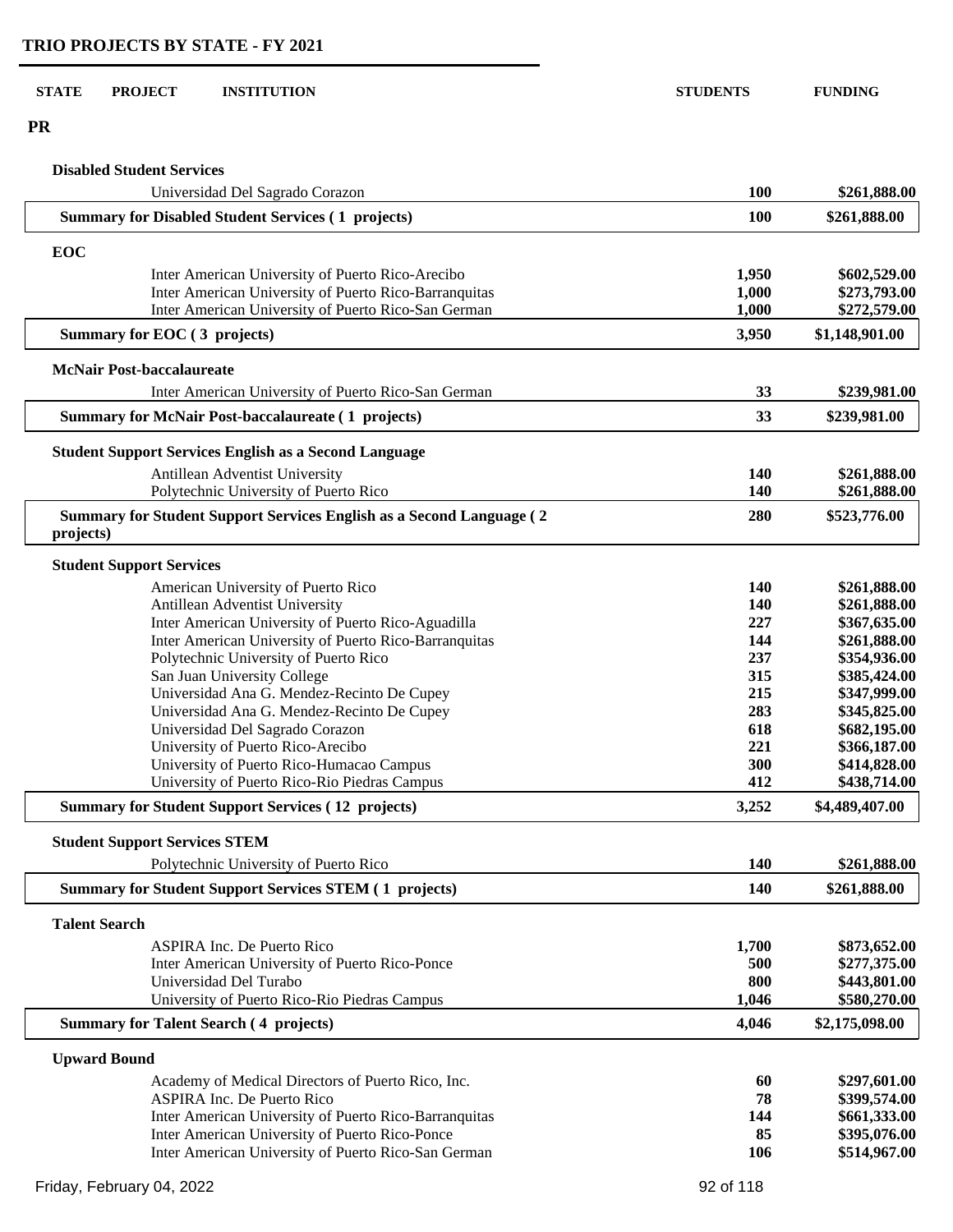# TRIO PROJECTS BY STATE - FY 2021

| STATE | PROJECT | INSTITUTION | STUDENTS | FUNDING |
|---|---|---|---|---|
| **PR** | | | | |
| | **Disabled Student Services** | | | |
| | | Universidad Del Sagrado Corazon | **100** | **$261,888.00** |
| | **Summary for Disabled Student Services ( 1 projects)** | | **100** | **$261,888.00** |
| | **EOC** | | | |
| | | Inter American University of Puerto Rico-Arecibo | **1,950** | **$602,529.00** |
| | | Inter American University of Puerto Rico-Barranquitas | **1,000** | **$273,793.00** |
| | | Inter American University of Puerto Rico-San German | **1,000** | **$272,579.00** |
| | **Summary for EOC ( 3 projects)** | | **3,950** | **$1,148,901.00** |
| | **McNair Post-baccalaureate** | | | |
| | | Inter American University of Puerto Rico-San German | **33** | **$239,981.00** |
| | **Summary for McNair Post-baccalaureate ( 1 projects)** | | **33** | **$239,981.00** |
| | **Student Support Services English as a Second Language** | | | |
| | | Antillean Adventist University | **140** | **$261,888.00** |
| | | Polytechnic University of Puerto Rico | **140** | **$261,888.00** |
| | **Summary for Student Support Services English as a Second Language ( 2 projects)** | | **280** | **$523,776.00** |
| | **Student Support Services** | | | |
| | | American University of Puerto Rico | **140** | **$261,888.00** |
| | | Antillean Adventist University | **140** | **$261,888.00** |
| | | Inter American University of Puerto Rico-Aguadilla | **227** | **$367,635.00** |
| | | Inter American University of Puerto Rico-Barranquitas | **144** | **$261,888.00** |
| | | Polytechnic University of Puerto Rico | **237** | **$354,936.00** |
| | | San Juan University College | **315** | **$385,424.00** |
| | | Universidad Ana G. Mendez-Recinto De Cupey | **215** | **$347,999.00** |
| | | Universidad Ana G. Mendez-Recinto De Cupey | **283** | **$345,825.00** |
| | | Universidad Del Sagrado Corazon | **618** | **$682,195.00** |
| | | University of Puerto Rico-Arecibo | **221** | **$366,187.00** |
| | | University of Puerto Rico-Humacao Campus | **300** | **$414,828.00** |
| | | University of Puerto Rico-Rio Piedras Campus | **412** | **$438,714.00** |
| | **Summary for Student Support Services ( 12 projects)** | | **3,252** | **$4,489,407.00** |
| | **Student Support Services STEM** | | | |
| | | Polytechnic University of Puerto Rico | **140** | **$261,888.00** |
| | **Summary for Student Support Services STEM ( 1 projects)** | | **140** | **$261,888.00** |
| | **Talent Search** | | | |
| | | ASPIRA Inc. De Puerto Rico | **1,700** | **$873,652.00** |
| | | Inter American University of Puerto Rico-Ponce | **500** | **$277,375.00** |
| | | Universidad Del Turabo | **800** | **$443,801.00** |
| | | University of Puerto Rico-Rio Piedras Campus | **1,046** | **$580,270.00** |
| | **Summary for Talent Search ( 4 projects)** | | **4,046** | **$2,175,098.00** |
| | **Upward Bound** | | | |
| | | Academy of Medical Directors of Puerto Rico, Inc. | **60** | **$297,601.00** |
| | | ASPIRA Inc. De Puerto Rico | **78** | **$399,574.00** |
| | | Inter American University of Puerto Rico-Barranquitas | **144** | **$661,333.00** |
| | | Inter American University of Puerto Rico-Ponce | **85** | **$395,076.00** |
| | | Inter American University of Puerto Rico-San German | **106** | **$514,967.00** |

Friday, February 04, 2022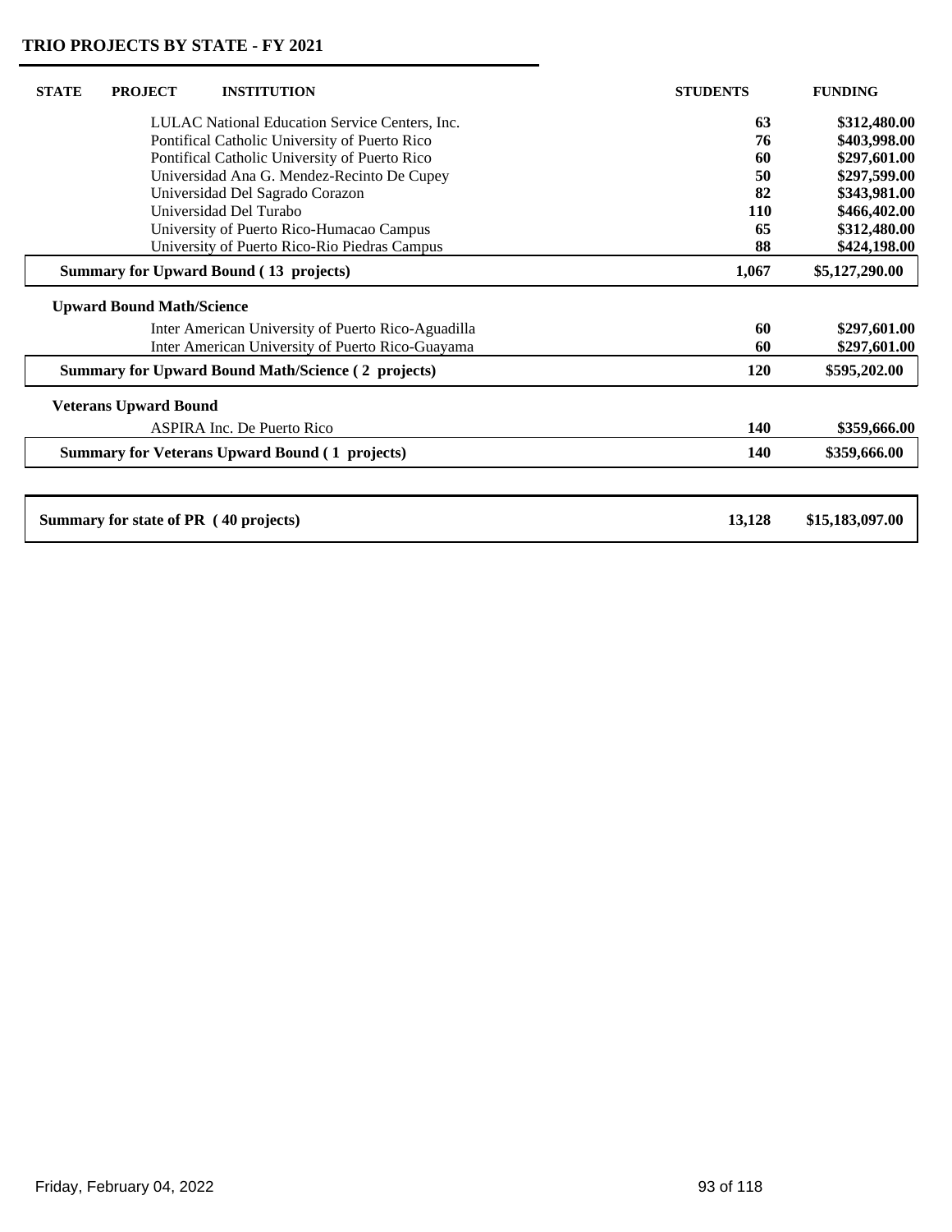## TRIO PROJECTS BY STATE - FY 2021

| STATE | PROJECT | INSTITUTION | STUDENTS | FUNDING |
|---|---|---|---|---|
| | | LULAC National Education Service Centers, Inc. | 63 | $312,480.00 |
| | | Pontifical Catholic University of Puerto Rico | 76 | $403,998.00 |
| | | Pontifical Catholic University of Puerto Rico | 60 | $297,601.00 |
| | | Universidad Ana G. Mendez-Recinto De Cupey | 50 | $297,599.00 |
| | | Universidad Del Sagrado Corazon | 82 | $343,981.00 |
| | | Universidad Del Turabo | 110 | $466,402.00 |
| | | University of Puerto Rico-Humacao Campus | 65 | $312,480.00 |
| | | University of Puerto Rico-Rio Piedras Campus | 88 | $424,198.00 |
| **Summary for Upward Bound ( 13 projects)** | | | **1,067** | **$5,127,290.00** |
| | **Upward Bound Math/Science** | | | |
| | | Inter American University of Puerto Rico-Aguadilla | 60 | $297,601.00 |
| | | Inter American University of Puerto Rico-Guayama | 60 | $297,601.00 |
| **Summary for Upward Bound Math/Science ( 2 projects)** | | | **120** | **$595,202.00** |
| | **Veterans Upward Bound** | | | |
| | | ASPIRA Inc. De Puerto Rico | 140 | $359,666.00 |
| **Summary for Veterans Upward Bound ( 1 projects)** | | | **140** | **$359,666.00** |
| **Summary for state of PR ( 40 projects)** | | | **13,128** | **$15,183,097.00** |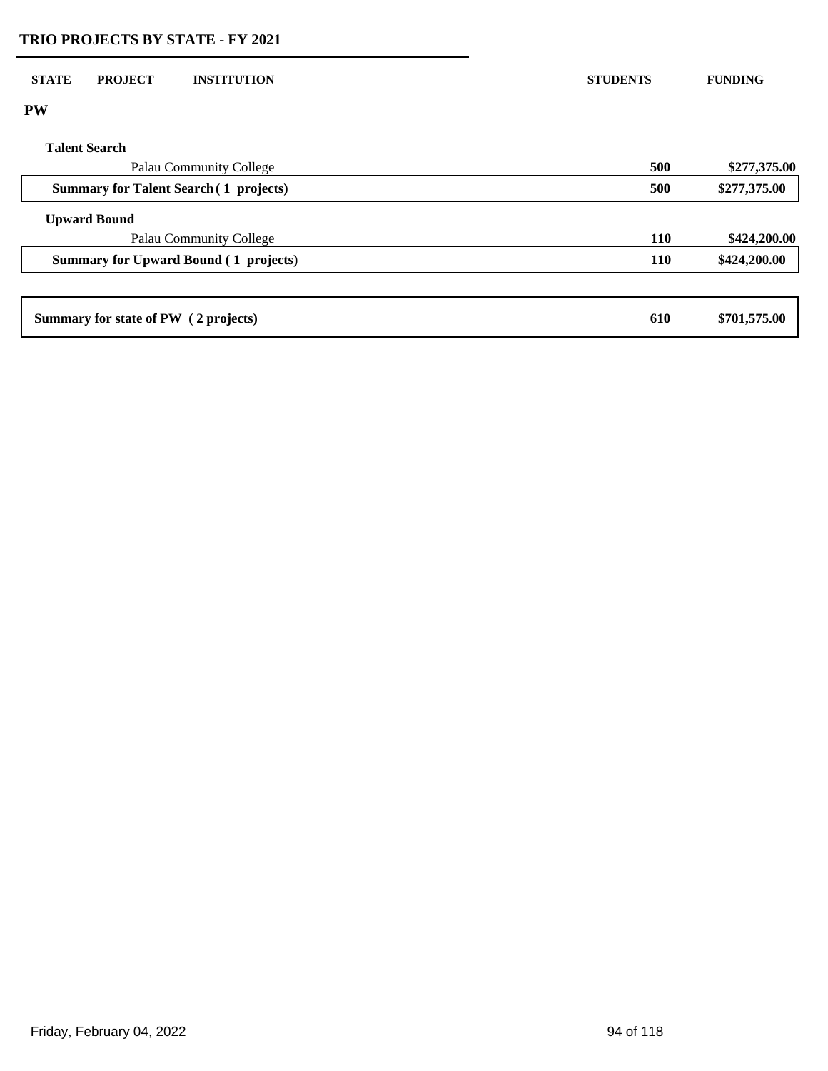## TRIO PROJECTS BY STATE - FY 2021

| STATE | PROJECT | INSTITUTION | STUDENTS | FUNDING |
|---|---|---|---|---|
| **PW** | | | | |
| | **Talent Search** | | | |
| | | Palau Community College | **500** | **$277,375.00** |
| | **Summary for Talent Search ( 1 projects)** | | **500** | **$277,375.00** |
| | **Upward Bound** | | | |
| | | Palau Community College | **110** | **$424,200.00** |
| | **Summary for Upward Bound ( 1 projects)** | | **110** | **$424,200.00** |
| **Summary for state of PW ( 2 projects)** | | | **610** | **$701,575.00** |

Friday, February 04, 2022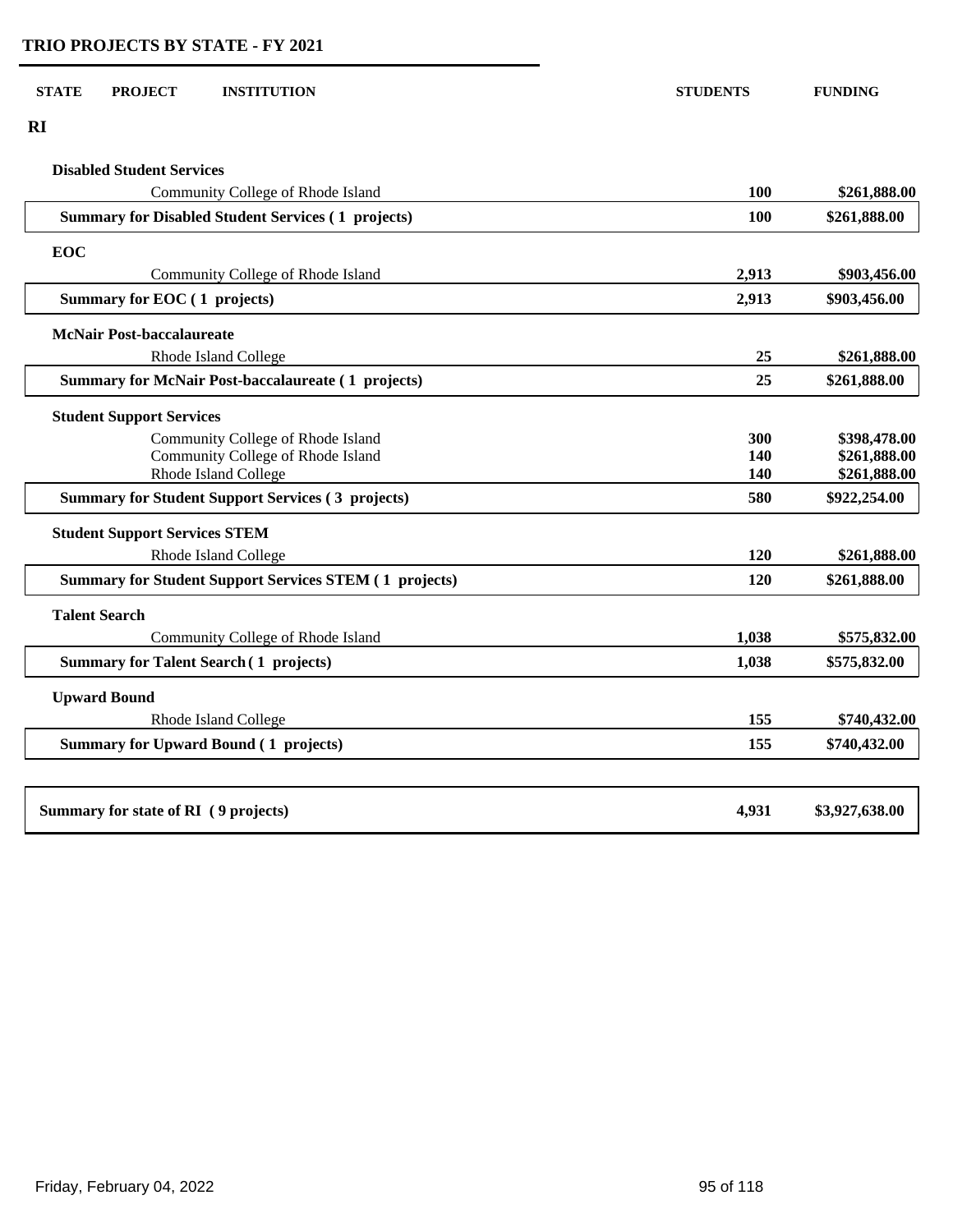# TRIO PROJECTS BY STATE - FY 2021

| STATE | PROJECT | INSTITUTION | STUDENTS | FUNDING |
|---|---|---|---|---|
| **RI** | | | | |
| | **Disabled Student Services** | | | |
| | | Community College of Rhode Island | **100** | **$261,888.00** |
| | **Summary for Disabled Student Services ( 1 projects)** | | **100** | **$261,888.00** |
| | **EOC** | | | |
| | | Community College of Rhode Island | **2,913** | **$903,456.00** |
| | **Summary for EOC ( 1 projects)** | | **2,913** | **$903,456.00** |
| | **McNair Post-baccalaureate** | | | |
| | | Rhode Island College | **25** | **$261,888.00** |
| | **Summary for McNair Post-baccalaureate ( 1 projects)** | | **25** | **$261,888.00** |
| | **Student Support Services** | | | |
| | | Community College of Rhode Island | **300** | **$398,478.00** |
| | | Community College of Rhode Island | **140** | **$261,888.00** |
| | | Rhode Island College | **140** | **$261,888.00** |
| | **Summary for Student Support Services ( 3 projects)** | | **580** | **$922,254.00** |
| | **Student Support Services STEM** | | | |
| | | Rhode Island College | **120** | **$261,888.00** |
| | **Summary for Student Support Services STEM ( 1 projects)** | | **120** | **$261,888.00** |
| | **Talent Search** | | | |
| | | Community College of Rhode Island | **1,038** | **$575,832.00** |
| | **Summary for Talent Search ( 1 projects)** | | **1,038** | **$575,832.00** |
| | **Upward Bound** | | | |
| | | Rhode Island College | **155** | **$740,432.00** |
| | **Summary for Upward Bound ( 1 projects)** | | **155** | **$740,432.00** |
| **Summary for state of RI ( 9 projects)** | | | **4,931** | **$3,927,638.00** |

Friday, February 04, 2022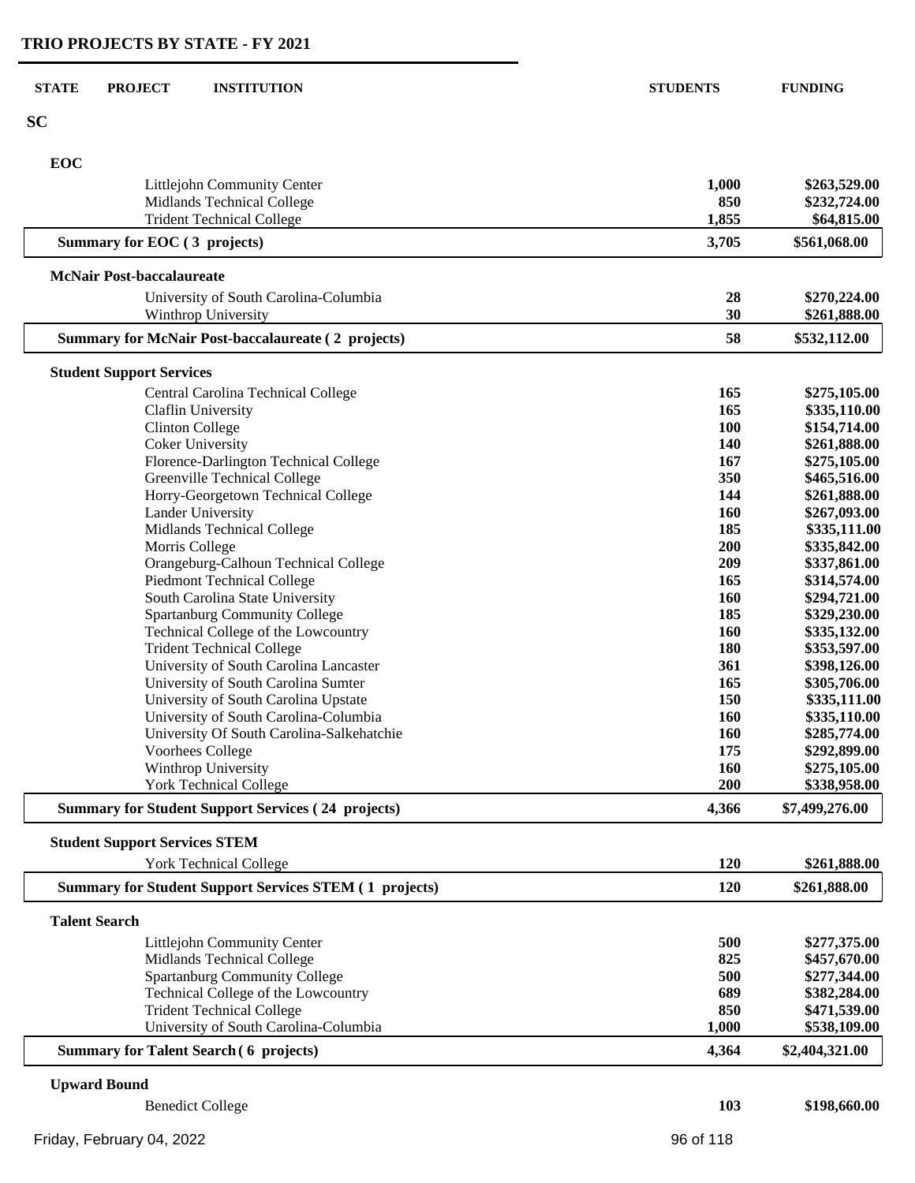# TRIO PROJECTS BY STATE - FY 2021

| STATE | PROJECT | INSTITUTION | STUDENTS | FUNDING |
|---|---|---|---|---|
| **SC** | | | | |
| | **EOC** | | | |
| | | Littlejohn Community Center | **1,000** | **$263,529.00** |
| | | Midlands Technical College | **850** | **$232,724.00** |
| | | Trident Technical College | **1,855** | **$64,815.00** |
| | **Summary for EOC ( 3 projects)** | | **3,705** | **$561,068.00** |
| | **McNair Post-baccalaureate** | | | |
| | | University of South Carolina-Columbia | **28** | **$270,224.00** |
| | | Winthrop University | **30** | **$261,888.00** |
| | **Summary for McNair Post-baccalaureate ( 2 projects)** | | **58** | **$532,112.00** |
| | **Student Support Services** | | | |
| | | Central Carolina Technical College | **165** | **$275,105.00** |
| | | Claflin University | **165** | **$335,110.00** |
| | | Clinton College | **100** | **$154,714.00** |
| | | Coker University | **140** | **$261,888.00** |
| | | Florence-Darlington Technical College | **167** | **$275,105.00** |
| | | Greenville Technical College | **350** | **$465,516.00** |
| | | Horry-Georgetown Technical College | **144** | **$261,888.00** |
| | | Lander University | **160** | **$267,093.00** |
| | | Midlands Technical College | **185** | **$335,111.00** |
| | | Morris College | **200** | **$335,842.00** |
| | | Orangeburg-Calhoun Technical College | **209** | **$337,861.00** |
| | | Piedmont Technical College | **165** | **$314,574.00** |
| | | South Carolina State University | **160** | **$294,721.00** |
| | | Spartanburg Community College | **185** | **$329,230.00** |
| | | Technical College of the Lowcountry | **160** | **$335,132.00** |
| | | Trident Technical College | **180** | **$353,597.00** |
| | | University of South Carolina Lancaster | **361** | **$398,126.00** |
| | | University of South Carolina Sumter | **165** | **$305,706.00** |
| | | University of South Carolina Upstate | **150** | **$335,111.00** |
| | | University of South Carolina-Columbia | **160** | **$335,110.00** |
| | | University Of South Carolina-Salkehatchie | **160** | **$285,774.00** |
| | | Voorhees College | **175** | **$292,899.00** |
| | | Winthrop University | **160** | **$275,105.00** |
| | | York Technical College | **200** | **$338,958.00** |
| | **Summary for Student Support Services ( 24 projects)** | | **4,366** | **$7,499,276.00** |
| | **Student Support Services STEM** | | | |
| | | York Technical College | **120** | **$261,888.00** |
| | **Summary for Student Support Services STEM ( 1 projects)** | | **120** | **$261,888.00** |
| | **Talent Search** | | | |
| | | Littlejohn Community Center | **500** | **$277,375.00** |
| | | Midlands Technical College | **825** | **$457,670.00** |
| | | Spartanburg Community College | **500** | **$277,344.00** |
| | | Technical College of the Lowcountry | **689** | **$382,284.00** |
| | | Trident Technical College | **850** | **$471,539.00** |
| | | University of South Carolina-Columbia | **1,000** | **$538,109.00** |
| | **Summary for Talent Search ( 6 projects)** | | **4,364** | **$2,404,321.00** |
| | **Upward Bound** | | | |
| | | Benedict College | **103** | **$198,660.00** |

Friday, February 04, 2022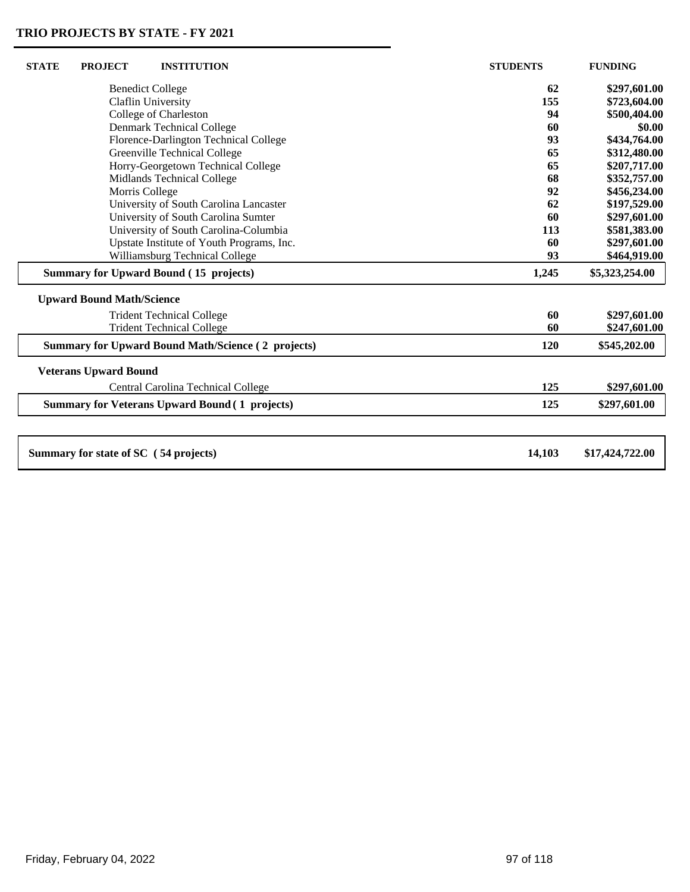## TRIO PROJECTS BY STATE - FY 2021

| STATE | PROJECT | INSTITUTION | STUDENTS | FUNDING |
|---|---|---|---|---|
| | | Benedict College | 62 | $297,601.00 |
| | | Claflin University | 155 | $723,604.00 |
| | | College of Charleston | 94 | $500,404.00 |
| | | Denmark Technical College | 60 | $0.00 |
| | | Florence-Darlington Technical College | 93 | $434,764.00 |
| | | Greenville Technical College | 65 | $312,480.00 |
| | | Horry-Georgetown Technical College | 65 | $207,717.00 |
| | | Midlands Technical College | 68 | $352,757.00 |
| | | Morris College | 92 | $456,234.00 |
| | | University of South Carolina Lancaster | 62 | $197,529.00 |
| | | University of South Carolina Sumter | 60 | $297,601.00 |
| | | University of South Carolina-Columbia | 113 | $581,383.00 |
| | | Upstate Institute of Youth Programs, Inc. | 60 | $297,601.00 |
| | | Williamsburg Technical College | 93 | $464,919.00 |
| | **Summary for Upward Bound ( 15 projects)** | | **1,245** | **$5,323,254.00** |
| | **Upward Bound Math/Science** | | | |
| | | Trident Technical College | 60 | $297,601.00 |
| | | Trident Technical College | 60 | $247,601.00 |
| | **Summary for Upward Bound Math/Science ( 2 projects)** | | **120** | **$545,202.00** |
| | **Veterans Upward Bound** | | | |
| | | Central Carolina Technical College | 125 | $297,601.00 |
| | **Summary for Veterans Upward Bound ( 1 projects)** | | **125** | **$297,601.00** |
| **Summary for state of SC ( 54 projects)** | | | **14,103** | **$17,424,722.00** |

Friday, February 04, 2022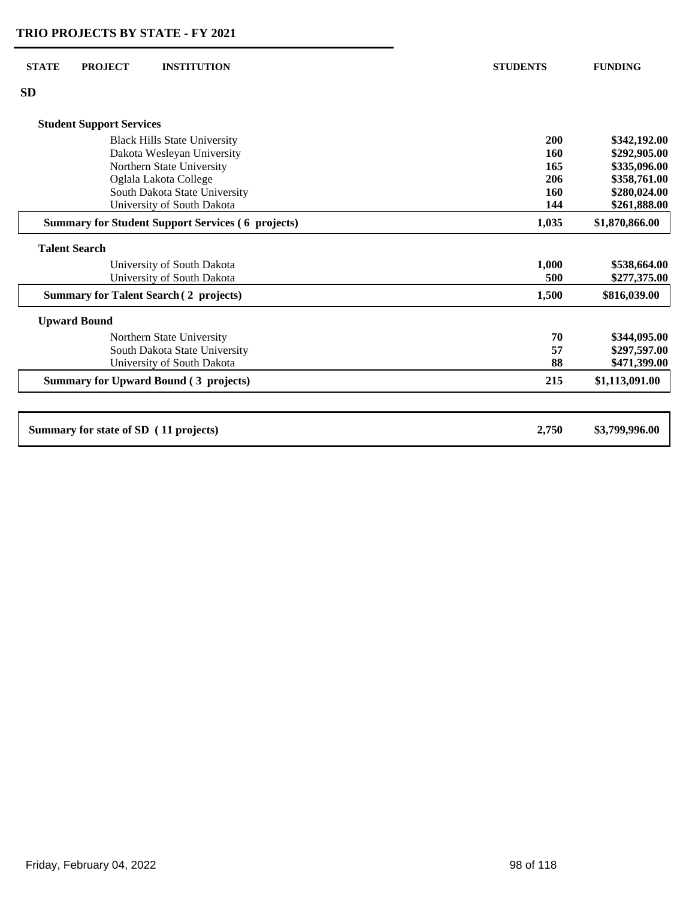## TRIO PROJECTS BY STATE - FY 2021

| STATE | PROJECT | INSTITUTION | STUDENTS | FUNDING |
|---|---|---|---|---|
| **SD** | | | | |
| | **Student Support Services** | | | |
| | | Black Hills State University | **200** | **$342,192.00** |
| | | Dakota Wesleyan University | **160** | **$292,905.00** |
| | | Northern State University | **165** | **$335,096.00** |
| | | Oglala Lakota College | **206** | **$358,761.00** |
| | | South Dakota State University | **160** | **$280,024.00** |
| | | University of South Dakota | **144** | **$261,888.00** |
| | **Summary for Student Support Services ( 6 projects)** | | **1,035** | **$1,870,866.00** |
| | **Talent Search** | | | |
| | | University of South Dakota | **1,000** | **$538,664.00** |
| | | University of South Dakota | **500** | **$277,375.00** |
| | **Summary for Talent Search ( 2 projects)** | | **1,500** | **$816,039.00** |
| | **Upward Bound** | | | |
| | | Northern State University | **70** | **$344,095.00** |
| | | South Dakota State University | **57** | **$297,597.00** |
| | | University of South Dakota | **88** | **$471,399.00** |
| | **Summary for Upward Bound ( 3 projects)** | | **215** | **$1,113,091.00** |
| **Summary for state of SD ( 11 projects)** | | | **2,750** | **$3,799,996.00** |

Friday, February 04, 2022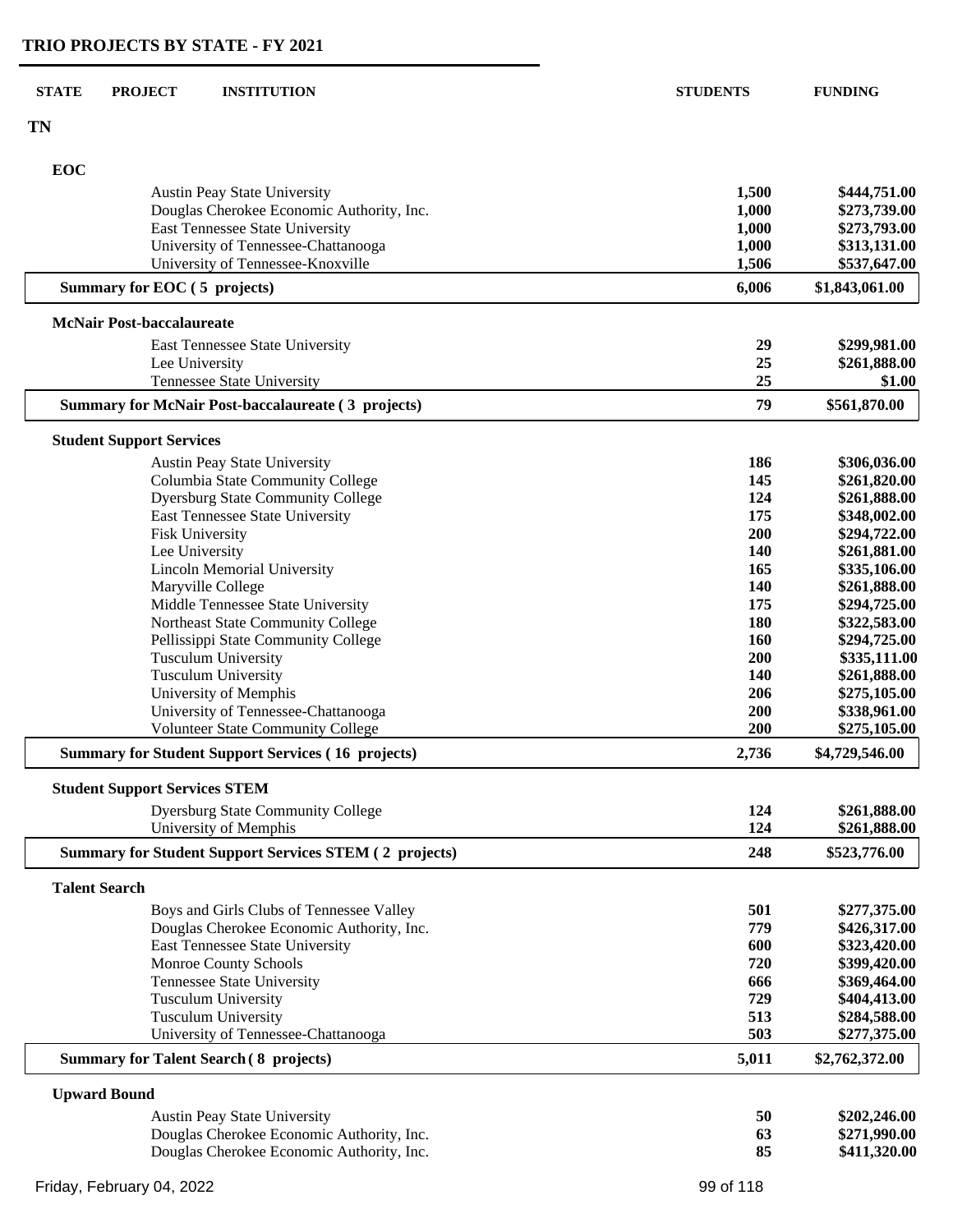# TRIO PROJECTS BY STATE - FY 2021

| STATE | PROJECT | INSTITUTION | STUDENTS | FUNDING |
|---|---|---|---|---|
| **TN** | | | | |
| | **EOC** | | | |
| | | Austin Peay State University | **1,500** | **$444,751.00** |
| | | Douglas Cherokee Economic Authority, Inc. | **1,000** | **$273,739.00** |
| | | East Tennessee State University | **1,000** | **$273,793.00** |
| | | University of Tennessee-Chattanooga | **1,000** | **$313,131.00** |
| | | University of Tennessee-Knoxville | **1,506** | **$537,647.00** |
| | **Summary for EOC ( 5 projects)** | | **6,006** | **$1,843,061.00** |
| | **McNair Post-baccalaureate** | | | |
| | | East Tennessee State University | **29** | **$299,981.00** |
| | | Lee University | **25** | **$261,888.00** |
| | | Tennessee State University | **25** | **$1.00** |
| | **Summary for McNair Post-baccalaureate ( 3 projects)** | | **79** | **$561,870.00** |
| | **Student Support Services** | | | |
| | | Austin Peay State University | **186** | **$306,036.00** |
| | | Columbia State Community College | **145** | **$261,820.00** |
| | | Dyersburg State Community College | **124** | **$261,888.00** |
| | | East Tennessee State University | **175** | **$348,002.00** |
| | | Fisk University | **200** | **$294,722.00** |
| | | Lee University | **140** | **$261,881.00** |
| | | Lincoln Memorial University | **165** | **$335,106.00** |
| | | Maryville College | **140** | **$261,888.00** |
| | | Middle Tennessee State University | **175** | **$294,725.00** |
| | | Northeast State Community College | **180** | **$322,583.00** |
| | | Pellissippi State Community College | **160** | **$294,725.00** |
| | | Tusculum University | **200** | **$335,111.00** |
| | | Tusculum University | **140** | **$261,888.00** |
| | | University of Memphis | **206** | **$275,105.00** |
| | | University of Tennessee-Chattanooga | **200** | **$338,961.00** |
| | | Volunteer State Community College | **200** | **$275,105.00** |
| | **Summary for Student Support Services ( 16 projects)** | | **2,736** | **$4,729,546.00** |
| | **Student Support Services STEM** | | | |
| | | Dyersburg State Community College | **124** | **$261,888.00** |
| | | University of Memphis | **124** | **$261,888.00** |
| | **Summary for Student Support Services STEM ( 2 projects)** | | **248** | **$523,776.00** |
| | **Talent Search** | | | |
| | | Boys and Girls Clubs of Tennessee Valley | **501** | **$277,375.00** |
| | | Douglas Cherokee Economic Authority, Inc. | **779** | **$426,317.00** |
| | | East Tennessee State University | **600** | **$323,420.00** |
| | | Monroe County Schools | **720** | **$399,420.00** |
| | | Tennessee State University | **666** | **$369,464.00** |
| | | Tusculum University | **729** | **$404,413.00** |
| | | Tusculum University | **513** | **$284,588.00** |
| | | University of Tennessee-Chattanooga | **503** | **$277,375.00** |
| | **Summary for Talent Search ( 8 projects)** | | **5,011** | **$2,762,372.00** |
| | **Upward Bound** | | | |
| | | Austin Peay State University | **50** | **$202,246.00** |
| | | Douglas Cherokee Economic Authority, Inc. | **63** | **$271,990.00** |
| | | Douglas Cherokee Economic Authority, Inc. | **85** | **$411,320.00** |

Friday, February 04, 2022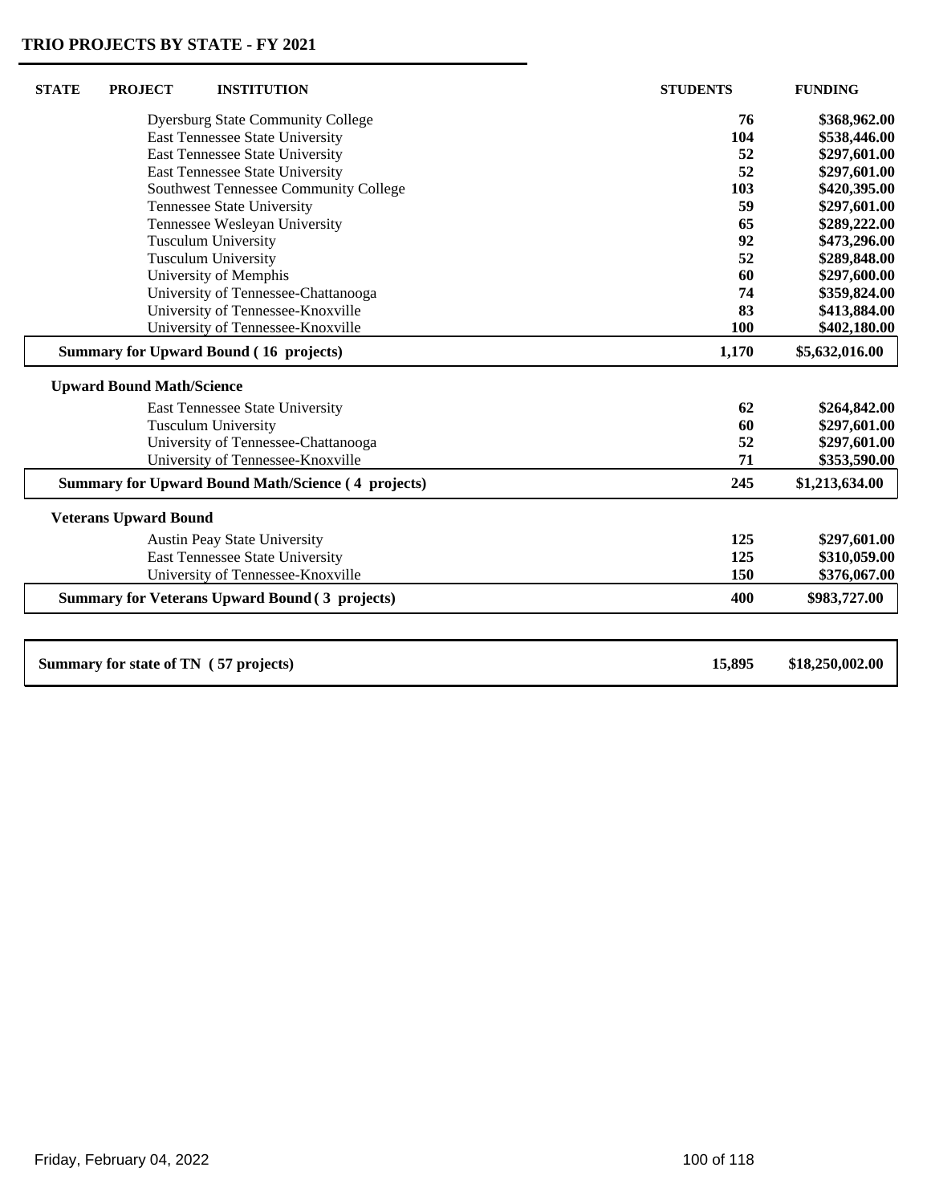## TRIO PROJECTS BY STATE - FY 2021

| STATE | PROJECT | INSTITUTION | STUDENTS | FUNDING |
|---|---|---|---|---|
| | | Dyersburg State Community College | 76 | $368,962.00 |
| | | East Tennessee State University | 104 | $538,446.00 |
| | | East Tennessee State University | 52 | $297,601.00 |
| | | East Tennessee State University | 52 | $297,601.00 |
| | | Southwest Tennessee Community College | 103 | $420,395.00 |
| | | Tennessee State University | 59 | $297,601.00 |
| | | Tennessee Wesleyan University | 65 | $289,222.00 |
| | | Tusculum University | 92 | $473,296.00 |
| | | Tusculum University | 52 | $289,848.00 |
| | | University of Memphis | 60 | $297,600.00 |
| | | University of Tennessee-Chattanooga | 74 | $359,824.00 |
| | | University of Tennessee-Knoxville | 83 | $413,884.00 |
| | | University of Tennessee-Knoxville | 100 | $402,180.00 |
| | **Summary for Upward Bound ( 16 projects)** | | **1,170** | **$5,632,016.00** |
| | **Upward Bound Math/Science** | | | |
| | | East Tennessee State University | 62 | $264,842.00 |
| | | Tusculum University | 60 | $297,601.00 |
| | | University of Tennessee-Chattanooga | 52 | $297,601.00 |
| | | University of Tennessee-Knoxville | 71 | $353,590.00 |
| | **Summary for Upward Bound Math/Science ( 4 projects)** | | **245** | **$1,213,634.00** |
| | **Veterans Upward Bound** | | | |
| | | Austin Peay State University | 125 | $297,601.00 |
| | | East Tennessee State University | 125 | $310,059.00 |
| | | University of Tennessee-Knoxville | 150 | $376,067.00 |
| | **Summary for Veterans Upward Bound ( 3 projects)** | | **400** | **$983,727.00** |
| **Summary for state of TN ( 57 projects)** | | | **15,895** | **$18,250,002.00** |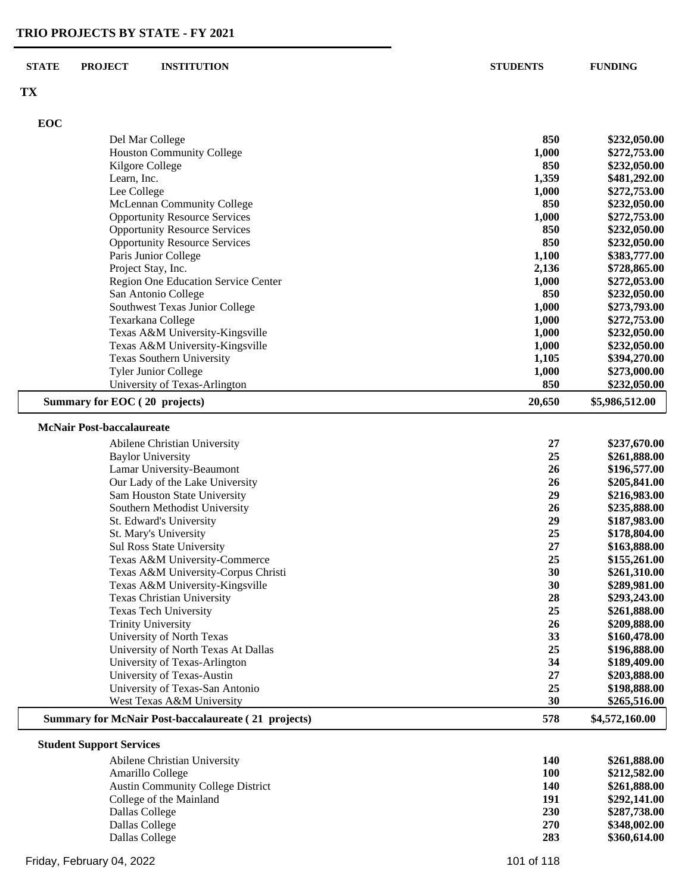## TRIO PROJECTS BY STATE - FY 2021

| STATE | PROJECT | INSTITUTION | STUDENTS | FUNDING |
|---|---|---|---|---|
| **TX** | | | | |
| | **EOC** | | | |
| | | Del Mar College | 850 | $232,050.00 |
| | | Houston Community College | 1,000 | $272,753.00 |
| | | Kilgore College | 850 | $232,050.00 |
| | | Learn, Inc. | 1,359 | $481,292.00 |
| | | Lee College | 1,000 | $272,753.00 |
| | | McLennan Community College | 850 | $232,050.00 |
| | | Opportunity Resource Services | 1,000 | $272,753.00 |
| | | Opportunity Resource Services | 850 | $232,050.00 |
| | | Opportunity Resource Services | 850 | $232,050.00 |
| | | Paris Junior College | 1,100 | $383,777.00 |
| | | Project Stay, Inc. | 2,136 | $728,865.00 |
| | | Region One Education Service Center | 1,000 | $272,053.00 |
| | | San Antonio College | 850 | $232,050.00 |
| | | Southwest Texas Junior College | 1,000 | $273,793.00 |
| | | Texarkana College | 1,000 | $272,753.00 |
| | | Texas A&M University-Kingsville | 1,000 | $232,050.00 |
| | | Texas A&M University-Kingsville | 1,000 | $232,050.00 |
| | | Texas Southern University | 1,105 | $394,270.00 |
| | | Tyler Junior College | 1,000 | $273,000.00 |
| | | University of Texas-Arlington | 850 | $232,050.00 |
| | **Summary for EOC ( 20 projects)** | | **20,650** | **$5,986,512.00** |
| | **McNair Post-baccalaureate** | | | |
| | | Abilene Christian University | 27 | $237,670.00 |
| | | Baylor University | 25 | $261,888.00 |
| | | Lamar University-Beaumont | 26 | $196,577.00 |
| | | Our Lady of the Lake University | 26 | $205,841.00 |
| | | Sam Houston State University | 29 | $216,983.00 |
| | | Southern Methodist University | 26 | $235,888.00 |
| | | St. Edward's University | 29 | $187,983.00 |
| | | St. Mary's University | 25 | $178,804.00 |
| | | Sul Ross State University | 27 | $163,888.00 |
| | | Texas A&M University-Commerce | 25 | $155,261.00 |
| | | Texas A&M University-Corpus Christi | 30 | $261,310.00 |
| | | Texas A&M University-Kingsville | 30 | $289,981.00 |
| | | Texas Christian University | 28 | $293,243.00 |
| | | Texas Tech University | 25 | $261,888.00 |
| | | Trinity University | 26 | $209,888.00 |
| | | University of North Texas | 33 | $160,478.00 |
| | | University of North Texas At Dallas | 25 | $196,888.00 |
| | | University of Texas-Arlington | 34 | $189,409.00 |
| | | University of Texas-Austin | 27 | $203,888.00 |
| | | University of Texas-San Antonio | 25 | $198,888.00 |
| | | West Texas A&M University | 30 | $265,516.00 |
| | **Summary for McNair Post-baccalaureate ( 21 projects)** | | **578** | **$4,572,160.00** |
| | **Student Support Services** | | | |
| | | Abilene Christian University | 140 | $261,888.00 |
| | | Amarillo College | 100 | $212,582.00 |
| | | Austin Community College District | 140 | $261,888.00 |
| | | College of the Mainland | 191 | $292,141.00 |
| | | Dallas College | 230 | $287,738.00 |
| | | Dallas College | 270 | $348,002.00 |
| | | Dallas College | 283 | $360,614.00 |

Friday, February 04, 2022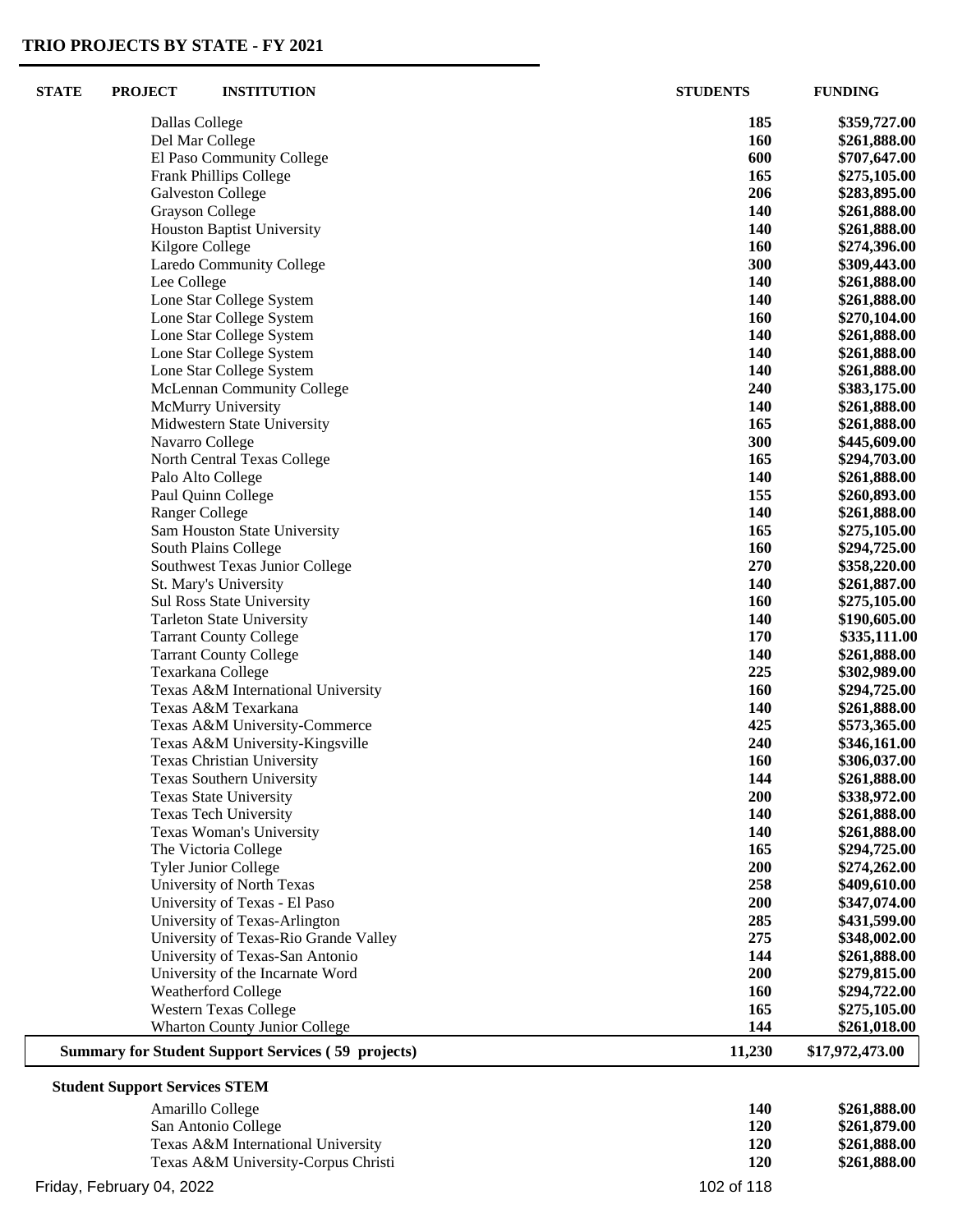## TRIO PROJECTS BY STATE - FY 2021

| STATE | PROJECT | INSTITUTION | STUDENTS | FUNDING |
|---|---|---|---|---|
| | | Dallas College | 185 | $359,727.00 |
| | | Del Mar College | 160 | $261,888.00 |
| | | El Paso Community College | 600 | $707,647.00 |
| | | Frank Phillips College | 165 | $275,105.00 |
| | | Galveston College | 206 | $283,895.00 |
| | | Grayson College | 140 | $261,888.00 |
| | | Houston Baptist University | 140 | $261,888.00 |
| | | Kilgore College | 160 | $274,396.00 |
| | | Laredo Community College | 300 | $309,443.00 |
| | | Lee College | 140 | $261,888.00 |
| | | Lone Star College System | 140 | $261,888.00 |
| | | Lone Star College System | 160 | $270,104.00 |
| | | Lone Star College System | 140 | $261,888.00 |
| | | Lone Star College System | 140 | $261,888.00 |
| | | Lone Star College System | 140 | $261,888.00 |
| | | McLennan Community College | 240 | $383,175.00 |
| | | McMurry University | 140 | $261,888.00 |
| | | Midwestern State University | 165 | $261,888.00 |
| | | Navarro College | 300 | $445,609.00 |
| | | North Central Texas College | 165 | $294,703.00 |
| | | Palo Alto College | 140 | $261,888.00 |
| | | Paul Quinn College | 155 | $260,893.00 |
| | | Ranger College | 140 | $261,888.00 |
| | | Sam Houston State University | 165 | $275,105.00 |
| | | South Plains College | 160 | $294,725.00 |
| | | Southwest Texas Junior College | 270 | $358,220.00 |
| | | St. Mary's University | 140 | $261,887.00 |
| | | Sul Ross State University | 160 | $275,105.00 |
| | | Tarleton State University | 140 | $190,605.00 |
| | | Tarrant County College | 170 | $335,111.00 |
| | | Tarrant County College | 140 | $261,888.00 |
| | | Texarkana College | 225 | $302,989.00 |
| | | Texas A&M International University | 160 | $294,725.00 |
| | | Texas A&M Texarkana | 140 | $261,888.00 |
| | | Texas A&M University-Commerce | 425 | $573,365.00 |
| | | Texas A&M University-Kingsville | 240 | $346,161.00 |
| | | Texas Christian University | 160 | $306,037.00 |
| | | Texas Southern University | 144 | $261,888.00 |
| | | Texas State University | 200 | $338,972.00 |
| | | Texas Tech University | 140 | $261,888.00 |
| | | Texas Woman's University | 140 | $261,888.00 |
| | | The Victoria College | 165 | $294,725.00 |
| | | Tyler Junior College | 200 | $274,262.00 |
| | | University of North Texas | 258 | $409,610.00 |
| | | University of Texas - El Paso | 200 | $347,074.00 |
| | | University of Texas-Arlington | 285 | $431,599.00 |
| | | University of Texas-Rio Grande Valley | 275 | $348,002.00 |
| | | University of Texas-San Antonio | 144 | $261,888.00 |
| | | University of the Incarnate Word | 200 | $279,815.00 |
| | | Weatherford College | 160 | $294,722.00 |
| | | Western Texas College | 165 | $275,105.00 |
| | | Wharton County Junior College | 144 | $261,018.00 |
| **Summary for Student Support Services ( 59 projects)** | | | **11,230** | **$17,972,473.00** |

**Student Support Services STEM**

| STATE | PROJECT | INSTITUTION | STUDENTS | FUNDING |
|---|---|---|---|---|
| | | Amarillo College | 140 | $261,888.00 |
| | | San Antonio College | 120 | $261,879.00 |
| | | Texas A&M International University | 120 | $261,888.00 |
| | | Texas A&M University-Corpus Christi | 120 | $261,888.00 |

Friday, February 04, 2022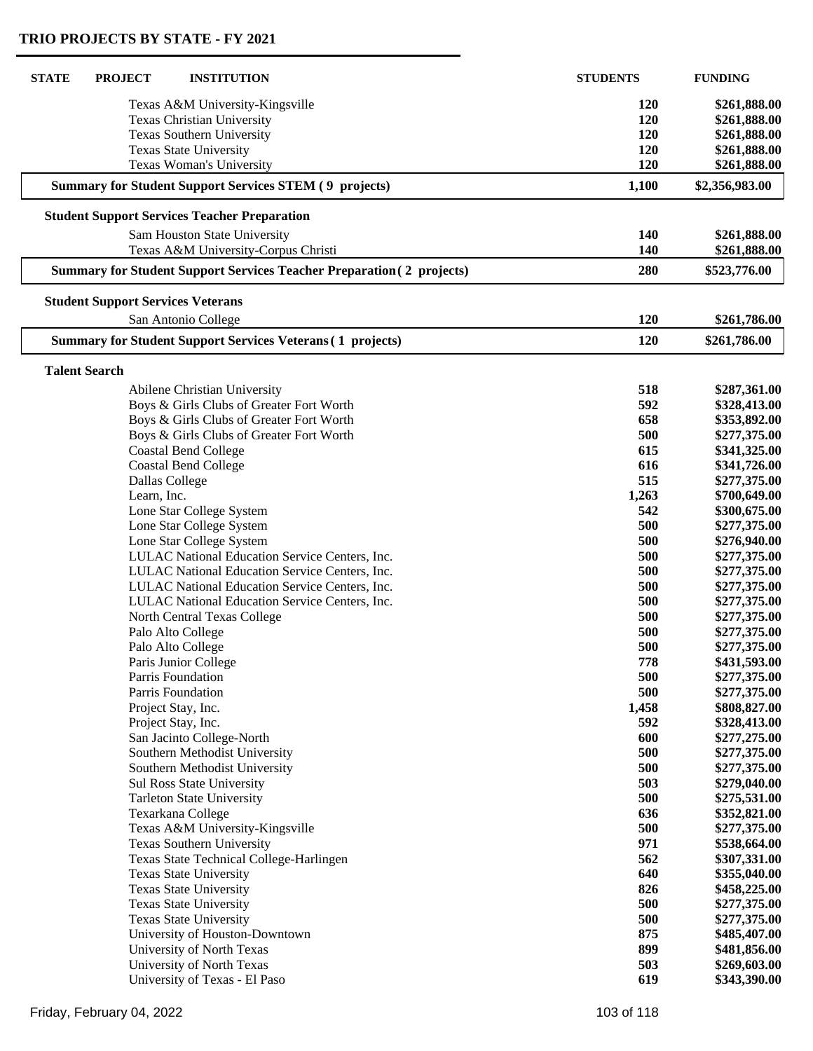# TRIO PROJECTS BY STATE - FY 2021

| STATE | PROJECT | INSTITUTION | STUDENTS | FUNDING |
|---|---|---|---|---|
| | | Texas A&M University-Kingsville | 120 | $261,888.00 |
| | | Texas Christian University | 120 | $261,888.00 |
| | | Texas Southern University | 120 | $261,888.00 |
| | | Texas State University | 120 | $261,888.00 |
| | | Texas Woman's University | 120 | $261,888.00 |
| | **Summary for Student Support Services STEM ( 9 projects)** | | **1,100** | **$2,356,983.00** |
| | **Student Support Services Teacher Preparation** | | | |
| | | Sam Houston State University | 140 | $261,888.00 |
| | | Texas A&M University-Corpus Christi | 140 | $261,888.00 |
| | **Summary for Student Support Services Teacher Preparation ( 2 projects)** | | **280** | **$523,776.00** |
| | **Student Support Services Veterans** | | | |
| | | San Antonio College | 120 | $261,786.00 |
| | **Summary for Student Support Services Veterans ( 1 projects)** | | **120** | **$261,786.00** |
| | **Talent Search** | | | |
| | | Abilene Christian University | 518 | $287,361.00 |
| | | Boys & Girls Clubs of Greater Fort Worth | 592 | $328,413.00 |
| | | Boys & Girls Clubs of Greater Fort Worth | 658 | $353,892.00 |
| | | Boys & Girls Clubs of Greater Fort Worth | 500 | $277,375.00 |
| | | Coastal Bend College | 615 | $341,325.00 |
| | | Coastal Bend College | 616 | $341,726.00 |
| | | Dallas College | 515 | $277,375.00 |
| | | Learn, Inc. | 1,263 | $700,649.00 |
| | | Lone Star College System | 542 | $300,675.00 |
| | | Lone Star College System | 500 | $277,375.00 |
| | | Lone Star College System | 500 | $276,940.00 |
| | | LULAC National Education Service Centers, Inc. | 500 | $277,375.00 |
| | | LULAC National Education Service Centers, Inc. | 500 | $277,375.00 |
| | | LULAC National Education Service Centers, Inc. | 500 | $277,375.00 |
| | | LULAC National Education Service Centers, Inc. | 500 | $277,375.00 |
| | | North Central Texas College | 500 | $277,375.00 |
| | | Palo Alto College | 500 | $277,375.00 |
| | | Palo Alto College | 500 | $277,375.00 |
| | | Paris Junior College | 778 | $431,593.00 |
| | | Parris Foundation | 500 | $277,375.00 |
| | | Parris Foundation | 500 | $277,375.00 |
| | | Project Stay, Inc. | 1,458 | $808,827.00 |
| | | Project Stay, Inc. | 592 | $328,413.00 |
| | | San Jacinto College-North | 600 | $277,275.00 |
| | | Southern Methodist University | 500 | $277,375.00 |
| | | Southern Methodist University | 500 | $277,375.00 |
| | | Sul Ross State University | 503 | $279,040.00 |
| | | Tarleton State University | 500 | $275,531.00 |
| | | Texarkana College | 636 | $352,821.00 |
| | | Texas A&M University-Kingsville | 500 | $277,375.00 |
| | | Texas Southern University | 971 | $538,664.00 |
| | | Texas State Technical College-Harlingen | 562 | $307,331.00 |
| | | Texas State University | 640 | $355,040.00 |
| | | Texas State University | 826 | $458,225.00 |
| | | Texas State University | 500 | $277,375.00 |
| | | Texas State University | 500 | $277,375.00 |
| | | University of Houston-Downtown | 875 | $485,407.00 |
| | | University of North Texas | 899 | $481,856.00 |
| | | University of North Texas | 503 | $269,603.00 |
| | | University of Texas - El Paso | 619 | $343,390.00 |

Friday, February 04, 2022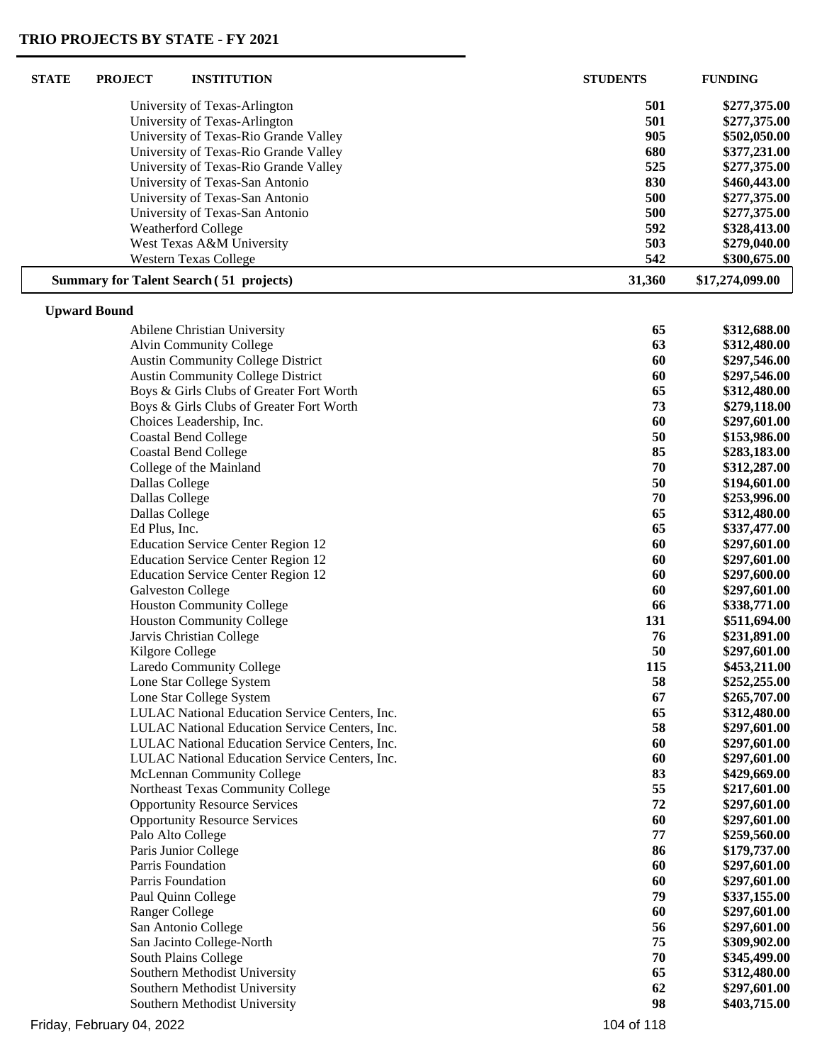## TRIO PROJECTS BY STATE - FY 2021

| STATE | PROJECT | INSTITUTION | STUDENTS | FUNDING |
|---|---|---|---|---|
| | | University of Texas-Arlington | 501 | $277,375.00 |
| | | University of Texas-Arlington | 501 | $277,375.00 |
| | | University of Texas-Rio Grande Valley | 905 | $502,050.00 |
| | | University of Texas-Rio Grande Valley | 680 | $377,231.00 |
| | | University of Texas-Rio Grande Valley | 525 | $277,375.00 |
| | | University of Texas-San Antonio | 830 | $460,443.00 |
| | | University of Texas-San Antonio | 500 | $277,375.00 |
| | | University of Texas-San Antonio | 500 | $277,375.00 |
| | | Weatherford College | 592 | $328,413.00 |
| | | West Texas A&M University | 503 | $279,040.00 |
| | | Western Texas College | 542 | $300,675.00 |
| | **Summary for Talent Search ( 51 projects)** | | **31,360** | **$17,274,099.00** |
| | **Upward Bound** | | | |
| | | Abilene Christian University | 65 | $312,688.00 |
| | | Alvin Community College | 63 | $312,480.00 |
| | | Austin Community College District | 60 | $297,546.00 |
| | | Austin Community College District | 60 | $297,546.00 |
| | | Boys & Girls Clubs of Greater Fort Worth | 65 | $312,480.00 |
| | | Boys & Girls Clubs of Greater Fort Worth | 73 | $279,118.00 |
| | | Choices Leadership, Inc. | 60 | $297,601.00 |
| | | Coastal Bend College | 50 | $153,986.00 |
| | | Coastal Bend College | 85 | $283,183.00 |
| | | College of the Mainland | 70 | $312,287.00 |
| | | Dallas College | 50 | $194,601.00 |
| | | Dallas College | 70 | $253,996.00 |
| | | Dallas College | 65 | $312,480.00 |
| | | Ed Plus, Inc. | 65 | $337,477.00 |
| | | Education Service Center Region 12 | 60 | $297,601.00 |
| | | Education Service Center Region 12 | 60 | $297,601.00 |
| | | Education Service Center Region 12 | 60 | $297,600.00 |
| | | Galveston College | 60 | $297,601.00 |
| | | Houston Community College | 66 | $338,771.00 |
| | | Houston Community College | 131 | $511,694.00 |
| | | Jarvis Christian College | 76 | $231,891.00 |
| | | Kilgore College | 50 | $297,601.00 |
| | | Laredo Community College | 115 | $453,211.00 |
| | | Lone Star College System | 58 | $252,255.00 |
| | | Lone Star College System | 67 | $265,707.00 |
| | | LULAC National Education Service Centers, Inc. | 65 | $312,480.00 |
| | | LULAC National Education Service Centers, Inc. | 58 | $297,601.00 |
| | | LULAC National Education Service Centers, Inc. | 60 | $297,601.00 |
| | | LULAC National Education Service Centers, Inc. | 60 | $297,601.00 |
| | | McLennan Community College | 83 | $429,669.00 |
| | | Northeast Texas Community College | 55 | $217,601.00 |
| | | Opportunity Resource Services | 72 | $297,601.00 |
| | | Opportunity Resource Services | 60 | $297,601.00 |
| | | Palo Alto College | 77 | $259,560.00 |
| | | Paris Junior College | 86 | $179,737.00 |
| | | Parris Foundation | 60 | $297,601.00 |
| | | Parris Foundation | 60 | $297,601.00 |
| | | Paul Quinn College | 79 | $337,155.00 |
| | | Ranger College | 60 | $297,601.00 |
| | | San Antonio College | 56 | $297,601.00 |
| | | San Jacinto College-North | 75 | $309,902.00 |
| | | South Plains College | 70 | $345,499.00 |
| | | Southern Methodist University | 65 | $312,480.00 |
| | | Southern Methodist University | 62 | $297,601.00 |
| | | Southern Methodist University | 98 | $403,715.00 |

Friday, February 04, 2022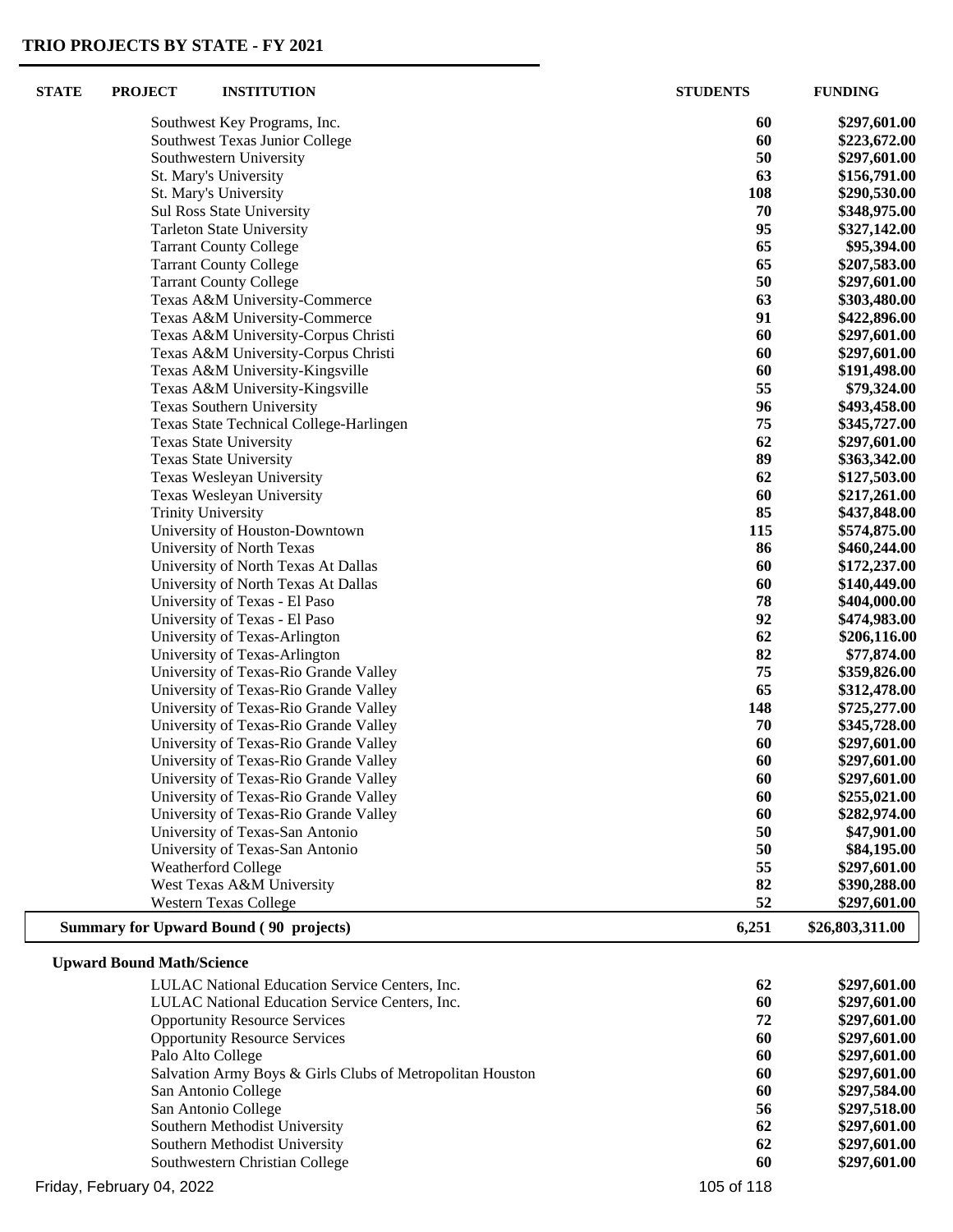## TRIO PROJECTS BY STATE - FY 2021

| STATE | PROJECT | INSTITUTION | STUDENTS | FUNDING |
|---|---|---|---|---|
| | | Southwest Key Programs, Inc. | 60 | $297,601.00 |
| | | Southwest Texas Junior College | 60 | $223,672.00 |
| | | Southwestern University | 50 | $297,601.00 |
| | | St. Mary's University | 63 | $156,791.00 |
| | | St. Mary's University | 108 | $290,530.00 |
| | | Sul Ross State University | 70 | $348,975.00 |
| | | Tarleton State University | 95 | $327,142.00 |
| | | Tarrant County College | 65 | $95,394.00 |
| | | Tarrant County College | 65 | $207,583.00 |
| | | Tarrant County College | 50 | $297,601.00 |
| | | Texas A&M University-Commerce | 63 | $303,480.00 |
| | | Texas A&M University-Commerce | 91 | $422,896.00 |
| | | Texas A&M University-Corpus Christi | 60 | $297,601.00 |
| | | Texas A&M University-Corpus Christi | 60 | $297,601.00 |
| | | Texas A&M University-Kingsville | 60 | $191,498.00 |
| | | Texas A&M University-Kingsville | 55 | $79,324.00 |
| | | Texas Southern University | 96 | $493,458.00 |
| | | Texas State Technical College-Harlingen | 75 | $345,727.00 |
| | | Texas State University | 62 | $297,601.00 |
| | | Texas State University | 89 | $363,342.00 |
| | | Texas Wesleyan University | 62 | $127,503.00 |
| | | Texas Wesleyan University | 60 | $217,261.00 |
| | | Trinity University | 85 | $437,848.00 |
| | | University of Houston-Downtown | 115 | $574,875.00 |
| | | University of North Texas | 86 | $460,244.00 |
| | | University of North Texas At Dallas | 60 | $172,237.00 |
| | | University of North Texas At Dallas | 60 | $140,449.00 |
| | | University of Texas - El Paso | 78 | $404,000.00 |
| | | University of Texas - El Paso | 92 | $474,983.00 |
| | | University of Texas-Arlington | 62 | $206,116.00 |
| | | University of Texas-Arlington | 82 | $77,874.00 |
| | | University of Texas-Rio Grande Valley | 75 | $359,826.00 |
| | | University of Texas-Rio Grande Valley | 65 | $312,478.00 |
| | | University of Texas-Rio Grande Valley | 148 | $725,277.00 |
| | | University of Texas-Rio Grande Valley | 70 | $345,728.00 |
| | | University of Texas-Rio Grande Valley | 60 | $297,601.00 |
| | | University of Texas-Rio Grande Valley | 60 | $297,601.00 |
| | | University of Texas-Rio Grande Valley | 60 | $297,601.00 |
| | | University of Texas-Rio Grande Valley | 60 | $255,021.00 |
| | | University of Texas-Rio Grande Valley | 60 | $282,974.00 |
| | | University of Texas-San Antonio | 50 | $47,901.00 |
| | | University of Texas-San Antonio | 50 | $84,195.00 |
| | | Weatherford College | 55 | $297,601.00 |
| | | West Texas A&M University | 82 | $390,288.00 |
| | | Western Texas College | 52 | $297,601.00 |
| **Summary for Upward Bound ( 90 projects)** | | | **6,251** | **$26,803,311.00** |
| | **Upward Bound Math/Science** | | | |
| | | LULAC National Education Service Centers, Inc. | 62 | $297,601.00 |
| | | LULAC National Education Service Centers, Inc. | 60 | $297,601.00 |
| | | Opportunity Resource Services | 72 | $297,601.00 |
| | | Opportunity Resource Services | 60 | $297,601.00 |
| | | Palo Alto College | 60 | $297,601.00 |
| | | Salvation Army Boys & Girls Clubs of Metropolitan Houston | 60 | $297,601.00 |
| | | San Antonio College | 60 | $297,584.00 |
| | | San Antonio College | 56 | $297,518.00 |
| | | Southern Methodist University | 62 | $297,601.00 |
| | | Southern Methodist University | 62 | $297,601.00 |
| | | Southwestern Christian College | 60 | $297,601.00 |

Friday, February 04, 2022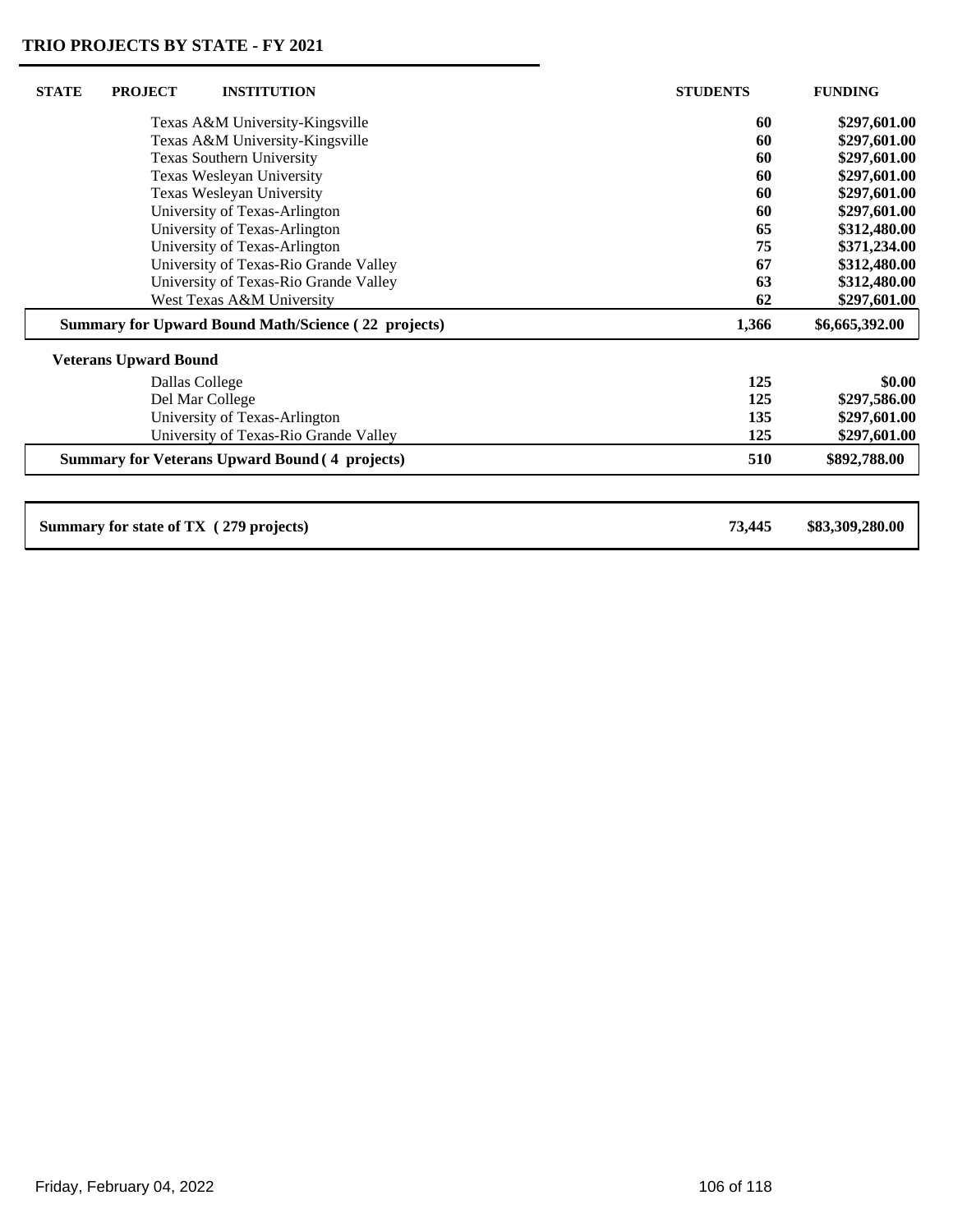## TRIO PROJECTS BY STATE - FY 2021

| STATE | PROJECT | INSTITUTION | STUDENTS | FUNDING |
|---|---|---|---|---|
| | | Texas A&M University-Kingsville | 60 | $297,601.00 |
| | | Texas A&M University-Kingsville | 60 | $297,601.00 |
| | | Texas Southern University | 60 | $297,601.00 |
| | | Texas Wesleyan University | 60 | $297,601.00 |
| | | Texas Wesleyan University | 60 | $297,601.00 |
| | | University of Texas-Arlington | 60 | $297,601.00 |
| | | University of Texas-Arlington | 65 | $312,480.00 |
| | | University of Texas-Arlington | 75 | $371,234.00 |
| | | University of Texas-Rio Grande Valley | 67 | $312,480.00 |
| | | University of Texas-Rio Grande Valley | 63 | $312,480.00 |
| | | West Texas A&M University | 62 | $297,601.00 |
| **Summary for Upward Bound Math/Science ( 22 projects)** | | | **1,366** | **$6,665,392.00** |
| | **Veterans Upward Bound** | | | |
| | | Dallas College | 125 | $0.00 |
| | | Del Mar College | 125 | $297,586.00 |
| | | University of Texas-Arlington | 135 | $297,601.00 |
| | | University of Texas-Rio Grande Valley | 125 | $297,601.00 |
| **Summary for Veterans Upward Bound ( 4 projects)** | | | **510** | **$892,788.00** |
| **Summary for state of TX ( 279 projects)** | | | **73,445** | **$83,309,280.00** |

Friday, February 04, 2022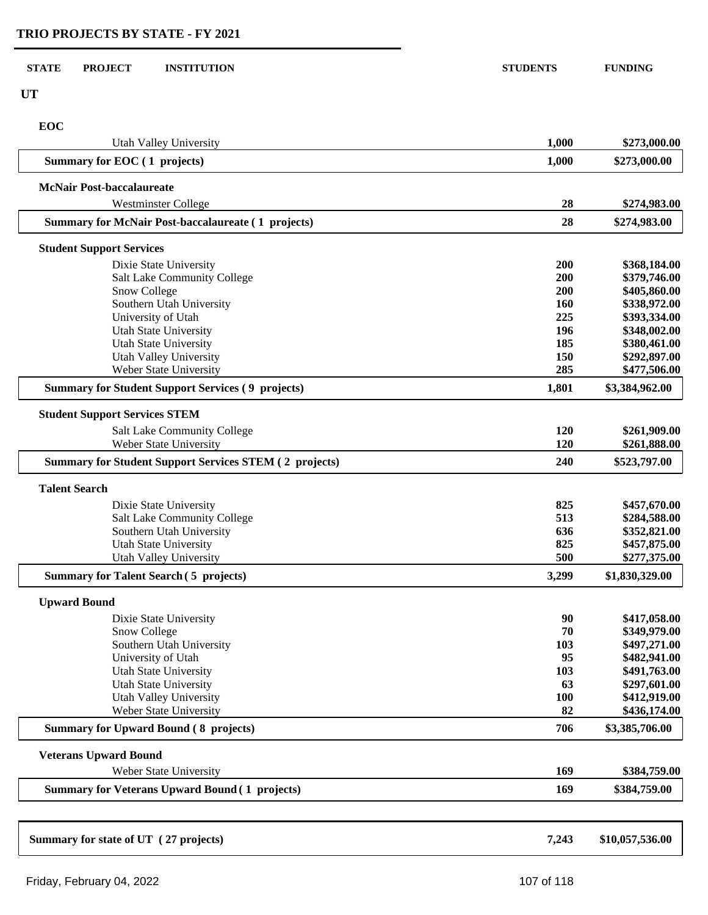## TRIO PROJECTS BY STATE - FY 2021

| STATE | PROJECT | INSTITUTION | STUDENTS | FUNDING |
|---|---|---|---|---|
| **UT** | | | | |
| | **EOC** | | | |
| | | Utah Valley University | 1,000 | $273,000.00 |
| | **Summary for EOC ( 1 projects)** | | **1,000** | **$273,000.00** |
| | **McNair Post-baccalaureate** | | | |
| | | Westminster College | 28 | $274,983.00 |
| | **Summary for McNair Post-baccalaureate ( 1 projects)** | | **28** | **$274,983.00** |
| | **Student Support Services** | | | |
| | | Dixie State University | 200 | $368,184.00 |
| | | Salt Lake Community College | 200 | $379,746.00 |
| | | Snow College | 200 | $405,860.00 |
| | | Southern Utah University | 160 | $338,972.00 |
| | | University of Utah | 225 | $393,334.00 |
| | | Utah State University | 196 | $348,002.00 |
| | | Utah State University | 185 | $380,461.00 |
| | | Utah Valley University | 150 | $292,897.00 |
| | | Weber State University | 285 | $477,506.00 |
| | **Summary for Student Support Services ( 9 projects)** | | **1,801** | **$3,384,962.00** |
| | **Student Support Services STEM** | | | |
| | | Salt Lake Community College | 120 | $261,909.00 |
| | | Weber State University | 120 | $261,888.00 |
| | **Summary for Student Support Services STEM ( 2 projects)** | | **240** | **$523,797.00** |
| | **Talent Search** | | | |
| | | Dixie State University | 825 | $457,670.00 |
| | | Salt Lake Community College | 513 | $284,588.00 |
| | | Southern Utah University | 636 | $352,821.00 |
| | | Utah State University | 825 | $457,875.00 |
| | | Utah Valley University | 500 | $277,375.00 |
| | **Summary for Talent Search ( 5 projects)** | | **3,299** | **$1,830,329.00** |
| | **Upward Bound** | | | |
| | | Dixie State University | 90 | $417,058.00 |
| | | Snow College | 70 | $349,979.00 |
| | | Southern Utah University | 103 | $497,271.00 |
| | | University of Utah | 95 | $482,941.00 |
| | | Utah State University | 103 | $491,763.00 |
| | | Utah State University | 63 | $297,601.00 |
| | | Utah Valley University | 100 | $412,919.00 |
| | | Weber State University | 82 | $436,174.00 |
| | **Summary for Upward Bound ( 8 projects)** | | **706** | **$3,385,706.00** |
| | **Veterans Upward Bound** | | | |
| | | Weber State University | 169 | $384,759.00 |
| | **Summary for Veterans Upward Bound ( 1 projects)** | | **169** | **$384,759.00** |
| **Summary for state of UT ( 27 projects)** | | | **7,243** | **$10,057,536.00** |

Friday, February 04, 2022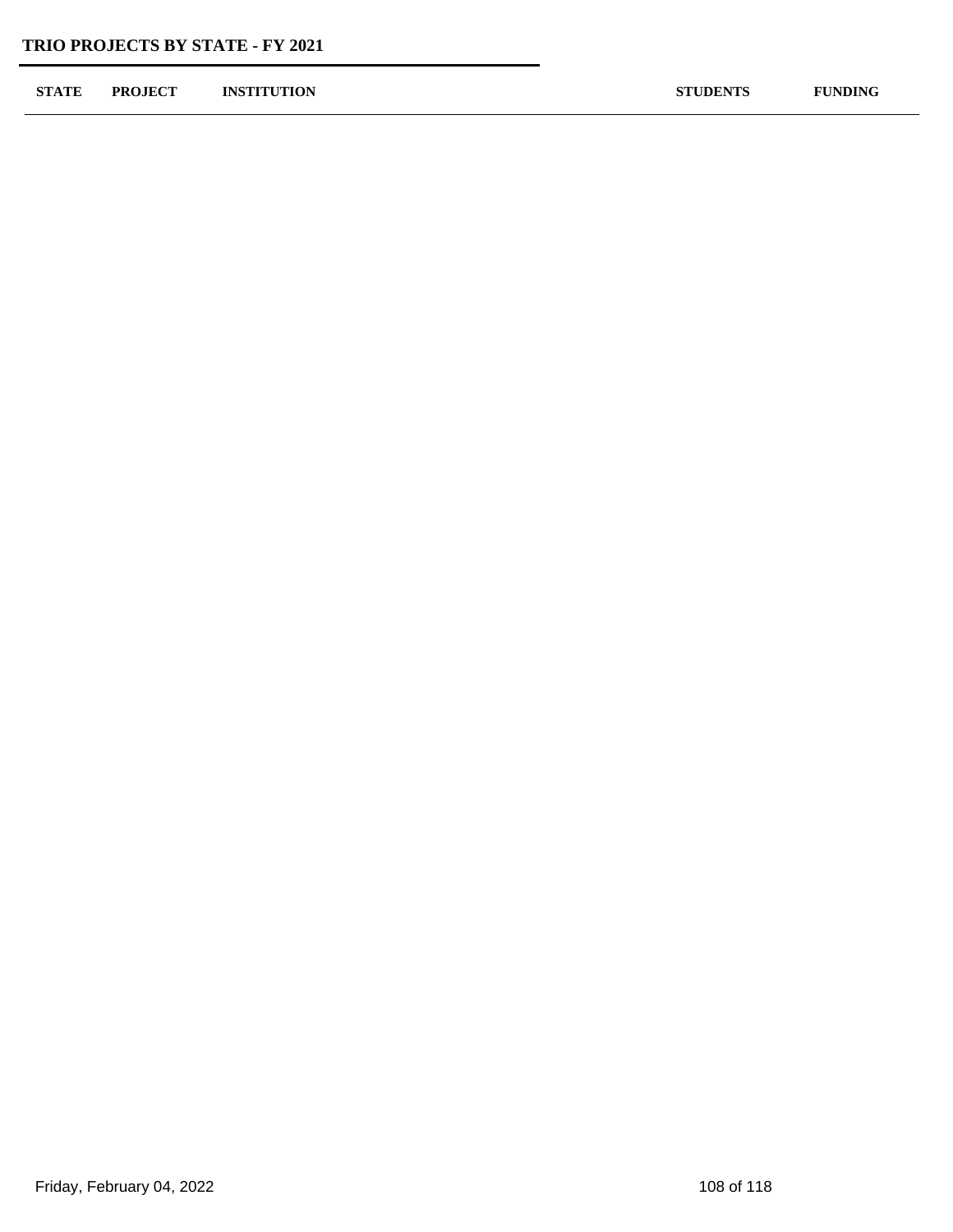# TRIO PROJECTS BY STATE - FY 2021

| STATE | PROJECT | INSTITUTION | STUDENTS | FUNDING |
|---|---|---|---|---|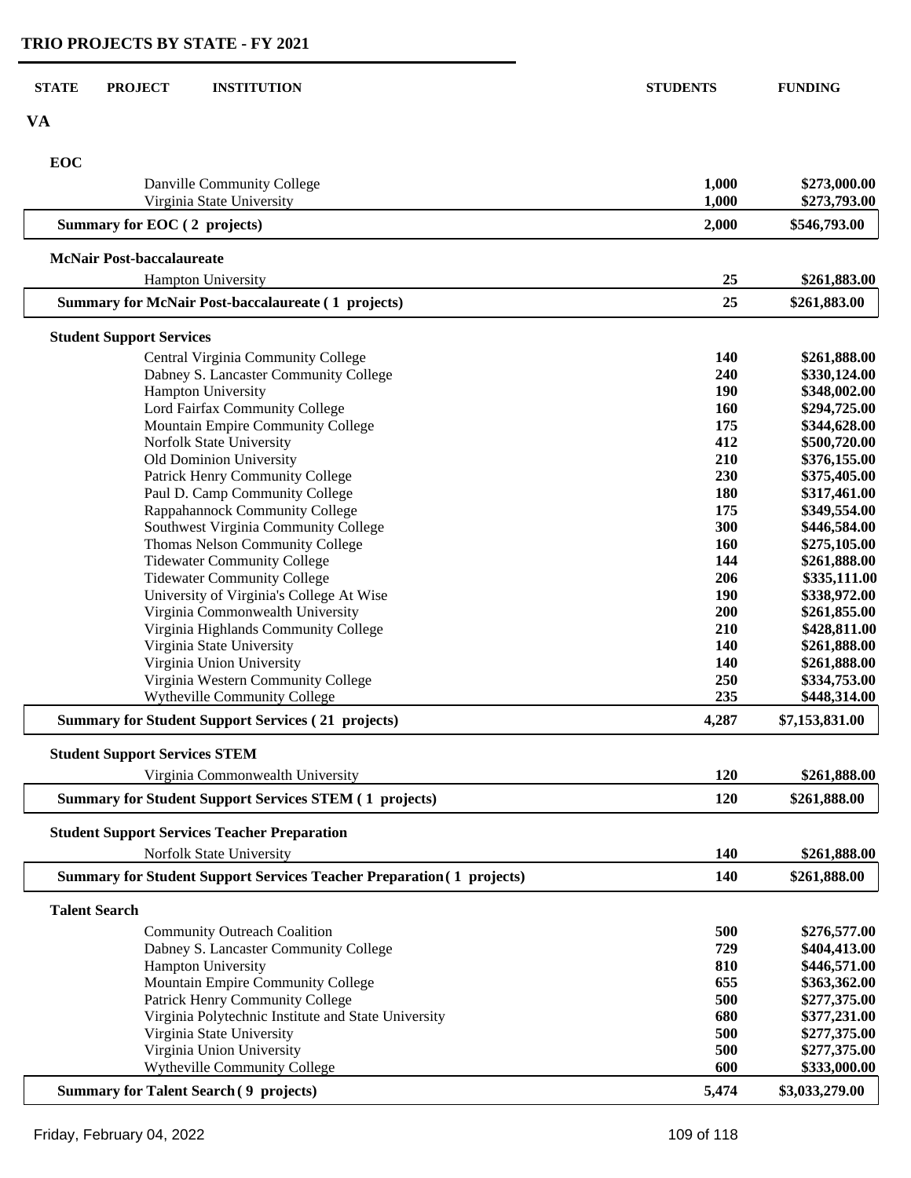## TRIO PROJECTS BY STATE - FY 2021

| STATE | PROJECT | INSTITUTION | STUDENTS | FUNDING |
|---|---|---|---|---|
| **VA** | | | | |
| | **EOC** | | | |
| | | Danville Community College | 1,000 | $273,000.00 |
| | | Virginia State University | 1,000 | $273,793.00 |
| | **Summary for EOC ( 2 projects)** | | **2,000** | **$546,793.00** |
| | **McNair Post-baccalaureate** | | | |
| | | Hampton University | 25 | $261,883.00 |
| | **Summary for McNair Post-baccalaureate ( 1 projects)** | | **25** | **$261,883.00** |
| | **Student Support Services** | | | |
| | | Central Virginia Community College | 140 | $261,888.00 |
| | | Dabney S. Lancaster Community College | 240 | $330,124.00 |
| | | Hampton University | 190 | $348,002.00 |
| | | Lord Fairfax Community College | 160 | $294,725.00 |
| | | Mountain Empire Community College | 175 | $344,628.00 |
| | | Norfolk State University | 412 | $500,720.00 |
| | | Old Dominion University | 210 | $376,155.00 |
| | | Patrick Henry Community College | 230 | $375,405.00 |
| | | Paul D. Camp Community College | 180 | $317,461.00 |
| | | Rappahannock Community College | 175 | $349,554.00 |
| | | Southwest Virginia Community College | 300 | $446,584.00 |
| | | Thomas Nelson Community College | 160 | $275,105.00 |
| | | Tidewater Community College | 144 | $261,888.00 |
| | | Tidewater Community College | 206 | $335,111.00 |
| | | University of Virginia's College At Wise | 190 | $338,972.00 |
| | | Virginia Commonwealth University | 200 | $261,855.00 |
| | | Virginia Highlands Community College | 210 | $428,811.00 |
| | | Virginia State University | 140 | $261,888.00 |
| | | Virginia Union University | 140 | $261,888.00 |
| | | Virginia Western Community College | 250 | $334,753.00 |
| | | Wytheville Community College | 235 | $448,314.00 |
| | **Summary for Student Support Services ( 21 projects)** | | **4,287** | **$7,153,831.00** |
| | **Student Support Services STEM** | | | |
| | | Virginia Commonwealth University | 120 | $261,888.00 |
| | **Summary for Student Support Services STEM ( 1 projects)** | | **120** | **$261,888.00** |
| | **Student Support Services Teacher Preparation** | | | |
| | | Norfolk State University | 140 | $261,888.00 |
| | **Summary for Student Support Services Teacher Preparation ( 1 projects)** | | **140** | **$261,888.00** |
| | **Talent Search** | | | |
| | | Community Outreach Coalition | 500 | $276,577.00 |
| | | Dabney S. Lancaster Community College | 729 | $404,413.00 |
| | | Hampton University | 810 | $446,571.00 |
| | | Mountain Empire Community College | 655 | $363,362.00 |
| | | Patrick Henry Community College | 500 | $277,375.00 |
| | | Virginia Polytechnic Institute and State University | 680 | $377,231.00 |
| | | Virginia State University | 500 | $277,375.00 |
| | | Virginia Union University | 500 | $277,375.00 |
| | | Wytheville Community College | 600 | $333,000.00 |
| | **Summary for Talent Search ( 9 projects)** | | **5,474** | **$3,033,279.00** |

Friday, February 04, 2022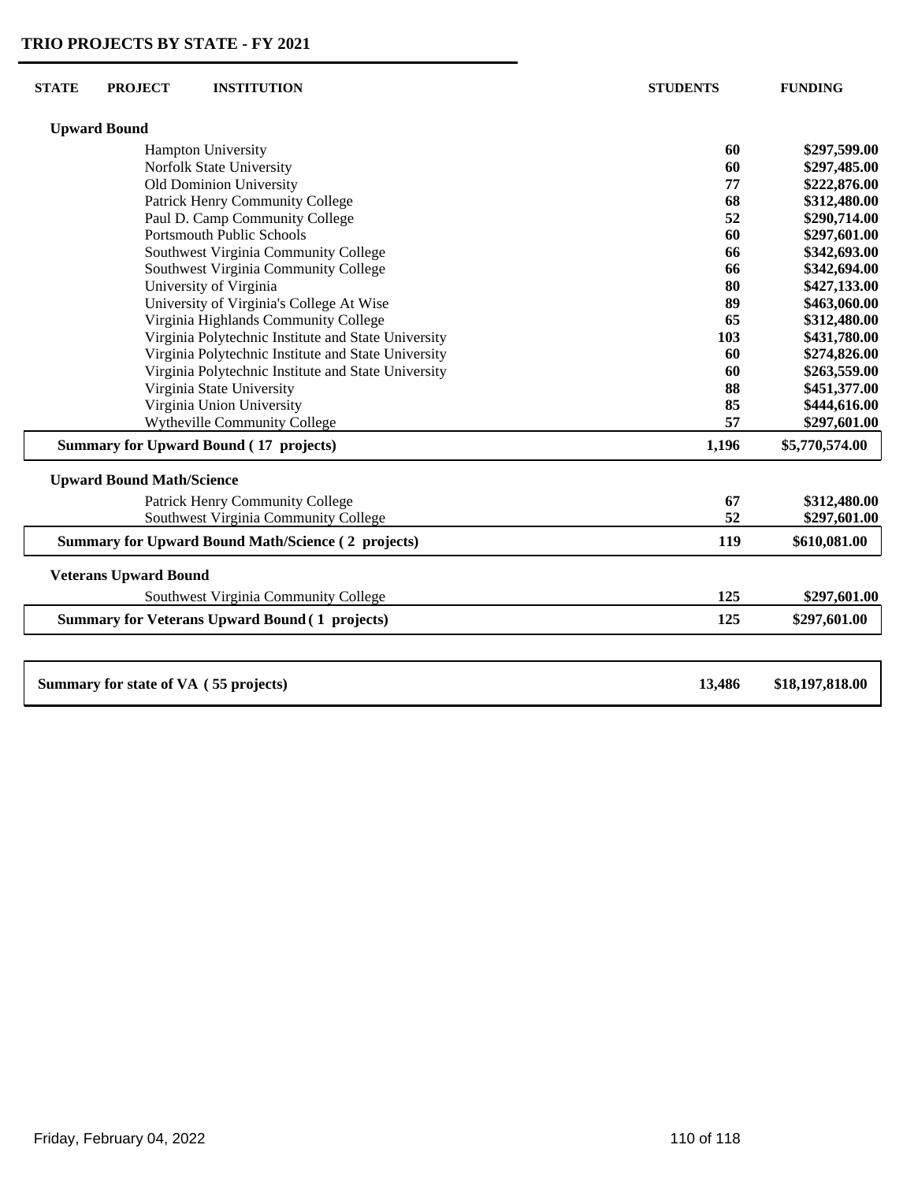## TRIO PROJECTS BY STATE - FY 2021

| STATE | PROJECT | INSTITUTION | STUDENTS | FUNDING |
|---|---|---|---|---|
| | **Upward Bound** | | | |
| | | Hampton University | 60 | $297,599.00 |
| | | Norfolk State University | 60 | $297,485.00 |
| | | Old Dominion University | 77 | $222,876.00 |
| | | Patrick Henry Community College | 68 | $312,480.00 |
| | | Paul D. Camp Community College | 52 | $290,714.00 |
| | | Portsmouth Public Schools | 60 | $297,601.00 |
| | | Southwest Virginia Community College | 66 | $342,693.00 |
| | | Southwest Virginia Community College | 66 | $342,694.00 |
| | | University of Virginia | 80 | $427,133.00 |
| | | University of Virginia's College At Wise | 89 | $463,060.00 |
| | | Virginia Highlands Community College | 65 | $312,480.00 |
| | | Virginia Polytechnic Institute and State University | 103 | $431,780.00 |
| | | Virginia Polytechnic Institute and State University | 60 | $274,826.00 |
| | | Virginia Polytechnic Institute and State University | 60 | $263,559.00 |
| | | Virginia State University | 88 | $451,377.00 |
| | | Virginia Union University | 85 | $444,616.00 |
| | | Wytheville Community College | 57 | $297,601.00 |
| | **Summary for Upward Bound ( 17 projects)** | | **1,196** | **$5,770,574.00** |
| | **Upward Bound Math/Science** | | | |
| | | Patrick Henry Community College | 67 | $312,480.00 |
| | | Southwest Virginia Community College | 52 | $297,601.00 |
| | **Summary for Upward Bound Math/Science ( 2 projects)** | | **119** | **$610,081.00** |
| | **Veterans Upward Bound** | | | |
| | | Southwest Virginia Community College | 125 | $297,601.00 |
| | **Summary for Veterans Upward Bound ( 1 projects)** | | **125** | **$297,601.00** |
| **Summary for state of VA ( 55 projects)** | | | **13,486** | **$18,197,818.00** |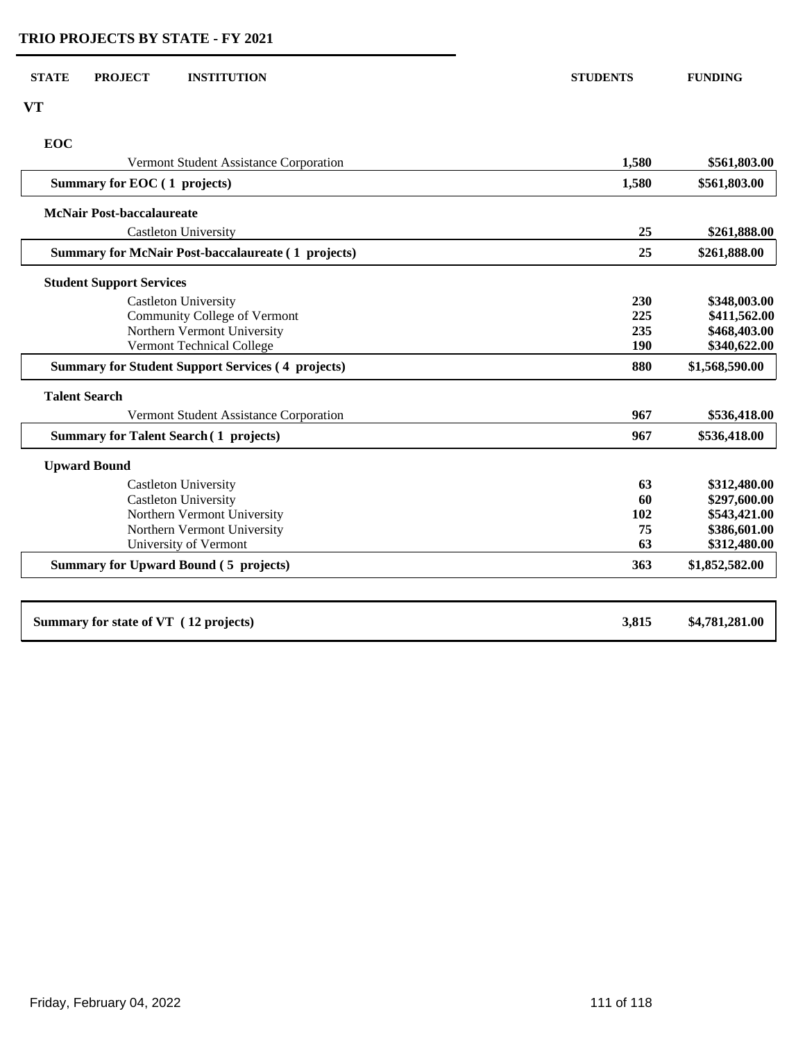## TRIO PROJECTS BY STATE - FY 2021

| STATE | PROJECT | INSTITUTION | STUDENTS | FUNDING |
|---|---|---|---|---|
| **VT** | | | | |
| | **EOC** | | | |
| | | Vermont Student Assistance Corporation | **1,580** | **$561,803.00** |
| | **Summary for EOC ( 1 projects)** | | **1,580** | **$561,803.00** |
| | **McNair Post-baccalaureate** | | | |
| | | Castleton University | **25** | **$261,888.00** |
| | **Summary for McNair Post-baccalaureate ( 1 projects)** | | **25** | **$261,888.00** |
| | **Student Support Services** | | | |
| | | Castleton University | **230** | **$348,003.00** |
| | | Community College of Vermont | **225** | **$411,562.00** |
| | | Northern Vermont University | **235** | **$468,403.00** |
| | | Vermont Technical College | **190** | **$340,622.00** |
| | **Summary for Student Support Services ( 4 projects)** | | **880** | **$1,568,590.00** |
| | **Talent Search** | | | |
| | | Vermont Student Assistance Corporation | **967** | **$536,418.00** |
| | **Summary for Talent Search ( 1 projects)** | | **967** | **$536,418.00** |
| | **Upward Bound** | | | |
| | | Castleton University | **63** | **$312,480.00** |
| | | Castleton University | **60** | **$297,600.00** |
| | | Northern Vermont University | **102** | **$543,421.00** |
| | | Northern Vermont University | **75** | **$386,601.00** |
| | | University of Vermont | **63** | **$312,480.00** |
| | **Summary for Upward Bound ( 5 projects)** | | **363** | **$1,852,582.00** |
| **Summary for state of VT ( 12 projects)** | | | **3,815** | **$4,781,281.00** |

Friday, February 04, 2022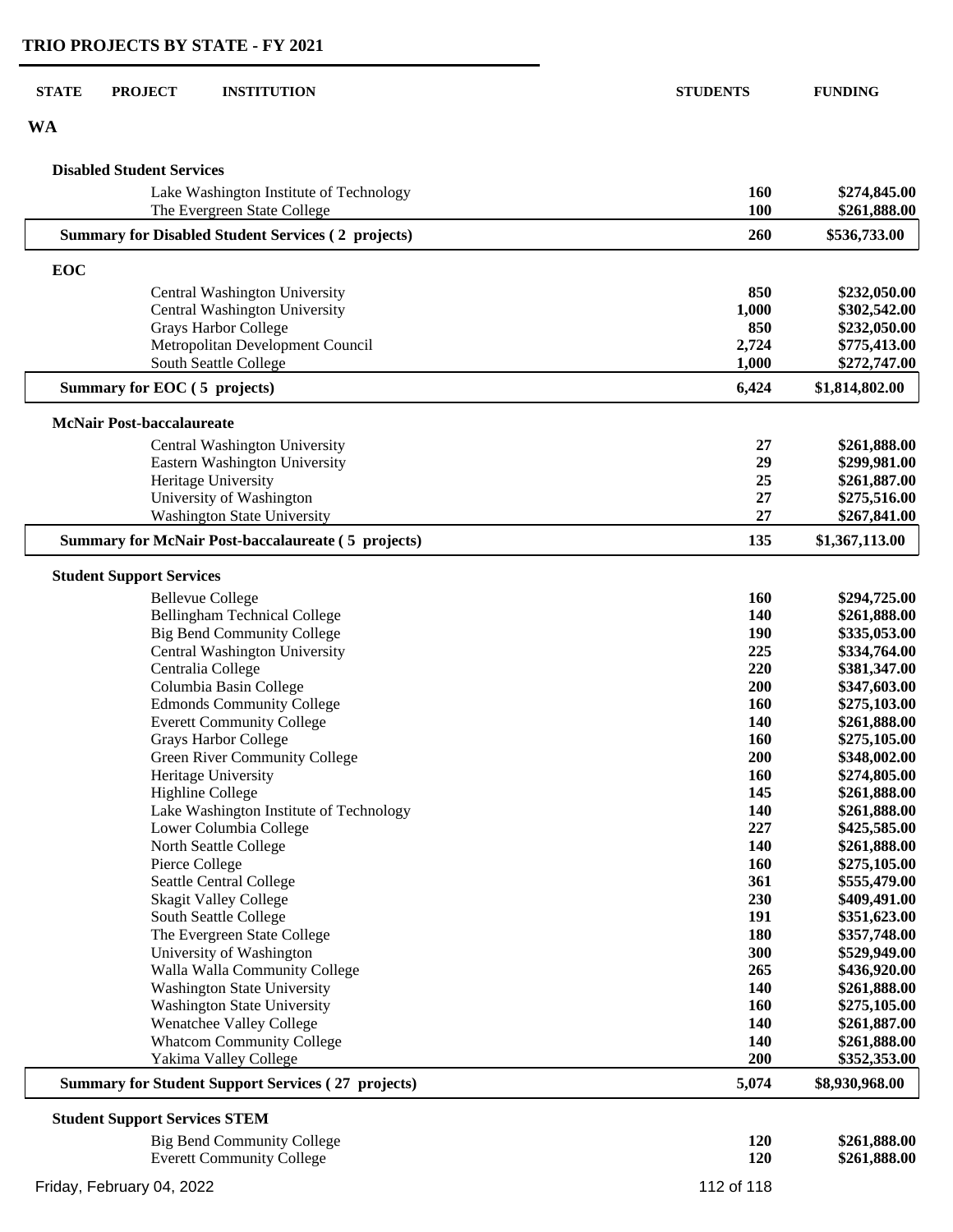## TRIO PROJECTS BY STATE - FY 2021

| STATE | PROJECT | INSTITUTION | STUDENTS | FUNDING |
|---|---|---|---|---|
| **WA** | | | | |
| | **Disabled Student Services** | | | |
| | | Lake Washington Institute of Technology | **160** | **$274,845.00** |
| | | The Evergreen State College | **100** | **$261,888.00** |
| | **Summary for Disabled Student Services ( 2 projects)** | | **260** | **$536,733.00** |
| | **EOC** | | | |
| | | Central Washington University | **850** | **$232,050.00** |
| | | Central Washington University | **1,000** | **$302,542.00** |
| | | Grays Harbor College | **850** | **$232,050.00** |
| | | Metropolitan Development Council | **2,724** | **$775,413.00** |
| | | South Seattle College | **1,000** | **$272,747.00** |
| | **Summary for EOC ( 5 projects)** | | **6,424** | **$1,814,802.00** |
| | **McNair Post-baccalaureate** | | | |
| | | Central Washington University | **27** | **$261,888.00** |
| | | Eastern Washington University | **29** | **$299,981.00** |
| | | Heritage University | **25** | **$261,887.00** |
| | | University of Washington | **27** | **$275,516.00** |
| | | Washington State University | **27** | **$267,841.00** |
| | **Summary for McNair Post-baccalaureate ( 5 projects)** | | **135** | **$1,367,113.00** |
| | **Student Support Services** | | | |
| | | Bellevue College | **160** | **$294,725.00** |
| | | Bellingham Technical College | **140** | **$261,888.00** |
| | | Big Bend Community College | **190** | **$335,053.00** |
| | | Central Washington University | **225** | **$334,764.00** |
| | | Centralia College | **220** | **$381,347.00** |
| | | Columbia Basin College | **200** | **$347,603.00** |
| | | Edmonds Community College | **160** | **$275,103.00** |
| | | Everett Community College | **140** | **$261,888.00** |
| | | Grays Harbor College | **160** | **$275,105.00** |
| | | Green River Community College | **200** | **$348,002.00** |
| | | Heritage University | **160** | **$274,805.00** |
| | | Highline College | **145** | **$261,888.00** |
| | | Lake Washington Institute of Technology | **140** | **$261,888.00** |
| | | Lower Columbia College | **227** | **$425,585.00** |
| | | North Seattle College | **140** | **$261,888.00** |
| | | Pierce College | **160** | **$275,105.00** |
| | | Seattle Central College | **361** | **$555,479.00** |
| | | Skagit Valley College | **230** | **$409,491.00** |
| | | South Seattle College | **191** | **$351,623.00** |
| | | The Evergreen State College | **180** | **$357,748.00** |
| | | University of Washington | **300** | **$529,949.00** |
| | | Walla Walla Community College | **265** | **$436,920.00** |
| | | Washington State University | **140** | **$261,888.00** |
| | | Washington State University | **160** | **$275,105.00** |
| | | Wenatchee Valley College | **140** | **$261,887.00** |
| | | Whatcom Community College | **140** | **$261,888.00** |
| | | Yakima Valley College | **200** | **$352,353.00** |
| | **Summary for Student Support Services ( 27 projects)** | | **5,074** | **$8,930,968.00** |
| | **Student Support Services STEM** | | | |
| | | Big Bend Community College | **120** | **$261,888.00** |
| | | Everett Community College | **120** | **$261,888.00** |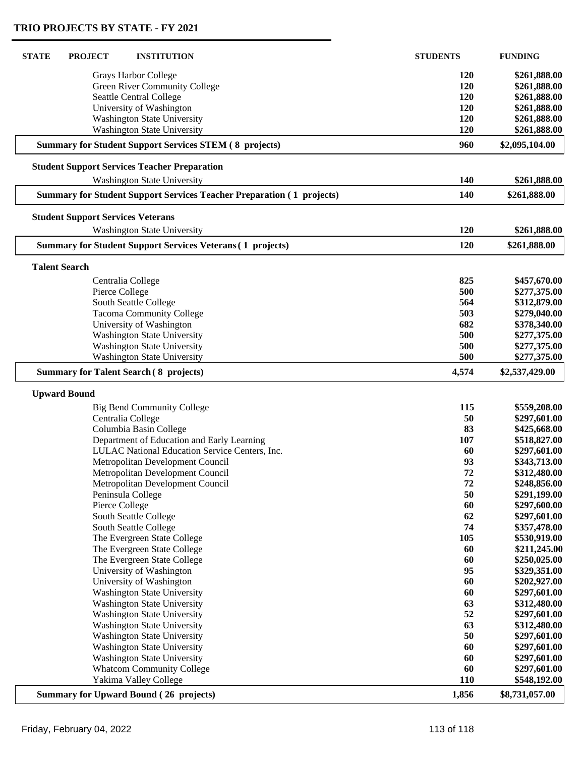## TRIO PROJECTS BY STATE - FY 2021

| STATE | PROJECT | INSTITUTION | STUDENTS | FUNDING |
|---|---|---|---|---|
| | | Grays Harbor College | 120 | $261,888.00 |
| | | Green River Community College | 120 | $261,888.00 |
| | | Seattle Central College | 120 | $261,888.00 |
| | | University of Washington | 120 | $261,888.00 |
| | | Washington State University | 120 | $261,888.00 |
| | | Washington State University | 120 | $261,888.00 |
| | **Summary for Student Support Services STEM ( 8 projects)** | | **960** | **$2,095,104.00** |
| | **Student Support Services Teacher Preparation** | | | |
| | | Washington State University | 140 | $261,888.00 |
| | **Summary for Student Support Services Teacher Preparation ( 1 projects)** | | **140** | **$261,888.00** |
| | **Student Support Services Veterans** | | | |
| | | Washington State University | 120 | $261,888.00 |
| | **Summary for Student Support Services Veterans ( 1 projects)** | | **120** | **$261,888.00** |
| | **Talent Search** | | | |
| | | Centralia College | 825 | $457,670.00 |
| | | Pierce College | 500 | $277,375.00 |
| | | South Seattle College | 564 | $312,879.00 |
| | | Tacoma Community College | 503 | $279,040.00 |
| | | University of Washington | 682 | $378,340.00 |
| | | Washington State University | 500 | $277,375.00 |
| | | Washington State University | 500 | $277,375.00 |
| | | Washington State University | 500 | $277,375.00 |
| | **Summary for Talent Search ( 8 projects)** | | **4,574** | **$2,537,429.00** |
| | **Upward Bound** | | | |
| | | Big Bend Community College | 115 | $559,208.00 |
| | | Centralia College | 50 | $297,601.00 |
| | | Columbia Basin College | 83 | $425,668.00 |
| | | Department of Education and Early Learning | 107 | $518,827.00 |
| | | LULAC National Education Service Centers, Inc. | 60 | $297,601.00 |
| | | Metropolitan Development Council | 93 | $343,713.00 |
| | | Metropolitan Development Council | 72 | $312,480.00 |
| | | Metropolitan Development Council | 72 | $248,856.00 |
| | | Peninsula College | 50 | $291,199.00 |
| | | Pierce College | 60 | $297,600.00 |
| | | South Seattle College | 62 | $297,601.00 |
| | | South Seattle College | 74 | $357,478.00 |
| | | The Evergreen State College | 105 | $530,919.00 |
| | | The Evergreen State College | 60 | $211,245.00 |
| | | The Evergreen State College | 60 | $250,025.00 |
| | | University of Washington | 95 | $329,351.00 |
| | | University of Washington | 60 | $202,927.00 |
| | | Washington State University | 60 | $297,601.00 |
| | | Washington State University | 63 | $312,480.00 |
| | | Washington State University | 52 | $297,601.00 |
| | | Washington State University | 63 | $312,480.00 |
| | | Washington State University | 50 | $297,601.00 |
| | | Washington State University | 60 | $297,601.00 |
| | | Washington State University | 60 | $297,601.00 |
| | | Whatcom Community College | 60 | $297,601.00 |
| | | Yakima Valley College | 110 | $548,192.00 |
| | **Summary for Upward Bound ( 26 projects)** | | **1,856** | **$8,731,057.00** |

Friday, February 04, 2022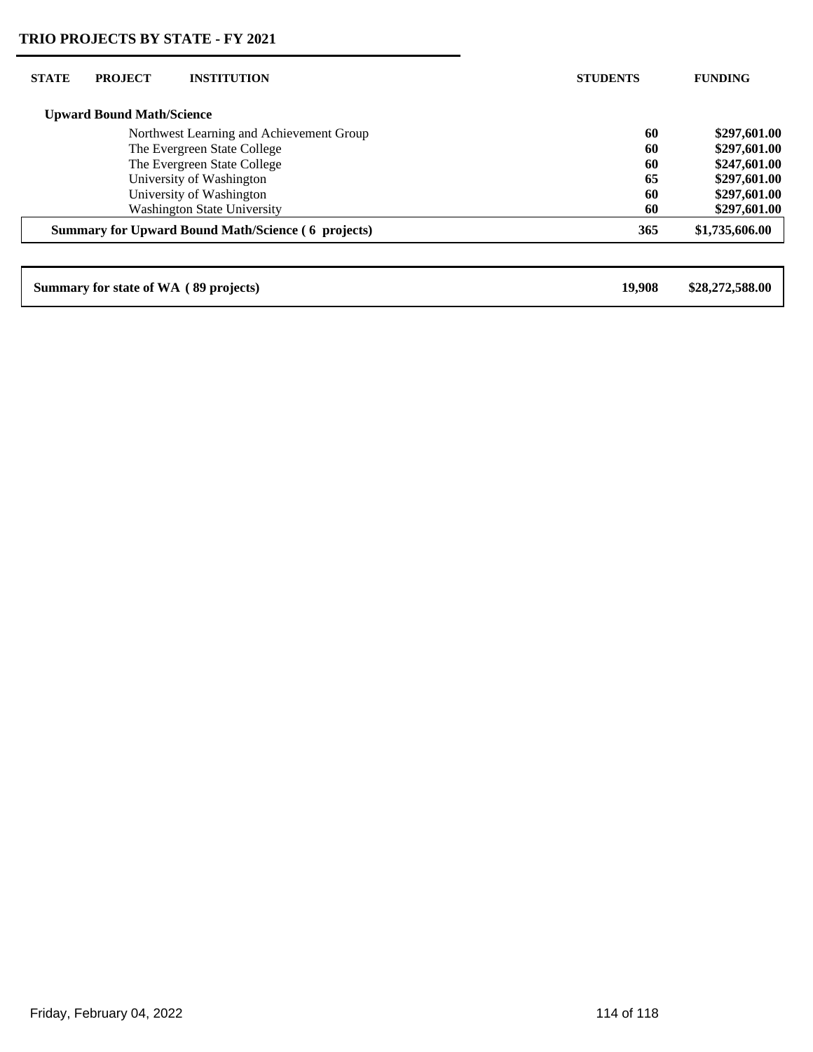## TRIO PROJECTS BY STATE - FY 2021

| STATE | PROJECT | INSTITUTION | STUDENTS | FUNDING |
|---|---|---|---|---|
| | **Upward Bound Math/Science** | | | |
| | | Northwest Learning and Achievement Group | **60** | **$297,601.00** |
| | | The Evergreen State College | **60** | **$297,601.00** |
| | | The Evergreen State College | **60** | **$247,601.00** |
| | | University of Washington | **65** | **$297,601.00** |
| | | University of Washington | **60** | **$297,601.00** |
| | | Washington State University | **60** | **$297,601.00** |
| | **Summary for Upward Bound Math/Science ( 6 projects)** | | **365** | **$1,735,606.00** |
| **Summary for state of WA ( 89 projects)** | | | **19,908** | **$28,272,588.00** |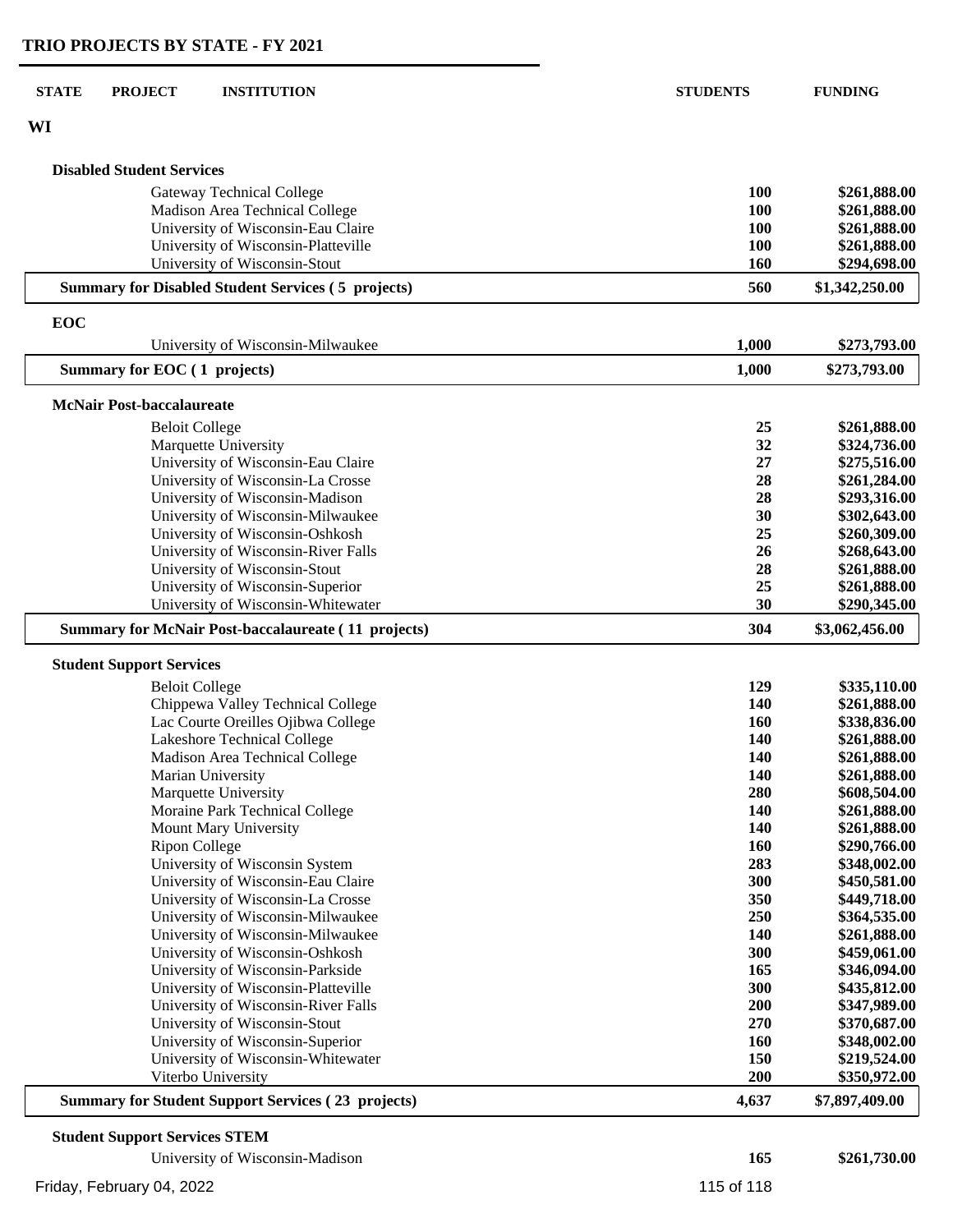## TRIO PROJECTS BY STATE - FY 2021

| STATE | PROJECT | INSTITUTION | STUDENTS | FUNDING |
|---|---|---|---|---|
| **WI** | | | | |
| | **Disabled Student Services** | | | |
| | | Gateway Technical College | **100** | **$261,888.00** |
| | | Madison Area Technical College | **100** | **$261,888.00** |
| | | University of Wisconsin-Eau Claire | **100** | **$261,888.00** |
| | | University of Wisconsin-Platteville | **100** | **$261,888.00** |
| | | University of Wisconsin-Stout | **160** | **$294,698.00** |
| | **Summary for Disabled Student Services ( 5 projects)** | | **560** | **$1,342,250.00** |
| | **EOC** | | | |
| | | University of Wisconsin-Milwaukee | **1,000** | **$273,793.00** |
| | **Summary for EOC ( 1 projects)** | | **1,000** | **$273,793.00** |
| | **McNair Post-baccalaureate** | | | |
| | | Beloit College | **25** | **$261,888.00** |
| | | Marquette University | **32** | **$324,736.00** |
| | | University of Wisconsin-Eau Claire | **27** | **$275,516.00** |
| | | University of Wisconsin-La Crosse | **28** | **$261,284.00** |
| | | University of Wisconsin-Madison | **28** | **$293,316.00** |
| | | University of Wisconsin-Milwaukee | **30** | **$302,643.00** |
| | | University of Wisconsin-Oshkosh | **25** | **$260,309.00** |
| | | University of Wisconsin-River Falls | **26** | **$268,643.00** |
| | | University of Wisconsin-Stout | **28** | **$261,888.00** |
| | | University of Wisconsin-Superior | **25** | **$261,888.00** |
| | | University of Wisconsin-Whitewater | **30** | **$290,345.00** |
| | **Summary for McNair Post-baccalaureate ( 11 projects)** | | **304** | **$3,062,456.00** |
| | **Student Support Services** | | | |
| | | Beloit College | **129** | **$335,110.00** |
| | | Chippewa Valley Technical College | **140** | **$261,888.00** |
| | | Lac Courte Oreilles Ojibwa College | **160** | **$338,836.00** |
| | | Lakeshore Technical College | **140** | **$261,888.00** |
| | | Madison Area Technical College | **140** | **$261,888.00** |
| | | Marian University | **140** | **$261,888.00** |
| | | Marquette University | **280** | **$608,504.00** |
| | | Moraine Park Technical College | **140** | **$261,888.00** |
| | | Mount Mary University | **140** | **$261,888.00** |
| | | Ripon College | **160** | **$290,766.00** |
| | | University of Wisconsin System | **283** | **$348,002.00** |
| | | University of Wisconsin-Eau Claire | **300** | **$450,581.00** |
| | | University of Wisconsin-La Crosse | **350** | **$449,718.00** |
| | | University of Wisconsin-Milwaukee | **250** | **$364,535.00** |
| | | University of Wisconsin-Milwaukee | **140** | **$261,888.00** |
| | | University of Wisconsin-Oshkosh | **300** | **$459,061.00** |
| | | University of Wisconsin-Parkside | **165** | **$346,094.00** |
| | | University of Wisconsin-Platteville | **300** | **$435,812.00** |
| | | University of Wisconsin-River Falls | **200** | **$347,989.00** |
| | | University of Wisconsin-Stout | **270** | **$370,687.00** |
| | | University of Wisconsin-Superior | **160** | **$348,002.00** |
| | | University of Wisconsin-Whitewater | **150** | **$219,524.00** |
| | | Viterbo University | **200** | **$350,972.00** |
| | **Summary for Student Support Services ( 23 projects)** | | **4,637** | **$7,897,409.00** |
| | **Student Support Services STEM** | | | |
| | | University of Wisconsin-Madison | **165** | **$261,730.00** |

Friday, February 04, 2022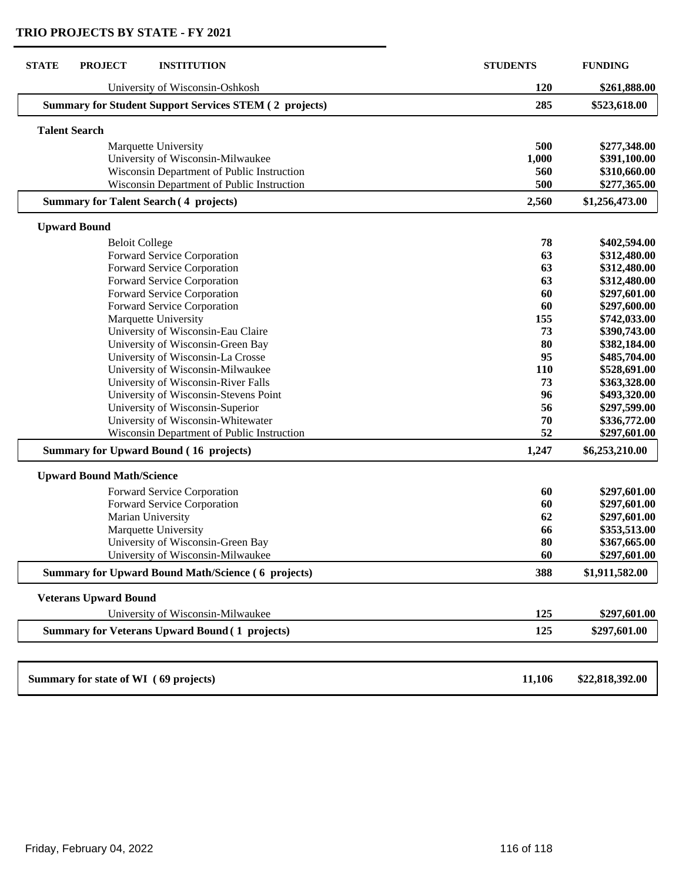## TRIO PROJECTS BY STATE - FY 2021

| STATE | PROJECT | INSTITUTION | STUDENTS | FUNDING |
|---|---|---|---|---|
| | | University of Wisconsin-Oshkosh | 120 | $261,888.00 |
| | **Summary for Student Support Services STEM ( 2 projects)** | | **285** | **$523,618.00** |
| | **Talent Search** | | | |
| | | Marquette University | 500 | $277,348.00 |
| | | University of Wisconsin-Milwaukee | 1,000 | $391,100.00 |
| | | Wisconsin Department of Public Instruction | 560 | $310,660.00 |
| | | Wisconsin Department of Public Instruction | 500 | $277,365.00 |
| | **Summary for Talent Search ( 4 projects)** | | **2,560** | **$1,256,473.00** |
| | **Upward Bound** | | | |
| | | Beloit College | 78 | $402,594.00 |
| | | Forward Service Corporation | 63 | $312,480.00 |
| | | Forward Service Corporation | 63 | $312,480.00 |
| | | Forward Service Corporation | 63 | $312,480.00 |
| | | Forward Service Corporation | 60 | $297,601.00 |
| | | Forward Service Corporation | 60 | $297,600.00 |
| | | Marquette University | 155 | $742,033.00 |
| | | University of Wisconsin-Eau Claire | 73 | $390,743.00 |
| | | University of Wisconsin-Green Bay | 80 | $382,184.00 |
| | | University of Wisconsin-La Crosse | 95 | $485,704.00 |
| | | University of Wisconsin-Milwaukee | 110 | $528,691.00 |
| | | University of Wisconsin-River Falls | 73 | $363,328.00 |
| | | University of Wisconsin-Stevens Point | 96 | $493,320.00 |
| | | University of Wisconsin-Superior | 56 | $297,599.00 |
| | | University of Wisconsin-Whitewater | 70 | $336,772.00 |
| | | Wisconsin Department of Public Instruction | 52 | $297,601.00 |
| | **Summary for Upward Bound ( 16 projects)** | | **1,247** | **$6,253,210.00** |
| | **Upward Bound Math/Science** | | | |
| | | Forward Service Corporation | 60 | $297,601.00 |
| | | Forward Service Corporation | 60 | $297,601.00 |
| | | Marian University | 62 | $297,601.00 |
| | | Marquette University | 66 | $353,513.00 |
| | | University of Wisconsin-Green Bay | 80 | $367,665.00 |
| | | University of Wisconsin-Milwaukee | 60 | $297,601.00 |
| | **Summary for Upward Bound Math/Science ( 6 projects)** | | **388** | **$1,911,582.00** |
| | **Veterans Upward Bound** | | | |
| | | University of Wisconsin-Milwaukee | 125 | $297,601.00 |
| | **Summary for Veterans Upward Bound ( 1 projects)** | | **125** | **$297,601.00** |
| **Summary for state of WI ( 69 projects)** | | | **11,106** | **$22,818,392.00** |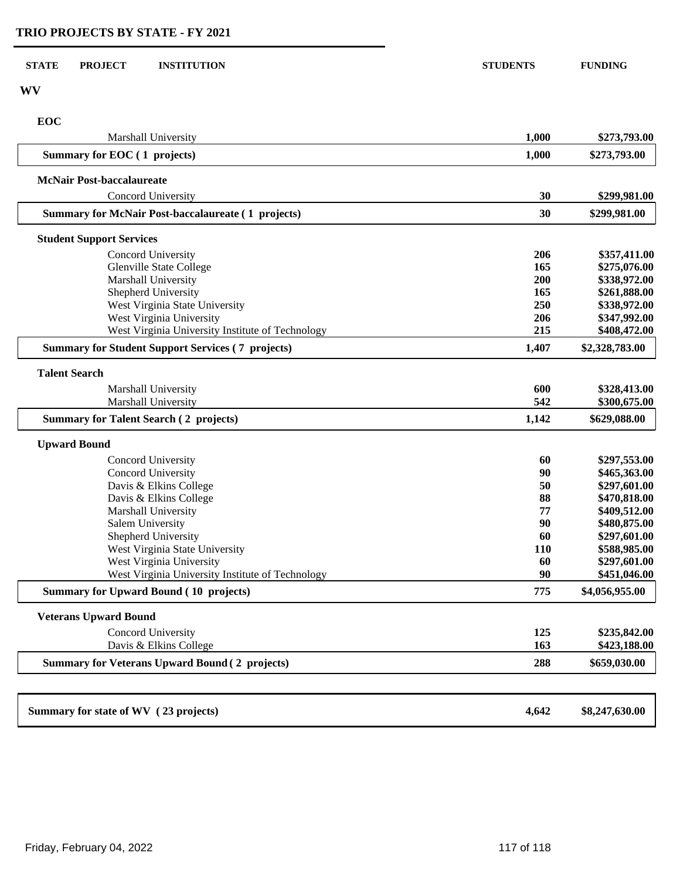## TRIO PROJECTS BY STATE - FY 2021

| STATE | PROJECT | INSTITUTION | STUDENTS | FUNDING |
|---|---|---|---|---|
| **WV** | | | | |
| | **EOC** | | | |
| | | Marshall University | 1,000 | $273,793.00 |
| | **Summary for EOC ( 1 projects)** | | **1,000** | **$273,793.00** |
| | **McNair Post-baccalaureate** | | | |
| | | Concord University | 30 | $299,981.00 |
| | **Summary for McNair Post-baccalaureate ( 1 projects)** | | **30** | **$299,981.00** |
| | **Student Support Services** | | | |
| | | Concord University | 206 | $357,411.00 |
| | | Glenville State College | 165 | $275,076.00 |
| | | Marshall University | 200 | $338,972.00 |
| | | Shepherd University | 165 | $261,888.00 |
| | | West Virginia State University | 250 | $338,972.00 |
| | | West Virginia University | 206 | $347,992.00 |
| | | West Virginia University Institute of Technology | 215 | $408,472.00 |
| | **Summary for Student Support Services ( 7 projects)** | | **1,407** | **$2,328,783.00** |
| | **Talent Search** | | | |
| | | Marshall University | 600 | $328,413.00 |
| | | Marshall University | 542 | $300,675.00 |
| | **Summary for Talent Search ( 2 projects)** | | **1,142** | **$629,088.00** |
| | **Upward Bound** | | | |
| | | Concord University | 60 | $297,553.00 |
| | | Concord University | 90 | $465,363.00 |
| | | Davis & Elkins College | 50 | $297,601.00 |
| | | Davis & Elkins College | 88 | $470,818.00 |
| | | Marshall University | 77 | $409,512.00 |
| | | Salem University | 90 | $480,875.00 |
| | | Shepherd University | 60 | $297,601.00 |
| | | West Virginia State University | 110 | $588,985.00 |
| | | West Virginia University | 60 | $297,601.00 |
| | | West Virginia University Institute of Technology | 90 | $451,046.00 |
| | **Summary for Upward Bound ( 10 projects)** | | **775** | **$4,056,955.00** |
| | **Veterans Upward Bound** | | | |
| | | Concord University | 125 | $235,842.00 |
| | | Davis & Elkins College | 163 | $423,188.00 |
| | **Summary for Veterans Upward Bound ( 2 projects)** | | **288** | **$659,030.00** |
| **Summary for state of WV ( 23 projects)** | | | **4,642** | **$8,247,630.00** |

Friday, February 04, 2022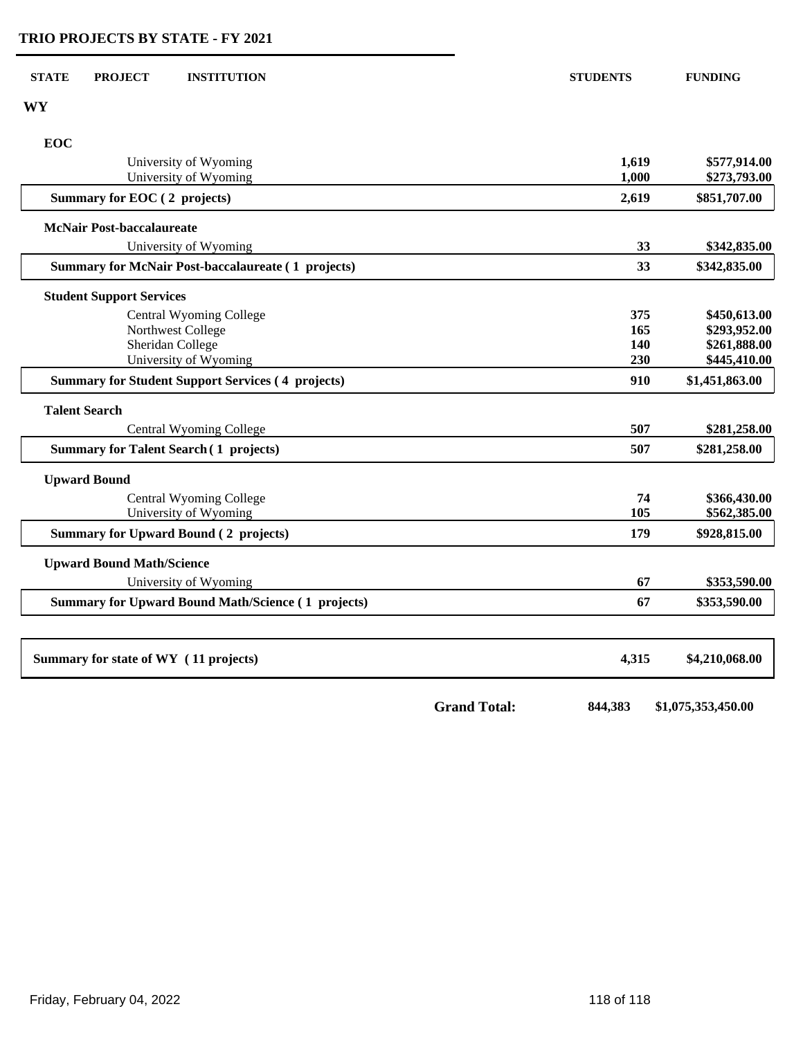## TRIO PROJECTS BY STATE - FY 2021

| STATE | PROJECT | INSTITUTION | STUDENTS | FUNDING |
|---|---|---|---|---|
| **WY** | | | | |
| | **EOC** | | | |
| | | University of Wyoming | **1,619** | **$577,914.00** |
| | | University of Wyoming | **1,000** | **$273,793.00** |
| | **Summary for EOC ( 2 projects)** | | **2,619** | **$851,707.00** |
| | **McNair Post-baccalaureate** | | | |
| | | University of Wyoming | **33** | **$342,835.00** |
| | **Summary for McNair Post-baccalaureate ( 1 projects)** | | **33** | **$342,835.00** |
| | **Student Support Services** | | | |
| | | Central Wyoming College | **375** | **$450,613.00** |
| | | Northwest College | **165** | **$293,952.00** |
| | | Sheridan College | **140** | **$261,888.00** |
| | | University of Wyoming | **230** | **$445,410.00** |
| | **Summary for Student Support Services ( 4 projects)** | | **910** | **$1,451,863.00** |
| | **Talent Search** | | | |
| | | Central Wyoming College | **507** | **$281,258.00** |
| | **Summary for Talent Search ( 1 projects)** | | **507** | **$281,258.00** |
| | **Upward Bound** | | | |
| | | Central Wyoming College | **74** | **$366,430.00** |
| | | University of Wyoming | **105** | **$562,385.00** |
| | **Summary for Upward Bound ( 2 projects)** | | **179** | **$928,815.00** |
| | **Upward Bound Math/Science** | | | |
| | | University of Wyoming | **67** | **$353,590.00** |
| | **Summary for Upward Bound Math/Science ( 1 projects)** | | **67** | **$353,590.00** |
| **Summary for state of WY ( 11 projects)** | | | **4,315** | **$4,210,068.00** |
| | | **Grand Total:** | **844,383** | **$1,075,353,450.00** |

Friday, February 04, 2022